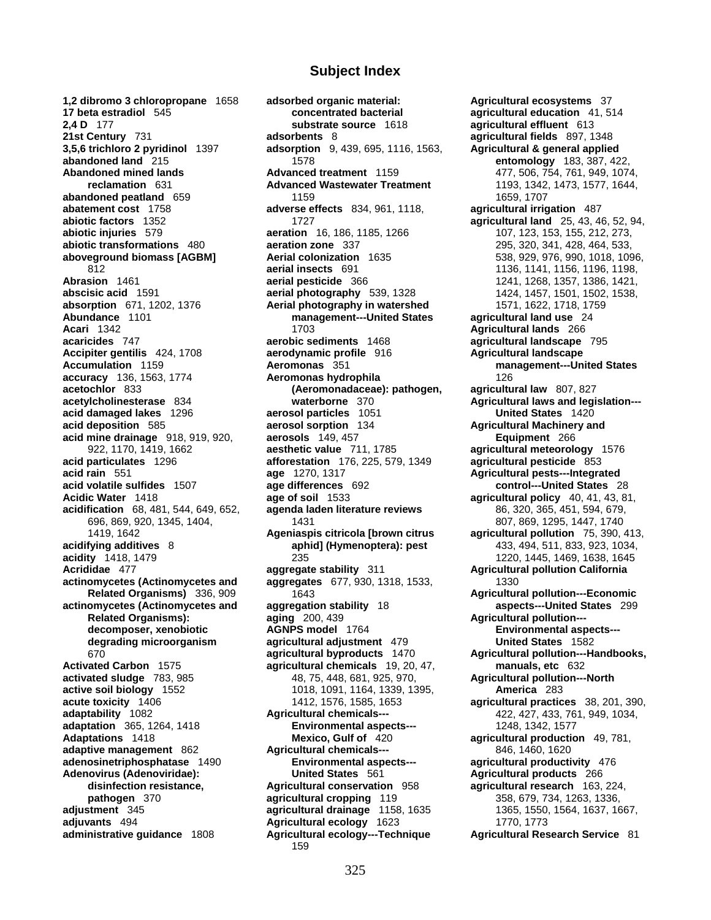# Subject Index

**1,2 dibromo 3 chloropropane** 1658
**17 beta estradiol** 545
**2,4 D** 177
**21st Century** 731
**3,5,6 trichloro 2 pyridinol** 1397
**abandoned land** 215
**Abandoned mined lands reclamation** 631
**abandoned peatland** 659
**abatement cost** 1758
**abiotic factors** 1352
**abiotic injuries** 579
**abiotic transformations** 480
**aboveground biomass [AGBM]** 812
**Abrasion** 1461
**abscisic acid** 1591
**absorption** 671, 1202, 1376
**Abundance** 1101
**Acari** 1342
**acaricides** 747
**Accipiter gentilis** 424, 1708
**Accumulation** 1159
**accuracy** 136, 1563, 1774
**acetochlor** 833
**acetylcholinesterase** 834
**acid damaged lakes** 1296
**acid deposition** 585
**acid mine drainage** 918, 919, 920, 922, 1170, 1419, 1662
**acid particulates** 1296
**acid rain** 551
**acid volatile sulfides** 1507
**Acidic Water** 1418
**acidification** 68, 481, 544, 649, 652, 696, 869, 920, 1345, 1404, 1419, 1642
**acidifying additives** 8
**acidity** 1418, 1479
**Acrididae** 477
**actinomycetes (Actinomycetes and Related Organisms)** 336, 909
**actinomycetes (Actinomycetes and Related Organisms): decomposer, xenobiotic degrading microorganism** 670
**Activated Carbon** 1575
**activated sludge** 783, 985
**active soil biology** 1552
**acute toxicity** 1406
**adaptability** 1082
**adaptation** 365, 1264, 1418
**Adaptations** 1418
**adaptive management** 862
**adenosinetriphosphatase** 1490
**Adenovirus (Adenoviridae): disinfection resistance, pathogen** 370
**adjustment** 345
**adjuvants** 494
**administrative guidance** 1808
**adsorbed organic material: concentrated bacterial substrate source** 1618
**adsorbents** 8
**adsorption** 9, 439, 695, 1116, 1563, 1578
**Advanced treatment** 1159
**Advanced Wastewater Treatment** 1159
**adverse effects** 834, 961, 1118, 1727
**aeration** 16, 186, 1185, 1266
**aeration zone** 337
**Aerial colonization** 1635
**aerial insects** 691
**aerial pesticide** 366
**aerial photography** 539, 1328
**Aerial photography in watershed management---United States** 1703
**aerobic sediments** 1468
**aerodynamic profile** 916
**Aeromonas** 351
**Aeromonas hydrophila (Aeromonadaceae): pathogen, waterborne** 370
**aerosol particles** 1051
**aerosol sorption** 134
**aerosols** 149, 457
**aesthetic value** 711, 1785
**afforestation** 176, 225, 579, 1349
**age** 1270, 1317
**age differences** 692
**age of soil** 1533
**agenda laden literature reviews** 1431
**Ageniaspis citricola [brown citrus aphid] (Hymenoptera): pest** 235
**aggregate stability** 311
**aggregates** 677, 930, 1318, 1533, 1643
**aggregation stability** 18
**aging** 200, 439
**AGNPS model** 1764
**agricultural adjustment** 479
**agricultural byproducts** 1470
**agricultural chemicals** 19, 20, 47, 48, 75, 448, 681, 925, 970, 1018, 1091, 1164, 1339, 1395, 1412, 1576, 1585, 1653
**Agricultural chemicals---Environmental aspects---Mexico, Gulf of** 420
**Agricultural chemicals---Environmental aspects---United States** 561
**Agricultural conservation** 958
**agricultural cropping** 119
**agricultural drainage** 1158, 1635
**Agricultural ecology** 1623
**Agricultural ecology---Technique** 159
**Agricultural ecosystems** 37
**agricultural education** 41, 514
**agricultural effluent** 613
**agricultural fields** 897, 1348
**Agricultural & general applied entomology** 183, 387, 422, 477, 506, 754, 761, 949, 1074, 1193, 1342, 1473, 1577, 1644, 1659, 1707
**agricultural irrigation** 487
**agricultural land** 25, 43, 46, 52, 94, 107, 123, 153, 155, 212, 273, 295, 320, 341, 428, 464, 533, 538, 929, 976, 990, 1018, 1096, 1136, 1141, 1156, 1196, 1198, 1241, 1268, 1357, 1386, 1421, 1424, 1457, 1501, 1502, 1538, 1571, 1622, 1718, 1759
**agricultural land use** 24
**Agricultural lands** 266
**agricultural landscape** 795
**Agricultural landscape management---United States** 126
**agricultural law** 807, 827
**Agricultural laws and legislation---United States** 1420
**Agricultural Machinery and Equipment** 266
**agricultural meteorology** 1576
**agricultural pesticide** 853
**Agricultural pests---Integrated control---United States** 28
**agricultural policy** 40, 41, 43, 81, 86, 320, 365, 451, 594, 679, 807, 869, 1295, 1447, 1740
**agricultural pollution** 75, 390, 413, 433, 494, 511, 833, 923, 1034, 1220, 1445, 1469, 1638, 1645
**Agricultural pollution California** 1330
**Agricultural pollution---Economic aspects---United States** 299
**Agricultural pollution---Environmental aspects---United States** 1582
**Agricultural pollution---Handbooks, manuals, etc** 632
**Agricultural pollution---North America** 283
**agricultural practices** 38, 201, 390, 422, 427, 433, 761, 949, 1034, 1248, 1342, 1577
**agricultural production** 49, 781, 846, 1460, 1620
**agricultural productivity** 476
**Agricultural products** 266
**agricultural research** 163, 224, 358, 679, 734, 1263, 1336, 1365, 1550, 1564, 1637, 1667, 1770, 1773
**Agricultural Research Service** 81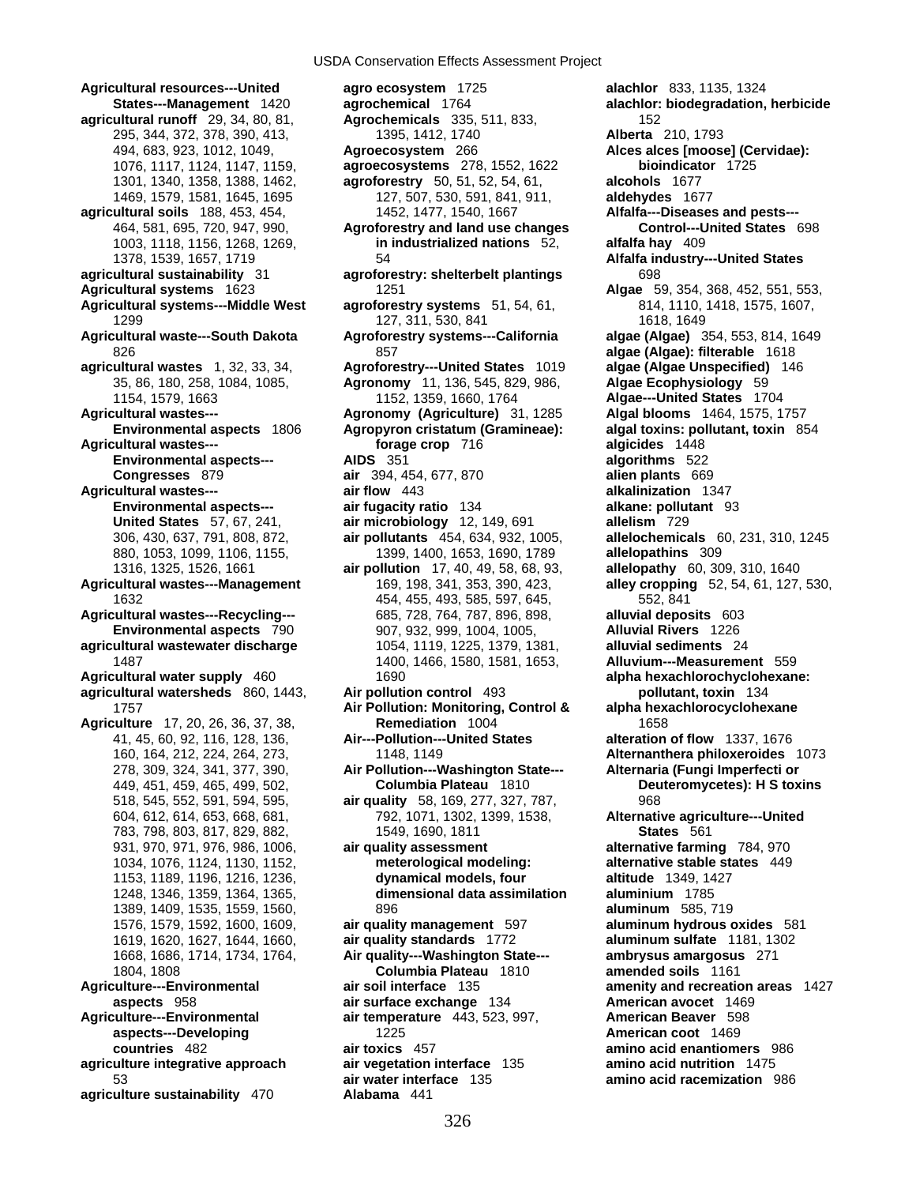**Agricultural resources---United States---Management** 1420
**agricultural runoff** 29, 34, 80, 81, 295, 344, 372, 378, 390, 413, 494, 683, 923, 1012, 1049, 1076, 1117, 1124, 1147, 1159, 1301, 1340, 1358, 1388, 1462, 1469, 1579, 1581, 1645, 1695
**agricultural soils** 188, 453, 454, 464, 581, 695, 720, 947, 990, 1003, 1118, 1156, 1268, 1269, 1378, 1539, 1657, 1719
**agricultural sustainability** 31
**Agricultural systems** 1623
**Agricultural systems---Middle West** 1299
**Agricultural waste---South Dakota** 826
**agricultural wastes** 1, 32, 33, 34, 35, 86, 180, 258, 1084, 1085, 1154, 1579, 1663
**Agricultural wastes---Environmental aspects** 1806
**Agricultural wastes---Environmental aspects---Congresses** 879
**Agricultural wastes---Environmental aspects---United States** 57, 67, 241, 306, 430, 637, 791, 808, 872, 880, 1053, 1099, 1106, 1155, 1316, 1325, 1526, 1661
**Agricultural wastes---Management** 1632
**Agricultural wastes---Recycling---Environmental aspects** 790
**agricultural wastewater discharge** 1487
**Agricultural water supply** 460
**agricultural watersheds** 860, 1443, 1757
**Agriculture** 17, 20, 26, 36, 37, 38, 41, 45, 60, 92, 116, 128, 136, 160, 164, 212, 224, 264, 273, 278, 309, 324, 341, 377, 390, 449, 451, 459, 465, 499, 502, 518, 545, 552, 591, 594, 595, 604, 612, 614, 653, 668, 681, 783, 798, 803, 817, 829, 882, 931, 970, 971, 976, 986, 1006, 1034, 1076, 1124, 1130, 1152, 1153, 1189, 1196, 1216, 1236, 1248, 1346, 1359, 1364, 1365, 1389, 1409, 1535, 1559, 1560, 1576, 1579, 1592, 1600, 1609, 1619, 1620, 1627, 1644, 1660, 1668, 1686, 1714, 1734, 1764, 1804, 1808
**Agriculture---Environmental aspects** 958
**Agriculture---Environmental aspects---Developing countries** 482
**agriculture integrative approach** 53
**agriculture sustainability** 470
**agro ecosystem** 1725
**agrochemical** 1764
**Agrochemicals** 335, 511, 833, 1395, 1412, 1740
**Agroecosystem** 266
**agroecosystems** 278, 1552, 1622
**agroforestry** 50, 51, 52, 54, 61, 127, 507, 530, 591, 841, 911, 1452, 1477, 1540, 1667
**Agroforestry and land use changes in industrialized nations** 52, 54
**agroforestry: shelterbelt plantings** 1251
**agroforestry systems** 51, 54, 61, 127, 311, 530, 841
**Agroforestry systems---California** 857
**Agroforestry---United States** 1019
**Agronomy** 11, 136, 545, 829, 986, 1152, 1359, 1660, 1764
**Agronomy (Agriculture)** 31, 1285
**Agropyron cristatum (Gramineae): forage crop** 716
**AIDS** 351
**air** 394, 454, 677, 870
**air flow** 443
**air fugacity ratio** 134
**air microbiology** 12, 149, 691
**air pollutants** 454, 634, 932, 1005, 1399, 1400, 1653, 1690, 1789
**air pollution** 17, 40, 49, 58, 68, 93, 169, 198, 341, 353, 390, 423, 454, 455, 493, 585, 597, 645, 685, 728, 764, 787, 896, 898, 907, 932, 999, 1004, 1005, 1054, 1119, 1225, 1379, 1381, 1400, 1466, 1580, 1581, 1653, 1690
**Air pollution control** 493
**Air Pollution: Monitoring, Control & Remediation** 1004
**Air---Pollution---United States** 1148, 1149
**Air Pollution---Washington State---Columbia Plateau** 1810
**air quality** 58, 169, 277, 327, 787, 792, 1071, 1302, 1399, 1538, 1549, 1690, 1811
**air quality assessment meterological modeling: dynamical models, four dimensional data assimilation** 896
**air quality management** 597
**air quality standards** 1772
**Air quality---Washington State---Columbia Plateau** 1810
**air soil interface** 135
**air surface exchange** 134
**air temperature** 443, 523, 997, 1225
**air toxics** 457
**air vegetation interface** 135
**air water interface** 135
**Alabama** 441
**alachlor** 833, 1135, 1324
**alachlor: biodegradation, herbicide** 152
**Alberta** 210, 1793
**Alces alces [moose] (Cervidae): bioindicator** 1725
**alcohols** 1677
**aldehydes** 1677
**Alfalfa---Diseases and pests---Control---United States** 698
**alfalfa hay** 409
**Alfalfa industry---United States** 698
**Algae** 59, 354, 368, 452, 551, 553, 814, 1110, 1418, 1575, 1607, 1618, 1649
**algae (Algae)** 354, 553, 814, 1649
**algae (Algae): filterable** 1618
**algae (Algae Unspecified)** 146
**Algae Ecophysiology** 59
**Algae---United States** 1704
**Algal blooms** 1464, 1575, 1757
**algal toxins: pollutant, toxin** 854
**algicides** 1448
**algorithms** 522
**alien plants** 669
**alkalinization** 1347
**alkane: pollutant** 93
**allelism** 729
**allelochemicals** 60, 231, 310, 1245
**allelopathins** 309
**allelopathy** 60, 309, 310, 1640
**alley cropping** 52, 54, 61, 127, 530, 552, 841
**alluvial deposits** 603
**Alluvial Rivers** 1226
**alluvial sediments** 24
**Alluvium---Measurement** 559
**alpha hexachlorochyclohexane: pollutant, toxin** 134
**alpha hexachlorocyclohexane** 1658
**alteration of flow** 1337, 1676
**Alternanthera philoxeroides** 1073
**Alternaria (Fungi Imperfecti or Deuteromycetes): H S toxins** 968
**Alternative agriculture---United States** 561
**alternative farming** 784, 970
**alternative stable states** 449
**altitude** 1349, 1427
**aluminium** 1785
**aluminum** 585, 719
**aluminum hydrous oxides** 581
**aluminum sulfate** 1181, 1302
**ambrysus amargosus** 271
**amended soils** 1161
**amenity and recreation areas** 1427
**American avocet** 1469
**American Beaver** 598
**American coot** 1469
**amino acid enantiomers** 986
**amino acid nutrition** 1475
**amino acid racemization** 986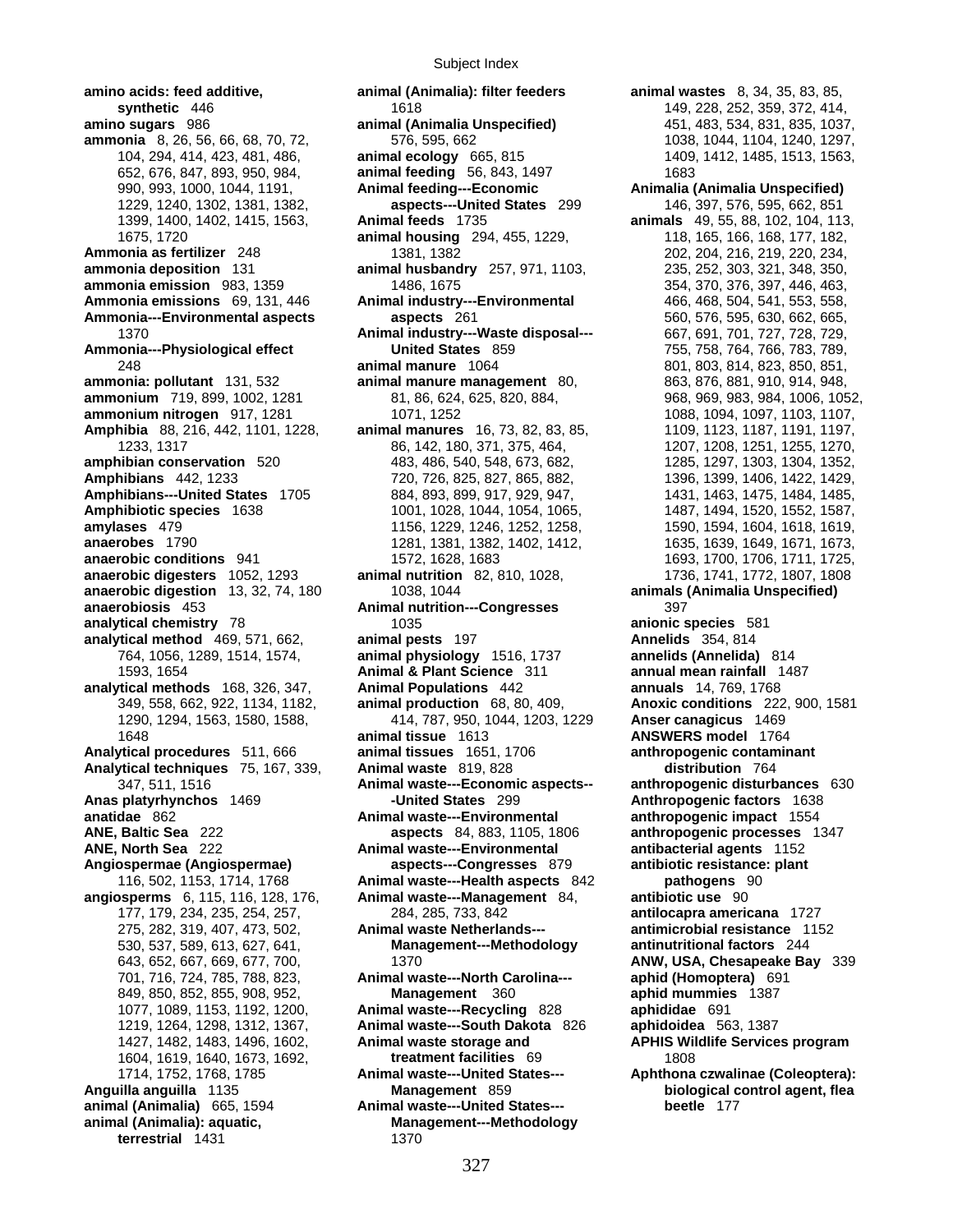**amino acids: feed additive, synthetic** 446
**amino sugars** 986
**ammonia** 8, 26, 56, 66, 68, 70, 72, 104, 294, 414, 423, 481, 486, 652, 676, 847, 893, 950, 984, 990, 993, 1000, 1044, 1191, 1229, 1240, 1302, 1381, 1382, 1399, 1400, 1402, 1415, 1563, 1675, 1720
**Ammonia as fertilizer** 248
**ammonia deposition** 131
**ammonia emission** 983, 1359
**Ammonia emissions** 69, 131, 446
**Ammonia---Environmental aspects** 1370
**Ammonia---Physiological effect** 248
**ammonia: pollutant** 131, 532
**ammonium** 719, 899, 1002, 1281
**ammonium nitrogen** 917, 1281
**Amphibia** 88, 216, 442, 1101, 1228, 1233, 1317
**amphibian conservation** 520
**Amphibians** 442, 1233
**Amphibians---United States** 1705
**Amphibiotic species** 1638
**amylases** 479
**anaerobes** 1790
**anaerobic conditions** 941
**anaerobic digesters** 1052, 1293
**anaerobic digestion** 13, 32, 74, 180
**anaerobiosis** 453
**analytical chemistry** 78
**analytical method** 469, 571, 662, 764, 1056, 1289, 1514, 1574, 1593, 1654
**analytical methods** 168, 326, 347, 349, 558, 662, 922, 1134, 1182, 1290, 1294, 1563, 1580, 1588, 1648
**Analytical procedures** 511, 666
**Analytical techniques** 75, 167, 339, 347, 511, 1516
**Anas platyrhynchos** 1469
**anatidae** 862
**ANE, Baltic Sea** 222
**ANE, North Sea** 222
**Angiospermae (Angiospermae)** 116, 502, 1153, 1714, 1768
**angiosperms** 6, 115, 116, 128, 176, 177, 179, 234, 235, 254, 257, 275, 282, 319, 407, 473, 502, 530, 537, 589, 613, 627, 641, 643, 652, 667, 669, 677, 700, 701, 716, 724, 785, 788, 823, 849, 850, 852, 855, 908, 952, 1077, 1089, 1153, 1192, 1200, 1219, 1264, 1298, 1312, 1367, 1427, 1482, 1483, 1496, 1602, 1604, 1619, 1640, 1673, 1692, 1714, 1752, 1768, 1785
**Anguilla anguilla** 1135
**animal (Animalia)** 665, 1594
**animal (Animalia): aquatic, terrestrial** 1431
**animal (Animalia): filter feeders** 1618
**animal (Animalia Unspecified)** 576, 595, 662
**animal ecology** 665, 815
**animal feeding** 56, 843, 1497
**Animal feeding---Economic aspects---United States** 299
**Animal feeds** 1735
**animal housing** 294, 455, 1229, 1381, 1382
**animal husbandry** 257, 971, 1103, 1486, 1675
**Animal industry---Environmental aspects** 261
**Animal industry---Waste disposal---United States** 859
**animal manure** 1064
**animal manure management** 80, 81, 86, 624, 625, 820, 884, 1071, 1252
**animal manures** 16, 73, 82, 83, 85, 86, 142, 180, 371, 375, 464, 483, 486, 540, 548, 673, 682, 720, 726, 825, 827, 865, 882, 884, 893, 899, 917, 929, 947, 1001, 1028, 1044, 1054, 1065, 1156, 1229, 1246, 1252, 1258, 1281, 1381, 1382, 1402, 1412, 1572, 1628, 1683
**animal nutrition** 82, 810, 1028, 1038, 1044
**Animal nutrition---Congresses** 1035
**animal pests** 197
**animal physiology** 1516, 1737
**Animal & Plant Science** 311
**Animal Populations** 442
**animal production** 68, 80, 409, 414, 787, 950, 1044, 1203, 1229
**animal tissue** 1613
**animal tissues** 1651, 1706
**Animal waste** 819, 828
**Animal waste---Economic aspects---United States** 299
**Animal waste---Environmental aspects** 84, 883, 1105, 1806
**Animal waste---Environmental aspects---Congresses** 879
**Animal waste---Health aspects** 842
**Animal waste---Management** 84, 284, 285, 733, 842
**Animal waste Netherlands---Management---Methodology** 1370
**Animal waste---North Carolina---Management** 360
**Animal waste---Recycling** 828
**Animal waste---South Dakota** 826
**Animal waste storage and treatment facilities** 69
**Animal waste---United States---Management** 859
**Animal waste---United States---Management---Methodology** 1370
**animal wastes** 8, 34, 35, 83, 85, 149, 228, 252, 359, 372, 414, 451, 483, 534, 831, 835, 1037, 1038, 1044, 1104, 1240, 1297, 1409, 1412, 1485, 1513, 1563, 1683
**Animalia (Animalia Unspecified)** 146, 397, 576, 595, 662, 851
**animals** 49, 55, 88, 102, 104, 113, 118, 165, 166, 168, 177, 182, 202, 204, 216, 219, 220, 234, 235, 252, 303, 321, 348, 350, 354, 370, 376, 397, 446, 463, 466, 468, 504, 541, 553, 558, 560, 576, 595, 630, 662, 665, 667, 691, 701, 727, 728, 729, 755, 758, 764, 766, 783, 789, 801, 803, 814, 823, 850, 851, 863, 876, 881, 910, 914, 948, 968, 969, 983, 984, 1006, 1052, 1088, 1094, 1097, 1103, 1107, 1109, 1123, 1187, 1191, 1197, 1207, 1208, 1251, 1255, 1270, 1285, 1297, 1303, 1304, 1352, 1396, 1399, 1406, 1422, 1429, 1431, 1463, 1475, 1484, 1485, 1487, 1494, 1520, 1552, 1587, 1590, 1594, 1604, 1618, 1619, 1635, 1639, 1649, 1671, 1673, 1693, 1700, 1706, 1711, 1725, 1736, 1741, 1772, 1807, 1808
**animals (Animalia Unspecified)** 397
**anionic species** 581
**Annelids** 354, 814
**annelids (Annelida)** 814
**annual mean rainfall** 1487
**annuals** 14, 769, 1768
**Anoxic conditions** 222, 900, 1581
**Anser canagicus** 1469
**ANSWERS model** 1764
**anthropogenic contaminant distribution** 764
**anthropogenic disturbances** 630
**Anthropogenic factors** 1638
**anthropogenic impact** 1554
**anthropogenic processes** 1347
**antibacterial agents** 1152
**antibiotic resistance: plant pathogens** 90
**antibiotic use** 90
**antilocapra americana** 1727
**antimicrobial resistance** 1152
**antinutritional factors** 244
**ANW, USA, Chesapeake Bay** 339
**aphid (Homoptera)** 691
**aphid mummies** 1387
**aphididae** 691
**aphidoidea** 563, 1387
**APHIS Wildlife Services program** 1808
**Aphthona czwalinae (Coleoptera): biological control agent, flea beetle** 177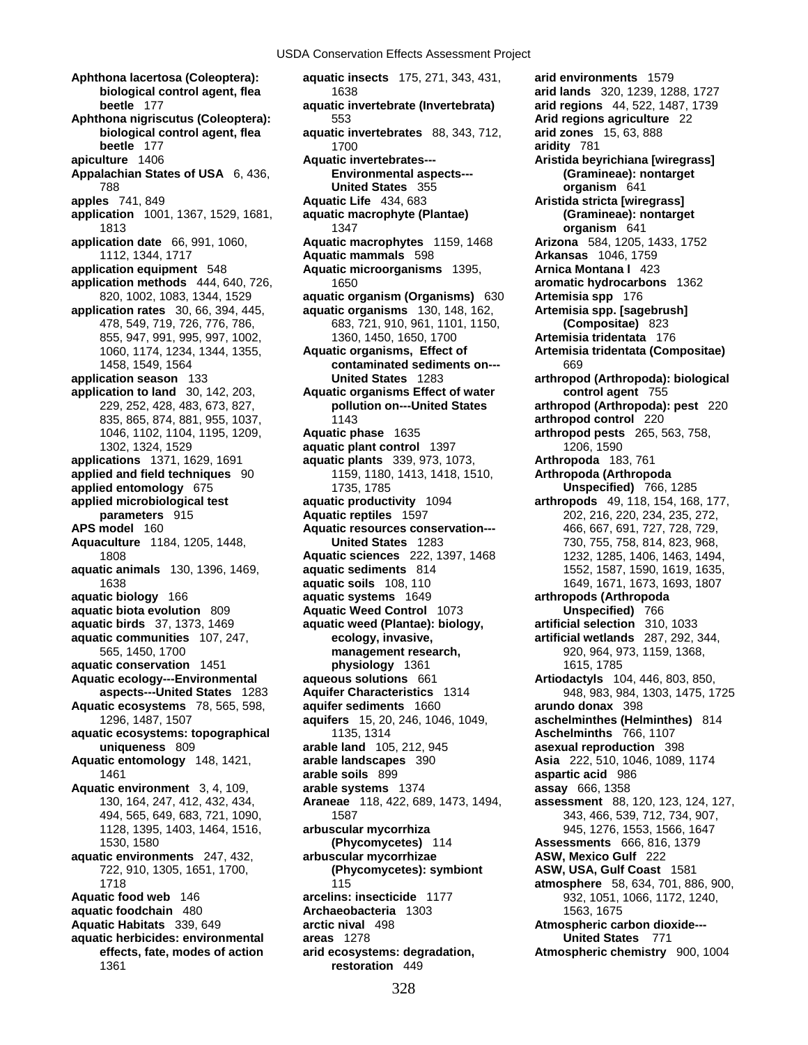**Aphthona lacertosa (Coleoptera): biological control agent, flea beetle** 177
**Aphthona nigriscutus (Coleoptera): biological control agent, flea beetle** 177
**apiculture** 1406
**Appalachian States of USA** 6, 436, 788
**apples** 741, 849
**application** 1001, 1367, 1529, 1681, 1813
**application date** 66, 991, 1060, 1112, 1344, 1717
**application equipment** 548
**application methods** 444, 640, 726, 820, 1002, 1083, 1344, 1529
**application rates** 30, 66, 394, 445, 478, 549, 719, 726, 776, 786, 855, 947, 991, 995, 997, 1002, 1060, 1174, 1234, 1344, 1355, 1458, 1549, 1564
**application season** 133
**application to land** 30, 142, 203, 229, 252, 428, 483, 673, 827, 835, 865, 874, 881, 955, 1037, 1046, 1102, 1104, 1195, 1209, 1302, 1324, 1529
**applications** 1371, 1629, 1691
**applied and field techniques** 90
**applied entomology** 675
**applied microbiological test parameters** 915
**APS model** 160
**Aquaculture** 1184, 1205, 1448, 1808
**aquatic animals** 130, 1396, 1469, 1638
**aquatic biology** 166
**aquatic biota evolution** 809
**aquatic birds** 37, 1373, 1469
**aquatic communities** 107, 247, 565, 1450, 1700
**aquatic conservation** 1451
**Aquatic ecology---Environmental aspects---United States** 1283
**Aquatic ecosystems** 78, 565, 598, 1296, 1487, 1507
**aquatic ecosystems: topographical uniqueness** 809
**Aquatic entomology** 148, 1421, 1461
**Aquatic environment** 3, 4, 109, 130, 164, 247, 412, 432, 434, 494, 565, 649, 683, 721, 1090, 1128, 1395, 1403, 1464, 1516, 1530, 1580
**aquatic environments** 247, 432, 722, 910, 1305, 1651, 1700, 1718
**Aquatic food web** 146
**aquatic foodchain** 480
**Aquatic Habitats** 339, 649
**aquatic herbicides: environmental effects, fate, modes of action** 1361
**aquatic insects** 175, 271, 343, 431, 1638
**aquatic invertebrate (Invertebrata)** 553
**aquatic invertebrates** 88, 343, 712, 1700
**Aquatic invertebrates---Environmental aspects---United States** 355
**Aquatic Life** 434, 683
**aquatic macrophyte (Plantae)** 1347
**Aquatic macrophytes** 1159, 1468
**Aquatic mammals** 598
**Aquatic microorganisms** 1395, 1650
**aquatic organism (Organisms)** 630
**aquatic organisms** 130, 148, 162, 683, 721, 910, 961, 1101, 1150, 1360, 1450, 1650, 1700
**Aquatic organisms, Effect of contaminated sediments on---United States** 1283
**Aquatic organisms Effect of water pollution on---United States** 1143
**Aquatic phase** 1635
**aquatic plant control** 1397
**aquatic plants** 339, 973, 1073, 1159, 1180, 1413, 1418, 1510, 1735, 1785
**aquatic productivity** 1094
**Aquatic reptiles** 1597
**Aquatic resources conservation---United States** 1283
**Aquatic sciences** 222, 1397, 1468
**aquatic sediments** 814
**aquatic soils** 108, 110
**aquatic systems** 1649
**Aquatic Weed Control** 1073
**aquatic weed (Plantae): biology, ecology, invasive, management research, physiology** 1361
**aqueous solutions** 661
**Aquifer Characteristics** 1314
**aquifer sediments** 1660
**aquifers** 15, 20, 246, 1046, 1049, 1135, 1314
**arable land** 105, 212, 945
**arable landscapes** 390
**arable soils** 899
**arable systems** 1374
**Araneae** 118, 422, 689, 1473, 1494, 1587
**arbuscular mycorrhiza (Phycomycetes)** 114
**arbuscular mycorrhizae (Phycomycetes): symbiont** 115
**arcelins: insecticide** 1177
**Archaeobacteria** 1303
**arctic nival** 498
**areas** 1278
**arid ecosystems: degradation, restoration** 449
**arid environments** 1579
**arid lands** 320, 1239, 1288, 1727
**arid regions** 44, 522, 1487, 1739
**Arid regions agriculture** 22
**arid zones** 15, 63, 888
**aridity** 781
**Aristida beyrichiana [wiregrass] (Gramineae): nontarget organism** 641
**Aristida stricta [wiregrass] (Gramineae): nontarget organism** 641
**Arizona** 584, 1205, 1433, 1752
**Arkansas** 1046, 1759
**Arnica Montana l** 423
**aromatic hydrocarbons** 1362
**Artemisia spp** 176
**Artemisia spp. [sagebrush] (Compositae)** 823
**Artemisia tridentata** 176
**Artemisia tridentata (Compositae)** 669
**arthropod (Arthropoda): biological control agent** 755
**arthropod (Arthropoda): pest** 220
**arthropod control** 220
**arthropod pests** 265, 563, 758, 1206, 1590
**Arthropoda** 183, 761
**Arthropoda (Arthropoda Unspecified)** 766, 1285
**arthropods** 49, 118, 154, 168, 177, 202, 216, 220, 234, 235, 272, 466, 667, 691, 727, 728, 729, 730, 755, 758, 814, 823, 968, 1232, 1285, 1406, 1463, 1494, 1552, 1587, 1590, 1619, 1635, 1649, 1671, 1673, 1693, 1807
**arthropods (Arthropoda Unspecified)** 766
**artificial selection** 310, 1033
**artificial wetlands** 287, 292, 344, 920, 964, 973, 1159, 1368, 1615, 1785
**Artiodactyls** 104, 446, 803, 850, 948, 983, 984, 1303, 1475, 1725
**arundo donax** 398
**aschelminthes (Helminthes)** 814
**Aschelminths** 766, 1107
**asexual reproduction** 398
**Asia** 222, 510, 1046, 1089, 1174
**aspartic acid** 986
**assay** 666, 1358
**assessment** 88, 120, 123, 124, 127, 343, 466, 539, 712, 734, 907, 945, 1276, 1553, 1566, 1647
**Assessments** 666, 816, 1379
**ASW, Mexico Gulf** 222
**ASW, USA, Gulf Coast** 1581
**atmosphere** 58, 634, 701, 886, 900, 932, 1051, 1066, 1172, 1240, 1563, 1675
**Atmospheric carbon dioxide---United States** 771
**Atmospheric chemistry** 900, 1004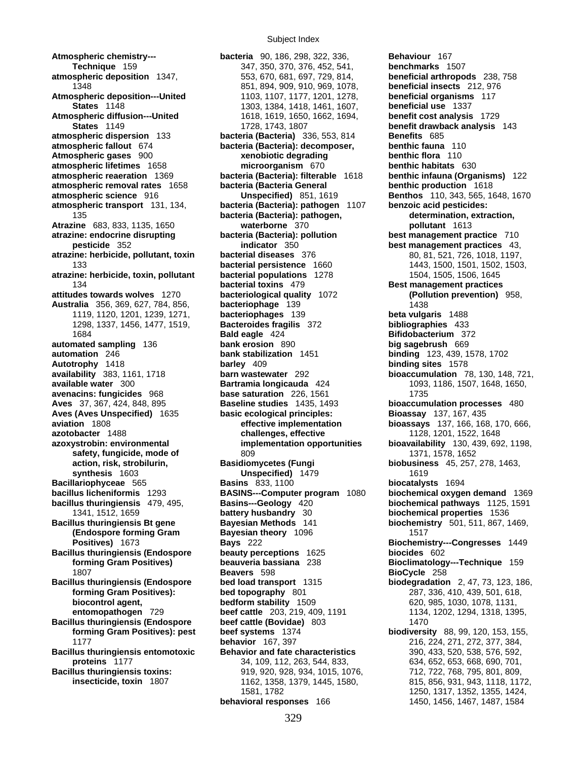**Atmospheric chemistry---Technique** 159
**atmospheric deposition** 1347, 1348
**Atmospheric deposition---United States** 1148
**Atmospheric diffusion---United States** 1149
**atmospheric dispersion** 133
**atmospheric fallout** 674
**Atmospheric gases** 900
**atmospheric lifetimes** 1658
**atmospheric reaeration** 1369
**atmospheric removal rates** 1658
**atmospheric science** 916
**atmospheric transport** 131, 134, 135
**Atrazine** 683, 833, 1135, 1650
**atrazine: endocrine disrupting pesticide** 352
**atrazine: herbicide, pollutant, toxin** 133
**atrazine: herbicide, toxin, pollutant** 134
**attitudes towards wolves** 1270
**Australia** 356, 369, 627, 784, 856, 1119, 1120, 1201, 1239, 1271, 1298, 1337, 1456, 1477, 1519, 1684
**automated sampling** 136
**automation** 246
**Autotrophy** 1418
**availability** 383, 1161, 1718
**available water** 300
**avenacins: fungicides** 968
**Aves** 37, 367, 424, 848, 895
**Aves (Aves Unspecified)** 1635
**aviation** 1808
**azotobacter** 1488
**azoxystrobin: environmental safety, fungicide, mode of action, risk, strobilurin, synthesis** 1603
**Bacillariophyceae** 565
**bacillus licheniformis** 1293
**bacillus thuringiensis** 479, 495, 1341, 1512, 1659
**Bacillus thuringiensis Bt gene (Endospore forming Gram Positives)** 1673
**Bacillus thuringiensis (Endospore forming Gram Positives)** 1807
**Bacillus thuringiensis (Endospore forming Gram Positives): biocontrol agent, entomopathogen** 729
**Bacillus thuringiensis (Endospore forming Gram Positives): pest** 1177
**Bacillus thuringiensis entomotoxic proteins** 1177
**Bacillus thuringiensis toxins: insecticide, toxin** 1807
**bacteria** 90, 186, 298, 322, 336, 347, 350, 370, 376, 452, 541, 553, 670, 681, 697, 729, 814, 851, 894, 909, 910, 969, 1078, 1103, 1107, 1177, 1201, 1278, 1303, 1384, 1418, 1461, 1607, 1618, 1619, 1650, 1662, 1694, 1728, 1743, 1807
**bacteria (Bacteria)** 336, 553, 814
**bacteria (Bacteria): decomposer, xenobiotic degrading microorganism** 670
**bacteria (Bacteria): filterable** 1618
**bacteria (Bacteria General Unspecified)** 851, 1619
**bacteria (Bacteria): pathogen** 1107
**bacteria (Bacteria): pathogen, waterborne** 370
**bacteria (Bacteria): pollution indicator** 350
**bacterial diseases** 376
**bacterial persistence** 1660
**bacterial populations** 1278
**bacterial toxins** 479
**bacteriological quality** 1072
**bacteriophage** 139
**bacteriophages** 139
**Bacteroides fragilis** 372
**Bald eagle** 424
**bank erosion** 890
**bank stabilization** 1451
**barley** 409
**barn wastewater** 292
**Bartramia longicauda** 424
**base saturation** 226, 1561
**Baseline studies** 1435, 1493
**basic ecological principles: effective implementation challenges, effective implementation opportunities** 809
**Basidiomycetes (Fungi Unspecified)** 1479
**Basins** 833, 1100
**BASINS---Computer program** 1080
**Basins---Geology** 420
**battery husbandry** 30
**Bayesian Methods** 141
**Bayesian theory** 1096
**Bays** 222
**beauty perceptions** 1625
**beauveria bassiana** 238
**Beavers** 598
**bed load transport** 1315
**bed topography** 801
**bedform stability** 1509
**beef cattle** 203, 219, 409, 1191
**beef cattle (Bovidae)** 803
**beef systems** 1374
**behavior** 167, 397
**Behavior and fate characteristics** 34, 109, 112, 263, 544, 833, 919, 920, 928, 934, 1015, 1076, 1162, 1358, 1379, 1445, 1580, 1581, 1782
**behavioral responses** 166
**Behaviour** 167
**benchmarks** 1507
**beneficial arthropods** 238, 758
**beneficial insects** 212, 976
**beneficial organisms** 117
**beneficial use** 1337
**benefit cost analysis** 1729
**benefit drawback analysis** 143
**Benefits** 685
**benthic fauna** 110
**benthic flora** 110
**benthic habitats** 630
**benthic infauna (Organisms)** 122
**benthic production** 1618
**Benthos** 110, 343, 565, 1648, 1670
**benzoic acid pesticides: determination, extraction, pollutant** 1613
**best management practice** 710
**best management practices** 43, 80, 81, 521, 726, 1018, 1197, 1443, 1500, 1501, 1502, 1503, 1504, 1505, 1506, 1645
**Best management practices (Pollution prevention)** 958, 1438
**beta vulgaris** 1488
**bibliographies** 433
**Bifidobacterium** 372
**big sagebrush** 669
**binding** 123, 439, 1578, 1702
**binding sites** 1578
**bioaccumulation** 78, 130, 148, 721, 1093, 1186, 1507, 1648, 1650, 1735
**bioaccumulation processes** 480
**Bioassay** 137, 167, 435
**bioassays** 137, 166, 168, 170, 666, 1128, 1201, 1522, 1648
**bioavailability** 130, 439, 692, 1198, 1371, 1578, 1652
**biobusiness** 45, 257, 278, 1463, 1619
**biocatalysts** 1694
**biochemical oxygen demand** 1369
**biochemical pathways** 1125, 1591
**biochemical properties** 1536
**biochemistry** 501, 511, 867, 1469, 1517
**Biochemistry---Congresses** 1449
**biocides** 602
**Bioclimatology---Technique** 159
**BioCycle** 258
**biodegradation** 2, 47, 73, 123, 186, 287, 336, 410, 439, 501, 618, 620, 985, 1030, 1078, 1131, 1134, 1202, 1294, 1318, 1395, 1470
**biodiversity** 88, 99, 120, 153, 155, 216, 224, 271, 272, 377, 384, 390, 433, 520, 538, 576, 592, 634, 652, 653, 668, 690, 701, 712, 722, 768, 795, 801, 809, 815, 856, 931, 943, 1118, 1172, 1250, 1317, 1352, 1355, 1424, 1450, 1456, 1467, 1487, 1584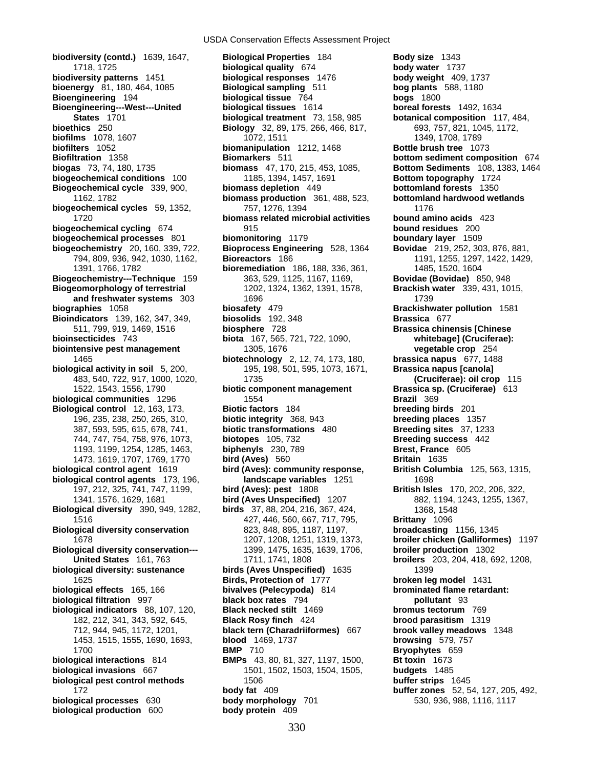**biodiversity (contd.)** 1639, 1647, 1718, 1725
**biodiversity patterns** 1451
**bioenergy** 81, 180, 464, 1085
**Bioengineering** 194
**Bioengineering---West---United States** 1701
**bioethics** 250
**biofilms** 1078, 1607
**biofilters** 1052
**Biofiltration** 1358
**biogas** 73, 74, 180, 1735
**biogeochemical conditions** 100
**Biogeochemical cycle** 339, 900, 1162, 1782
**biogeochemical cycles** 59, 1352, 1720
**biogeochemical cycling** 674
**biogeochemical processes** 801
**biogeochemistry** 20, 160, 339, 722, 794, 809, 936, 942, 1030, 1162, 1391, 1766, 1782
**Biogeochemistry---Technique** 159
**Biogeomorphology of terrestrial and freshwater systems** 303
**biographies** 1058
**Bioindicators** 139, 162, 347, 349, 511, 799, 919, 1469, 1516
**bioinsecticides** 743
**biointensive pest management** 1465
**biological activity in soil** 5, 200, 483, 540, 722, 917, 1000, 1020, 1522, 1543, 1556, 1790
**biological communities** 1296
**Biological control** 12, 163, 173, 196, 235, 238, 250, 265, 310, 387, 593, 595, 615, 678, 741, 744, 747, 754, 758, 976, 1073, 1193, 1199, 1254, 1285, 1463, 1473, 1619, 1707, 1769, 1770
**biological control agent** 1619
**biological control agents** 173, 196, 197, 212, 325, 741, 747, 1199, 1341, 1576, 1629, 1681
**Biological diversity** 390, 949, 1282, 1516
**Biological diversity conservation** 1678
**Biological diversity conservation---United States** 161, 763
**biological diversity: sustenance** 1625
**biological effects** 165, 166
**biological filtration** 997
**biological indicators** 88, 107, 120, 182, 212, 341, 343, 592, 645, 712, 944, 945, 1172, 1201, 1453, 1515, 1555, 1690, 1693, 1700
**biological interactions** 814
**biological invasions** 667
**biological pest control methods** 172
**biological processes** 630
**biological production** 600
**Biological Properties** 184
**biological quality** 674
**biological responses** 1476
**Biological sampling** 511
**biological tissue** 764
**biological tissues** 1614
**biological treatment** 73, 158, 985
**Biology** 32, 89, 175, 266, 466, 817, 1072, 1511
**biomanipulation** 1212, 1468
**Biomarkers** 511
**biomass** 47, 170, 215, 453, 1085, 1185, 1394, 1457, 1691
**biomass depletion** 449
**biomass production** 361, 488, 523, 757, 1276, 1394
**biomass related microbial activities** 915
**biomonitoring** 1179
**Bioprocess Engineering** 528, 1364
**Bioreactors** 186
**bioremediation** 186, 188, 336, 361, 363, 529, 1125, 1167, 1169, 1202, 1324, 1362, 1391, 1578, 1696
**biosafety** 479
**biosolids** 192, 348
**biosphere** 728
**biota** 167, 565, 721, 722, 1090, 1305, 1676
**biotechnology** 2, 12, 74, 173, 180, 195, 198, 501, 595, 1073, 1671, 1735
**biotic component management** 1554
**Biotic factors** 184
**biotic integrity** 368, 943
**biotic transformations** 480
**biotopes** 105, 732
**biphenyls** 230, 789
**bird (Aves)** 560
**bird (Aves): community response, landscape variables** 1251
**bird (Aves): pest** 1808
**bird (Aves Unspecified)** 1207
**birds** 37, 88, 204, 216, 367, 424, 427, 446, 560, 667, 717, 795, 823, 848, 895, 1187, 1197, 1207, 1208, 1251, 1319, 1373, 1399, 1475, 1635, 1639, 1706, 1711, 1741, 1808
**birds (Aves Unspecified)** 1635
**Birds, Protection of** 1777
**bivalves (Pelecypoda)** 814
**black box rates** 794
**Black necked stilt** 1469
**Black Rosy finch** 424
**black tern (Charadriiformes)** 667
**blood** 1469, 1737
**BMP** 710
**BMPs** 43, 80, 81, 327, 1197, 1500, 1501, 1502, 1503, 1504, 1505, 1506
**body fat** 409
**body morphology** 701
**body protein** 409
**Body size** 1343
**body water** 1737
**body weight** 409, 1737
**bog plants** 588, 1180
**bogs** 1800
**boreal forests** 1492, 1634
**botanical composition** 117, 484, 693, 757, 821, 1045, 1172, 1349, 1708, 1789
**Bottle brush tree** 1073
**bottom sediment composition** 674
**Bottom Sediments** 108, 1383, 1464
**Bottom topography** 1724
**bottomland forests** 1350
**bottomland hardwood wetlands** 1176
**bound amino acids** 423
**bound residues** 200
**boundary layer** 1509
**Bovidae** 219, 252, 303, 876, 881, 1191, 1255, 1297, 1422, 1429, 1485, 1520, 1604
**Bovidae (Bovidae)** 850, 948
**Brackish water** 339, 431, 1015, 1739
**Brackishwater pollution** 1581
**Brassica** 677
**Brassica chinensis [Chinese whitebage] (Cruciferae): vegetable crop** 254
**brassica napus** 677, 1488
**Brassica napus [canola] (Cruciferae): oil crop** 115
**Brassica sp. (Cruciferae)** 613
**Brazil** 369
**breeding birds** 201
**breeding places** 1357
**Breeding sites** 37, 1233
**Breeding success** 442
**Brest, France** 605
**Britain** 1635
**British Columbia** 125, 563, 1315, 1698
**British Isles** 170, 202, 206, 322, 882, 1194, 1243, 1255, 1367, 1368, 1548
**Brittany** 1096
**broadcasting** 1156, 1345
**broiler chicken (Galliformes)** 1197
**broiler production** 1302
**broilers** 203, 204, 418, 692, 1208, 1399
**broken leg model** 1431
**brominated flame retardant: pollutant** 93
**bromus tectorum** 769
**brood parasitism** 1319
**brook valley meadows** 1348
**browsing** 579, 757
**Bryophytes** 659
**Bt toxin** 1673
**budgets** 1485
**buffer strips** 1645
**buffer zones** 52, 54, 127, 205, 492, 530, 936, 988, 1116, 1117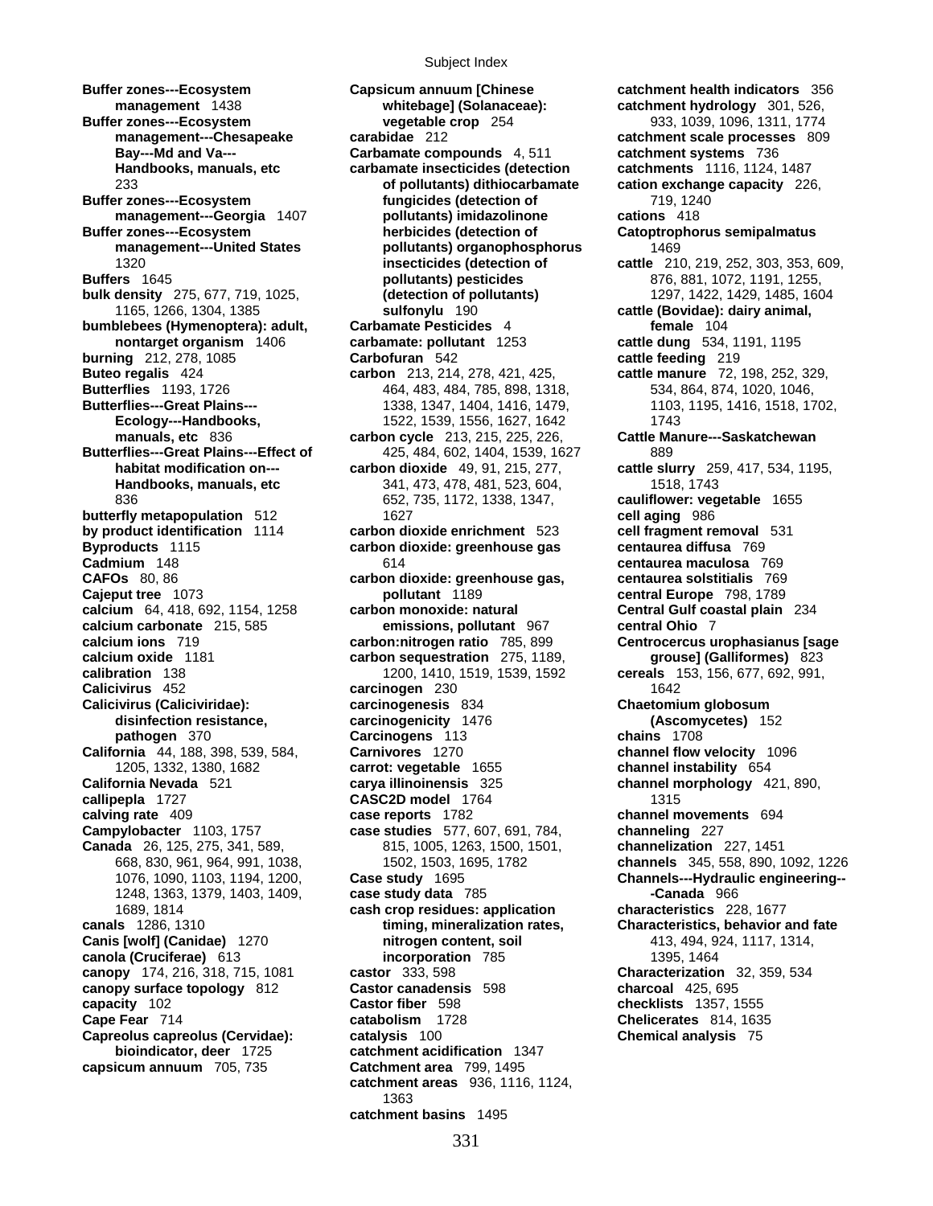**Buffer zones---Ecosystem management** 1438
**Buffer zones---Ecosystem management---Chesapeake Bay---Md and Va---Handbooks, manuals, etc** 233
**Buffer zones---Ecosystem management---Georgia** 1407
**Buffer zones---Ecosystem management---United States** 1320
**Buffers** 1645
**bulk density** 275, 677, 719, 1025, 1165, 1266, 1304, 1385
**bumblebees (Hymenoptera): adult, nontarget organism** 1406
**burning** 212, 278, 1085
**Buteo regalis** 424
**Butterflies** 1193, 1726
**Butterflies---Great Plains---Ecology---Handbooks, manuals, etc** 836
**Butterflies---Great Plains---Effect of habitat modification on---Handbooks, manuals, etc** 836
**butterfly metapopulation** 512
**by product identification** 1114
**Byproducts** 1115
**Cadmium** 148
**CAFOs** 80, 86
**Cajeput tree** 1073
**calcium** 64, 418, 692, 1154, 1258
**calcium carbonate** 215, 585
**calcium ions** 719
**calcium oxide** 1181
**calibration** 138
**Calicivirus** 452
**Calicivirus (Caliciviridae): disinfection resistance, pathogen** 370
**California** 44, 188, 398, 539, 584, 1205, 1332, 1380, 1682
**California Nevada** 521
**callipepla** 1727
**calving rate** 409
**Campylobacter** 1103, 1757
**Canada** 26, 125, 275, 341, 589, 668, 830, 961, 964, 991, 1038, 1076, 1090, 1103, 1194, 1200, 1248, 1363, 1379, 1403, 1409, 1689, 1814
**canals** 1286, 1310
**Canis [wolf] (Canidae)** 1270
**canola (Cruciferae)** 613
**canopy** 174, 216, 318, 715, 1081
**canopy surface topology** 812
**capacity** 102
**Cape Fear** 714
**Capreolus capreolus (Cervidae): bioindicator, deer** 1725
**capsicum annuum** 705, 735
**Capsicum annuum [Chinese whitebage] (Solanaceae): vegetable crop** 254
**carabidae** 212
**Carbamate compounds** 4, 511
**carbamate insecticides (detection of pollutants) dithiocarbamate fungicides (detection of pollutants) imidazolinone herbicides (detection of pollutants) organophosphorus insecticides (detection of pollutants) pesticides (detection of pollutants) sulfonylu** 190
**Carbamate Pesticides** 4
**carbamate: pollutant** 1253
**Carbofuran** 542
**carbon** 213, 214, 278, 421, 425, 464, 483, 484, 785, 898, 1318, 1338, 1347, 1404, 1416, 1479, 1522, 1539, 1556, 1627, 1642
**carbon cycle** 213, 215, 225, 226, 425, 484, 602, 1404, 1539, 1627
**carbon dioxide** 49, 91, 215, 277, 341, 473, 478, 481, 523, 604, 652, 735, 1172, 1338, 1347, 1627
**carbon dioxide enrichment** 523
**carbon dioxide: greenhouse gas** 614
**carbon dioxide: greenhouse gas, pollutant** 1189
**carbon monoxide: natural emissions, pollutant** 967
**carbon:nitrogen ratio** 785, 899
**carbon sequestration** 275, 1189, 1200, 1410, 1519, 1539, 1592
**carcinogen** 230
**carcinogenesis** 834
**carcinogenicity** 1476
**Carcinogens** 113
**Carnivores** 1270
**carrot: vegetable** 1655
**carya illinoinensis** 325
**CASC2D model** 1764
**case reports** 1782
**case studies** 577, 607, 691, 784, 815, 1005, 1263, 1500, 1501, 1502, 1503, 1695, 1782
**Case study** 1695
**case study data** 785
**cash crop residues: application timing, mineralization rates, nitrogen content, soil incorporation** 785
**castor** 333, 598
**Castor canadensis** 598
**Castor fiber** 598
**catabolism** 1728
**catalysis** 100
**catchment acidification** 1347
**Catchment area** 799, 1495
**catchment areas** 936, 1116, 1124, 1363
**catchment basins** 1495
**catchment health indicators** 356
**catchment hydrology** 301, 526, 933, 1039, 1096, 1311, 1774
**catchment scale processes** 809
**catchment systems** 736
**catchments** 1116, 1124, 1487
**cation exchange capacity** 226, 719, 1240
**cations** 418
**Catoptrophorus semipalmatus** 1469
**cattle** 210, 219, 252, 303, 353, 609, 876, 881, 1072, 1191, 1255, 1297, 1422, 1429, 1485, 1604
**cattle (Bovidae): dairy animal, female** 104
**cattle dung** 534, 1191, 1195
**cattle feeding** 219
**cattle manure** 72, 198, 252, 329, 534, 864, 874, 1020, 1046, 1103, 1195, 1416, 1518, 1702, 1743
**Cattle Manure---Saskatchewan** 889
**cattle slurry** 259, 417, 534, 1195, 1518, 1743
**cauliflower: vegetable** 1655
**cell aging** 986
**cell fragment removal** 531
**centaurea diffusa** 769
**centaurea maculosa** 769
**centaurea solstitialis** 769
**central Europe** 798, 1789
**Central Gulf coastal plain** 234
**central Ohio** 7
**Centrocercus urophasianus [sage grouse] (Galliformes)** 823
**cereals** 153, 156, 677, 692, 991, 1642
**Chaetomium globosum (Ascomycetes)** 152
**chains** 1708
**channel flow velocity** 1096
**channel instability** 654
**channel morphology** 421, 890, 1315
**channel movements** 694
**channeling** 227
**channelization** 227, 1451
**channels** 345, 558, 890, 1092, 1226
**Channels---Hydraulic engineering---Canada** 966
**characteristics** 228, 1677
**Characteristics, behavior and fate** 413, 494, 924, 1117, 1314, 1395, 1464
**Characterization** 32, 359, 534
**charcoal** 425, 695
**checklists** 1357, 1555
**Chelicerates** 814, 1635
**Chemical analysis** 75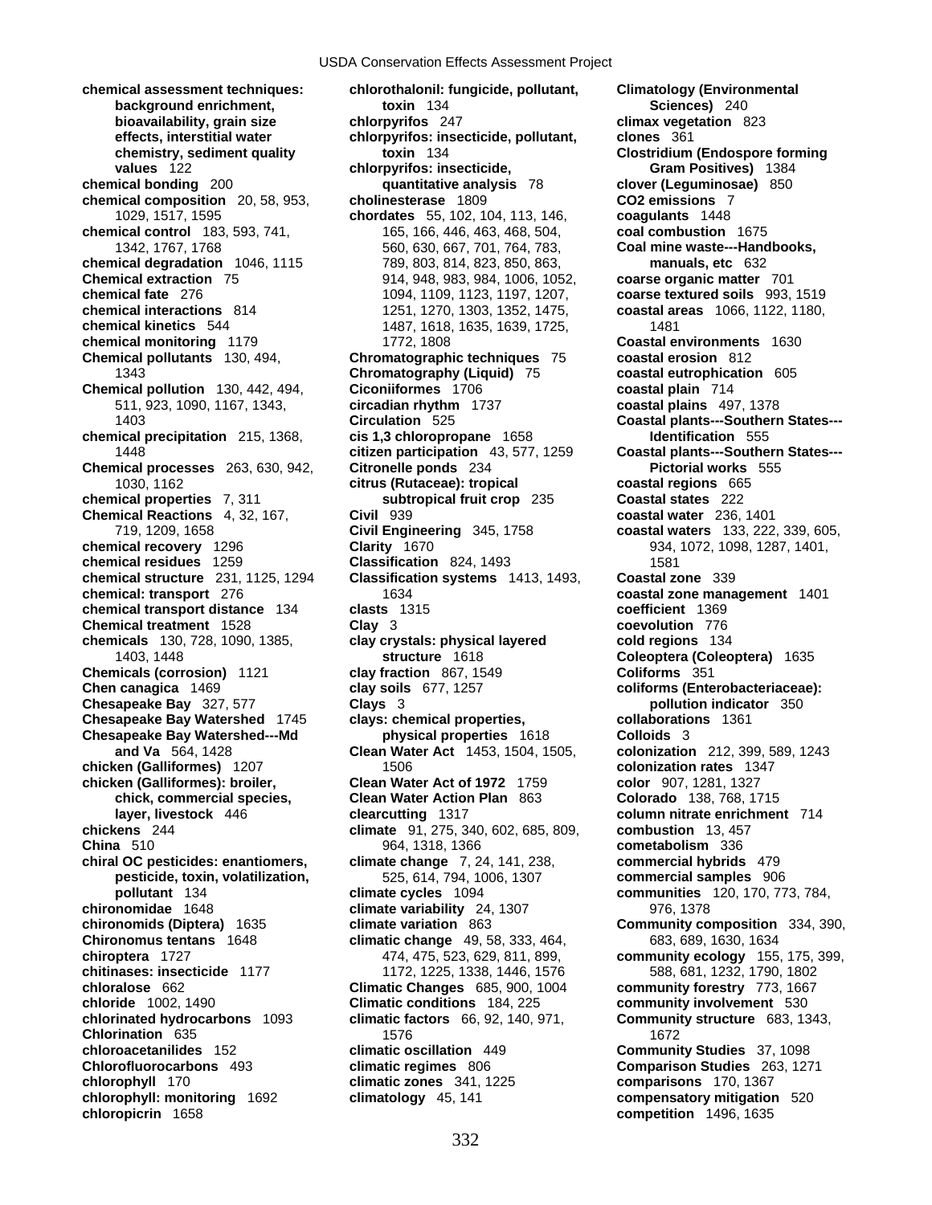**chemical assessment techniques: background enrichment, bioavailability, grain size effects, interstitial water chemistry, sediment quality values** 122
**chemical bonding** 200
**chemical composition** 20, 58, 953, 1029, 1517, 1595
**chemical control** 183, 593, 741, 1342, 1767, 1768
**chemical degradation** 1046, 1115
**Chemical extraction** 75
**chemical fate** 276
**chemical interactions** 814
**chemical kinetics** 544
**chemical monitoring** 1179
**Chemical pollutants** 130, 494, 1343
**Chemical pollution** 130, 442, 494, 511, 923, 1090, 1167, 1343, 1403
**chemical precipitation** 215, 1368, 1448
**Chemical processes** 263, 630, 942, 1030, 1162
**chemical properties** 7, 311
**Chemical Reactions** 4, 32, 167, 719, 1209, 1658
**chemical recovery** 1296
**chemical residues** 1259
**chemical structure** 231, 1125, 1294
**chemical: transport** 276
**chemical transport distance** 134
**Chemical treatment** 1528
**chemicals** 130, 728, 1090, 1385, 1403, 1448
**Chemicals (corrosion)** 1121
**Chen canagica** 1469
**Chesapeake Bay** 327, 577
**Chesapeake Bay Watershed** 1745
**Chesapeake Bay Watershed---Md and Va** 564, 1428
**chicken (Galliformes)** 1207
**chicken (Galliformes): broiler, chick, commercial species, layer, livestock** 446
**chickens** 244
**China** 510
**chiral OC pesticides: enantiomers, pesticide, toxin, volatilization, pollutant** 134
**chironomidae** 1648
**chironomids (Diptera)** 1635
**Chironomus tentans** 1648
**chiroptera** 1727
**chitinases: insecticide** 1177
**chloralose** 662
**chloride** 1002, 1490
**chlorinated hydrocarbons** 1093
**Chlorination** 635
**chloroacetanilides** 152
**Chlorofluorocarbons** 493
**chlorophyll** 170
**chlorophyll: monitoring** 1692
**chloropicrin** 1658
**chlorothalonil: fungicide, pollutant, toxin** 134
**chlorpyrifos** 247
**chlorpyrifos: insecticide, pollutant, toxin** 134
**chlorpyrifos: insecticide, quantitative analysis** 78
**cholinesterase** 1809
**chordates** 55, 102, 104, 113, 146, 165, 166, 446, 463, 468, 504, 560, 630, 667, 701, 764, 783, 789, 803, 814, 823, 850, 863, 914, 948, 983, 984, 1006, 1052, 1094, 1109, 1123, 1197, 1207, 1251, 1270, 1303, 1352, 1475, 1487, 1618, 1635, 1639, 1725, 1772, 1808
**Chromatographic techniques** 75
**Chromatography (Liquid)** 75
**Ciconiiformes** 1706
**circadian rhythm** 1737
**Circulation** 525
**cis 1,3 chloropropane** 1658
**citizen participation** 43, 577, 1259
**Citronelle ponds** 234
**citrus (Rutaceae): tropical subtropical fruit crop** 235
**Civil** 939
**Civil Engineering** 345, 1758
**Clarity** 1670
**Classification** 824, 1493
**Classification systems** 1413, 1493, 1634
**clasts** 1315
**Clay** 3
**clay crystals: physical layered structure** 1618
**clay fraction** 867, 1549
**clay soils** 677, 1257
**Clays** 3
**clays: chemical properties, physical properties** 1618
**Clean Water Act** 1453, 1504, 1505, 1506
**Clean Water Act of 1972** 1759
**Clean Water Action Plan** 863
**clearcutting** 1317
**climate** 91, 275, 340, 602, 685, 809, 964, 1318, 1366
**climate change** 7, 24, 141, 238, 525, 614, 794, 1006, 1307
**climate cycles** 1094
**climate variability** 24, 1307
**climate variation** 863
**climatic change** 49, 58, 333, 464, 474, 475, 523, 629, 811, 899, 1172, 1225, 1338, 1446, 1576
**Climatic Changes** 685, 900, 1004
**Climatic conditions** 184, 225
**climatic factors** 66, 92, 140, 971, 1576
**climatic oscillation** 449
**climatic regimes** 806
**climatic zones** 341, 1225
**climatology** 45, 141
**Climatology (Environmental Sciences)** 240
**climax vegetation** 823
**clones** 361
**Clostridium (Endospore forming Gram Positives)** 1384
**clover (Leguminosae)** 850
**CO2 emissions** 7
**coagulants** 1448
**coal combustion** 1675
**Coal mine waste---Handbooks, manuals, etc** 632
**coarse organic matter** 701
**coarse textured soils** 993, 1519
**coastal areas** 1066, 1122, 1180, 1481
**Coastal environments** 1630
**coastal erosion** 812
**coastal eutrophication** 605
**coastal plain** 714
**coastal plains** 497, 1378
**Coastal plants---Southern States---Identification** 555
**Coastal plants---Southern States---Pictorial works** 555
**coastal regions** 665
**Coastal states** 222
**coastal water** 236, 1401
**coastal waters** 133, 222, 339, 605, 934, 1072, 1098, 1287, 1401, 1581
**Coastal zone** 339
**coastal zone management** 1401
**coefficient** 1369
**coevolution** 776
**cold regions** 134
**Coleoptera (Coleoptera)** 1635
**Coliforms** 351
**coliforms (Enterobacteriaceae): pollution indicator** 350
**collaborations** 1361
**Colloids** 3
**colonization** 212, 399, 589, 1243
**colonization rates** 1347
**color** 907, 1281, 1327
**Colorado** 138, 768, 1715
**column nitrate enrichment** 714
**combustion** 13, 457
**cometabolism** 336
**commercial hybrids** 479
**commercial samples** 906
**communities** 120, 170, 773, 784, 976, 1378
**Community composition** 334, 390, 683, 689, 1630, 1634
**community ecology** 155, 175, 399, 588, 681, 1232, 1790, 1802
**community forestry** 773, 1667
**community involvement** 530
**Community structure** 683, 1343, 1672
**Community Studies** 37, 1098
**Comparison Studies** 263, 1271
**comparisons** 170, 1367
**compensatory mitigation** 520
**competition** 1496, 1635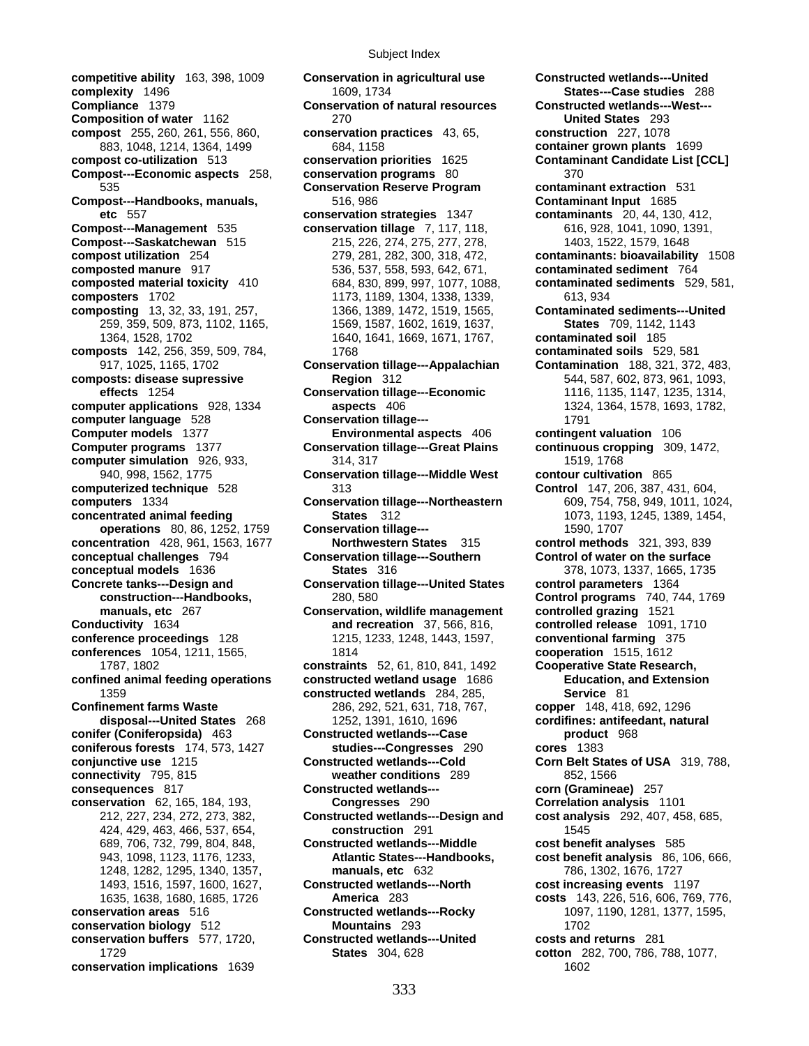**competitive ability** 163, 398, 1009
**complexity** 1496
**Compliance** 1379
**Composition of water** 1162
**compost** 255, 260, 261, 556, 860, 883, 1048, 1214, 1364, 1499
**compost co-utilization** 513
**Compost---Economic aspects** 258, 535
**Compost---Handbooks, manuals, etc** 557
**Compost---Management** 535
**Compost---Saskatchewan** 515
**compost utilization** 254
**composted manure** 917
**composted material toxicity** 410
**composters** 1702
**composting** 13, 32, 33, 191, 257, 259, 359, 509, 873, 1102, 1165, 1364, 1528, 1702
**composts** 142, 256, 359, 509, 784, 917, 1025, 1165, 1702
**composts: disease supressive effects** 1254
**computer applications** 928, 1334
**computer language** 528
**Computer models** 1377
**Computer programs** 1377
**computer simulation** 926, 933, 940, 998, 1562, 1775
**computerized technique** 528
**computers** 1334
**concentrated animal feeding operations** 80, 86, 1252, 1759
**concentration** 428, 961, 1563, 1677
**conceptual challenges** 794
**conceptual models** 1636
**Concrete tanks---Design and construction---Handbooks, manuals, etc** 267
**Conductivity** 1634
**conference proceedings** 128
**conferences** 1054, 1211, 1565, 1787, 1802
**confined animal feeding operations** 1359
**Confinement farms Waste disposal---United States** 268
**conifer (Coniferopsida)** 463
**coniferous forests** 174, 573, 1427
**conjunctive use** 1215
**connectivity** 795, 815
**consequences** 817
**conservation** 62, 165, 184, 193, 212, 227, 234, 272, 273, 382, 424, 429, 463, 466, 537, 654, 689, 706, 732, 799, 804, 848, 943, 1098, 1123, 1176, 1233, 1248, 1282, 1295, 1340, 1357, 1493, 1516, 1597, 1600, 1627, 1635, 1638, 1680, 1685, 1726
**conservation areas** 516
**conservation biology** 512
**conservation buffers** 577, 1720, 1729
**conservation implications** 1639
**Conservation in agricultural use** 1609, 1734
**Conservation of natural resources** 270
**conservation practices** 43, 65, 684, 1158
**conservation priorities** 1625
**conservation programs** 80
**Conservation Reserve Program** 516, 986
**conservation strategies** 1347
**conservation tillage** 7, 117, 118, 215, 226, 274, 275, 277, 278, 279, 281, 282, 300, 318, 472, 536, 537, 558, 593, 642, 671, 684, 830, 899, 997, 1077, 1088, 1173, 1189, 1304, 1338, 1339, 1366, 1389, 1472, 1519, 1565, 1569, 1587, 1602, 1619, 1637, 1640, 1641, 1669, 1671, 1767, 1768
**Conservation tillage---Appalachian Region** 312
**Conservation tillage---Economic aspects** 406
**Conservation tillage---Environmental aspects** 406
**Conservation tillage---Great Plains** 314, 317
**Conservation tillage---Middle West** 313
**Conservation tillage---Northeastern States** 312
**Conservation tillage---Northwestern States** 315
**Conservation tillage---Southern States** 316
**Conservation tillage---United States** 280, 580
**Conservation, wildlife management and recreation** 37, 566, 816, 1215, 1233, 1248, 1443, 1597, 1814
**constraints** 52, 61, 810, 841, 1492
**constructed wetland usage** 1686
**constructed wetlands** 284, 285, 286, 292, 521, 631, 718, 767, 1252, 1391, 1610, 1696
**Constructed wetlands---Case studies---Congresses** 290
**Constructed wetlands---Cold weather conditions** 289
**Constructed wetlands---Congresses** 290
**Constructed wetlands---Design and construction** 291
**Constructed wetlands---Middle Atlantic States---Handbooks, manuals, etc** 632
**Constructed wetlands---North America** 283
**Constructed wetlands---Rocky Mountains** 293
**Constructed wetlands---United States** 304, 628
**Constructed wetlands---United States---Case studies** 288
**Constructed wetlands---West---United States** 293
**construction** 227, 1078
**container grown plants** 1699
**Contaminant Candidate List [CCL]** 370
**contaminant extraction** 531
**Contaminant Input** 1685
**contaminants** 20, 44, 130, 412, 616, 928, 1041, 1090, 1391, 1403, 1522, 1579, 1648
**contaminants: bioavailability** 1508
**contaminated sediment** 764
**contaminated sediments** 529, 581, 613, 934
**Contaminated sediments---United States** 709, 1142, 1143
**contaminated soil** 185
**contaminated soils** 529, 581
**Contamination** 188, 321, 372, 483, 544, 587, 602, 873, 961, 1093, 1116, 1135, 1147, 1235, 1314, 1324, 1364, 1578, 1693, 1782, 1791
**contingent valuation** 106
**continuous cropping** 309, 1472, 1519, 1768
**contour cultivation** 865
**Control** 147, 206, 387, 431, 604, 609, 754, 758, 949, 1011, 1024, 1073, 1193, 1245, 1389, 1454, 1590, 1707
**control methods** 321, 393, 839
**Control of water on the surface** 378, 1073, 1337, 1665, 1735
**control parameters** 1364
**Control programs** 740, 744, 1769
**controlled grazing** 1521
**controlled release** 1091, 1710
**conventional farming** 375
**cooperation** 1515, 1612
**Cooperative State Research, Education, and Extension Service** 81
**copper** 148, 418, 692, 1296
**cordifines: antifeedant, natural product** 968
**cores** 1383
**Corn Belt States of USA** 319, 788, 852, 1566
**corn (Gramineae)** 257
**Correlation analysis** 1101
**cost analysis** 292, 407, 458, 685, 1545
**cost benefit analyses** 585
**cost benefit analysis** 86, 106, 666, 786, 1302, 1676, 1727
**cost increasing events** 1197
**costs** 143, 226, 516, 606, 769, 776, 1097, 1190, 1281, 1377, 1595, 1702
**costs and returns** 281
**cotton** 282, 700, 786, 788, 1077, 1602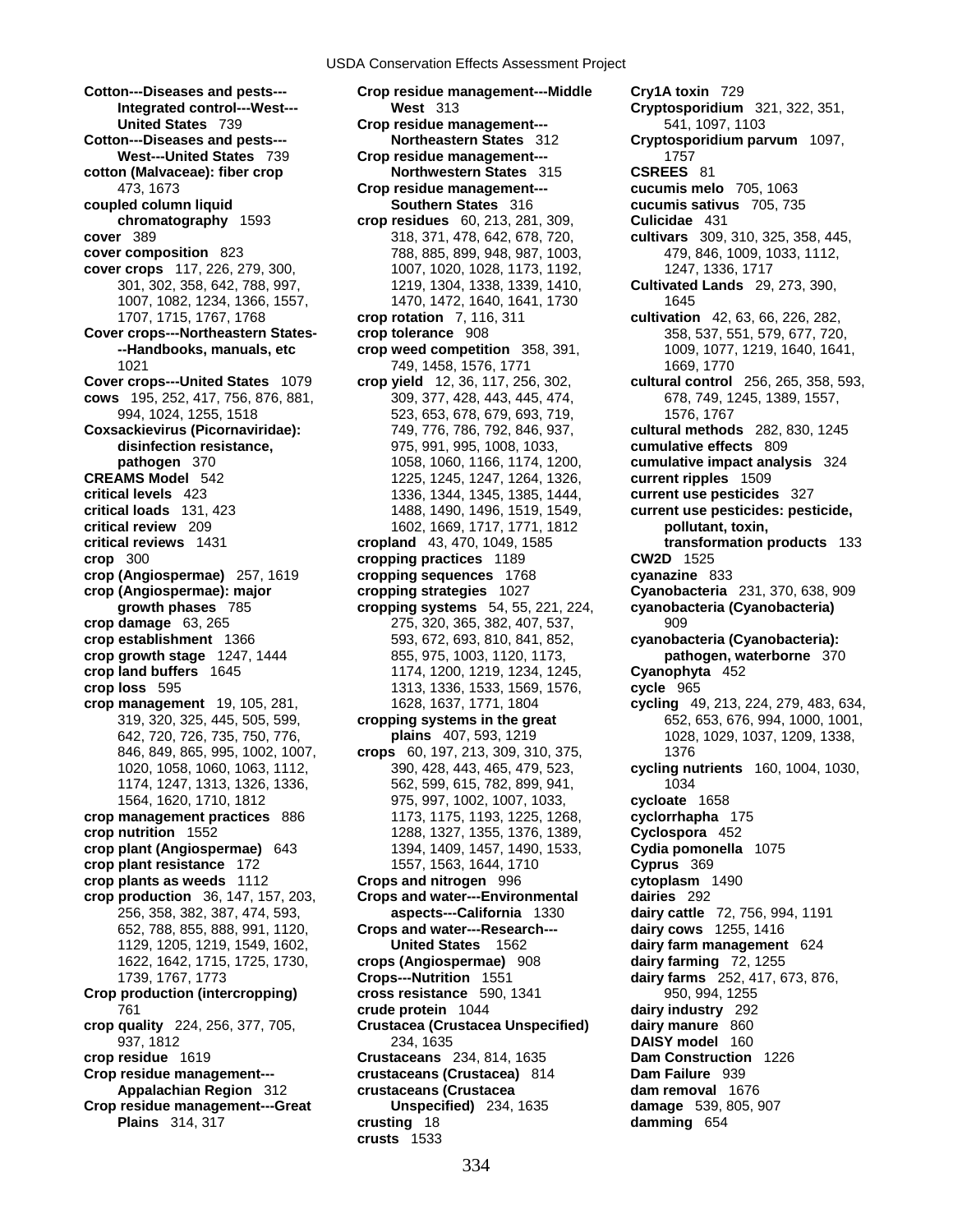**Cotton---Diseases and pests---Integrated control---West---United States** 739
**Cotton---Diseases and pests---West---United States** 739
**cotton (Malvaceae): fiber crop** 473, 1673
**coupled column liquid chromatography** 1593
**cover** 389
**cover composition** 823
**cover crops** 117, 226, 279, 300, 301, 302, 358, 642, 788, 997, 1007, 1082, 1234, 1366, 1557, 1707, 1715, 1767, 1768
**Cover crops---Northeastern States---Handbooks, manuals, etc** 1021
**Cover crops---United States** 1079
**cows** 195, 252, 417, 756, 876, 881, 994, 1024, 1255, 1518
**Coxsackievirus (Picornaviridae): disinfection resistance, pathogen** 370
**CREAMS Model** 542
**critical levels** 423
**critical loads** 131, 423
**critical review** 209
**critical reviews** 1431
**crop** 300
**crop (Angiospermae)** 257, 1619
**crop (Angiospermae): major growth phases** 785
**crop damage** 63, 265
**crop establishment** 1366
**crop growth stage** 1247, 1444
**crop land buffers** 1645
**crop loss** 595
**crop management** 19, 105, 281, 319, 320, 325, 445, 505, 599, 642, 720, 726, 735, 750, 776, 846, 849, 865, 995, 1002, 1007, 1020, 1058, 1060, 1063, 1112, 1174, 1247, 1313, 1326, 1336, 1564, 1620, 1710, 1812
**crop management practices** 886
**crop nutrition** 1552
**crop plant (Angiospermae)** 643
**crop plant resistance** 172
**crop plants as weeds** 1112
**crop production** 36, 147, 157, 203, 256, 358, 382, 387, 474, 593, 652, 788, 855, 888, 991, 1120, 1129, 1205, 1219, 1549, 1602, 1622, 1642, 1715, 1725, 1730, 1739, 1767, 1773
**Crop production (intercropping)** 761
**crop quality** 224, 256, 377, 705, 937, 1812
**crop residue** 1619
**Crop residue management---Appalachian Region** 312
**Crop residue management---Great Plains** 314, 317
**Crop residue management---Middle West** 313
**Crop residue management---Northeastern States** 312
**Crop residue management---Northwestern States** 315
**Crop residue management---Southern States** 316
**crop residues** 60, 213, 281, 309, 318, 371, 478, 642, 678, 720, 788, 885, 899, 948, 987, 1003, 1007, 1020, 1028, 1173, 1192, 1219, 1304, 1338, 1339, 1410, 1470, 1472, 1640, 1641, 1730
**crop rotation** 7, 116, 311
**crop tolerance** 908
**crop weed competition** 358, 391, 749, 1458, 1576, 1771
**crop yield** 12, 36, 117, 256, 302, 309, 377, 428, 443, 445, 474, 523, 653, 678, 679, 693, 719, 749, 776, 786, 792, 846, 937, 975, 991, 995, 1008, 1033, 1058, 1060, 1166, 1174, 1200, 1225, 1245, 1247, 1264, 1326, 1336, 1344, 1345, 1385, 1444, 1488, 1490, 1496, 1519, 1549, 1602, 1669, 1717, 1771, 1812
**cropland** 43, 470, 1049, 1585
**cropping practices** 1189
**cropping sequences** 1768
**cropping strategies** 1027
**cropping systems** 54, 55, 221, 224, 275, 320, 365, 382, 407, 537, 593, 672, 693, 810, 841, 852, 855, 975, 1003, 1120, 1173, 1174, 1200, 1219, 1234, 1245, 1313, 1336, 1533, 1569, 1576, 1628, 1637, 1771, 1804
**cropping systems in the great plains** 407, 593, 1219
**crops** 60, 197, 213, 309, 310, 375, 390, 428, 443, 465, 479, 523, 562, 599, 615, 782, 899, 941, 975, 997, 1002, 1007, 1033, 1173, 1175, 1193, 1225, 1268, 1288, 1327, 1355, 1376, 1389, 1394, 1409, 1457, 1490, 1533, 1557, 1563, 1644, 1710
**Crops and nitrogen** 996
**Crops and water---Environmental aspects---California** 1330
**Crops and water---Research---United States** 1562
**crops (Angiospermae)** 908
**Crops---Nutrition** 1551
**cross resistance** 590, 1341
**crude protein** 1044
**Crustacea (Crustacea Unspecified)** 234, 1635
**Crustaceans** 234, 814, 1635
**crustaceans (Crustacea)** 814
**crustaceans (Crustacea Unspecified)** 234, 1635
**crusting** 18
**crusts** 1533
**Cry1A toxin** 729
**Cryptosporidium** 321, 322, 351, 541, 1097, 1103
**Cryptosporidium parvum** 1097, 1757
**CSREES** 81
**cucumis melo** 705, 1063
**cucumis sativus** 705, 735
**Culicidae** 431
**cultivars** 309, 310, 325, 358, 445, 479, 846, 1009, 1033, 1112, 1247, 1336, 1717
**Cultivated Lands** 29, 273, 390, 1645
**cultivation** 42, 63, 66, 226, 282, 358, 537, 551, 579, 677, 720, 1009, 1077, 1219, 1640, 1641, 1669, 1770
**cultural control** 256, 265, 358, 593, 678, 749, 1245, 1389, 1557, 1576, 1767
**cultural methods** 282, 830, 1245
**cumulative effects** 809
**cumulative impact analysis** 324
**current ripples** 1509
**current use pesticides** 327
**current use pesticides: pesticide, pollutant, toxin, transformation products** 133
**CW2D** 1525
**cyanazine** 833
**Cyanobacteria** 231, 370, 638, 909
**cyanobacteria (Cyanobacteria)** 909
**cyanobacteria (Cyanobacteria): pathogen, waterborne** 370
**Cyanophyta** 452
**cycle** 965
**cycling** 49, 213, 224, 279, 483, 634, 652, 653, 676, 994, 1000, 1001, 1028, 1029, 1037, 1209, 1338, 1376
**cycling nutrients** 160, 1004, 1030, 1034
**cycloate** 1658
**cyclorrhapha** 175
**Cyclospora** 452
**Cydia pomonella** 1075
**Cyprus** 369
**cytoplasm** 1490
**dairies** 292
**dairy cattle** 72, 756, 994, 1191
**dairy cows** 1255, 1416
**dairy farm management** 624
**dairy farming** 72, 1255
**dairy farms** 252, 417, 673, 876, 950, 994, 1255
**dairy industry** 292
**dairy manure** 860
**DAISY model** 160
**Dam Construction** 1226
**Dam Failure** 939
**dam removal** 1676
**damage** 539, 805, 907
**damming** 654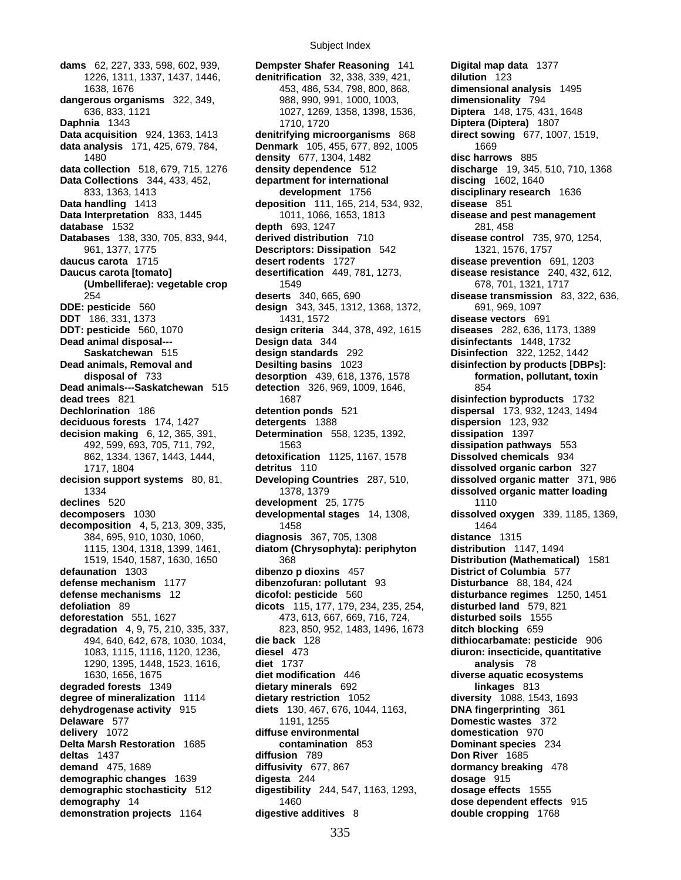**dams** 62, 227, 333, 598, 602, 939, 1226, 1311, 1337, 1437, 1446, 1638, 1676
**dangerous organisms** 322, 349, 636, 833, 1121
**Daphnia** 1343
**Data acquisition** 924, 1363, 1413
**data analysis** 171, 425, 679, 784, 1480
**data collection** 518, 679, 715, 1276
**Data Collections** 344, 433, 452, 833, 1363, 1413
**Data handling** 1413
**Data Interpretation** 833, 1445
**database** 1532
**Databases** 138, 330, 705, 833, 944, 961, 1377, 1775
**daucus carota** 1715
**Daucus carota [tomato] (Umbelliferae): vegetable crop** 254
**DDE: pesticide** 560
**DDT** 186, 331, 1373
**DDT: pesticide** 560, 1070
**Dead animal disposal---Saskatchewan** 515
**Dead animals, Removal and disposal of** 733
**Dead animals---Saskatchewan** 515
**dead trees** 821
**Dechlorination** 186
**deciduous forests** 174, 1427
**decision making** 6, 12, 365, 391, 492, 599, 693, 705, 711, 792, 862, 1334, 1367, 1443, 1444, 1717, 1804
**decision support systems** 80, 81, 1334
**declines** 520
**decomposers** 1030
**decomposition** 4, 5, 213, 309, 335, 384, 695, 910, 1030, 1060, 1115, 1304, 1318, 1399, 1461, 1519, 1540, 1587, 1630, 1650
**defaunation** 1303
**defense mechanism** 1177
**defense mechanisms** 12
**defoliation** 89
**deforestation** 551, 1627
**degradation** 4, 9, 75, 210, 335, 337, 494, 640, 642, 678, 1030, 1034, 1083, 1115, 1116, 1120, 1236, 1290, 1395, 1448, 1523, 1616, 1630, 1656, 1675
**degraded forests** 1349
**degree of mineralization** 1114
**dehydrogenase activity** 915
**Delaware** 577
**delivery** 1072
**Delta Marsh Restoration** 1685
**deltas** 1437
**demand** 475, 1689
**demographic changes** 1639
**demographic stochasticity** 512
**demography** 14
**demonstration projects** 1164
**Dempster Shafer Reasoning** 141
**denitrification** 32, 338, 339, 421, 453, 486, 534, 798, 800, 868, 988, 990, 991, 1000, 1003, 1027, 1269, 1358, 1398, 1536, 1710, 1720
**denitrifying microorganisms** 868
**Denmark** 105, 455, 677, 892, 1005
**density** 677, 1304, 1482
**density dependence** 512
**department for international development** 1756
**deposition** 111, 165, 214, 534, 932, 1011, 1066, 1653, 1813
**depth** 693, 1247
**derived distribution** 710
**Descriptors: Dissipation** 542
**desert rodents** 1727
**desertification** 449, 781, 1273, 1549
**deserts** 340, 665, 690
**design** 343, 345, 1312, 1368, 1372, 1431, 1572
**design criteria** 344, 378, 492, 1615
**Design data** 344
**design standards** 292
**Desilting basins** 1023
**desorption** 439, 618, 1376, 1578
**detection** 326, 969, 1009, 1646, 1687
**detention ponds** 521
**detergents** 1388
**Determination** 558, 1235, 1392, 1563
**detoxification** 1125, 1167, 1578
**detritus** 110
**Developing Countries** 287, 510, 1378, 1379
**development** 25, 1775
**developmental stages** 14, 1308, 1458
**diagnosis** 367, 705, 1308
**diatom (Chrysophyta): periphyton** 368
**dibenzo p dioxins** 457
**dibenzofuran: pollutant** 93
**dicofol: pesticide** 560
**dicots** 115, 177, 179, 234, 235, 254, 473, 613, 667, 669, 716, 724, 823, 850, 952, 1483, 1496, 1673
**die back** 128
**diesel** 473
**diet** 1737
**diet modification** 446
**dietary minerals** 692
**dietary restriction** 1052
**diets** 130, 467, 676, 1044, 1163, 1191, 1255
**diffuse environmental contamination** 853
**diffusion** 789
**diffusivity** 677, 867
**digesta** 244
**digestibility** 244, 547, 1163, 1293, 1460
**digestive additives** 8
**Digital map data** 1377
**dilution** 123
**dimensional analysis** 1495
**dimensionality** 794
**Diptera** 148, 175, 431, 1648
**Diptera (Diptera)** 1807
**direct sowing** 677, 1007, 1519, 1669
**disc harrows** 885
**discharge** 19, 345, 510, 710, 1368
**discing** 1602, 1640
**disciplinary research** 1636
**disease** 851
**disease and pest management** 281, 458
**disease control** 735, 970, 1254, 1321, 1576, 1757
**disease prevention** 691, 1203
**disease resistance** 240, 432, 612, 678, 701, 1321, 1717
**disease transmission** 83, 322, 636, 691, 969, 1097
**disease vectors** 691
**diseases** 282, 636, 1173, 1389
**disinfectants** 1448, 1732
**Disinfection** 322, 1252, 1442
**disinfection by products [DBPs]: formation, pollutant, toxin** 854
**disinfection byproducts** 1732
**dispersal** 173, 932, 1243, 1494
**dispersion** 123, 932
**dissipation** 1397
**dissipation pathways** 553
**Dissolved chemicals** 934
**dissolved organic carbon** 327
**dissolved organic matter** 371, 986
**dissolved organic matter loading** 1110
**dissolved oxygen** 339, 1185, 1369, 1464
**distance** 1315
**distribution** 1147, 1494
**Distribution (Mathematical)** 1581
**District of Columbia** 577
**Disturbance** 88, 184, 424
**disturbance regimes** 1250, 1451
**disturbed land** 579, 821
**disturbed soils** 1555
**ditch blocking** 659
**dithiocarbamate: pesticide** 906
**diuron: insecticide, quantitative analysis** 78
**diverse aquatic ecosystems linkages** 813
**diversity** 1088, 1543, 1693
**DNA fingerprinting** 361
**Domestic wastes** 372
**domestication** 970
**Dominant species** 234
**Don River** 1685
**dormancy breaking** 478
**dosage** 915
**dosage effects** 1555
**dose dependent effects** 915
**double cropping** 1768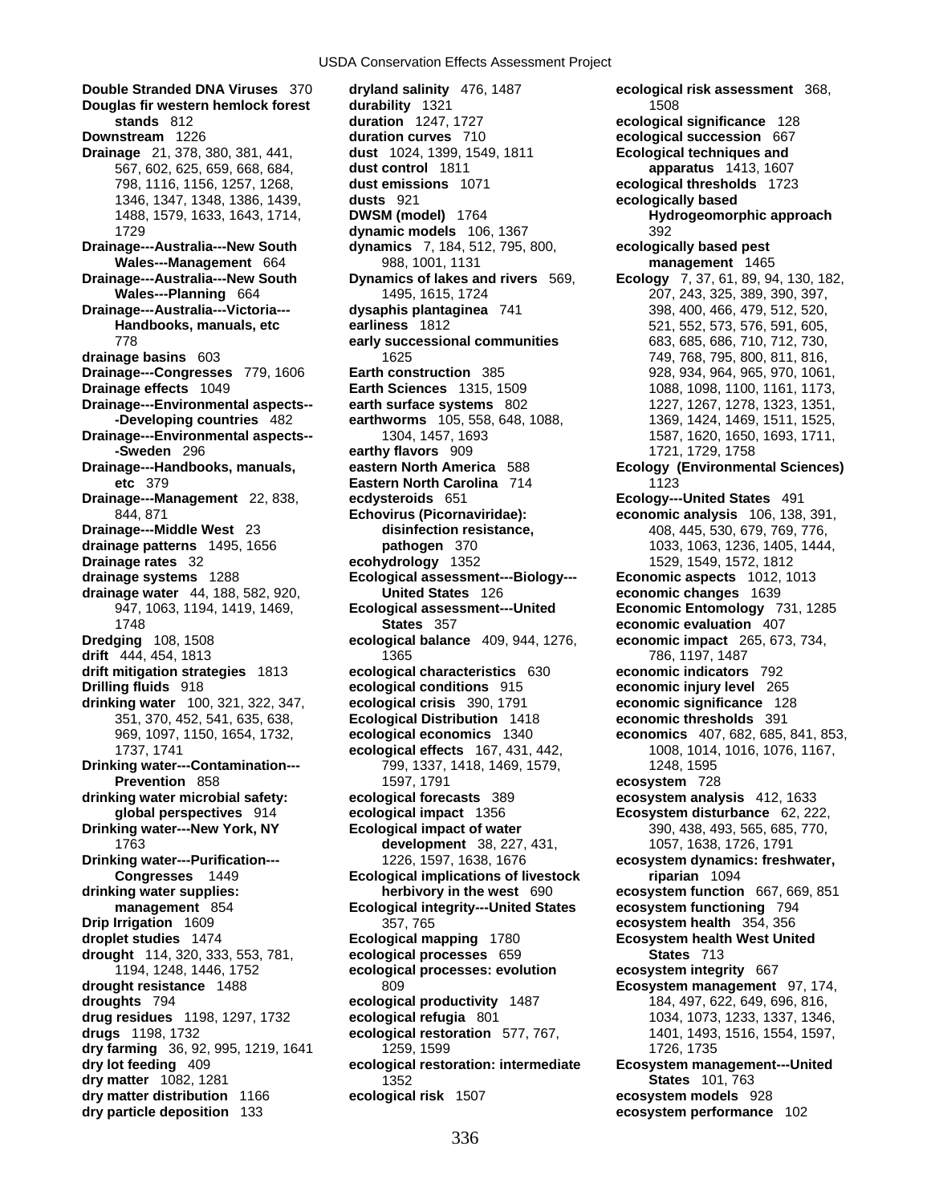**Double Stranded DNA Viruses** 370
**Douglas fir western hemlock forest stands** 812
**Downstream** 1226
**Drainage** 21, 378, 380, 381, 441, 567, 602, 625, 659, 668, 684, 798, 1116, 1156, 1257, 1268, 1346, 1347, 1348, 1386, 1439, 1488, 1579, 1633, 1643, 1714, 1729
**Drainage---Australia---New South Wales---Management** 664
**Drainage---Australia---New South Wales---Planning** 664
**Drainage---Australia---Victoria---Handbooks, manuals, etc** 778
**drainage basins** 603
**Drainage---Congresses** 779, 1606
**Drainage effects** 1049
**Drainage---Environmental aspects---Developing countries** 482
**Drainage---Environmental aspects---Sweden** 296
**Drainage---Handbooks, manuals, etc** 379
**Drainage---Management** 22, 838, 844, 871
**Drainage---Middle West** 23
**drainage patterns** 1495, 1656
**Drainage rates** 32
**drainage systems** 1288
**drainage water** 44, 188, 582, 920, 947, 1063, 1194, 1419, 1469, 1748
**Dredging** 108, 1508
**drift** 444, 454, 1813
**drift mitigation strategies** 1813
**Drilling fluids** 918
**drinking water** 100, 321, 322, 347, 351, 370, 452, 541, 635, 638, 969, 1097, 1150, 1654, 1732, 1737, 1741
**Drinking water---Contamination---Prevention** 858
**drinking water microbial safety: global perspectives** 914
**Drinking water---New York, NY** 1763
**Drinking water---Purification---Congresses** 1449
**drinking water supplies: management** 854
**Drip Irrigation** 1609
**droplet studies** 1474
**drought** 114, 320, 333, 553, 781, 1194, 1248, 1446, 1752
**drought resistance** 1488
**droughts** 794
**drug residues** 1198, 1297, 1732
**drugs** 1198, 1732
**dry farming** 36, 92, 995, 1219, 1641
**dry lot feeding** 409
**dry matter** 1082, 1281
**dry matter distribution** 1166
**dry particle deposition** 133
**dryland salinity** 476, 1487
**durability** 1321
**duration** 1247, 1727
**duration curves** 710
**dust** 1024, 1399, 1549, 1811
**dust control** 1811
**dust emissions** 1071
**dusts** 921
**DWSM (model)** 1764
**dynamic models** 106, 1367
**dynamics** 7, 184, 512, 795, 800, 988, 1001, 1131
**Dynamics of lakes and rivers** 569, 1495, 1615, 1724
**dysaphis plantaginea** 741
**earliness** 1812
**early successional communities** 1625
**Earth construction** 385
**Earth Sciences** 1315, 1509
**earth surface systems** 802
**earthworms** 105, 558, 648, 1088, 1304, 1457, 1693
**earthy flavors** 909
**eastern North America** 588
**Eastern North Carolina** 714
**ecdysteroids** 651
**Echovirus (Picornaviridae): disinfection resistance, pathogen** 370
**ecohydrology** 1352
**Ecological assessment---Biology---United States** 126
**Ecological assessment---United States** 357
**ecological balance** 409, 944, 1276, 1365
**ecological characteristics** 630
**ecological conditions** 915
**ecological crisis** 390, 1791
**Ecological Distribution** 1418
**ecological economics** 1340
**ecological effects** 167, 431, 442, 799, 1337, 1418, 1469, 1579, 1597, 1791
**ecological forecasts** 389
**ecological impact** 1356
**Ecological impact of water development** 38, 227, 431, 1226, 1597, 1638, 1676
**Ecological implications of livestock herbivory in the west** 690
**Ecological integrity---United States** 357, 765
**Ecological mapping** 1780
**ecological processes** 659
**ecological processes: evolution** 809
**ecological productivity** 1487
**ecological refugia** 801
**ecological restoration** 577, 767, 1259, 1599
**ecological restoration: intermediate** 1352
**ecological risk** 1507
**ecological risk assessment** 368, 1508
**ecological significance** 128
**ecological succession** 667
**Ecological techniques and apparatus** 1413, 1607
**ecological thresholds** 1723
**ecologically based Hydrogeomorphic approach** 392
**ecologically based pest management** 1465
**Ecology** 7, 37, 61, 89, 94, 130, 182, 207, 243, 325, 389, 390, 397, 398, 400, 466, 479, 512, 520, 521, 552, 573, 576, 591, 605, 683, 685, 686, 710, 712, 730, 749, 768, 795, 800, 811, 816, 928, 934, 964, 965, 970, 1061, 1088, 1098, 1100, 1161, 1173, 1227, 1267, 1278, 1323, 1351, 1369, 1424, 1469, 1511, 1525, 1587, 1620, 1650, 1693, 1711, 1721, 1729, 1758
**Ecology (Environmental Sciences)** 1123
**Ecology---United States** 491
**economic analysis** 106, 138, 391, 408, 445, 530, 679, 769, 776, 1033, 1063, 1236, 1405, 1444, 1529, 1549, 1572, 1812
**Economic aspects** 1012, 1013
**economic changes** 1639
**Economic Entomology** 731, 1285
**economic evaluation** 407
**economic impact** 265, 673, 734, 786, 1197, 1487
**economic indicators** 792
**economic injury level** 265
**economic significance** 128
**economic thresholds** 391
**economics** 407, 682, 685, 841, 853, 1008, 1014, 1016, 1076, 1167, 1248, 1595
**ecosystem** 728
**ecosystem analysis** 412, 1633
**Ecosystem disturbance** 62, 222, 390, 438, 493, 565, 685, 770, 1057, 1638, 1726, 1791
**ecosystem dynamics: freshwater, riparian** 1094
**ecosystem function** 667, 669, 851
**ecosystem functioning** 794
**ecosystem health** 354, 356
**Ecosystem health West United States** 713
**ecosystem integrity** 667
**Ecosystem management** 97, 174, 184, 497, 622, 649, 696, 816, 1034, 1073, 1233, 1337, 1346, 1401, 1493, 1516, 1554, 1597, 1726, 1735
**Ecosystem management---United States** 101, 763
**ecosystem models** 928
**ecosystem performance** 102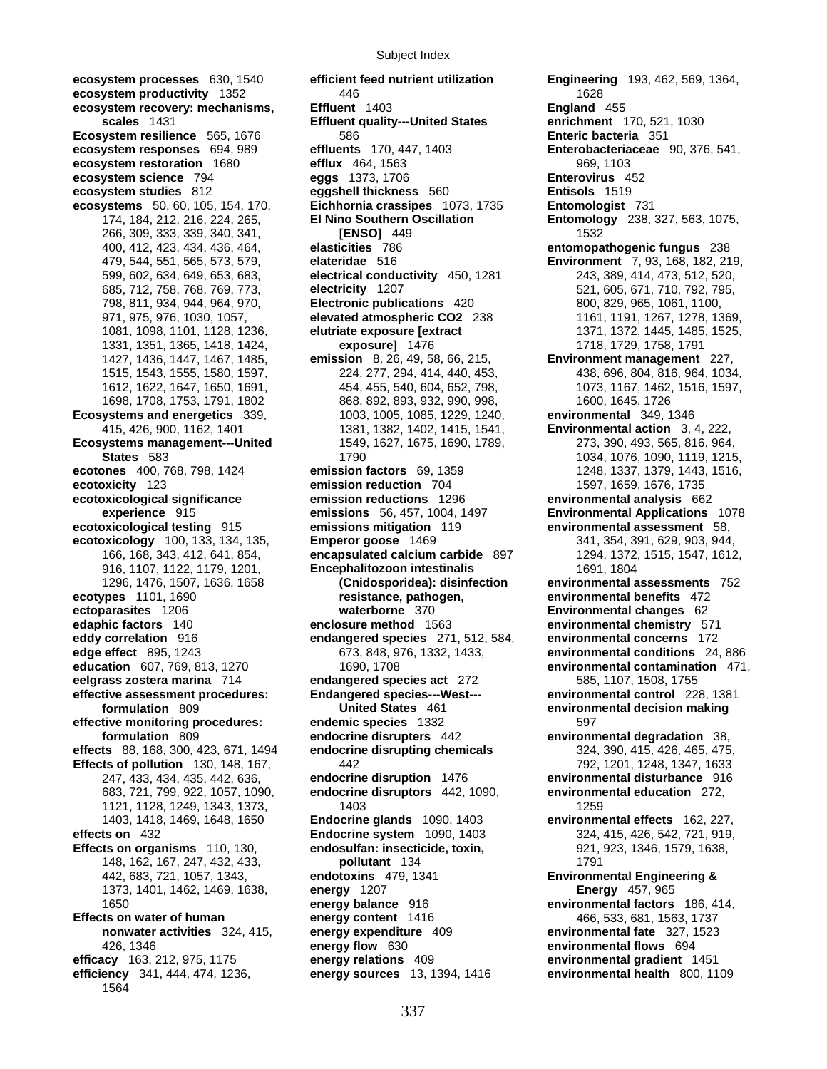**ecosystem processes** 630, 1540
**ecosystem productivity** 1352
**ecosystem recovery: mechanisms, scales** 1431
**Ecosystem resilience** 565, 1676
**ecosystem responses** 694, 989
**ecosystem restoration** 1680
**ecosystem science** 794
**ecosystem studies** 812
**ecosystems** 50, 60, 105, 154, 170, 174, 184, 212, 216, 224, 265, 266, 309, 333, 339, 340, 341, 400, 412, 423, 434, 436, 464, 479, 544, 551, 565, 573, 579, 599, 602, 634, 649, 653, 683, 685, 712, 758, 768, 769, 773, 798, 811, 934, 944, 964, 970, 971, 975, 976, 1030, 1057, 1081, 1098, 1101, 1128, 1236, 1331, 1351, 1365, 1418, 1424, 1427, 1436, 1447, 1467, 1485, 1515, 1543, 1555, 1580, 1597, 1612, 1622, 1647, 1650, 1691, 1698, 1708, 1753, 1791, 1802
**Ecosystems and energetics** 339, 415, 426, 900, 1162, 1401
**Ecosystems management---United States** 583
**ecotones** 400, 768, 798, 1424
**ecotoxicity** 123
**ecotoxicological significance experience** 915
**ecotoxicological testing** 915
**ecotoxicology** 100, 133, 134, 135, 166, 168, 343, 412, 641, 854, 916, 1107, 1122, 1179, 1201, 1296, 1476, 1507, 1636, 1658
**ecotypes** 1101, 1690
**ectoparasites** 1206
**edaphic factors** 140
**eddy correlation** 916
**edge effect** 895, 1243
**education** 607, 769, 813, 1270
**eelgrass zostera marina** 714
**effective assessment procedures: formulation** 809
**effective monitoring procedures: formulation** 809
**effects** 88, 168, 300, 423, 671, 1494
**Effects of pollution** 130, 148, 167, 247, 433, 434, 435, 442, 636, 683, 721, 799, 922, 1057, 1090, 1121, 1128, 1249, 1343, 1373, 1403, 1418, 1469, 1648, 1650
**effects on** 432
**Effects on organisms** 110, 130, 148, 162, 167, 247, 432, 433, 442, 683, 721, 1057, 1343, 1373, 1401, 1462, 1469, 1638, 1650
**Effects on water of human nonwater activities** 324, 415, 426, 1346
**efficacy** 163, 212, 975, 1175
**efficiency** 341, 444, 474, 1236, 1564
**efficient feed nutrient utilization** 446
**Effluent** 1403
**Effluent quality---United States** 586
**effluents** 170, 447, 1403
**efflux** 464, 1563
**eggs** 1373, 1706
**eggshell thickness** 560
**Eichhornia crassipes** 1073, 1735
**El Nino Southern Oscillation [ENSO]** 449
**elasticities** 786
**elateridae** 516
**electrical conductivity** 450, 1281
**electricity** 1207
**Electronic publications** 420
**elevated atmospheric CO2** 238
**elutriate exposure [extract exposure]** 1476
**emission** 8, 26, 49, 58, 66, 215, 224, 277, 294, 414, 440, 453, 454, 455, 540, 604, 652, 798, 868, 892, 893, 932, 990, 998, 1003, 1005, 1085, 1229, 1240, 1381, 1382, 1402, 1415, 1541, 1549, 1627, 1675, 1690, 1789, 1790
**emission factors** 69, 1359
**emission reduction** 704
**emission reductions** 1296
**emissions** 56, 457, 1004, 1497
**emissions mitigation** 119
**Emperor goose** 1469
**encapsulated calcium carbide** 897
**Encephalitozoon intestinalis (Cnidosporidea): disinfection resistance, pathogen, waterborne** 370
**enclosure method** 1563
**endangered species** 271, 512, 584, 673, 848, 976, 1332, 1433, 1690, 1708
**endangered species act** 272
**Endangered species---West---United States** 461
**endemic species** 1332
**endocrine disrupters** 442
**endocrine disrupting chemicals** 442
**endocrine disruption** 1476
**endocrine disruptors** 442, 1090, 1403
**Endocrine glands** 1090, 1403
**Endocrine system** 1090, 1403
**endosulfan: insecticide, toxin, pollutant** 134
**endotoxins** 479, 1341
**energy** 1207
**energy balance** 916
**energy content** 1416
**energy expenditure** 409
**energy flow** 630
**energy relations** 409
**energy sources** 13, 1394, 1416
**Engineering** 193, 462, 569, 1364, 1628
**England** 455
**enrichment** 170, 521, 1030
**Enteric bacteria** 351
**Enterobacteriaceae** 90, 376, 541, 969, 1103
**Enterovirus** 452
**Entisols** 1519
**Entomologist** 731
**Entomology** 238, 327, 563, 1075, 1532
**entomopathogenic fungus** 238
**Environment** 7, 93, 168, 182, 219, 243, 389, 414, 473, 512, 520, 521, 605, 671, 710, 792, 795, 800, 829, 965, 1061, 1100, 1161, 1191, 1267, 1278, 1369, 1371, 1372, 1445, 1485, 1525, 1718, 1729, 1758, 1791
**Environment management** 227, 438, 696, 804, 816, 964, 1034, 1073, 1167, 1462, 1516, 1597, 1600, 1645, 1726
**environmental** 349, 1346
**Environmental action** 3, 4, 222, 273, 390, 493, 565, 816, 964, 1034, 1076, 1090, 1119, 1215, 1248, 1337, 1379, 1443, 1516, 1597, 1659, 1676, 1735
**environmental analysis** 662
**Environmental Applications** 1078
**environmental assessment** 58, 341, 354, 391, 629, 903, 944, 1294, 1372, 1515, 1547, 1612, 1691, 1804
**environmental assessments** 752
**environmental benefits** 472
**Environmental changes** 62
**environmental chemistry** 571
**environmental concerns** 172
**environmental conditions** 24, 886
**environmental contamination** 471, 585, 1107, 1508, 1755
**environmental control** 228, 1381
**environmental decision making** 597
**environmental degradation** 38, 324, 390, 415, 426, 465, 475, 792, 1201, 1248, 1347, 1633
**environmental disturbance** 916
**environmental education** 272, 1259
**environmental effects** 162, 227, 324, 415, 426, 542, 721, 919, 921, 923, 1346, 1579, 1638, 1791
**Environmental Engineering & Energy** 457, 965
**environmental factors** 186, 414, 466, 533, 681, 1563, 1737
**environmental fate** 327, 1523
**environmental flows** 694
**environmental gradient** 1451
**environmental health** 800, 1109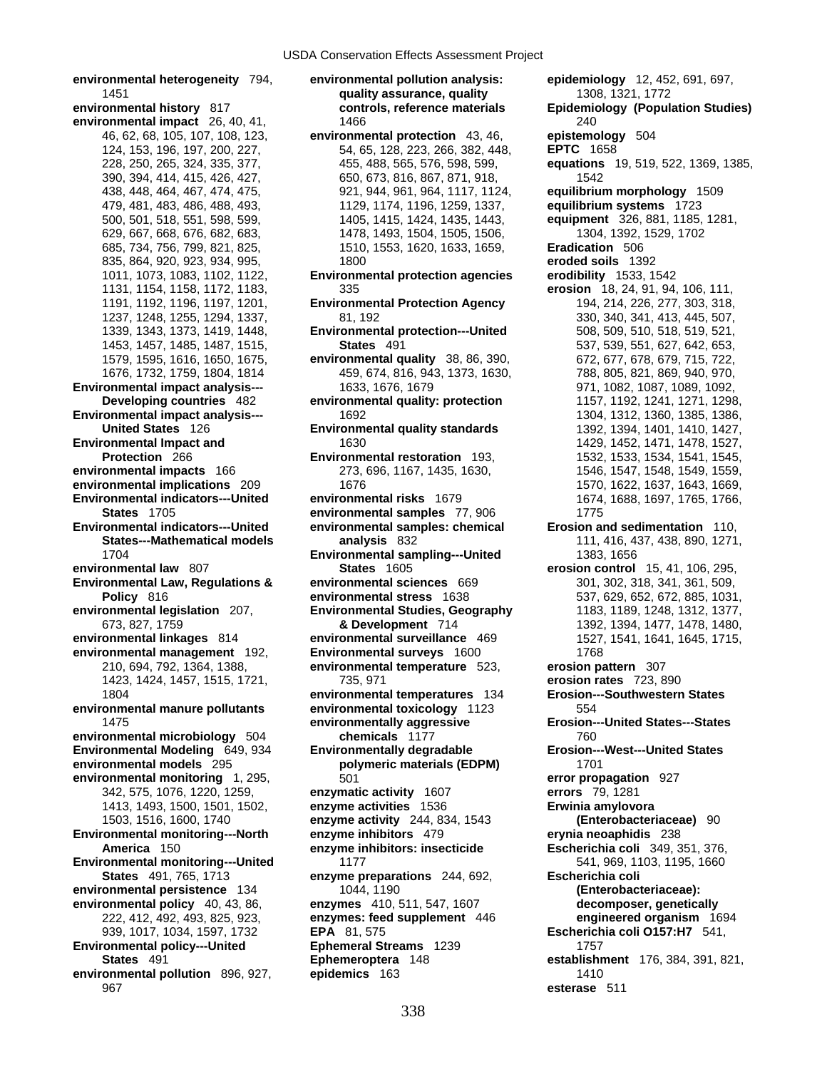**environmental heterogeneity** 794, 1451
**environmental history** 817
**environmental impact** 26, 40, 41, 46, 62, 68, 105, 107, 108, 123, 124, 153, 196, 197, 200, 227, 228, 250, 265, 324, 335, 377, 390, 394, 414, 415, 426, 427, 438, 448, 464, 467, 474, 475, 479, 481, 483, 486, 488, 493, 500, 501, 518, 551, 598, 599, 629, 667, 668, 676, 682, 683, 685, 734, 756, 799, 821, 825, 835, 864, 920, 923, 934, 995, 1011, 1073, 1083, 1102, 1122, 1131, 1154, 1158, 1172, 1183, 1191, 1192, 1196, 1197, 1201, 1237, 1248, 1255, 1294, 1337, 1339, 1343, 1373, 1419, 1448, 1453, 1457, 1485, 1487, 1515, 1579, 1595, 1616, 1650, 1675, 1676, 1732, 1759, 1804, 1814
**Environmental impact analysis---Developing countries** 482
**Environmental impact analysis---United States** 126
**Environmental Impact and Protection** 266
**environmental impacts** 166
**environmental implications** 209
**Environmental indicators---United States** 1705
**Environmental indicators---United States---Mathematical models** 1704
**environmental law** 807
**Environmental Law, Regulations & Policy** 816
**environmental legislation** 207, 673, 827, 1759
**environmental linkages** 814
**environmental management** 192, 210, 694, 792, 1364, 1388, 1423, 1424, 1457, 1515, 1721, 1804
**environmental manure pollutants** 1475
**environmental microbiology** 504
**Environmental Modeling** 649, 934
**environmental models** 295
**environmental monitoring** 1, 295, 342, 575, 1076, 1220, 1259, 1413, 1493, 1500, 1501, 1502, 1503, 1516, 1600, 1740
**Environmental monitoring---North America** 150
**Environmental monitoring---United States** 491, 765, 1713
**environmental persistence** 134
**environmental policy** 40, 43, 86, 222, 412, 492, 493, 825, 923, 939, 1017, 1034, 1597, 1732
**Environmental policy---United States** 491
**environmental pollution** 896, 927, 967
**environmental pollution analysis: quality assurance, quality controls, reference materials** 1466
**environmental protection** 43, 46, 54, 65, 128, 223, 266, 382, 448, 455, 488, 565, 576, 598, 599, 650, 673, 816, 867, 871, 918, 921, 944, 961, 964, 1117, 1124, 1129, 1174, 1196, 1259, 1337, 1405, 1415, 1424, 1435, 1443, 1478, 1493, 1504, 1505, 1506, 1510, 1553, 1620, 1633, 1659, 1800
**Environmental protection agencies** 335
**Environmental Protection Agency** 81, 192
**Environmental protection---United States** 491
**environmental quality** 38, 86, 390, 459, 674, 816, 943, 1373, 1630, 1633, 1676, 1679
**environmental quality: protection** 1692
**Environmental quality standards** 1630
**Environmental restoration** 193, 273, 696, 1167, 1435, 1630, 1676
**environmental risks** 1679
**environmental samples** 77, 906
**environmental samples: chemical analysis** 832
**Environmental sampling---United States** 1605
**environmental sciences** 669
**environmental stress** 1638
**Environmental Studies, Geography & Development** 714
**environmental surveillance** 469
**Environmental surveys** 1600
**environmental temperature** 523, 735, 971
**environmental temperatures** 134
**environmental toxicology** 1123
**environmentally aggressive chemicals** 1177
**Environmentally degradable polymeric materials (EDPM)** 501
**enzymatic activity** 1607
**enzyme activities** 1536
**enzyme activity** 244, 834, 1543
**enzyme inhibitors** 479
**enzyme inhibitors: insecticide** 1177
**enzyme preparations** 244, 692, 1044, 1190
**enzymes** 410, 511, 547, 1607
**enzymes: feed supplement** 446
**EPA** 81, 575
**Ephemeral Streams** 1239
**Ephemeroptera** 148
**epidemics** 163
**epidemiology** 12, 452, 691, 697, 1308, 1321, 1772
**Epidemiology (Population Studies)** 240
**epistemology** 504
**EPTC** 1658
**equations** 19, 519, 522, 1369, 1385, 1542
**equilibrium morphology** 1509
**equilibrium systems** 1723
**equipment** 326, 881, 1185, 1281, 1304, 1392, 1529, 1702
**Eradication** 506
**eroded soils** 1392
**erodibility** 1533, 1542
**erosion** 18, 24, 91, 94, 106, 111, 194, 214, 226, 277, 303, 318, 330, 340, 341, 413, 445, 507, 508, 509, 510, 518, 519, 521, 537, 539, 551, 627, 642, 653, 672, 677, 678, 679, 715, 722, 788, 805, 821, 869, 940, 970, 971, 1082, 1087, 1089, 1092, 1157, 1192, 1241, 1271, 1298, 1304, 1312, 1360, 1385, 1386, 1392, 1394, 1401, 1410, 1427, 1429, 1452, 1471, 1478, 1527, 1532, 1533, 1534, 1541, 1545, 1546, 1547, 1548, 1549, 1559, 1570, 1622, 1637, 1643, 1669, 1674, 1688, 1697, 1765, 1766, 1775
**Erosion and sedimentation** 110, 111, 416, 437, 438, 890, 1271, 1383, 1656
**erosion control** 15, 41, 106, 295, 301, 302, 318, 341, 361, 509, 537, 629, 652, 672, 885, 1031, 1183, 1189, 1248, 1312, 1377, 1392, 1394, 1477, 1478, 1480, 1527, 1541, 1641, 1645, 1715, 1768
**erosion pattern** 307
**erosion rates** 723, 890
**Erosion---Southwestern States** 554
**Erosion---United States---States** 760
**Erosion---West---United States** 1701
**error propagation** 927
**errors** 79, 1281
**Erwinia amylovora (Enterobacteriaceae)** 90
**erynia neoaphidis** 238
**Escherichia coli** 349, 351, 376, 541, 969, 1103, 1195, 1660
**Escherichia coli (Enterobacteriaceae): decomposer, genetically engineered organism** 1694
**Escherichia coli O157:H7** 541, 1757
**establishment** 176, 384, 391, 821, 1410
**esterase** 511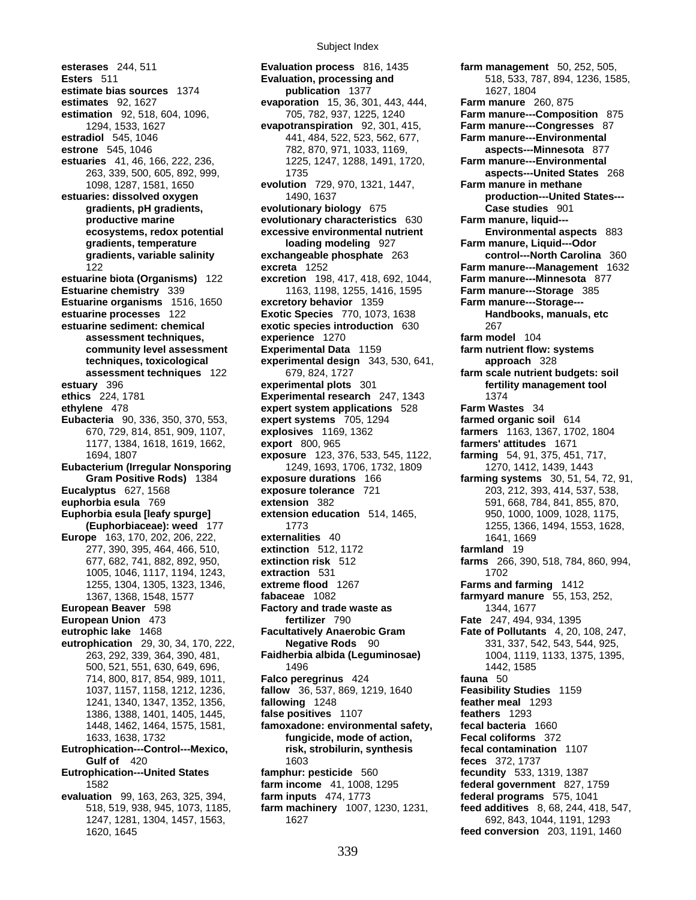# Subject Index

**esterases** 244, 511
**Esters** 511
**estimate bias sources** 1374
**estimates** 92, 1627
**estimation** 92, 518, 604, 1096, 1294, 1533, 1627
**estradiol** 545, 1046
**estrone** 545, 1046
**estuaries** 41, 46, 166, 222, 236, 263, 339, 500, 605, 892, 999, 1098, 1287, 1581, 1650
**estuaries: dissolved oxygen gradients, pH gradients, productive marine ecosystems, redox potential gradients, temperature gradients, variable salinity** 122
**estuarine biota (Organisms)** 122
**Estuarine chemistry** 339
**Estuarine organisms** 1516, 1650
**estuarine processes** 122
**estuarine sediment: chemical assessment techniques, community level assessment techniques, toxicological assessment techniques** 122
**estuary** 396
**ethics** 224, 1781
**ethylene** 478
**Eubacteria** 90, 336, 350, 370, 553, 670, 729, 814, 851, 909, 1107, 1177, 1384, 1618, 1619, 1662, 1694, 1807
**Eubacterium (Irregular Nonsporing Gram Positive Rods)** 1384
**Eucalyptus** 627, 1568
**euphorbia esula** 769
**Euphorbia esula [leafy spurge] (Euphorbiaceae): weed** 177
**Europe** 163, 170, 202, 206, 222, 277, 390, 395, 464, 466, 510, 677, 682, 741, 882, 892, 950, 1005, 1046, 1117, 1194, 1243, 1255, 1304, 1305, 1323, 1346, 1367, 1368, 1548, 1577
**European Beaver** 598
**European Union** 473
**eutrophic lake** 1468
**eutrophication** 29, 30, 34, 170, 222, 263, 292, 339, 364, 390, 481, 500, 521, 551, 630, 649, 696, 714, 800, 817, 854, 989, 1011, 1037, 1157, 1158, 1212, 1236, 1241, 1340, 1347, 1352, 1356, 1386, 1388, 1401, 1405, 1445, 1448, 1462, 1464, 1575, 1581, 1633, 1638, 1732
**Eutrophication---Control---Mexico, Gulf of** 420
**Eutrophication---United States** 1582
**evaluation** 99, 163, 263, 325, 394, 518, 519, 938, 945, 1073, 1185, 1247, 1281, 1304, 1457, 1563, 1620, 1645
**Evaluation process** 816, 1435
**Evaluation, processing and publication** 1377
**evaporation** 15, 36, 301, 443, 444, 705, 782, 937, 1225, 1240
**evapotranspiration** 92, 301, 415, 441, 484, 522, 523, 562, 677, 782, 870, 971, 1033, 1169, 1225, 1247, 1288, 1491, 1720, 1735
**evolution** 729, 970, 1321, 1447, 1490, 1637
**evolutionary biology** 675
**evolutionary characteristics** 630
**excessive environmental nutrient loading modeling** 927
**exchangeable phosphate** 263
**excreta** 1252
**excretion** 198, 417, 418, 692, 1044, 1163, 1198, 1255, 1416, 1595
**excretory behavior** 1359
**Exotic Species** 770, 1073, 1638
**exotic species introduction** 630
**experience** 1270
**Experimental Data** 1159
**experimental design** 343, 530, 641, 679, 824, 1727
**experimental plots** 301
**Experimental research** 247, 1343
**expert system applications** 528
**expert systems** 705, 1294
**explosives** 1169, 1362
**export** 800, 965
**exposure** 123, 376, 533, 545, 1122, 1249, 1693, 1706, 1732, 1809
**exposure durations** 166
**exposure tolerance** 721
**extension** 382
**extension education** 514, 1465, 1773
**externalities** 40
**extinction** 512, 1172
**extinction risk** 512
**extraction** 531
**extreme flood** 1267
**fabaceae** 1082
**Factory and trade waste as fertilizer** 790
**Facultatively Anaerobic Gram Negative Rods** 90
**Faidherbia albida (Leguminosae)** 1496
**Falco peregrinus** 424
**fallow** 36, 537, 869, 1219, 1640
**fallowing** 1248
**false positives** 1107
**famoxadone: environmental safety, fungicide, mode of action, risk, strobilurin, synthesis** 1603
**famphur: pesticide** 560
**farm income** 41, 1008, 1295
**farm inputs** 474, 1773
**farm machinery** 1007, 1230, 1231, 1627
**farm management** 50, 252, 505, 518, 533, 787, 894, 1236, 1585, 1627, 1804
**Farm manure** 260, 875
**Farm manure---Composition** 875
**Farm manure---Congresses** 87
**Farm manure---Environmental aspects---Minnesota** 877
**Farm manure---Environmental aspects---United States** 268
**Farm manure in methane production---United States---Case studies** 901
**Farm manure, liquid---Environmental aspects** 883
**Farm manure, Liquid---Odor control---North Carolina** 360
**Farm manure---Management** 1632
**Farm manure---Minnesota** 877
**Farm manure---Storage** 385
**Farm manure---Storage---Handbooks, manuals, etc** 267
**farm model** 104
**farm nutrient flow: systems approach** 328
**farm scale nutrient budgets: soil fertility management tool** 1374
**Farm Wastes** 34
**farmed organic soil** 614
**farmers** 1163, 1367, 1702, 1804
**farmers' attitudes** 1671
**farming** 54, 91, 375, 451, 717, 1270, 1412, 1439, 1443
**farming systems** 30, 51, 54, 72, 91, 203, 212, 393, 414, 537, 538, 591, 668, 784, 841, 855, 870, 950, 1000, 1009, 1028, 1175, 1255, 1366, 1494, 1553, 1628, 1641, 1669
**farmland** 19
**farms** 266, 390, 518, 784, 860, 994, 1702
**Farms and farming** 1412
**farmyard manure** 55, 153, 252, 1344, 1677
**Fate** 247, 494, 934, 1395
**Fate of Pollutants** 4, 20, 108, 247, 331, 337, 542, 543, 544, 925, 1004, 1119, 1133, 1375, 1395, 1442, 1585
**fauna** 50
**Feasibility Studies** 1159
**feather meal** 1293
**feathers** 1293
**fecal bacteria** 1660
**Fecal coliforms** 372
**fecal contamination** 1107
**feces** 372, 1737
**fecundity** 533, 1319, 1387
**federal government** 827, 1759
**federal programs** 575, 1041
**feed additives** 8, 68, 244, 418, 547, 692, 843, 1044, 1191, 1293
**feed conversion** 203, 1191, 1460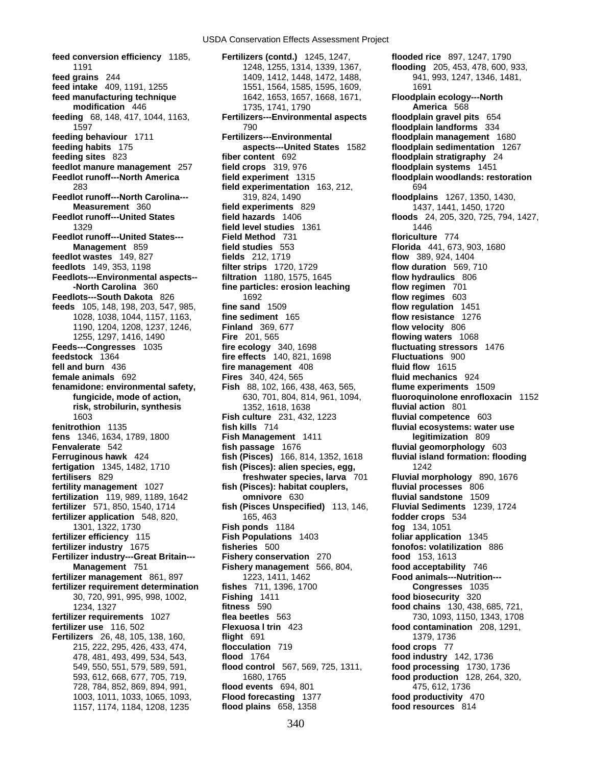**feed conversion efficiency** 1185, 1191
**feed grains** 244
**feed intake** 409, 1191, 1255
**feed manufacturing technique modification** 446
**feeding** 68, 148, 417, 1044, 1163, 1597
**feeding behaviour** 1711
**feeding habits** 175
**feeding sites** 823
**feedlot manure management** 257
**Feedlot runoff---North America** 283
**Feedlot runoff---North Carolina---Measurement** 360
**Feedlot runoff---United States** 1329
**Feedlot runoff---United States---Management** 859
**feedlot wastes** 149, 827
**feedlots** 149, 353, 1198
**Feedlots---Environmental aspects---North Carolina** 360
**Feedlots---South Dakota** 826
**feeds** 105, 148, 198, 203, 547, 985, 1028, 1038, 1044, 1157, 1163, 1190, 1204, 1208, 1237, 1246, 1255, 1297, 1416, 1490
**Feeds---Congresses** 1035
**feedstock** 1364
**fell and burn** 436
**female animals** 692
**fenamidone: environmental safety, fungicide, mode of action, risk, strobilurin, synthesis** 1603
**fenitrothion** 1135
**fens** 1346, 1634, 1789, 1800
**Fenvalerate** 542
**Ferruginous hawk** 424
**fertigation** 1345, 1482, 1710
**fertilisers** 829
**fertility management** 1027
**fertilization** 119, 989, 1189, 1642
**fertilizer** 571, 850, 1540, 1714
**fertilizer application** 548, 820, 1301, 1322, 1730
**fertilizer efficiency** 115
**fertilizer industry** 1675
**Fertilizer industry---Great Britain---Management** 751
**fertilizer management** 861, 897
**fertilizer requirement determination** 30, 720, 991, 995, 998, 1002, 1234, 1327
**fertilizer requirements** 1027
**fertilizer use** 116, 502
**Fertilizers** 26, 48, 105, 138, 160, 215, 222, 295, 426, 433, 474, 478, 481, 493, 499, 534, 543, 549, 550, 551, 579, 589, 591, 593, 612, 668, 677, 705, 719, 728, 784, 852, 869, 894, 991, 1003, 1011, 1033, 1065, 1093, 1157, 1174, 1184, 1208, 1235
**Fertilizers (contd.)** 1245, 1247, 1248, 1255, 1314, 1339, 1367, 1409, 1412, 1448, 1472, 1488, 1551, 1564, 1585, 1595, 1609, 1642, 1653, 1657, 1668, 1671, 1735, 1741, 1790
**Fertilizers---Environmental aspects** 790
**Fertilizers---Environmental aspects---United States** 1582
**fiber content** 692
**field crops** 319, 976
**field experiment** 1315
**field experimentation** 163, 212, 319, 824, 1490
**field experiments** 829
**field hazards** 1406
**field level studies** 1361
**Field Method** 731
**field studies** 553
**fields** 212, 1719
**filter strips** 1720, 1729
**filtration** 1180, 1575, 1645
**fine particles: erosion leaching** 1692
**fine sand** 1509
**fine sediment** 165
**Finland** 369, 677
**Fire** 201, 565
**fire ecology** 340, 1698
**fire effects** 140, 821, 1698
**fire management** 408
**Fires** 340, 424, 565
**Fish** 88, 102, 166, 438, 463, 565, 630, 701, 804, 814, 961, 1094, 1352, 1618, 1638
**Fish culture** 231, 432, 1223
**fish kills** 714
**Fish Management** 1411
**fish passage** 1676
**fish (Pisces)** 166, 814, 1352, 1618
**fish (Pisces): alien species, egg, freshwater species, larva** 701
**fish (Pisces): habitat couplers, omnivore** 630
**fish (Pisces Unspecified)** 113, 146, 165, 463
**Fish ponds** 1184
**Fish Populations** 1403
**fisheries** 500
**Fishery conservation** 270
**Fishery management** 566, 804, 1223, 1411, 1462
**fishes** 711, 1396, 1700
**Fishing** 1411
**fitness** 590
**flea beetles** 563
**Flexuosa l trin** 423
**flight** 691
**flocculation** 719
**flood** 1764
**flood control** 567, 569, 725, 1311, 1680, 1765
**flood events** 694, 801
**Flood forecasting** 1377
**flood plains** 658, 1358
**flooded rice** 897, 1247, 1790
**flooding** 205, 453, 478, 600, 933, 941, 993, 1247, 1346, 1481, 1691
**Floodplain ecology---North America** 568
**floodplain gravel pits** 654
**floodplain landforms** 334
**floodplain management** 1680
**floodplain sedimentation** 1267
**floodplain stratigraphy** 24
**floodplain systems** 1451
**floodplain woodlands: restoration** 694
**floodplains** 1267, 1350, 1430, 1437, 1441, 1450, 1720
**floods** 24, 205, 320, 725, 794, 1427, 1446
**floriculture** 774
**Florida** 441, 673, 903, 1680
**flow** 389, 924, 1404
**flow duration** 569, 710
**flow hydraulics** 806
**flow regimen** 701
**flow regimes** 603
**flow regulation** 1451
**flow resistance** 1276
**flow velocity** 806
**flowing waters** 1068
**fluctuating stressors** 1476
**Fluctuations** 900
**fluid flow** 1615
**fluid mechanics** 924
**flume experiments** 1509
**fluoroquinolone enrofloxacin** 1152
**fluvial action** 801
**fluvial competence** 603
**fluvial ecosystems: water use legitimization** 809
**fluvial geomorphology** 603
**fluvial island formation: flooding** 1242
**Fluvial morphology** 890, 1676
**fluvial processes** 806
**fluvial sandstone** 1509
**Fluvial Sediments** 1239, 1724
**fodder crops** 534
**fog** 134, 1051
**foliar application** 1345
**fonofos: volatilization** 886
**food** 153, 1613
**food acceptability** 746
**Food animals---Nutrition---Congresses** 1035
**food biosecurity** 320
**food chains** 130, 438, 685, 721, 730, 1093, 1150, 1343, 1708
**food contamination** 208, 1291, 1379, 1736
**food crops** 77
**food industry** 142, 1736
**food processing** 1730, 1736
**food production** 128, 264, 320, 475, 612, 1736
**food productivity** 470
**food resources** 814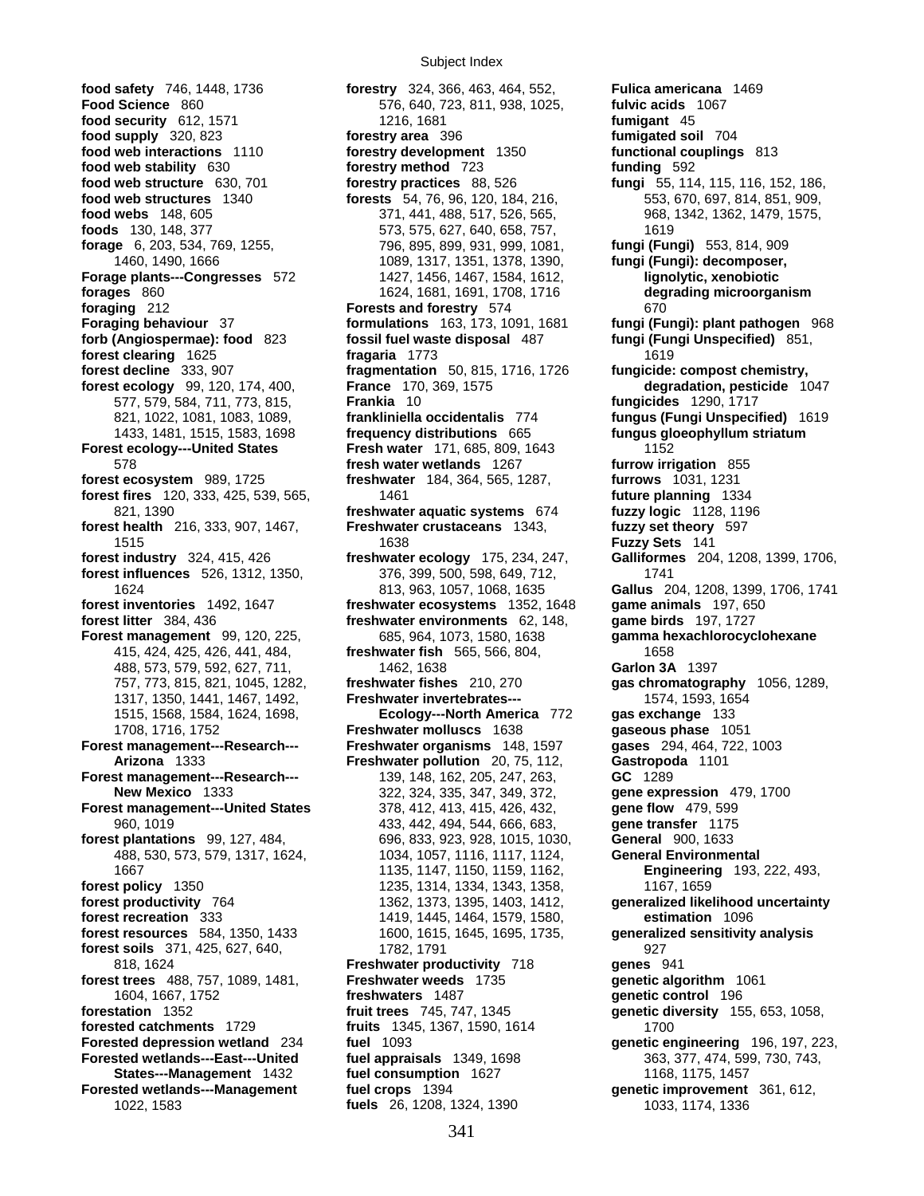**food safety** 746, 1448, 1736
**Food Science** 860
**food security** 612, 1571
**food supply** 320, 823
**food web interactions** 1110
**food web stability** 630
**food web structure** 630, 701
**food web structures** 1340
**food webs** 148, 605
**foods** 130, 148, 377
**forage** 6, 203, 534, 769, 1255, 1460, 1490, 1666
**Forage plants---Congresses** 572
**forages** 860
**foraging** 212
**Foraging behaviour** 37
**forb (Angiospermae): food** 823
**forest clearing** 1625
**forest decline** 333, 907
**forest ecology** 99, 120, 174, 400, 577, 579, 584, 711, 773, 815, 821, 1022, 1081, 1083, 1089, 1433, 1481, 1515, 1583, 1698
**Forest ecology---United States** 578
**forest ecosystem** 989, 1725
**forest fires** 120, 333, 425, 539, 565, 821, 1390
**forest health** 216, 333, 907, 1467, 1515
**forest industry** 324, 415, 426
**forest influences** 526, 1312, 1350, 1624
**forest inventories** 1492, 1647
**forest litter** 384, 436
**Forest management** 99, 120, 225, 415, 424, 425, 426, 441, 484, 488, 573, 579, 592, 627, 711, 757, 773, 815, 821, 1045, 1282, 1317, 1350, 1441, 1467, 1492, 1515, 1568, 1584, 1624, 1698, 1708, 1716, 1752
**Forest management---Research---Arizona** 1333
**Forest management---Research---New Mexico** 1333
**Forest management---United States** 960, 1019
**forest plantations** 99, 127, 484, 488, 530, 573, 579, 1317, 1624, 1667
**forest policy** 1350
**forest productivity** 764
**forest recreation** 333
**forest resources** 584, 1350, 1433
**forest soils** 371, 425, 627, 640, 818, 1624
**forest trees** 488, 757, 1089, 1481, 1604, 1667, 1752
**forestation** 1352
**forested catchments** 1729
**Forested depression wetland** 234
**Forested wetlands---East---United States---Management** 1432
**Forested wetlands---Management** 1022, 1583
**forestry** 324, 366, 463, 464, 552, 576, 640, 723, 811, 938, 1025, 1216, 1681
**forestry area** 396
**forestry development** 1350
**forestry method** 723
**forestry practices** 88, 526
**forests** 54, 76, 96, 120, 184, 216, 371, 441, 488, 517, 526, 565, 573, 575, 627, 640, 658, 757, 796, 895, 899, 931, 999, 1081, 1089, 1317, 1351, 1378, 1390, 1427, 1456, 1467, 1584, 1612, 1624, 1681, 1691, 1708, 1716
**Forests and forestry** 574
**formulations** 163, 173, 1091, 1681
**fossil fuel waste disposal** 487
**fragaria** 1773
**fragmentation** 50, 815, 1716, 1726
**France** 170, 369, 1575
**Frankia** 10
**frankliniella occidentalis** 774
**frequency distributions** 665
**Fresh water** 171, 685, 809, 1643
**fresh water wetlands** 1267
**freshwater** 184, 364, 565, 1287, 1461
**freshwater aquatic systems** 674
**Freshwater crustaceans** 1343, 1638
**freshwater ecology** 175, 234, 247, 376, 399, 500, 598, 649, 712, 813, 963, 1057, 1068, 1635
**freshwater ecosystems** 1352, 1648
**freshwater environments** 62, 148, 685, 964, 1073, 1580, 1638
**freshwater fish** 565, 566, 804, 1462, 1638
**freshwater fishes** 210, 270
**Freshwater invertebrates---Ecology---North America** 772
**Freshwater molluscs** 1638
**Freshwater organisms** 148, 1597
**Freshwater pollution** 20, 75, 112, 139, 148, 162, 205, 247, 263, 322, 324, 335, 347, 349, 372, 378, 412, 413, 415, 426, 432, 433, 442, 494, 544, 666, 683, 696, 833, 923, 928, 1015, 1030, 1034, 1057, 1116, 1117, 1124, 1135, 1147, 1150, 1159, 1162, 1235, 1314, 1334, 1343, 1358, 1362, 1373, 1395, 1403, 1412, 1419, 1445, 1464, 1579, 1580, 1600, 1615, 1645, 1695, 1735, 1782, 1791
**Freshwater productivity** 718
**Freshwater weeds** 1735
**freshwaters** 1487
**fruit trees** 745, 747, 1345
**fruits** 1345, 1367, 1590, 1614
**fuel** 1093
**fuel appraisals** 1349, 1698
**fuel consumption** 1627
**fuel crops** 1394
**fuels** 26, 1208, 1324, 1390
**Fulica americana** 1469
**fulvic acids** 1067
**fumigant** 45
**fumigated soil** 704
**functional couplings** 813
**funding** 592
**fungi** 55, 114, 115, 116, 152, 186, 553, 670, 697, 814, 851, 909, 968, 1342, 1362, 1479, 1575, 1619
**fungi (Fungi)** 553, 814, 909
**fungi (Fungi): decomposer, lignolytic, xenobiotic degrading microorganism** 670
**fungi (Fungi): plant pathogen** 968
**fungi (Fungi Unspecified)** 851, 1619
**fungicide: compost chemistry, degradation, pesticide** 1047
**fungicides** 1290, 1717
**fungus (Fungi Unspecified)** 1619
**fungus gloeophyllum striatum** 1152
**furrow irrigation** 855
**furrows** 1031, 1231
**future planning** 1334
**fuzzy logic** 1128, 1196
**fuzzy set theory** 597
**Fuzzy Sets** 141
**Galliformes** 204, 1208, 1399, 1706, 1741
**Gallus** 204, 1208, 1399, 1706, 1741
**game animals** 197, 650
**game birds** 197, 1727
**gamma hexachlorocyclohexane** 1658
**Garlon 3A** 1397
**gas chromatography** 1056, 1289, 1574, 1593, 1654
**gas exchange** 133
**gaseous phase** 1051
**gases** 294, 464, 722, 1003
**Gastropoda** 1101
**GC** 1289
**gene expression** 479, 1700
**gene flow** 479, 599
**gene transfer** 1175
**General** 900, 1633
**General Environmental Engineering** 193, 222, 493, 1167, 1659
**generalized likelihood uncertainty estimation** 1096
**generalized sensitivity analysis** 927
**genes** 941
**genetic algorithm** 1061
**genetic control** 196
**genetic diversity** 155, 653, 1058, 1700
**genetic engineering** 196, 197, 223, 363, 377, 474, 599, 730, 743, 1168, 1175, 1457
**genetic improvement** 361, 612, 1033, 1174, 1336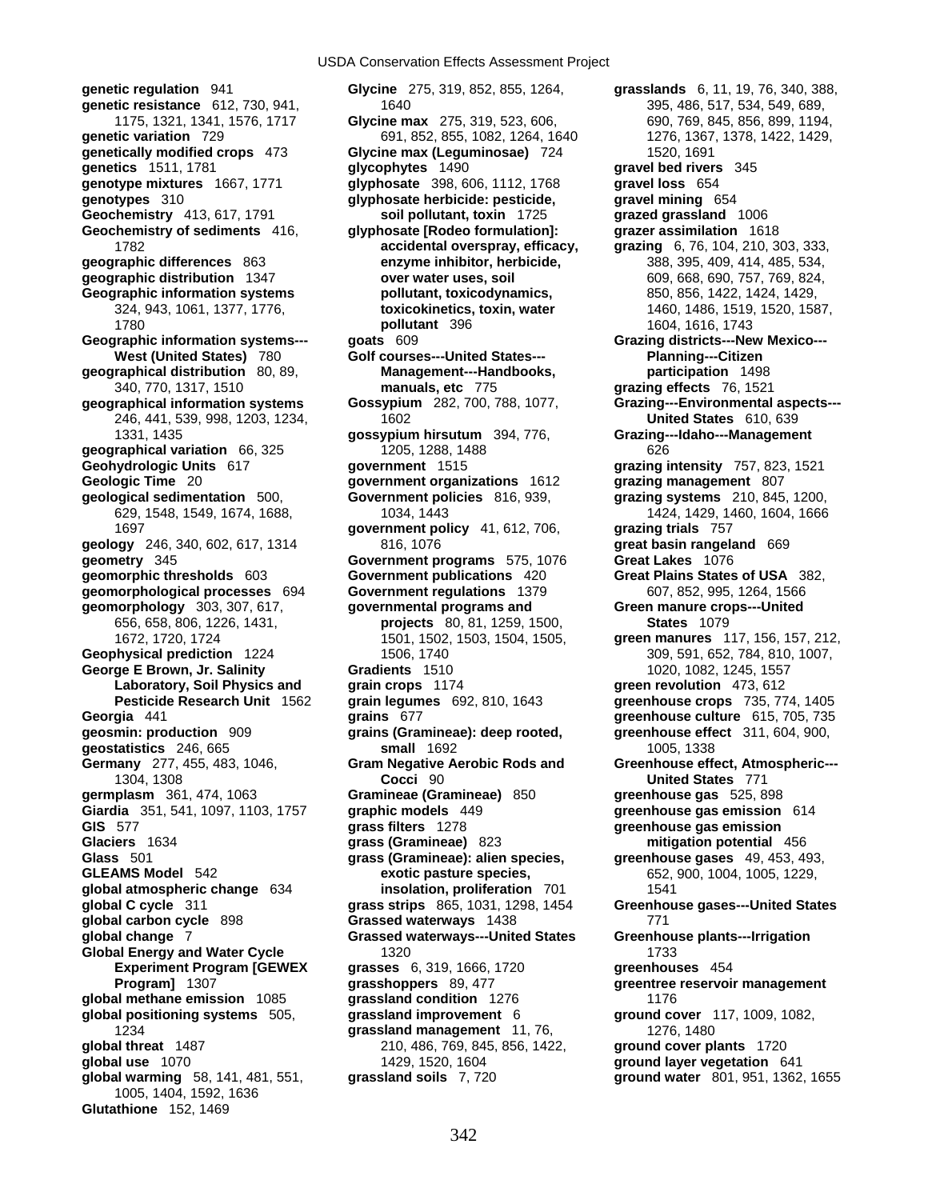**genetic regulation** 941
**genetic resistance** 612, 730, 941, 1175, 1321, 1341, 1576, 1717
**genetic variation** 729
**genetically modified crops** 473
**genetics** 1511, 1781
**genotype mixtures** 1667, 1771
**genotypes** 310
**Geochemistry** 413, 617, 1791
**Geochemistry of sediments** 416, 1782
**geographic differences** 863
**geographic distribution** 1347
**Geographic information systems** 324, 943, 1061, 1377, 1776, 1780
**Geographic information systems---West (United States)** 780
**geographical distribution** 80, 89, 340, 770, 1317, 1510
**geographical information systems** 246, 441, 539, 998, 1203, 1234, 1331, 1435
**geographical variation** 66, 325
**Geohydrologic Units** 617
**Geologic Time** 20
**geological sedimentation** 500, 629, 1548, 1549, 1674, 1688, 1697
**geology** 246, 340, 602, 617, 1314
**geometry** 345
**geomorphic thresholds** 603
**geomorphological processes** 694
**geomorphology** 303, 307, 617, 656, 658, 806, 1226, 1431, 1672, 1720, 1724
**Geophysical prediction** 1224
**George E Brown, Jr. Salinity Laboratory, Soil Physics and Pesticide Research Unit** 1562
**Georgia** 441
**geosmin: production** 909
**geostatistics** 246, 665
**Germany** 277, 455, 483, 1046, 1304, 1308
**germplasm** 361, 474, 1063
**Giardia** 351, 541, 1097, 1103, 1757
**GIS** 577
**Glaciers** 1634
**Glass** 501
**GLEAMS Model** 542
**global atmospheric change** 634
**global C cycle** 311
**global carbon cycle** 898
**global change** 7
**Global Energy and Water Cycle Experiment Program [GEWEX Program]** 1307
**global methane emission** 1085
**global positioning systems** 505, 1234
**global threat** 1487
**global use** 1070
**global warming** 58, 141, 481, 551, 1005, 1404, 1592, 1636
**Glutathione** 152, 1469
**Glycine** 275, 319, 852, 855, 1264, 1640
**Glycine max** 275, 319, 523, 606, 691, 852, 855, 1082, 1264, 1640
**Glycine max (Leguminosae)** 724
**glycophytes** 1490
**glyphosate** 398, 606, 1112, 1768
**glyphosate herbicide: pesticide, soil pollutant, toxin** 1725
**glyphosate [Rodeo formulation]: accidental overspray, efficacy, enzyme inhibitor, herbicide, over water uses, soil pollutant, toxicodynamics, toxicokinetics, toxin, water pollutant** 396
**goats** 609
**Golf courses---United States---Management---Handbooks, manuals, etc** 775
**Gossypium** 282, 700, 788, 1077, 1602
**gossypium hirsutum** 394, 776, 1205, 1288, 1488
**government** 1515
**government organizations** 1612
**Government policies** 816, 939, 1034, 1443
**government policy** 41, 612, 706, 816, 1076
**Government programs** 575, 1076
**Government publications** 420
**Government regulations** 1379
**governmental programs and projects** 80, 81, 1259, 1500, 1501, 1502, 1503, 1504, 1505, 1506, 1740
**Gradients** 1510
**grain crops** 1174
**grain legumes** 692, 810, 1643
**grains** 677
**grains (Gramineae): deep rooted, small** 1692
**Gram Negative Aerobic Rods and Cocci** 90
**Gramineae (Gramineae)** 850
**graphic models** 449
**grass filters** 1278
**grass (Gramineae)** 823
**grass (Gramineae): alien species, exotic pasture species, insolation, proliferation** 701
**grass strips** 865, 1031, 1298, 1454
**Grassed waterways** 1438
**Grassed waterways---United States** 1320
**grasses** 6, 319, 1666, 1720
**grasshoppers** 89, 477
**grassland condition** 1276
**grassland improvement** 6
**grassland management** 11, 76, 210, 486, 769, 845, 856, 1422, 1429, 1520, 1604
**grassland soils** 7, 720
**grasslands** 6, 11, 19, 76, 340, 388, 395, 486, 517, 534, 549, 689, 690, 769, 845, 856, 899, 1194, 1276, 1367, 1378, 1422, 1429, 1520, 1691
**gravel bed rivers** 345
**gravel loss** 654
**gravel mining** 654
**grazed grassland** 1006
**grazer assimilation** 1618
**grazing** 6, 76, 104, 210, 303, 333, 388, 395, 409, 414, 485, 534, 609, 668, 690, 757, 769, 824, 850, 856, 1422, 1424, 1429, 1460, 1486, 1519, 1520, 1587, 1604, 1616, 1743
**Grazing districts---New Mexico---Planning---Citizen participation** 1498
**grazing effects** 76, 1521
**Grazing---Environmental aspects---United States** 610, 639
**Grazing---Idaho---Management** 626
**grazing intensity** 757, 823, 1521
**grazing management** 807
**grazing systems** 210, 845, 1200, 1424, 1429, 1460, 1604, 1666
**grazing trials** 757
**great basin rangeland** 669
**Great Lakes** 1076
**Great Plains States of USA** 382, 607, 852, 995, 1264, 1566
**Green manure crops---United States** 1079
**green manures** 117, 156, 157, 212, 309, 591, 652, 784, 810, 1007, 1020, 1082, 1245, 1557
**green revolution** 473, 612
**greenhouse crops** 735, 774, 1405
**greenhouse culture** 615, 705, 735
**greenhouse effect** 311, 604, 900, 1005, 1338
**Greenhouse effect, Atmospheric---United States** 771
**greenhouse gas** 525, 898
**greenhouse gas emission** 614
**greenhouse gas emission mitigation potential** 456
**greenhouse gases** 49, 453, 493, 652, 900, 1004, 1005, 1229, 1541
**Greenhouse gases---United States** 771
**Greenhouse plants---Irrigation** 1733
**greenhouses** 454
**greentree reservoir management** 1176
**ground cover** 117, 1009, 1082, 1276, 1480
**ground cover plants** 1720
**ground layer vegetation** 641
**ground water** 801, 951, 1362, 1655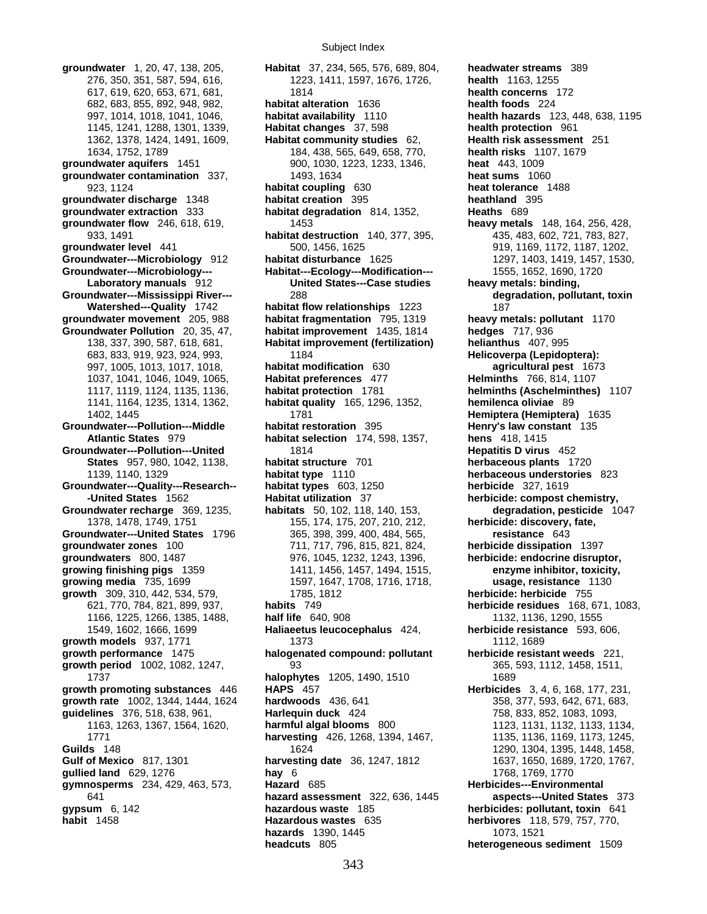**groundwater** 1, 20, 47, 138, 205, 276, 350, 351, 587, 594, 616, 617, 619, 620, 653, 671, 681, 682, 683, 855, 892, 948, 982, 997, 1014, 1018, 1041, 1046, 1145, 1241, 1288, 1301, 1339, 1362, 1378, 1424, 1491, 1609, 1634, 1752, 1789
**groundwater aquifers** 1451
**groundwater contamination** 337, 923, 1124
**groundwater discharge** 1348
**groundwater extraction** 333
**groundwater flow** 246, 618, 619, 933, 1491
**groundwater level** 441
**Groundwater---Microbiology** 912
**Groundwater---Microbiology---Laboratory manuals** 912
**Groundwater---Mississippi River---Watershed---Quality** 1742
**groundwater movement** 205, 988
**Groundwater Pollution** 20, 35, 47, 138, 337, 390, 587, 618, 681, 683, 833, 919, 923, 924, 993, 997, 1005, 1013, 1017, 1018, 1037, 1041, 1046, 1049, 1065, 1117, 1119, 1124, 1135, 1136, 1141, 1164, 1235, 1314, 1362, 1402, 1445
**Groundwater---Pollution---Middle Atlantic States** 979
**Groundwater---Pollution---United States** 957, 980, 1042, 1138, 1139, 1140, 1329
**Groundwater---Quality---Research---United States** 1562
**Groundwater recharge** 369, 1235, 1378, 1478, 1749, 1751
**Groundwater---United States** 1796
**groundwater zones** 100
**groundwaters** 800, 1487
**growing finishing pigs** 1359
**growing media** 735, 1699
**growth** 309, 310, 442, 534, 579, 621, 770, 784, 821, 899, 937, 1166, 1225, 1266, 1385, 1488, 1549, 1602, 1666, 1699
**growth models** 937, 1771
**growth performance** 1475
**growth period** 1002, 1082, 1247, 1737
**growth promoting substances** 446
**growth rate** 1002, 1344, 1444, 1624
**guidelines** 376, 518, 638, 961, 1163, 1263, 1367, 1564, 1620, 1771
**Guilds** 148
**Gulf of Mexico** 817, 1301
**gullied land** 629, 1276
**gymnosperms** 234, 429, 463, 573, 641
**gypsum** 6, 142
**habit** 1458
**Habitat** 37, 234, 565, 576, 689, 804, 1223, 1411, 1597, 1676, 1726, 1814
**habitat alteration** 1636
**habitat availability** 1110
**Habitat changes** 37, 598
**Habitat community studies** 62, 184, 438, 565, 649, 658, 770, 900, 1030, 1223, 1233, 1346, 1493, 1634
**habitat coupling** 630
**habitat creation** 395
**habitat degradation** 814, 1352, 1453
**habitat destruction** 140, 377, 395, 500, 1456, 1625
**habitat disturbance** 1625
**Habitat---Ecology---Modification---United States---Case studies** 288
**habitat flow relationships** 1223
**habitat fragmentation** 795, 1319
**habitat improvement** 1435, 1814
**Habitat improvement (fertilization)** 1184
**habitat modification** 630
**Habitat preferences** 477
**habitat protection** 1781
**habitat quality** 165, 1296, 1352, 1781
**habitat restoration** 395
**habitat selection** 174, 598, 1357, 1814
**habitat structure** 701
**habitat type** 1110
**habitat types** 603, 1250
**Habitat utilization** 37
**habitats** 50, 102, 118, 140, 153, 155, 174, 175, 207, 210, 212, 365, 398, 399, 400, 484, 565, 711, 717, 796, 815, 821, 824, 976, 1045, 1232, 1243, 1396, 1411, 1456, 1457, 1494, 1515, 1597, 1647, 1708, 1716, 1718, 1785, 1812
**habits** 749
**half life** 640, 908
**Haliaeetus leucocephalus** 424, 1373
**halogenated compound: pollutant** 93
**halophytes** 1205, 1490, 1510
**HAPS** 457
**hardwoods** 436, 641
**Harlequin duck** 424
**harmful algal blooms** 800
**harvesting** 426, 1268, 1394, 1467, 1624
**harvesting date** 36, 1247, 1812
**hay** 6
**Hazard** 685
**hazard assessment** 322, 636, 1445
**hazardous waste** 185
**Hazardous wastes** 635
**hazards** 1390, 1445
**headcuts** 805
**headwater streams** 389
**health** 1163, 1255
**health concerns** 172
**health foods** 224
**health hazards** 123, 448, 638, 1195
**health protection** 961
**Health risk assessment** 251
**health risks** 1107, 1679
**heat** 443, 1009
**heat sums** 1060
**heat tolerance** 1488
**heathland** 395
**Heaths** 689
**heavy metals** 148, 164, 256, 428, 435, 483, 602, 721, 783, 827, 919, 1169, 1172, 1187, 1202, 1297, 1403, 1419, 1457, 1530, 1555, 1652, 1690, 1720
**heavy metals: binding, degradation, pollutant, toxin** 187
**heavy metals: pollutant** 1170
**hedges** 717, 936
**helianthus** 407, 995
**Helicoverpa (Lepidoptera): agricultural pest** 1673
**Helminths** 766, 814, 1107
**helminths (Aschelminthes)** 1107
**hemilenca oliviae** 89
**Hemiptera (Hemiptera)** 1635
**Henry's law constant** 135
**hens** 418, 1415
**Hepatitis D virus** 452
**herbaceous plants** 1720
**herbaceous understories** 823
**herbicide** 327, 1619
**herbicide: compost chemistry, degradation, pesticide** 1047
**herbicide: discovery, fate, resistance** 643
**herbicide dissipation** 1397
**herbicide: endocrine disruptor, enzyme inhibitor, toxicity, usage, resistance** 1130
**herbicide: herbicide** 755
**herbicide residues** 168, 671, 1083, 1132, 1136, 1290, 1555
**herbicide resistance** 593, 606, 1112, 1689
**herbicide resistant weeds** 221, 365, 593, 1112, 1458, 1511, 1689
**Herbicides** 3, 4, 6, 168, 177, 231, 358, 377, 593, 642, 671, 683, 758, 833, 852, 1083, 1093, 1123, 1131, 1132, 1133, 1134, 1135, 1136, 1169, 1173, 1245, 1290, 1304, 1395, 1448, 1458, 1637, 1650, 1689, 1720, 1767, 1768, 1769, 1770
**Herbicides---Environmental aspects---United States** 373
**herbicides: pollutant, toxin** 641
**herbivores** 118, 579, 757, 770, 1073, 1521
**heterogeneous sediment** 1509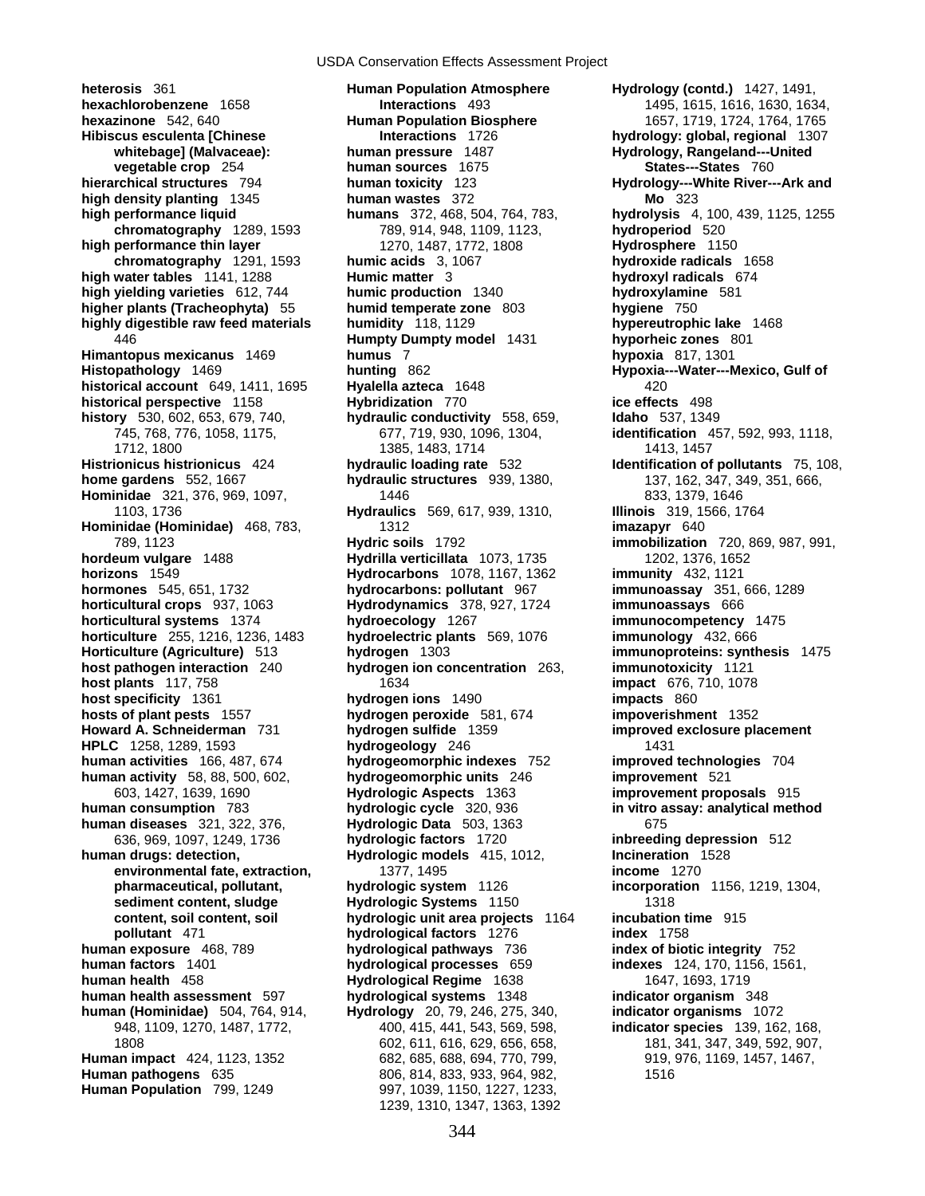**heterosis** 361
**hexachlorobenzene** 1658
**hexazinone** 542, 640
**Hibiscus esculenta [Chinese whitebage] (Malvaceae): vegetable crop** 254
**hierarchical structures** 794
**high density planting** 1345
**high performance liquid chromatography** 1289, 1593
**high performance thin layer chromatography** 1291, 1593
**high water tables** 1141, 1288
**high yielding varieties** 612, 744
**higher plants (Tracheophyta)** 55
**highly digestible raw feed materials** 446
**Himantopus mexicanus** 1469
**Histopathology** 1469
**historical account** 649, 1411, 1695
**historical perspective** 1158
**history** 530, 602, 653, 679, 740, 745, 768, 776, 1058, 1175, 1712, 1800
**Histrionicus histrionicus** 424
**home gardens** 552, 1667
**Hominidae** 321, 376, 969, 1097, 1103, 1736
**Hominidae (Hominidae)** 468, 783, 789, 1123
**hordeum vulgare** 1488
**horizons** 1549
**hormones** 545, 651, 1732
**horticultural crops** 937, 1063
**horticultural systems** 1374
**horticulture** 255, 1216, 1236, 1483
**Horticulture (Agriculture)** 513
**host pathogen interaction** 240
**host plants** 117, 758
**host specificity** 1361
**hosts of plant pests** 1557
**Howard A. Schneiderman** 731
**HPLC** 1258, 1289, 1593
**human activities** 166, 487, 674
**human activity** 58, 88, 500, 602, 603, 1427, 1639, 1690
**human consumption** 783
**human diseases** 321, 322, 376, 636, 969, 1097, 1249, 1736
**human drugs: detection, environmental fate, extraction, pharmaceutical, pollutant, sediment content, sludge content, soil content, soil pollutant** 471
**human exposure** 468, 789
**human factors** 1401
**human health** 458
**human health assessment** 597
**human (Hominidae)** 504, 764, 914, 948, 1109, 1270, 1487, 1772, 1808
**Human impact** 424, 1123, 1352
**Human pathogens** 635
**Human Population** 799, 1249
**Human Population Atmosphere Interactions** 493
**Human Population Biosphere Interactions** 1726
**human pressure** 1487
**human sources** 1675
**human toxicity** 123
**human wastes** 372
**humans** 372, 468, 504, 764, 783, 789, 914, 948, 1109, 1123, 1270, 1487, 1772, 1808
**humic acids** 3, 1067
**Humic matter** 3
**humic production** 1340
**humid temperate zone** 803
**humidity** 118, 1129
**Humpty Dumpty model** 1431
**humus** 7
**hunting** 862
**Hyalella azteca** 1648
**Hybridization** 770
**hydraulic conductivity** 558, 659, 677, 719, 930, 1096, 1304, 1385, 1483, 1714
**hydraulic loading rate** 532
**hydraulic structures** 939, 1380, 1446
**Hydraulics** 569, 617, 939, 1310, 1312
**Hydric soils** 1792
**Hydrilla verticillata** 1073, 1735
**Hydrocarbons** 1078, 1167, 1362
**hydrocarbons: pollutant** 967
**Hydrodynamics** 378, 927, 1724
**hydroecology** 1267
**hydroelectric plants** 569, 1076
**hydrogen** 1303
**hydrogen ion concentration** 263, 1634
**hydrogen ions** 1490
**hydrogen peroxide** 581, 674
**hydrogen sulfide** 1359
**hydrogeology** 246
**hydrogeomorphic indexes** 752
**hydrogeomorphic units** 246
**Hydrologic Aspects** 1363
**hydrologic cycle** 320, 936
**Hydrologic Data** 503, 1363
**hydrologic factors** 1720
**Hydrologic models** 415, 1012, 1377, 1495
**hydrologic system** 1126
**Hydrologic Systems** 1150
**hydrologic unit area projects** 1164
**hydrological factors** 1276
**hydrological pathways** 736
**hydrological processes** 659
**Hydrological Regime** 1638
**hydrological systems** 1348
**Hydrology** 20, 79, 246, 275, 340, 400, 415, 441, 543, 569, 598, 602, 611, 616, 629, 656, 658, 682, 685, 688, 694, 770, 799, 806, 814, 833, 933, 964, 982, 997, 1039, 1150, 1227, 1233, 1239, 1310, 1347, 1363, 1392
**Hydrology (contd.)** 1427, 1491, 1495, 1615, 1616, 1630, 1634, 1657, 1719, 1724, 1764, 1765
**hydrology: global, regional** 1307
**Hydrology, Rangeland---United States---States** 760
**Hydrology---White River---Ark and Mo** 323
**hydrolysis** 4, 100, 439, 1125, 1255
**hydroperiod** 520
**Hydrosphere** 1150
**hydroxide radicals** 1658
**hydroxyl radicals** 674
**hydroxylamine** 581
**hygiene** 750
**hypereutrophic lake** 1468
**hyporheic zones** 801
**hypoxia** 817, 1301
**Hypoxia---Water---Mexico, Gulf of** 420
**ice effects** 498
**Idaho** 537, 1349
**identification** 457, 592, 993, 1118, 1413, 1457
**Identification of pollutants** 75, 108, 137, 162, 347, 349, 351, 666, 833, 1379, 1646
**Illinois** 319, 1566, 1764
**imazapyr** 640
**immobilization** 720, 869, 987, 991, 1202, 1376, 1652
**immunity** 432, 1121
**immunoassay** 351, 666, 1289
**immunoassays** 666
**immunocompetency** 1475
**immunology** 432, 666
**immunoproteins: synthesis** 1475
**immunotoxicity** 1121
**impact** 676, 710, 1078
**impacts** 860
**impoverishment** 1352
**improved exclosure placement** 1431
**improved technologies** 704
**improvement** 521
**improvement proposals** 915
**in vitro assay: analytical method** 675
**inbreeding depression** 512
**Incineration** 1528
**income** 1270
**incorporation** 1156, 1219, 1304, 1318
**incubation time** 915
**index** 1758
**index of biotic integrity** 752
**indexes** 124, 170, 1156, 1561, 1647, 1693, 1719
**indicator organism** 348
**indicator organisms** 1072
**indicator species** 139, 162, 168, 181, 341, 347, 349, 592, 907, 919, 976, 1169, 1457, 1467, 1516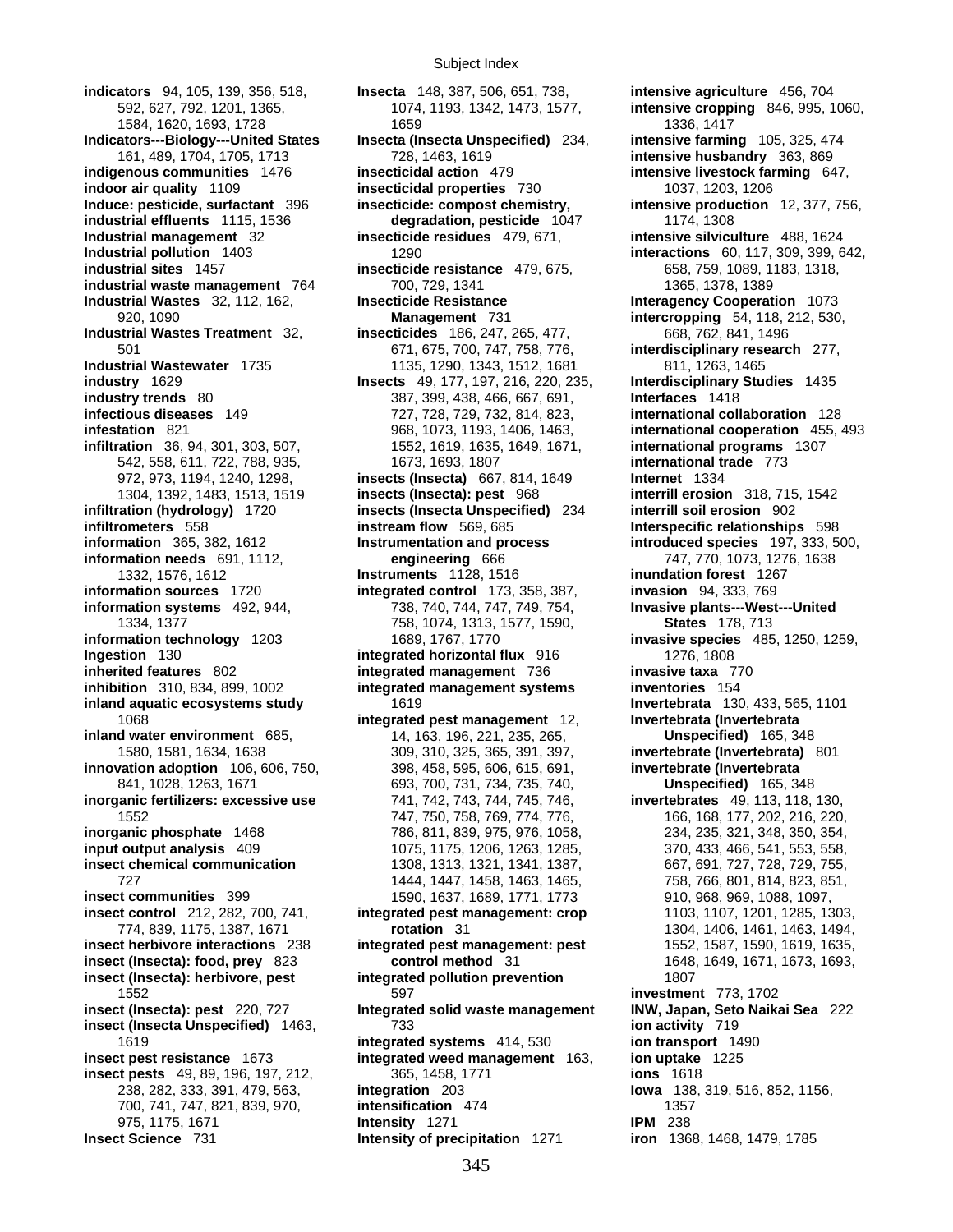**indicators** 94, 105, 139, 356, 518, 592, 627, 792, 1201, 1365, 1584, 1620, 1693, 1728
**Indicators---Biology---United States** 161, 489, 1704, 1705, 1713
**indigenous communities** 1476
**indoor air quality** 1109
**Induce: pesticide, surfactant** 396
**industrial effluents** 1115, 1536
**Industrial management** 32
**Industrial pollution** 1403
**industrial sites** 1457
**industrial waste management** 764
**Industrial Wastes** 32, 112, 162, 920, 1090
**Industrial Wastes Treatment** 32, 501
**Industrial Wastewater** 1735
**industry** 1629
**industry trends** 80
**infectious diseases** 149
**infestation** 821
**infiltration** 36, 94, 301, 303, 507, 542, 558, 611, 722, 788, 935, 972, 973, 1194, 1240, 1298, 1304, 1392, 1483, 1513, 1519
**infiltration (hydrology)** 1720
**infiltrometers** 558
**information** 365, 382, 1612
**information needs** 691, 1112, 1332, 1576, 1612
**information sources** 1720
**information systems** 492, 944, 1334, 1377
**information technology** 1203
**Ingestion** 130
**inherited features** 802
**inhibition** 310, 834, 899, 1002
**inland aquatic ecosystems study** 1068
**inland water environment** 685, 1580, 1581, 1634, 1638
**innovation adoption** 106, 606, 750, 841, 1028, 1263, 1671
**inorganic fertilizers: excessive use** 1552
**inorganic phosphate** 1468
**input output analysis** 409
**insect chemical communication** 727
**insect communities** 399
**insect control** 212, 282, 700, 741, 774, 839, 1175, 1387, 1671
**insect herbivore interactions** 238
**insect (Insecta): food, prey** 823
**insect (Insecta): herbivore, pest** 1552
**insect (Insecta): pest** 220, 727
**insect (Insecta Unspecified)** 1463, 1619
**insect pest resistance** 1673
**insect pests** 49, 89, 196, 197, 212, 238, 282, 333, 391, 479, 563, 700, 741, 747, 821, 839, 970, 975, 1175, 1671
**Insect Science** 731
**Insecta** 148, 387, 506, 651, 738, 1074, 1193, 1342, 1473, 1577, 1659
**Insecta (Insecta Unspecified)** 234, 728, 1463, 1619
**insecticidal action** 479
**insecticidal properties** 730
**insecticide: compost chemistry, degradation, pesticide** 1047
**insecticide residues** 479, 671, 1290
**insecticide resistance** 479, 675, 700, 729, 1341
**Insecticide Resistance Management** 731
**insecticides** 186, 247, 265, 477, 671, 675, 700, 747, 758, 776, 1135, 1290, 1343, 1512, 1681
**Insects** 49, 177, 197, 216, 220, 235, 387, 399, 438, 466, 667, 691, 727, 728, 729, 732, 814, 823, 968, 1073, 1193, 1406, 1463, 1552, 1619, 1635, 1649, 1671, 1673, 1693, 1807
**insects (Insecta)** 667, 814, 1649
**insects (Insecta): pest** 968
**insects (Insecta Unspecified)** 234
**instream flow** 569, 685
**Instrumentation and process engineering** 666
**Instruments** 1128, 1516
**integrated control** 173, 358, 387, 738, 740, 744, 747, 749, 754, 758, 1074, 1313, 1577, 1590, 1689, 1767, 1770
**integrated horizontal flux** 916
**integrated management** 736
**integrated management systems** 1619
**integrated pest management** 12, 14, 163, 196, 221, 235, 265, 309, 310, 325, 365, 391, 397, 398, 458, 595, 606, 615, 691, 693, 700, 731, 734, 735, 740, 741, 742, 743, 744, 745, 746, 747, 750, 758, 769, 774, 776, 786, 811, 839, 975, 976, 1058, 1075, 1175, 1206, 1263, 1285, 1308, 1313, 1321, 1341, 1387, 1444, 1447, 1458, 1463, 1465, 1590, 1637, 1689, 1771, 1773
**integrated pest management: crop rotation** 31
**integrated pest management: pest control method** 31
**integrated pollution prevention** 597
**Integrated solid waste management** 733
**integrated systems** 414, 530
**integrated weed management** 163, 365, 1458, 1771
**integration** 203
**intensification** 474
**Intensity** 1271
**Intensity of precipitation** 1271
**intensive agriculture** 456, 704
**intensive cropping** 846, 995, 1060, 1336, 1417
**intensive farming** 105, 325, 474
**intensive husbandry** 363, 869
**intensive livestock farming** 647, 1037, 1203, 1206
**intensive production** 12, 377, 756, 1174, 1308
**intensive silviculture** 488, 1624
**interactions** 60, 117, 309, 399, 642, 658, 759, 1089, 1183, 1318, 1365, 1378, 1389
**Interagency Cooperation** 1073
**intercropping** 54, 118, 212, 530, 668, 762, 841, 1496
**interdisciplinary research** 277, 811, 1263, 1465
**Interdisciplinary Studies** 1435
**Interfaces** 1418
**international collaboration** 128
**international cooperation** 455, 493
**international programs** 1307
**international trade** 773
**Internet** 1334
**interrill erosion** 318, 715, 1542
**interrill soil erosion** 902
**Interspecific relationships** 598
**introduced species** 197, 333, 500, 747, 770, 1073, 1276, 1638
**inundation forest** 1267
**invasion** 94, 333, 769
**Invasive plants---West---United States** 178, 713
**invasive species** 485, 1250, 1259, 1276, 1808
**invasive taxa** 770
**inventories** 154
**Invertebrata** 130, 433, 565, 1101
**Invertebrata (Invertebrata Unspecified)** 165, 348
**invertebrate (Invertebrata)** 801
**invertebrate (Invertebrata Unspecified)** 165, 348
**invertebrates** 49, 113, 118, 130, 166, 168, 177, 202, 216, 220, 234, 235, 321, 348, 350, 354, 370, 433, 466, 541, 553, 558, 667, 691, 727, 728, 729, 755, 758, 766, 801, 814, 823, 851, 910, 968, 969, 1088, 1097, 1103, 1107, 1201, 1285, 1303, 1304, 1406, 1461, 1463, 1494, 1552, 1587, 1590, 1619, 1635, 1648, 1649, 1671, 1673, 1693, 1807
**investment** 773, 1702
**INW, Japan, Seto Naikai Sea** 222
**ion activity** 719
**ion transport** 1490
**ion uptake** 1225
**ions** 1618
**Iowa** 138, 319, 516, 852, 1156, 1357
**IPM** 238
**iron** 1368, 1468, 1479, 1785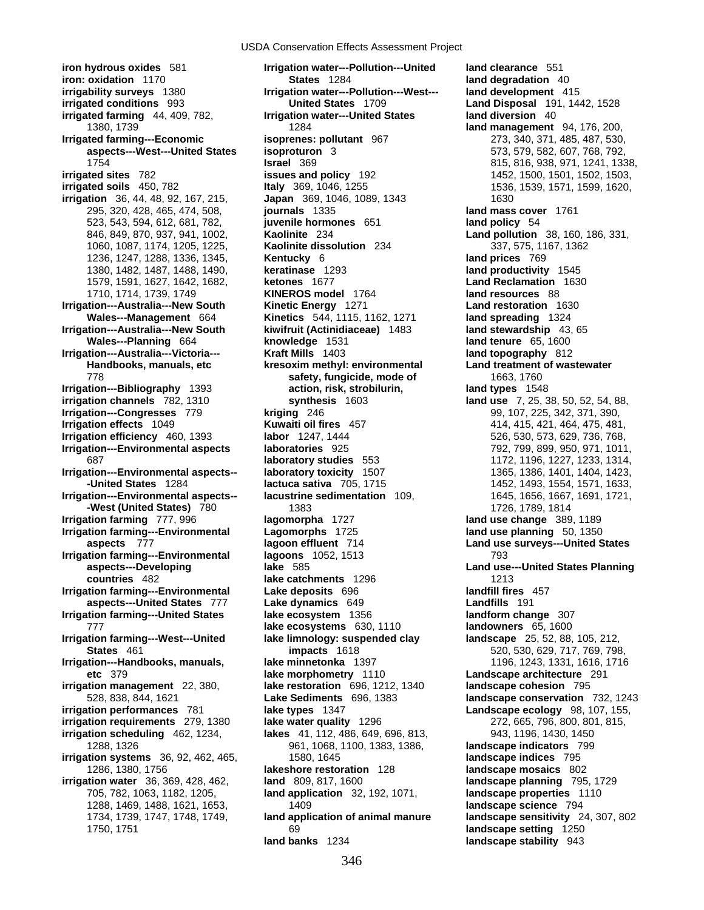**iron hydrous oxides** 581
**iron: oxidation** 1170
**irrigability surveys** 1380
**irrigated conditions** 993
**irrigated farming** 44, 409, 782, 1380, 1739
**Irrigated farming---Economic aspects---West---United States** 1754
**irrigated sites** 782
**irrigated soils** 450, 782
**irrigation** 36, 44, 48, 92, 167, 215, 295, 320, 428, 465, 474, 508, 523, 543, 594, 612, 681, 782, 846, 849, 870, 937, 941, 1002, 1060, 1087, 1174, 1205, 1225, 1236, 1247, 1288, 1336, 1345, 1380, 1482, 1487, 1488, 1490, 1579, 1591, 1627, 1642, 1682, 1710, 1714, 1739, 1749
**Irrigation---Australia---New South Wales---Management** 664
**Irrigation---Australia---New South Wales---Planning** 664
**Irrigation---Australia---Victoria---Handbooks, manuals, etc** 778
**Irrigation---Bibliography** 1393
**irrigation channels** 782, 1310
**Irrigation---Congresses** 779
**Irrigation effects** 1049
**Irrigation efficiency** 460, 1393
**Irrigation---Environmental aspects** 687
**Irrigation---Environmental aspects---United States** 1284
**Irrigation---Environmental aspects---West (United States)** 780
**Irrigation farming** 777, 996
**Irrigation farming---Environmental aspects** 777
**Irrigation farming---Environmental aspects---Developing countries** 482
**Irrigation farming---Environmental aspects---United States** 777
**Irrigation farming---United States** 777
**Irrigation farming---West---United States** 461
**Irrigation---Handbooks, manuals, etc** 379
**irrigation management** 22, 380, 528, 838, 844, 1621
**irrigation performances** 781
**irrigation requirements** 279, 1380
**irrigation scheduling** 462, 1234, 1288, 1326
**irrigation systems** 36, 92, 462, 465, 1286, 1380, 1756
**irrigation water** 36, 369, 428, 462, 705, 782, 1063, 1182, 1205, 1288, 1469, 1488, 1621, 1653, 1734, 1739, 1747, 1748, 1749, 1750, 1751
**Irrigation water---Pollution---United States** 1284
**Irrigation water---Pollution---West---United States** 1709
**Irrigation water---United States** 1284
**isoprenes: pollutant** 967
**isoproturon** 3
**Israel** 369
**issues and policy** 192
**Italy** 369, 1046, 1255
**Japan** 369, 1046, 1089, 1343
**journals** 1335
**juvenile hormones** 651
**Kaolinite** 234
**Kaolinite dissolution** 234
**Kentucky** 6
**keratinase** 1293
**ketones** 1677
**KINEROS model** 1764
**Kinetic Energy** 1271
**Kinetics** 544, 1115, 1162, 1271
**kiwifruit (Actinidiaceae)** 1483
**knowledge** 1531
**Kraft Mills** 1403
**kresoxim methyl: environmental safety, fungicide, mode of action, risk, strobilurin, synthesis** 1603
**kriging** 246
**Kuwaiti oil fires** 457
**labor** 1247, 1444
**laboratories** 925
**laboratory studies** 553
**laboratory toxicity** 1507
**lactuca sativa** 705, 1715
**lacustrine sedimentation** 109, 1383
**lagomorpha** 1727
**Lagomorphs** 1725
**lagoon effluent** 714
**lagoons** 1052, 1513
**lake** 585
**lake catchments** 1296
**Lake deposits** 696
**Lake dynamics** 649
**lake ecosystem** 1356
**lake ecosystems** 630, 1110
**lake limnology: suspended clay impacts** 1618
**lake minnetonka** 1397
**lake morphometry** 1110
**lake restoration** 696, 1212, 1340
**Lake Sediments** 696, 1383
**lake types** 1347
**lake water quality** 1296
**lakes** 41, 112, 486, 649, 696, 813, 961, 1068, 1100, 1383, 1386, 1580, 1645
**lakeshore restoration** 128
**land** 809, 817, 1600
**land application** 32, 192, 1071, 1409
**land application of animal manure** 69
**land banks** 1234
**land clearance** 551
**land degradation** 40
**land development** 415
**Land Disposal** 191, 1442, 1528
**land diversion** 40
**land management** 94, 176, 200, 273, 340, 371, 485, 487, 530, 573, 579, 582, 607, 768, 792, 815, 816, 938, 971, 1241, 1338, 1452, 1500, 1501, 1502, 1503, 1536, 1539, 1571, 1599, 1620, 1630
**land mass cover** 1761
**land policy** 54
**Land pollution** 38, 160, 186, 331, 337, 575, 1167, 1362
**land prices** 769
**land productivity** 1545
**Land Reclamation** 1630
**land resources** 88
**Land restoration** 1630
**land spreading** 1324
**land stewardship** 43, 65
**land tenure** 65, 1600
**land topography** 812
**Land treatment of wastewater** 1663, 1760
**land types** 1548
**land use** 7, 25, 38, 50, 52, 54, 88, 99, 107, 225, 342, 371, 390, 414, 415, 421, 464, 475, 481, 526, 530, 573, 629, 736, 768, 792, 799, 899, 950, 971, 1011, 1172, 1196, 1227, 1233, 1314, 1365, 1386, 1401, 1404, 1423, 1452, 1493, 1554, 1571, 1633, 1645, 1656, 1667, 1691, 1721, 1726, 1789, 1814
**land use change** 389, 1189
**land use planning** 50, 1350
**Land use surveys---United States** 793
**Land use---United States Planning** 1213
**landfill fires** 457
**Landfills** 191
**landform change** 307
**landowners** 65, 1600
**landscape** 25, 52, 88, 105, 212, 520, 530, 629, 717, 769, 798, 1196, 1243, 1331, 1616, 1716
**Landscape architecture** 291
**landscape cohesion** 795
**landscape conservation** 732, 1243
**Landscape ecology** 98, 107, 155, 272, 665, 796, 800, 801, 815, 943, 1196, 1430, 1450
**landscape indicators** 799
**landscape indices** 795
**landscape mosaics** 802
**landscape planning** 795, 1729
**landscape properties** 1110
**landscape science** 794
**landscape sensitivity** 24, 307, 802
**landscape setting** 1250
**landscape stability** 943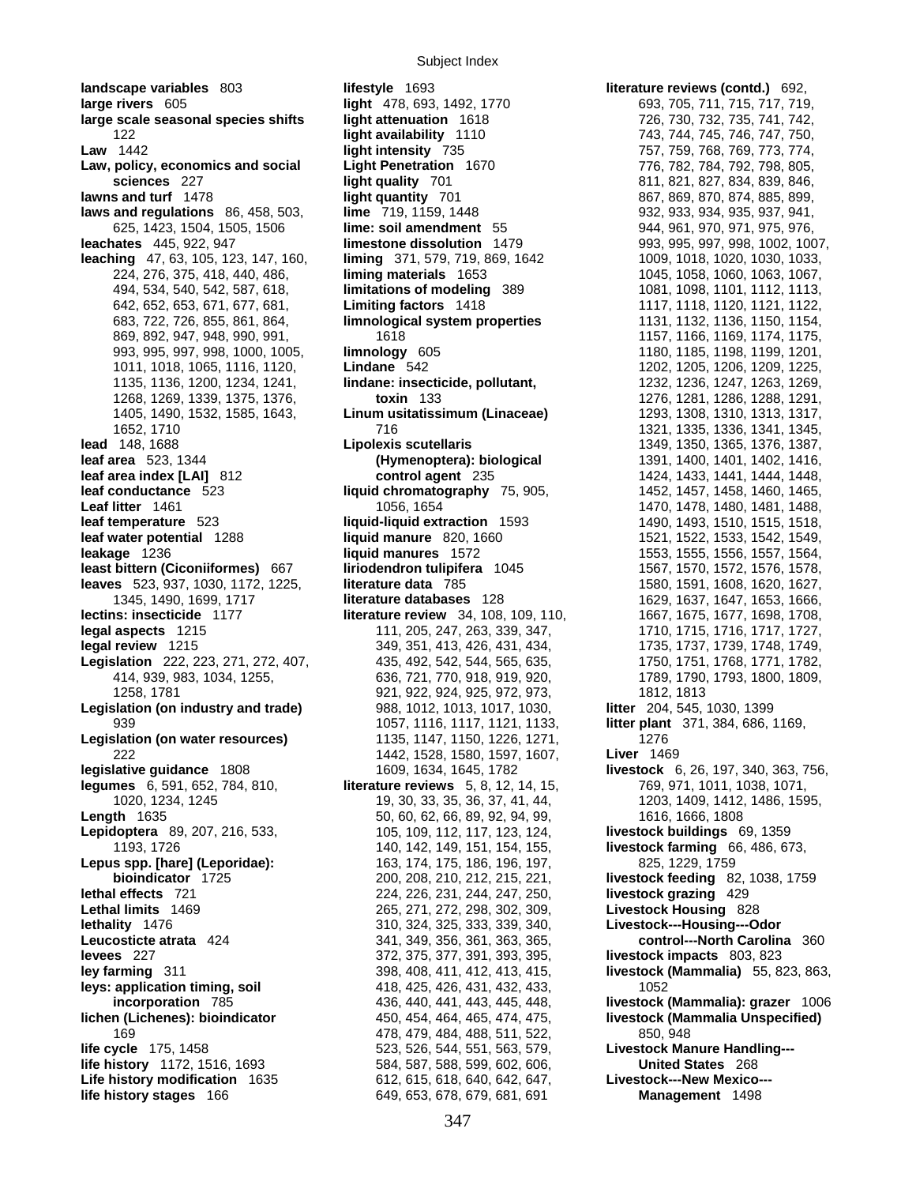**landscape variables** 803
**large rivers** 605
**large scale seasonal species shifts** 122
**Law** 1442
**Law, policy, economics and social sciences** 227
**lawns and turf** 1478
**laws and regulations** 86, 458, 503, 625, 1423, 1504, 1505, 1506
**leachates** 445, 922, 947
**leaching** 47, 63, 105, 123, 147, 160, 224, 276, 375, 418, 440, 486, 494, 534, 540, 542, 587, 618, 642, 652, 653, 671, 677, 681, 683, 722, 726, 855, 861, 864, 869, 892, 947, 948, 990, 991, 993, 995, 997, 998, 1000, 1005, 1011, 1018, 1065, 1116, 1120, 1135, 1136, 1200, 1234, 1241, 1268, 1269, 1339, 1375, 1376, 1405, 1490, 1532, 1585, 1643, 1652, 1710
**lead** 148, 1688
**leaf area** 523, 1344
**leaf area index [LAI]** 812
**leaf conductance** 523
**Leaf litter** 1461
**leaf temperature** 523
**leaf water potential** 1288
**leakage** 1236
**least bittern (Ciconiiformes)** 667
**leaves** 523, 937, 1030, 1172, 1225, 1345, 1490, 1699, 1717
**lectins: insecticide** 1177
**legal aspects** 1215
**legal review** 1215
**Legislation** 222, 223, 271, 272, 407, 414, 939, 983, 1034, 1255, 1258, 1781
**Legislation (on industry and trade)** 939
**Legislation (on water resources)** 222
**legislative guidance** 1808
**legumes** 6, 591, 652, 784, 810, 1020, 1234, 1245
**Length** 1635
**Lepidoptera** 89, 207, 216, 533, 1193, 1726
**Lepus spp. [hare] (Leporidae): bioindicator** 1725
**lethal effects** 721
**Lethal limits** 1469
**lethality** 1476
**Leucosticte atrata** 424
**levees** 227
**ley farming** 311
**leys: application timing, soil incorporation** 785
**lichen (Lichenes): bioindicator** 169
**life cycle** 175, 1458
**life history** 1172, 1516, 1693
**Life history modification** 1635
**life history stages** 166
**lifestyle** 1693
**light** 478, 693, 1492, 1770
**light attenuation** 1618
**light availability** 1110
**light intensity** 735
**Light Penetration** 1670
**light quality** 701
**light quantity** 701
**lime** 719, 1159, 1448
**lime: soil amendment** 55
**limestone dissolution** 1479
**liming** 371, 579, 719, 869, 1642
**liming materials** 1653
**limitations of modeling** 389
**Limiting factors** 1418
**limnological system properties** 1618
**limnology** 605
**Lindane** 542
**lindane: insecticide, pollutant, toxin** 133
**Linum usitatissimum (Linaceae)** 716
**Lipolexis scutellaris (Hymenoptera): biological control agent** 235
**liquid chromatography** 75, 905, 1056, 1654
**liquid-liquid extraction** 1593
**liquid manure** 820, 1660
**liquid manures** 1572
**liriodendron tulipifera** 1045
**literature data** 785
**literature databases** 128
**literature review** 34, 108, 109, 110, 111, 205, 247, 263, 339, 347, 349, 351, 413, 426, 431, 434, 435, 492, 542, 544, 565, 635, 636, 721, 770, 918, 919, 920, 921, 922, 924, 925, 972, 973, 988, 1012, 1013, 1017, 1030, 1057, 1116, 1117, 1121, 1133, 1135, 1147, 1150, 1226, 1271, 1442, 1528, 1580, 1597, 1607, 1609, 1634, 1645, 1782
**literature reviews** 5, 8, 12, 14, 15, 19, 30, 33, 35, 36, 37, 41, 44, 50, 60, 62, 66, 89, 92, 94, 99, 105, 109, 112, 117, 123, 124, 140, 142, 149, 151, 154, 155, 163, 174, 175, 186, 196, 197, 200, 208, 210, 212, 215, 221, 224, 226, 231, 244, 247, 250, 265, 271, 272, 298, 302, 309, 310, 324, 325, 333, 339, 340, 341, 349, 356, 361, 363, 365, 372, 375, 377, 391, 393, 395, 398, 408, 411, 412, 413, 415, 418, 425, 426, 431, 432, 433, 436, 440, 441, 443, 445, 448, 450, 454, 464, 465, 474, 475, 478, 479, 484, 488, 511, 522, 523, 526, 544, 551, 563, 579, 584, 587, 588, 599, 602, 606, 612, 615, 618, 640, 642, 647, 649, 653, 678, 679, 681, 691
**literature reviews (contd.)** 692, 693, 705, 711, 715, 717, 719, 726, 730, 732, 735, 741, 742, 743, 744, 745, 746, 747, 750, 757, 759, 768, 769, 773, 774, 776, 782, 784, 792, 798, 805, 811, 821, 827, 834, 839, 846, 867, 869, 870, 874, 885, 899, 932, 933, 934, 935, 937, 941, 944, 961, 970, 971, 975, 976, 993, 995, 997, 998, 1002, 1007, 1009, 1018, 1020, 1030, 1033, 1045, 1058, 1060, 1063, 1067, 1081, 1098, 1101, 1112, 1113, 1117, 1118, 1120, 1121, 1122, 1131, 1132, 1136, 1150, 1154, 1157, 1166, 1169, 1174, 1175, 1180, 1185, 1198, 1199, 1201, 1202, 1205, 1206, 1209, 1225, 1232, 1236, 1247, 1263, 1269, 1276, 1281, 1286, 1288, 1291, 1293, 1308, 1310, 1313, 1317, 1321, 1335, 1336, 1341, 1345, 1349, 1350, 1365, 1376, 1387, 1391, 1400, 1401, 1402, 1416, 1424, 1433, 1441, 1444, 1448, 1452, 1457, 1458, 1460, 1465, 1470, 1478, 1480, 1481, 1488, 1490, 1493, 1510, 1515, 1518, 1521, 1522, 1533, 1542, 1549, 1553, 1555, 1556, 1557, 1564, 1567, 1570, 1572, 1576, 1578, 1580, 1591, 1608, 1620, 1627, 1629, 1637, 1647, 1653, 1666, 1667, 1675, 1677, 1698, 1708, 1710, 1715, 1716, 1717, 1727, 1735, 1737, 1739, 1748, 1749, 1750, 1751, 1768, 1771, 1782, 1789, 1790, 1793, 1800, 1809, 1812, 1813
**litter** 204, 545, 1030, 1399
**litter plant** 371, 384, 686, 1169, 1276
**Liver** 1469
**livestock** 6, 26, 197, 340, 363, 756, 769, 971, 1011, 1038, 1071, 1203, 1409, 1412, 1486, 1595, 1616, 1666, 1808
**livestock buildings** 69, 1359
**livestock farming** 66, 486, 673, 825, 1229, 1759
**livestock feeding** 82, 1038, 1759
**livestock grazing** 429
**Livestock Housing** 828
**Livestock---Housing---Odor control---North Carolina** 360
**livestock impacts** 803, 823
**livestock (Mammalia)** 55, 823, 863, 1052
**livestock (Mammalia): grazer** 1006
**livestock (Mammalia Unspecified)** 850, 948
**Livestock Manure Handling---United States** 268
**Livestock---New Mexico---Management** 1498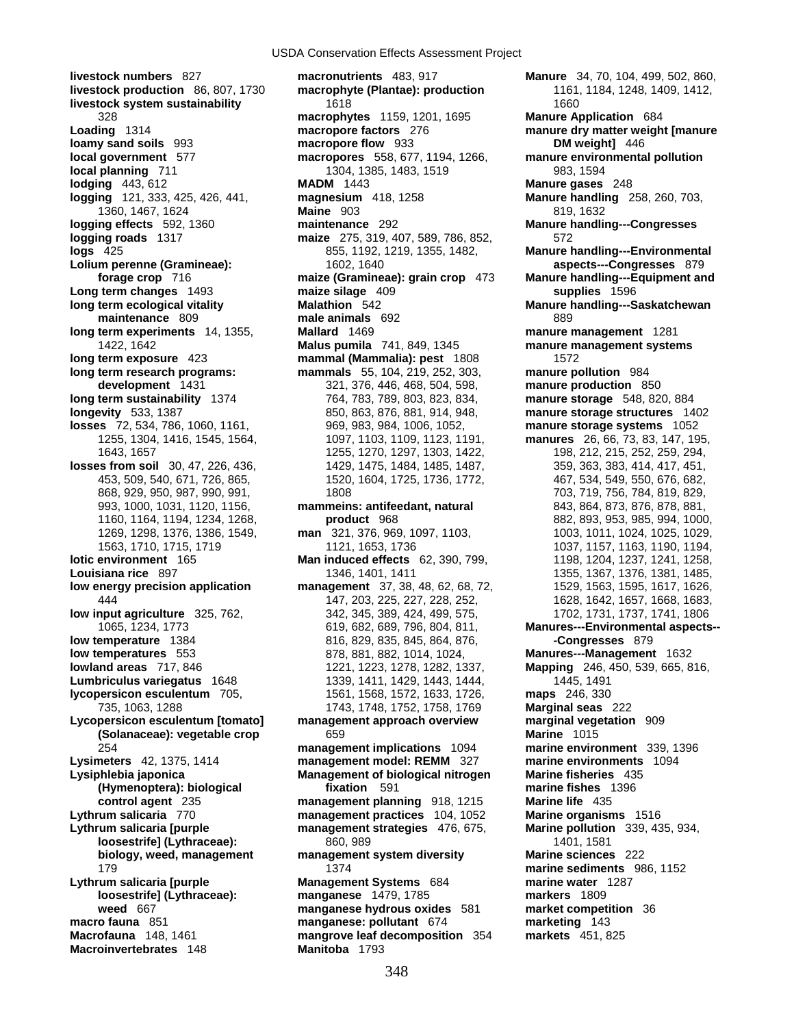**livestock numbers** 827
**livestock production** 86, 807, 1730
**livestock system sustainability** 328
**Loading** 1314
**loamy sand soils** 993
**local government** 577
**local planning** 711
**lodging** 443, 612
**logging** 121, 333, 425, 426, 441, 1360, 1467, 1624
**logging effects** 592, 1360
**logging roads** 1317
**logs** 425
**Lolium perenne (Gramineae): forage crop** 716
**Long term changes** 1493
**long term ecological vitality maintenance** 809
**long term experiments** 14, 1355, 1422, 1642
**long term exposure** 423
**long term research programs: development** 1431
**long term sustainability** 1374
**longevity** 533, 1387
**losses** 72, 534, 786, 1060, 1161, 1255, 1304, 1416, 1545, 1564, 1643, 1657
**losses from soil** 30, 47, 226, 436, 453, 509, 540, 671, 726, 865, 868, 929, 950, 987, 990, 991, 993, 1000, 1031, 1120, 1156, 1160, 1164, 1194, 1234, 1268, 1269, 1298, 1376, 1386, 1549, 1563, 1710, 1715, 1719
**lotic environment** 165
**Louisiana rice** 897
**low energy precision application** 444
**low input agriculture** 325, 762, 1065, 1234, 1773
**low temperature** 1384
**low temperatures** 553
**lowland areas** 717, 846
**Lumbriculus variegatus** 1648
**lycopersicon esculentum** 705, 735, 1063, 1288
**Lycopersicon esculentum [tomato] (Solanaceae): vegetable crop** 254
**Lysimeters** 42, 1375, 1414
**Lysiphlebia japonica (Hymenoptera): biological control agent** 235
**Lythrum salicaria** 770
**Lythrum salicaria [purple loosestrife] (Lythraceae): biology, weed, management** 179
**Lythrum salicaria [purple loosestrife] (Lythraceae): weed** 667
**macro fauna** 851
**Macrofauna** 148, 1461
**Macroinvertebrates** 148
**macronutrients** 483, 917
**macrophyte (Plantae): production** 1618
**macrophytes** 1159, 1201, 1695
**macropore factors** 276
**macropore flow** 933
**macropores** 558, 677, 1194, 1266, 1304, 1385, 1483, 1519
**MADM** 1443
**magnesium** 418, 1258
**Maine** 903
**maintenance** 292
**maize** 275, 319, 407, 589, 786, 852, 855, 1192, 1219, 1355, 1482, 1602, 1640
**maize (Gramineae): grain crop** 473
**maize silage** 409
**Malathion** 542
**male animals** 692
**Mallard** 1469
**Malus pumila** 741, 849, 1345
**mammal (Mammalia): pest** 1808
**mammals** 55, 104, 219, 252, 303, 321, 376, 446, 468, 504, 598, 764, 783, 789, 803, 823, 834, 850, 863, 876, 881, 914, 948, 969, 983, 984, 1006, 1052, 1097, 1103, 1109, 1123, 1191, 1255, 1270, 1297, 1303, 1422, 1429, 1475, 1484, 1485, 1487, 1520, 1604, 1725, 1736, 1772, 1808
**mammeins: antifeedant, natural product** 968
**man** 321, 376, 969, 1097, 1103, 1121, 1653, 1736
**Man induced effects** 62, 390, 799, 1346, 1401, 1411
**management** 37, 38, 48, 62, 68, 72, 147, 203, 225, 227, 228, 252, 342, 345, 389, 424, 499, 575, 619, 682, 689, 796, 804, 811, 816, 829, 835, 845, 864, 876, 878, 881, 882, 1014, 1024, 1221, 1223, 1278, 1282, 1337, 1339, 1411, 1429, 1443, 1444, 1561, 1568, 1572, 1633, 1726, 1743, 1748, 1752, 1758, 1769
**management approach overview** 659
**management implications** 1094
**management model: REMM** 327
**Management of biological nitrogen fixation** 591
**management planning** 918, 1215
**management practices** 104, 1052
**management strategies** 476, 675, 860, 989
**management system diversity** 1374
**Management Systems** 684
**manganese** 1479, 1785
**manganese hydrous oxides** 581
**manganese: pollutant** 674
**mangrove leaf decomposition** 354
**Manitoba** 1793
**Manure** 34, 70, 104, 499, 502, 860, 1161, 1184, 1248, 1409, 1412, 1660
**Manure Application** 684
**manure dry matter weight [manure DM weight]** 446
**manure environmental pollution** 983, 1594
**Manure gases** 248
**Manure handling** 258, 260, 703, 819, 1632
**Manure handling---Congresses** 572
**Manure handling---Environmental aspects---Congresses** 879
**Manure handling---Equipment and supplies** 1596
**Manure handling---Saskatchewan** 889
**manure management** 1281
**manure management systems** 1572
**manure pollution** 984
**manure production** 850
**manure storage** 548, 820, 884
**manure storage structures** 1402
**manure storage systems** 1052
**manures** 26, 66, 73, 83, 147, 195, 198, 212, 215, 252, 259, 294, 359, 363, 383, 414, 417, 451, 467, 534, 549, 550, 676, 682, 703, 719, 756, 784, 819, 829, 843, 864, 873, 876, 878, 881, 882, 893, 953, 985, 994, 1000, 1003, 1011, 1024, 1025, 1029, 1037, 1157, 1163, 1190, 1194, 1198, 1204, 1237, 1241, 1258, 1355, 1367, 1376, 1381, 1485, 1529, 1563, 1595, 1617, 1626, 1628, 1642, 1657, 1668, 1683, 1702, 1731, 1737, 1741, 1806
**Manures---Environmental aspects---Congresses** 879
**Manures---Management** 1632
**Mapping** 246, 450, 539, 665, 816, 1445, 1491
**maps** 246, 330
**Marginal seas** 222
**marginal vegetation** 909
**Marine** 1015
**marine environment** 339, 1396
**marine environments** 1094
**Marine fisheries** 435
**marine fishes** 1396
**Marine life** 435
**Marine organisms** 1516
**Marine pollution** 339, 435, 934, 1401, 1581
**Marine sciences** 222
**marine sediments** 986, 1152
**marine water** 1287
**markers** 1809
**market competition** 36
**marketing** 143
**markets** 451, 825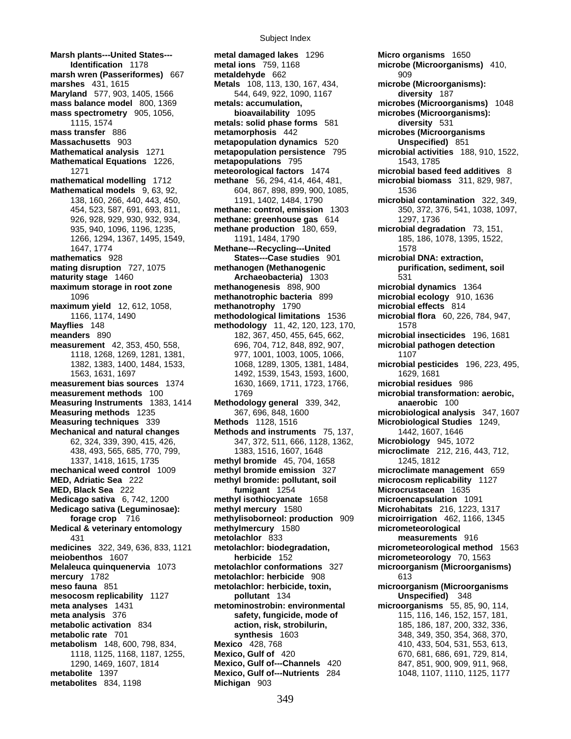**Marsh plants---United States---Identification** 1178
**marsh wren (Passeriformes)** 667
**marshes** 431, 1615
**Maryland** 577, 903, 1405, 1566
**mass balance model** 800, 1369
**mass spectrometry** 905, 1056, 1115, 1574
**mass transfer** 886
**Massachusetts** 903
**Mathematical analysis** 1271
**Mathematical Equations** 1226, 1271
**mathematical modelling** 1712
**Mathematical models** 9, 63, 92, 138, 160, 266, 440, 443, 450, 454, 523, 587, 691, 693, 811, 926, 928, 929, 930, 932, 934, 935, 940, 1096, 1196, 1235, 1266, 1294, 1367, 1495, 1549, 1647, 1774
**mathematics** 928
**mating disruption** 727, 1075
**maturity stage** 1460
**maximum storage in root zone** 1096
**maximum yield** 12, 612, 1058, 1166, 1174, 1490
**Mayflies** 148
**meanders** 890
**measurement** 42, 353, 450, 558, 1118, 1268, 1269, 1281, 1381, 1382, 1383, 1400, 1484, 1533, 1563, 1631, 1697
**measurement bias sources** 1374
**measurement methods** 100
**Measuring Instruments** 1383, 1414
**Measuring methods** 1235
**Measuring techniques** 339
**Mechanical and natural changes** 62, 324, 339, 390, 415, 426, 438, 493, 565, 685, 770, 799, 1337, 1418, 1615, 1735
**mechanical weed control** 1009
**MED, Adriatic Sea** 222
**MED, Black Sea** 222
**Medicago sativa** 6, 742, 1200
**Medicago sativa (Leguminosae): forage crop** 716
**Medical & veterinary entomology** 431
**medicines** 322, 349, 636, 833, 1121
**meiobenthos** 1607
**Melaleuca quinquenervia** 1073
**mercury** 1782
**meso fauna** 851
**mesocosm replicability** 1127
**meta analyses** 1431
**meta analysis** 376
**metabolic activation** 834
**metabolic rate** 701
**metabolism** 148, 600, 798, 834, 1118, 1125, 1168, 1187, 1255, 1290, 1469, 1607, 1814
**metabolite** 1397
**metabolites** 834, 1198
**metal damaged lakes** 1296
**metal ions** 759, 1168
**metaldehyde** 662
**Metals** 108, 113, 130, 167, 434, 544, 649, 922, 1090, 1167
**metals: accumulation, bioavailability** 1095
**metals: solid phase forms** 581
**metamorphosis** 442
**metapopulation dynamics** 520
**metapopulation persistence** 795
**metapopulations** 795
**meteorological factors** 1474
**methane** 56, 294, 414, 464, 481, 604, 867, 898, 899, 900, 1085, 1191, 1402, 1484, 1790
**methane: control, emission** 1303
**methane: greenhouse gas** 614
**methane production** 180, 659, 1191, 1484, 1790
**Methane---Recycling---United States---Case studies** 901
**methanogen (Methanogenic Archaeobacteria)** 1303
**methanogenesis** 898, 900
**methanotrophic bacteria** 899
**methanotrophy** 1790
**methodological limitations** 1536
**methodology** 11, 42, 120, 123, 170, 182, 367, 450, 455, 645, 662, 696, 704, 712, 848, 892, 907, 977, 1001, 1003, 1005, 1066, 1068, 1289, 1305, 1381, 1484, 1492, 1539, 1543, 1593, 1600, 1630, 1669, 1711, 1723, 1766, 1769
**Methodology general** 339, 342, 367, 696, 848, 1600
**Methods** 1128, 1516
**Methods and instruments** 75, 137, 347, 372, 511, 666, 1128, 1362, 1383, 1516, 1607, 1648
**methyl bromide** 45, 704, 1658
**methyl bromide emission** 327
**methyl bromide: pollutant, soil fumigant** 1254
**methyl isothiocyanate** 1658
**methyl mercury** 1580
**methylisoborneol: production** 909
**methylmercury** 1580
**metolachlor** 833
**metolachlor: biodegradation, herbicide** 152
**metolachlor conformations** 327
**metolachlor: herbicide** 908
**metolachlor: herbicide, toxin, pollutant** 134
**metominostrobin: environmental safety, fungicide, mode of action, risk, strobilurin, synthesis** 1603
**Mexico** 428, 768
**Mexico, Gulf of** 420
**Mexico, Gulf of---Channels** 420
**Mexico, Gulf of---Nutrients** 284
**Michigan** 903
**Micro organisms** 1650
**microbe (Microorganisms)** 410, 909
**microbe (Microorganisms): diversity** 187
**microbes (Microorganisms)** 1048
**microbes (Microorganisms): diversity** 531
**microbes (Microorganisms Unspecified)** 851
**microbial activities** 188, 910, 1522, 1543, 1785
**microbial based feed additives** 8
**microbial biomass** 311, 829, 987, 1536
**microbial contamination** 322, 349, 350, 372, 376, 541, 1038, 1097, 1297, 1736
**microbial degradation** 73, 151, 185, 186, 1078, 1395, 1522, 1578
**microbial DNA: extraction, purification, sediment, soil** 531
**microbial dynamics** 1364
**microbial ecology** 910, 1636
**microbial effects** 814
**microbial flora** 60, 226, 784, 947, 1578
**microbial insecticides** 196, 1681
**microbial pathogen detection** 1107
**microbial pesticides** 196, 223, 495, 1629, 1681
**microbial residues** 986
**microbial transformation: aerobic, anaerobic** 100
**microbiological analysis** 347, 1607
**Microbiological Studies** 1249, 1442, 1607, 1646
**Microbiology** 945, 1072
**microclimate** 212, 216, 443, 712, 1245, 1812
**microclimate management** 659
**microcosm replicability** 1127
**Microcrustacean** 1635
**microencapsulation** 1091
**Microhabitats** 216, 1223, 1317
**microirrigation** 462, 1166, 1345
**micrometeorological measurements** 916
**micrometeorological method** 1563
**micrometeorology** 70, 1563
**microorganism (Microorganisms)** 613
**microorganism (Microorganisms Unspecified)** 348
**microorganisms** 55, 85, 90, 114, 115, 116, 146, 152, 157, 181, 185, 186, 187, 200, 332, 336, 348, 349, 350, 354, 368, 370, 410, 433, 504, 531, 553, 613, 670, 681, 686, 691, 729, 814, 847, 851, 900, 909, 911, 968, 1048, 1107, 1110, 1125, 1177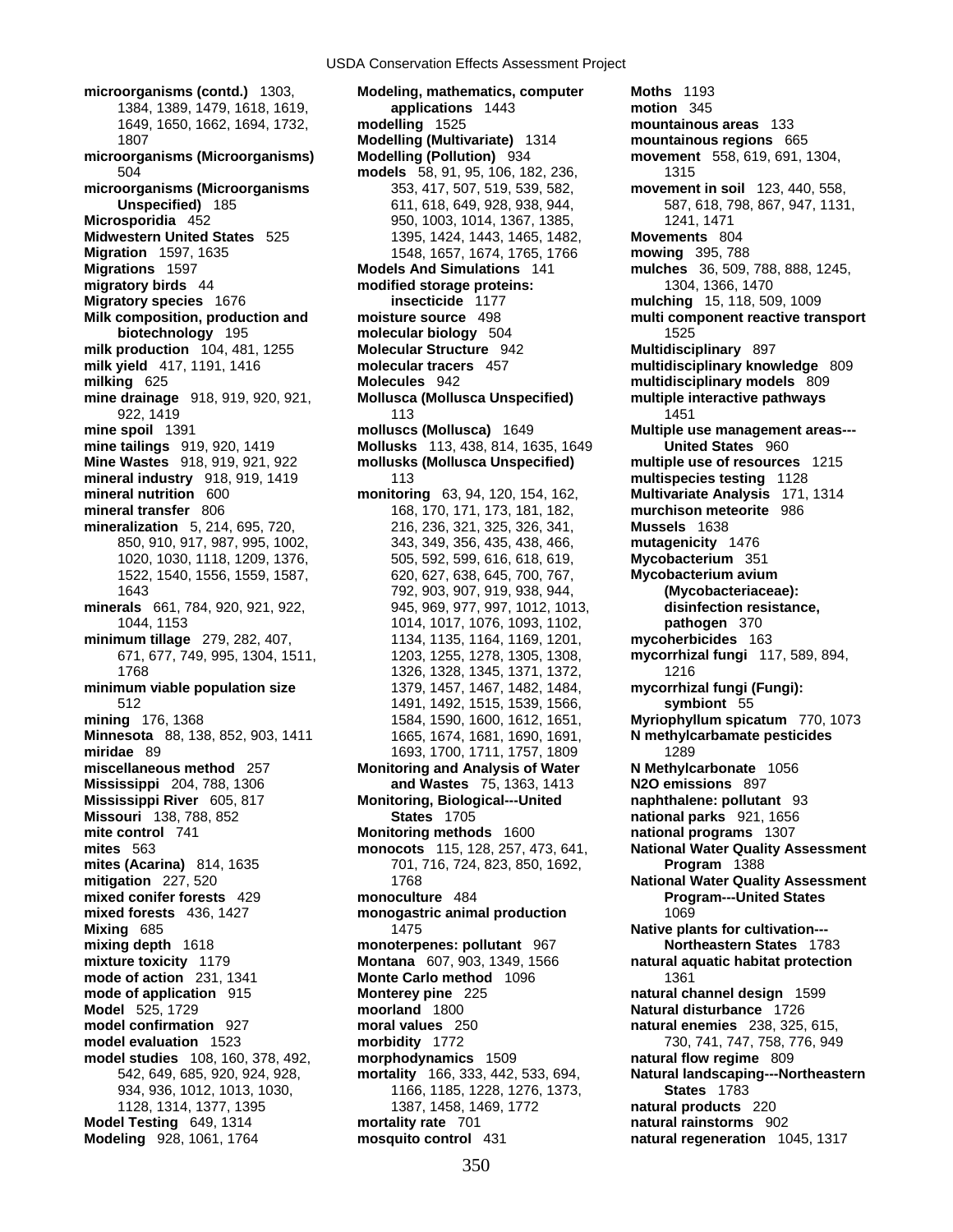**microorganisms (contd.)** 1303, 1384, 1389, 1479, 1618, 1619, 1649, 1650, 1662, 1694, 1732, 1807
**microorganisms (Microorganisms)** 504
**microorganisms (Microorganisms Unspecified)** 185
**Microsporidia** 452
**Midwestern United States** 525
**Migration** 1597, 1635
**Migrations** 1597
**migratory birds** 44
**Migratory species** 1676
**Milk composition, production and biotechnology** 195
**milk production** 104, 481, 1255
**milk yield** 417, 1191, 1416
**milking** 625
**mine drainage** 918, 919, 920, 921, 922, 1419
**mine spoil** 1391
**mine tailings** 919, 920, 1419
**Mine Wastes** 918, 919, 921, 922
**mineral industry** 918, 919, 1419
**mineral nutrition** 600
**mineral transfer** 806
**mineralization** 5, 214, 695, 720, 850, 910, 917, 987, 995, 1002, 1020, 1030, 1118, 1209, 1376, 1522, 1540, 1556, 1559, 1587, 1643
**minerals** 661, 784, 920, 921, 922, 1044, 1153
**minimum tillage** 279, 282, 407, 671, 677, 749, 995, 1304, 1511, 1768
**minimum viable population size** 512
**mining** 176, 1368
**Minnesota** 88, 138, 852, 903, 1411
**miridae** 89
**miscellaneous method** 257
**Mississippi** 204, 788, 1306
**Mississippi River** 605, 817
**Missouri** 138, 788, 852
**mite control** 741
**mites** 563
**mites (Acarina)** 814, 1635
**mitigation** 227, 520
**mixed conifer forests** 429
**mixed forests** 436, 1427
**Mixing** 685
**mixing depth** 1618
**mixture toxicity** 1179
**mode of action** 231, 1341
**mode of application** 915
**Model** 525, 1729
**model confirmation** 927
**model evaluation** 1523
**model studies** 108, 160, 378, 492, 542, 649, 685, 920, 924, 928, 934, 936, 1012, 1013, 1030, 1128, 1314, 1377, 1395
**Model Testing** 649, 1314
**Modeling** 928, 1061, 1764
**Modeling, mathematics, computer applications** 1443
**modelling** 1525
**Modelling (Multivariate)** 1314
**Modelling (Pollution)** 934
**models** 58, 91, 95, 106, 182, 236, 353, 417, 507, 519, 539, 582, 611, 618, 649, 928, 938, 944, 950, 1003, 1014, 1367, 1385, 1395, 1424, 1443, 1465, 1482, 1548, 1657, 1674, 1765, 1766
**Models And Simulations** 141
**modified storage proteins: insecticide** 1177
**moisture source** 498
**molecular biology** 504
**Molecular Structure** 942
**molecular tracers** 457
**Molecules** 942
**Mollusca (Mollusca Unspecified)** 113
**molluscs (Mollusca)** 1649
**Mollusks** 113, 438, 814, 1635, 1649
**mollusks (Mollusca Unspecified)** 113
**monitoring** 63, 94, 120, 154, 162, 168, 170, 171, 173, 181, 182, 216, 236, 321, 325, 326, 341, 343, 349, 356, 435, 438, 466, 505, 592, 599, 616, 618, 619, 620, 627, 638, 645, 700, 767, 792, 903, 907, 919, 938, 944, 945, 969, 977, 997, 1012, 1013, 1014, 1017, 1076, 1093, 1102, 1134, 1135, 1164, 1169, 1201, 1203, 1255, 1278, 1305, 1308, 1326, 1328, 1345, 1371, 1372, 1379, 1457, 1467, 1482, 1484, 1491, 1492, 1515, 1539, 1566, 1584, 1590, 1600, 1612, 1651, 1665, 1674, 1681, 1690, 1691, 1693, 1700, 1711, 1757, 1809
**Monitoring and Analysis of Water and Wastes** 75, 1363, 1413
**Monitoring, Biological---United States** 1705
**Monitoring methods** 1600
**monocots** 115, 128, 257, 473, 641, 701, 716, 724, 823, 850, 1692, 1768
**monoculture** 484
**monogastric animal production** 1475
**monoterpenes: pollutant** 967
**Montana** 607, 903, 1349, 1566
**Monte Carlo method** 1096
**Monterey pine** 225
**moorland** 1800
**moral values** 250
**morbidity** 1772
**morphodynamics** 1509
**mortality** 166, 333, 442, 533, 694, 1166, 1185, 1228, 1276, 1373, 1387, 1458, 1469, 1772
**mortality rate** 701
**mosquito control** 431
**Moths** 1193
**motion** 345
**mountainous areas** 133
**mountainous regions** 665
**movement** 558, 619, 691, 1304, 1315
**movement in soil** 123, 440, 558, 587, 618, 798, 867, 947, 1131, 1241, 1471
**Movements** 804
**mowing** 395, 788
**mulches** 36, 509, 788, 888, 1245, 1304, 1366, 1470
**mulching** 15, 118, 509, 1009
**multi component reactive transport** 1525
**Multidisciplinary** 897
**multidisciplinary knowledge** 809
**multidisciplinary models** 809
**multiple interactive pathways** 1451
**Multiple use management areas---United States** 960
**multiple use of resources** 1215
**multispecies testing** 1128
**Multivariate Analysis** 171, 1314
**murchison meteorite** 986
**Mussels** 1638
**mutagenicity** 1476
**Mycobacterium** 351
**Mycobacterium avium (Mycobacteriaceae): disinfection resistance, pathogen** 370
**mycoherbicides** 163
**mycorrhizal fungi** 117, 589, 894, 1216
**mycorrhizal fungi (Fungi): symbiont** 55
**Myriophyllum spicatum** 770, 1073
**N methylcarbamate pesticides** 1289
**N Methylcarbonate** 1056
**N2O emissions** 897
**naphthalene: pollutant** 93
**national parks** 921, 1656
**national programs** 1307
**National Water Quality Assessment Program** 1388
**National Water Quality Assessment Program---United States** 1069
**Native plants for cultivation---Northeastern States** 1783
**natural aquatic habitat protection** 1361
**natural channel design** 1599
**Natural disturbance** 1726
**natural enemies** 238, 325, 615, 730, 741, 747, 758, 776, 949
**natural flow regime** 809
**Natural landscaping---Northeastern States** 1783
**natural products** 220
**natural rainstorms** 902
**natural regeneration** 1045, 1317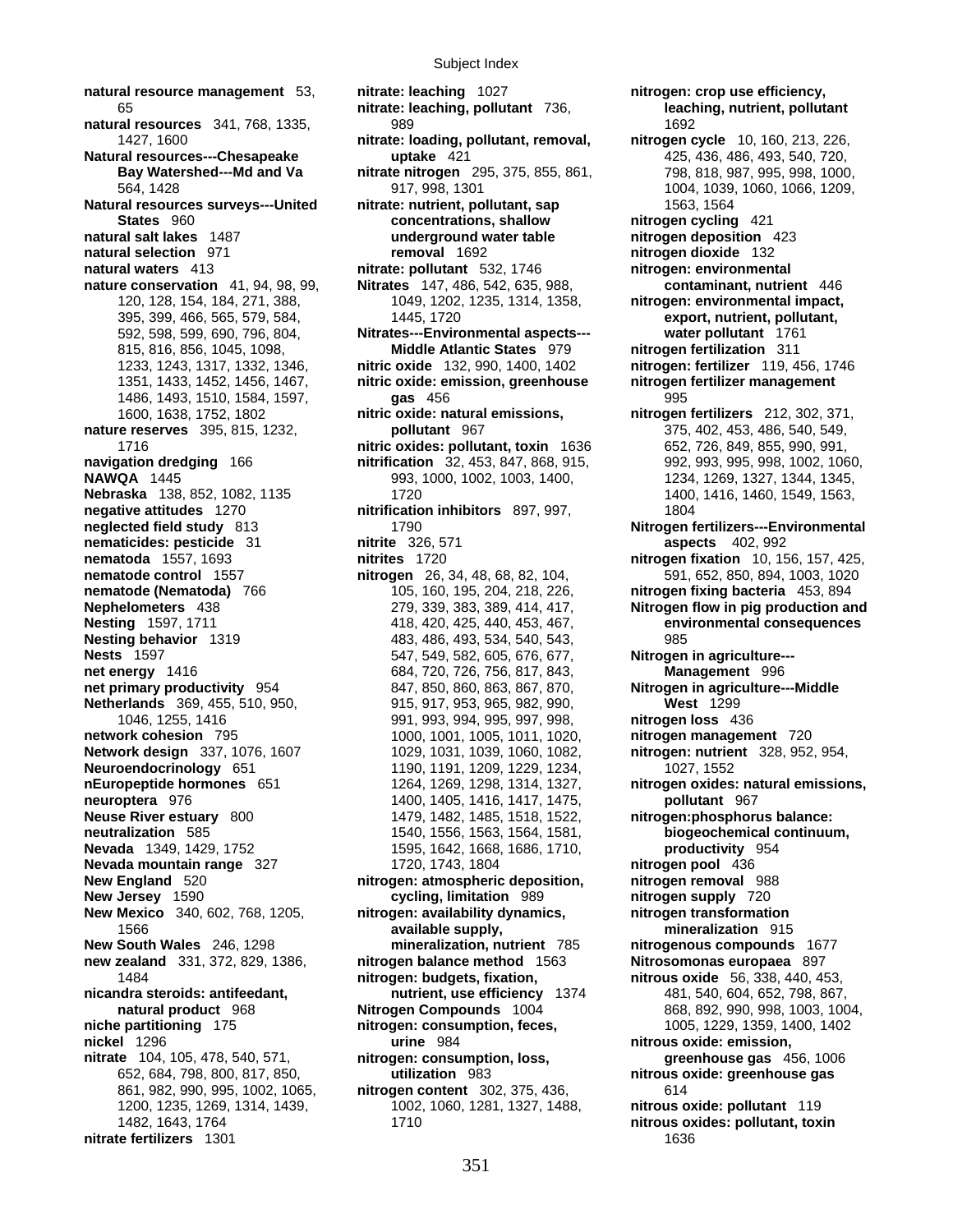**natural resource management** 53, 65
**natural resources** 341, 768, 1335, 1427, 1600
**Natural resources---Chesapeake Bay Watershed---Md and Va** 564, 1428
**Natural resources surveys---United States** 960
**natural salt lakes** 1487
**natural selection** 971
**natural waters** 413
**nature conservation** 41, 94, 98, 99, 120, 128, 154, 184, 271, 388, 395, 399, 466, 565, 579, 584, 592, 598, 599, 690, 796, 804, 815, 816, 856, 1045, 1098, 1233, 1243, 1317, 1332, 1346, 1351, 1433, 1452, 1456, 1467, 1486, 1493, 1510, 1584, 1597, 1600, 1638, 1752, 1802
**nature reserves** 395, 815, 1232, 1716
**navigation dredging** 166
**NAWQA** 1445
**Nebraska** 138, 852, 1082, 1135
**negative attitudes** 1270
**neglected field study** 813
**nematicides: pesticide** 31
**nematoda** 1557, 1693
**nematode control** 1557
**nematode (Nematoda)** 766
**Nephelometers** 438
**Nesting** 1597, 1711
**Nesting behavior** 1319
**Nests** 1597
**net energy** 1416
**net primary productivity** 954
**Netherlands** 369, 455, 510, 950, 1046, 1255, 1416
**network cohesion** 795
**Network design** 337, 1076, 1607
**Neuroendocrinology** 651
**nEuropeptide hormones** 651
**neuroptera** 976
**Neuse River estuary** 800
**neutralization** 585
**Nevada** 1349, 1429, 1752
**Nevada mountain range** 327
**New England** 520
**New Jersey** 1590
**New Mexico** 340, 602, 768, 1205, 1566
**New South Wales** 246, 1298
**new zealand** 331, 372, 829, 1386, 1484
**nicandra steroids: antifeedant, natural product** 968
**niche partitioning** 175
**nickel** 1296
**nitrate** 104, 105, 478, 540, 571, 652, 684, 798, 800, 817, 850, 861, 982, 990, 995, 1002, 1065, 1200, 1235, 1269, 1314, 1439, 1482, 1643, 1764
**nitrate fertilizers** 1301
**nitrate: leaching** 1027
**nitrate: leaching, pollutant** 736, 989
**nitrate: loading, pollutant, removal, uptake** 421
**nitrate nitrogen** 295, 375, 855, 861, 917, 998, 1301
**nitrate: nutrient, pollutant, sap concentrations, shallow underground water table removal** 1692
**nitrate: pollutant** 532, 1746
**Nitrates** 147, 486, 542, 635, 988, 1049, 1202, 1235, 1314, 1358, 1445, 1720
**Nitrates---Environmental aspects---Middle Atlantic States** 979
**nitric oxide** 132, 990, 1400, 1402
**nitric oxide: emission, greenhouse gas** 456
**nitric oxide: natural emissions, pollutant** 967
**nitric oxides: pollutant, toxin** 1636
**nitrification** 32, 453, 847, 868, 915, 993, 1000, 1002, 1003, 1400, 1720
**nitrification inhibitors** 897, 997, 1790
**nitrite** 326, 571
**nitrites** 1720
**nitrogen** 26, 34, 48, 68, 82, 104, 105, 160, 195, 204, 218, 226, 279, 339, 383, 389, 414, 417, 418, 420, 425, 440, 453, 467, 483, 486, 493, 534, 540, 543, 547, 549, 582, 605, 676, 677, 684, 720, 726, 756, 817, 843, 847, 850, 860, 863, 867, 870, 915, 917, 953, 965, 982, 990, 991, 993, 994, 995, 997, 998, 1000, 1001, 1005, 1011, 1020, 1029, 1031, 1039, 1060, 1082, 1190, 1191, 1209, 1229, 1234, 1264, 1269, 1298, 1314, 1327, 1400, 1405, 1416, 1417, 1475, 1479, 1482, 1485, 1518, 1522, 1540, 1556, 1563, 1564, 1581, 1595, 1642, 1668, 1686, 1710, 1720, 1743, 1804
**nitrogen: atmospheric deposition, cycling, limitation** 989
**nitrogen: availability dynamics, available supply, mineralization, nutrient** 785
**nitrogen balance method** 1563
**nitrogen: budgets, fixation, nutrient, use efficiency** 1374
**Nitrogen Compounds** 1004
**nitrogen: consumption, feces, urine** 984
**nitrogen: consumption, loss, utilization** 983
**nitrogen content** 302, 375, 436, 1002, 1060, 1281, 1327, 1488, 1710
**nitrogen: crop use efficiency, leaching, nutrient, pollutant** 1692
**nitrogen cycle** 10, 160, 213, 226, 425, 436, 486, 493, 540, 720, 798, 818, 987, 995, 998, 1000, 1004, 1039, 1060, 1066, 1209, 1563, 1564
**nitrogen cycling** 421
**nitrogen deposition** 423
**nitrogen dioxide** 132
**nitrogen: environmental contaminant, nutrient** 446
**nitrogen: environmental impact, export, nutrient, pollutant, water pollutant** 1761
**nitrogen fertilization** 311
**nitrogen: fertilizer** 119, 456, 1746
**nitrogen fertilizer management** 995
**nitrogen fertilizers** 212, 302, 371, 375, 402, 453, 486, 540, 549, 652, 726, 849, 855, 990, 991, 992, 993, 995, 998, 1002, 1060, 1234, 1269, 1327, 1344, 1345, 1400, 1416, 1460, 1549, 1563, 1804
**Nitrogen fertilizers---Environmental aspects** 402, 992
**nitrogen fixation** 10, 156, 157, 425, 591, 652, 850, 894, 1003, 1020
**nitrogen fixing bacteria** 453, 894
**Nitrogen flow in pig production and environmental consequences** 985
**Nitrogen in agriculture---Management** 996
**Nitrogen in agriculture---Middle West** 1299
**nitrogen loss** 436
**nitrogen management** 720
**nitrogen: nutrient** 328, 952, 954, 1027, 1552
**nitrogen oxides: natural emissions, pollutant** 967
**nitrogen:phosphorus balance: biogeochemical continuum, productivity** 954
**nitrogen pool** 436
**nitrogen removal** 988
**nitrogen supply** 720
**nitrogen transformation mineralization** 915
**nitrogenous compounds** 1677
**Nitrosomonas europaea** 897
**nitrous oxide** 56, 338, 440, 453, 481, 540, 604, 652, 798, 867, 868, 892, 990, 998, 1003, 1004, 1005, 1229, 1359, 1400, 1402
**nitrous oxide: emission, greenhouse gas** 456, 1006
**nitrous oxide: greenhouse gas** 614
**nitrous oxide: pollutant** 119
**nitrous oxides: pollutant, toxin** 1636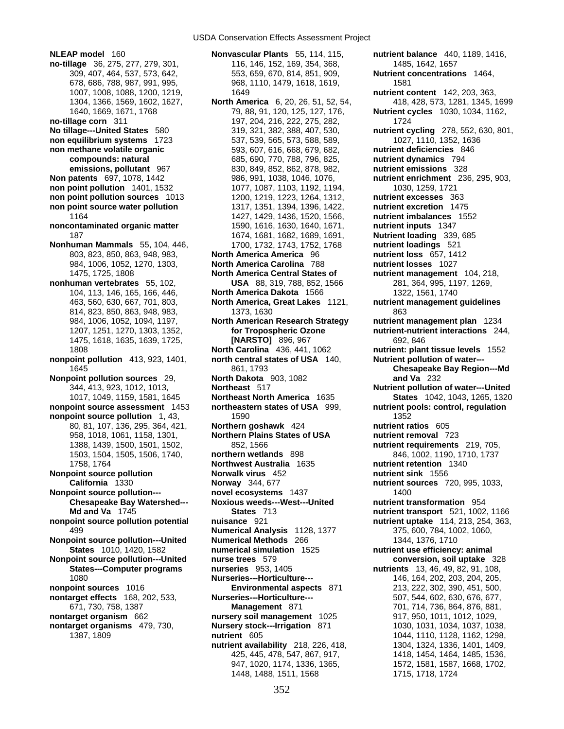**NLEAP model** 160
**no-tillage** 36, 275, 277, 279, 301, 309, 407, 464, 537, 573, 642, 678, 686, 788, 987, 991, 995, 1007, 1008, 1088, 1200, 1219, 1304, 1366, 1569, 1602, 1627, 1640, 1669, 1671, 1768
**no-tillage corn** 311
**No tillage---United States** 580
**non equilibrium systems** 1723
**non methane volatile organic compounds: natural emissions, pollutant** 967
**Non patents** 697, 1078, 1442
**non point pollution** 1401, 1532
**non point pollution sources** 1013
**non point source water pollution** 1164
**noncontaminated organic matter** 187
**Nonhuman Mammals** 55, 104, 446, 803, 823, 850, 863, 948, 983, 984, 1006, 1052, 1270, 1303, 1475, 1725, 1808
**nonhuman vertebrates** 55, 102, 104, 113, 146, 165, 166, 446, 463, 560, 630, 667, 701, 803, 814, 823, 850, 863, 948, 983, 984, 1006, 1052, 1094, 1197, 1207, 1251, 1270, 1303, 1352, 1475, 1618, 1635, 1639, 1725, 1808
**nonpoint pollution** 413, 923, 1401, 1645
**Nonpoint pollution sources** 29, 344, 413, 923, 1012, 1013, 1017, 1049, 1159, 1581, 1645
**nonpoint source assessment** 1453
**nonpoint source pollution** 1, 43, 80, 81, 107, 136, 295, 364, 421, 958, 1018, 1061, 1158, 1301, 1388, 1439, 1500, 1501, 1502, 1503, 1504, 1505, 1506, 1740, 1758, 1764
**Nonpoint source pollution California** 1330
**Nonpoint source pollution---Chesapeake Bay Watershed---Md and Va** 1745
**nonpoint source pollution potential** 499
**Nonpoint source pollution---United States** 1010, 1420, 1582
**Nonpoint source pollution---United States---Computer programs** 1080
**nonpoint sources** 1016
**nontarget effects** 168, 202, 533, 671, 730, 758, 1387
**nontarget organism** 662
**nontarget organisms** 479, 730, 1387, 1809
**Nonvascular Plants** 55, 114, 115, 116, 146, 152, 169, 354, 368, 553, 659, 670, 814, 851, 909, 968, 1110, 1479, 1618, 1619, 1649
**North America** 6, 20, 26, 51, 52, 54, 79, 88, 91, 120, 125, 127, 176, 197, 204, 216, 222, 275, 282, 319, 321, 382, 388, 407, 530, 537, 539, 565, 573, 588, 589, 593, 607, 616, 668, 679, 682, 685, 690, 770, 788, 796, 825, 830, 849, 852, 862, 878, 982, 986, 991, 1038, 1046, 1076, 1077, 1087, 1103, 1192, 1194, 1200, 1219, 1223, 1264, 1312, 1317, 1351, 1394, 1396, 1422, 1427, 1429, 1436, 1520, 1566, 1590, 1616, 1630, 1640, 1671, 1674, 1681, 1682, 1689, 1691, 1700, 1732, 1743, 1752, 1768
**North America America** 96
**North America Carolina** 788
**North America Central States of USA** 88, 319, 788, 852, 1566
**North America Dakota** 1566
**North America, Great Lakes** 1121, 1373, 1630
**North American Research Strategy for Tropospheric Ozone [NARSTO]** 896, 967
**North Carolina** 436, 441, 1062
**north central states of USA** 140, 861, 1793
**North Dakota** 903, 1082
**Northeast** 517
**Northeast North America** 1635
**northeastern states of USA** 999, 1590
**Northern goshawk** 424
**Northern Plains States of USA** 852, 1566
**northern wetlands** 898
**Northwest Australia** 1635
**Norwalk virus** 452
**Norway** 344, 677
**novel ecosystems** 1437
**Noxious weeds---West---United States** 713
**nuisance** 921
**Numerical Analysis** 1128, 1377
**Numerical Methods** 266
**numerical simulation** 1525
**nurse trees** 579
**nurseries** 953, 1405
**Nurseries---Horticulture---Environmental aspects** 871
**Nurseries---Horticulture---Management** 871
**nursery soil management** 1025
**Nursery stock---Irrigation** 871
**nutrient** 605
**nutrient availability** 218, 226, 418, 425, 445, 478, 547, 867, 917, 947, 1020, 1174, 1336, 1365, 1448, 1488, 1511, 1568
**nutrient balance** 440, 1189, 1416, 1485, 1642, 1657
**Nutrient concentrations** 1464, 1581
**nutrient content** 142, 203, 363, 418, 428, 573, 1281, 1345, 1699
**Nutrient cycles** 1030, 1034, 1162, 1724
**nutrient cycling** 278, 552, 630, 801, 1027, 1110, 1352, 1636
**nutrient deficiencies** 846
**nutrient dynamics** 794
**nutrient emissions** 328
**nutrient enrichment** 236, 295, 903, 1030, 1259, 1721
**nutrient excesses** 363
**nutrient excretion** 1475
**nutrient imbalances** 1552
**nutrient inputs** 1347
**Nutrient loading** 339, 685
**nutrient loadings** 521
**nutrient loss** 657, 1412
**nutrient losses** 1027
**nutrient management** 104, 218, 281, 364, 995, 1197, 1269, 1322, 1561, 1740
**nutrient management guidelines** 863
**nutrient management plan** 1234
**nutrient-nutrient interactions** 244, 692, 846
**nutrient: plant tissue levels** 1552
**Nutrient pollution of water---Chesapeake Bay Region---Md and Va** 232
**Nutrient pollution of water---United States** 1042, 1043, 1265, 1320
**nutrient pools: control, regulation** 1352
**nutrient ratios** 605
**nutrient removal** 723
**nutrient requirements** 219, 705, 846, 1002, 1190, 1710, 1737
**nutrient retention** 1340
**nutrient sink** 1556
**nutrient sources** 720, 995, 1033, 1400
**nutrient transformation** 954
**nutrient transport** 521, 1002, 1166
**nutrient uptake** 114, 213, 254, 363, 375, 600, 784, 1002, 1060, 1344, 1376, 1710
**nutrient use efficiency: animal conversion, soil uptake** 328
**nutrients** 13, 46, 49, 82, 91, 108, 146, 164, 202, 203, 204, 205, 213, 222, 302, 390, 451, 500, 507, 544, 602, 630, 676, 677, 701, 714, 736, 864, 876, 881, 917, 950, 1011, 1012, 1029, 1030, 1031, 1034, 1037, 1038, 1044, 1110, 1128, 1162, 1298, 1304, 1324, 1336, 1401, 1409, 1418, 1454, 1464, 1485, 1536, 1572, 1581, 1587, 1668, 1702, 1715, 1718, 1724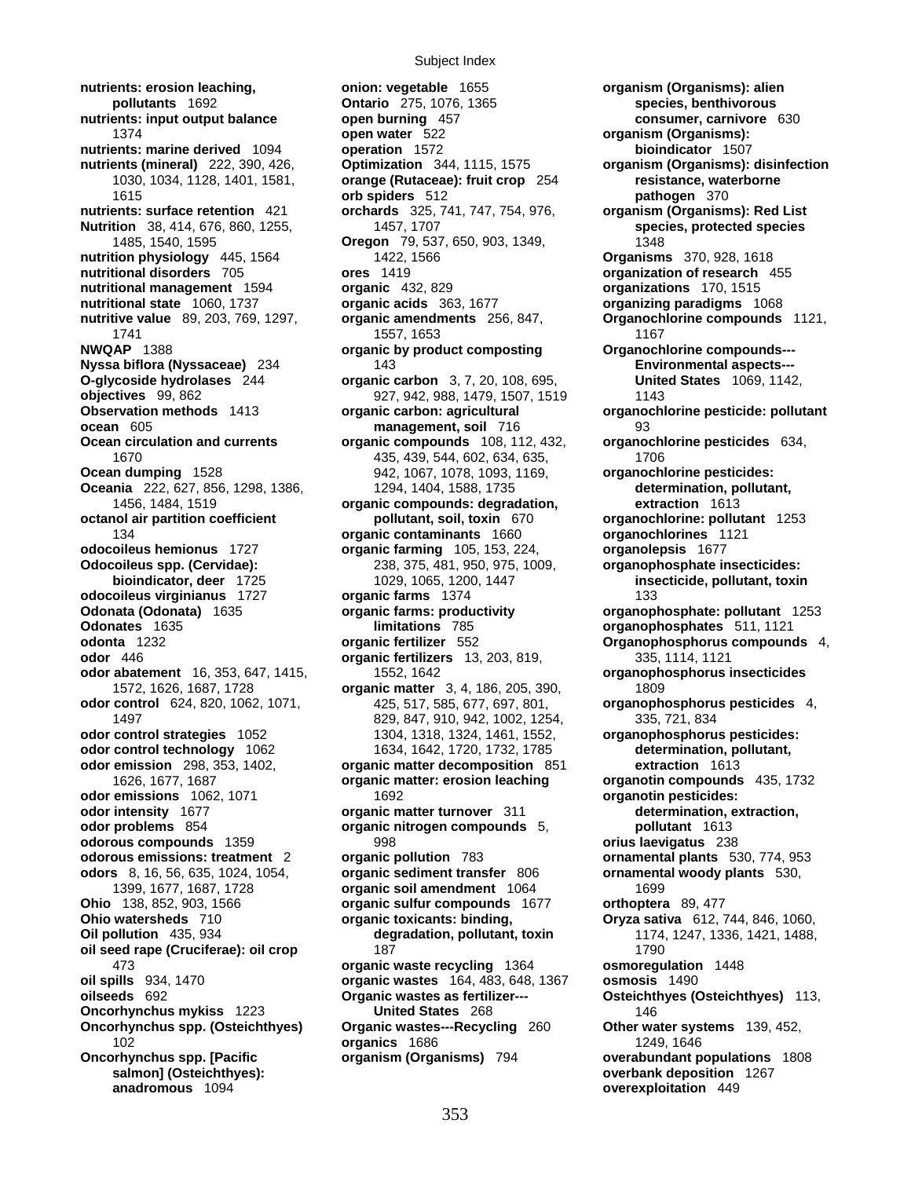**nutrients: erosion leaching, pollutants** 1692
**nutrients: input output balance** 1374
**nutrients: marine derived** 1094
**nutrients (mineral)** 222, 390, 426, 1030, 1034, 1128, 1401, 1581, 1615
**nutrients: surface retention** 421
**Nutrition** 38, 414, 676, 860, 1255, 1485, 1540, 1595
**nutrition physiology** 445, 1564
**nutritional disorders** 705
**nutritional management** 1594
**nutritional state** 1060, 1737
**nutritive value** 89, 203, 769, 1297, 1741
**NWQAP** 1388
**Nyssa biflora (Nyssaceae)** 234
**O-glycoside hydrolases** 244
**objectives** 99, 862
**Observation methods** 1413
**ocean** 605
**Ocean circulation and currents** 1670
**Ocean dumping** 1528
**Oceania** 222, 627, 856, 1298, 1386, 1456, 1484, 1519
**octanol air partition coefficient** 134
**odocoileus hemionus** 1727
**Odocoileus spp. (Cervidae): bioindicator, deer** 1725
**odocoileus virginianus** 1727
**Odonata (Odonata)** 1635
**Odonates** 1635
**odonta** 1232
**odor** 446
**odor abatement** 16, 353, 647, 1415, 1572, 1626, 1687, 1728
**odor control** 624, 820, 1062, 1071, 1497
**odor control strategies** 1052
**odor control technology** 1062
**odor emission** 298, 353, 1402, 1626, 1677, 1687
**odor emissions** 1062, 1071
**odor intensity** 1677
**odor problems** 854
**odorous compounds** 1359
**odorous emissions: treatment** 2
**odors** 8, 16, 56, 635, 1024, 1054, 1399, 1677, 1687, 1728
**Ohio** 138, 852, 903, 1566
**Ohio watersheds** 710
**Oil pollution** 435, 934
**oil seed rape (Cruciferae): oil crop** 473
**oil spills** 934, 1470
**oilseeds** 692
**Oncorhynchus mykiss** 1223
**Oncorhynchus spp. (Osteichthyes)** 102
**Oncorhynchus spp. [Pacific salmon] (Osteichthyes): anadromous** 1094
**onion: vegetable** 1655
**Ontario** 275, 1076, 1365
**open burning** 457
**open water** 522
**operation** 1572
**Optimization** 344, 1115, 1575
**orange (Rutaceae): fruit crop** 254
**orb spiders** 512
**orchards** 325, 741, 747, 754, 976, 1457, 1707
**Oregon** 79, 537, 650, 903, 1349, 1422, 1566
**ores** 1419
**organic** 432, 829
**organic acids** 363, 1677
**organic amendments** 256, 847, 1557, 1653
**organic by product composting** 143
**organic carbon** 3, 7, 20, 108, 695, 927, 942, 988, 1479, 1507, 1519
**organic carbon: agricultural management, soil** 716
**organic compounds** 108, 112, 432, 435, 439, 544, 602, 634, 635, 942, 1067, 1078, 1093, 1169, 1294, 1404, 1588, 1735
**organic compounds: degradation, pollutant, soil, toxin** 670
**organic contaminants** 1660
**organic farming** 105, 153, 224, 238, 375, 481, 950, 975, 1009, 1029, 1065, 1200, 1447
**organic farms** 1374
**organic farms: productivity limitations** 785
**organic fertilizer** 552
**organic fertilizers** 13, 203, 819, 1552, 1642
**organic matter** 3, 4, 186, 205, 390, 425, 517, 585, 677, 697, 801, 829, 847, 910, 942, 1002, 1254, 1304, 1318, 1324, 1461, 1552, 1634, 1642, 1720, 1732, 1785
**organic matter decomposition** 851
**organic matter: erosion leaching** 1692
**organic matter turnover** 311
**organic nitrogen compounds** 5, 998
**organic pollution** 783
**organic sediment transfer** 806
**organic soil amendment** 1064
**organic sulfur compounds** 1677
**organic toxicants: binding, degradation, pollutant, toxin** 187
**organic waste recycling** 1364
**organic wastes** 164, 483, 648, 1367
**Organic wastes as fertilizer---United States** 268
**Organic wastes---Recycling** 260
**organics** 1686
**organism (Organisms)** 794
**organism (Organisms): alien species, benthivorous consumer, carnivore** 630
**organism (Organisms): bioindicator** 1507
**organism (Organisms): disinfection resistance, waterborne pathogen** 370
**organism (Organisms): Red List species, protected species** 1348
**Organisms** 370, 928, 1618
**organization of research** 455
**organizations** 170, 1515
**organizing paradigms** 1068
**Organochlorine compounds** 1121, 1167
**Organochlorine compounds---Environmental aspects---United States** 1069, 1142, 1143
**organochlorine pesticide: pollutant** 93
**organochlorine pesticides** 634, 1706
**organochlorine pesticides: determination, pollutant, extraction** 1613
**organochlorine: pollutant** 1253
**organochlorines** 1121
**organolepsis** 1677
**organophosphate insecticides: insecticide, pollutant, toxin** 133
**organophosphate: pollutant** 1253
**organophosphates** 511, 1121
**Organophosphorus compounds** 4, 335, 1114, 1121
**organophosphorus insecticides** 1809
**organophosphorus pesticides** 4, 335, 721, 834
**organophosphorus pesticides: determination, pollutant, extraction** 1613
**organotin compounds** 435, 1732
**organotin pesticides: determination, extraction, pollutant** 1613
**orius laevigatus** 238
**ornamental plants** 530, 774, 953
**ornamental woody plants** 530, 1699
**orthoptera** 89, 477
**Oryza sativa** 612, 744, 846, 1060, 1174, 1247, 1336, 1421, 1488, 1790
**osmoregulation** 1448
**osmosis** 1490
**Osteichthyes (Osteichthyes)** 113, 146
**Other water systems** 139, 452, 1249, 1646
**overabundant populations** 1808
**overbank deposition** 1267
**overexploitation** 449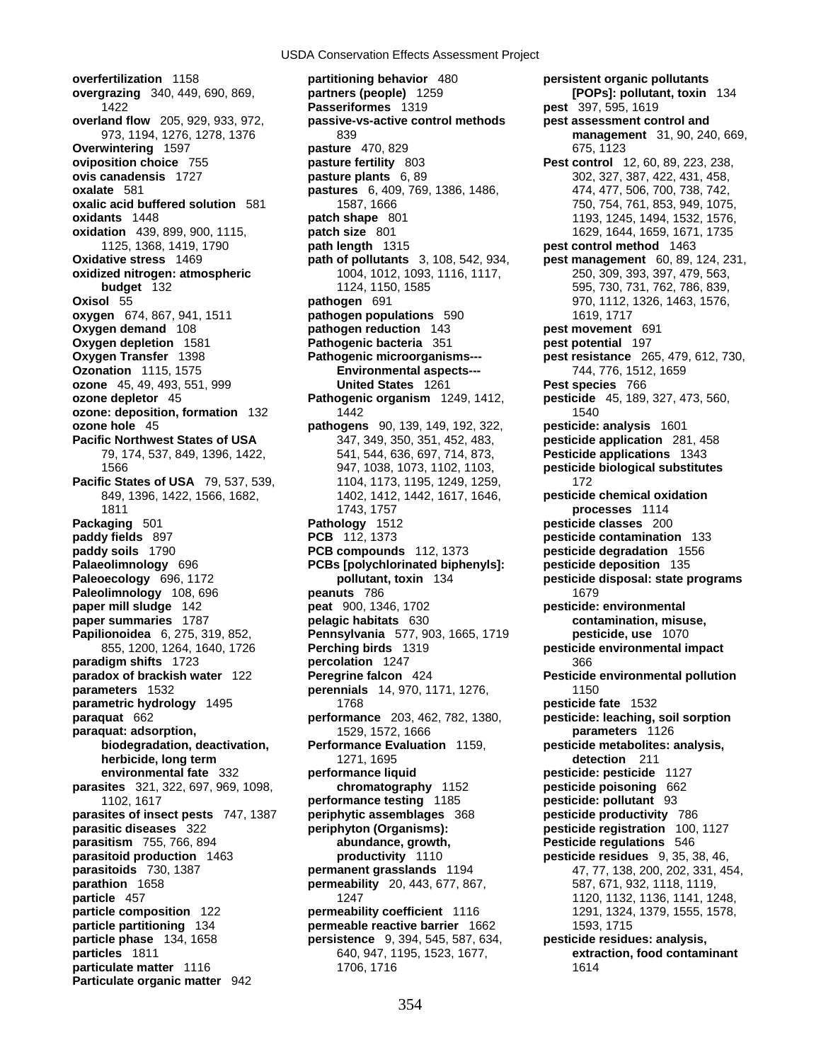**overfertilization** 1158
**overgrazing** 340, 449, 690, 869, 1422
**overland flow** 205, 929, 933, 972, 973, 1194, 1276, 1278, 1376
**Overwintering** 1597
**oviposition choice** 755
**ovis canadensis** 1727
**oxalate** 581
**oxalic acid buffered solution** 581
**oxidants** 1448
**oxidation** 439, 899, 900, 1115, 1125, 1368, 1419, 1790
**Oxidative stress** 1469
**oxidized nitrogen: atmospheric budget** 132
**Oxisol** 55
**oxygen** 674, 867, 941, 1511
**Oxygen demand** 108
**Oxygen depletion** 1581
**Oxygen Transfer** 1398
**Ozonation** 1115, 1575
**ozone** 45, 49, 493, 551, 999
**ozone depletor** 45
**ozone: deposition, formation** 132
**ozone hole** 45
**Pacific Northwest States of USA** 79, 174, 537, 849, 1396, 1422, 1566
**Pacific States of USA** 79, 537, 539, 849, 1396, 1422, 1566, 1682, 1811
**Packaging** 501
**paddy fields** 897
**paddy soils** 1790
**Palaeolimnology** 696
**Paleoecology** 696, 1172
**Paleolimnology** 108, 696
**paper mill sludge** 142
**paper summaries** 1787
**Papilionoidea** 6, 275, 319, 852, 855, 1200, 1264, 1640, 1726
**paradigm shifts** 1723
**paradox of brackish water** 122
**parameters** 1532
**parametric hydrology** 1495
**paraquat** 662
**paraquat: adsorption, biodegradation, deactivation, herbicide, long term environmental fate** 332
**parasites** 321, 322, 697, 969, 1098, 1102, 1617
**parasites of insect pests** 747, 1387
**parasitic diseases** 322
**parasitism** 755, 766, 894
**parasitoid production** 1463
**parasitoids** 730, 1387
**parathion** 1658
**particle** 457
**particle composition** 122
**particle partitioning** 134
**particle phase** 134, 1658
**particles** 1811
**particulate matter** 1116
**Particulate organic matter** 942
**partitioning behavior** 480
**partners (people)** 1259
**Passeriformes** 1319
**passive-vs-active control methods** 839
**pasture** 470, 829
**pasture fertility** 803
**pasture plants** 6, 89
**pastures** 6, 409, 769, 1386, 1486, 1587, 1666
**patch shape** 801
**patch size** 801
**path length** 1315
**path of pollutants** 3, 108, 542, 934, 1004, 1012, 1093, 1116, 1117, 1124, 1150, 1585
**pathogen** 691
**pathogen populations** 590
**pathogen reduction** 143
**Pathogenic bacteria** 351
**Pathogenic microorganisms---Environmental aspects---United States** 1261
**Pathogenic organism** 1249, 1412, 1442
**pathogens** 90, 139, 149, 192, 322, 347, 349, 350, 351, 452, 483, 541, 544, 636, 697, 714, 873, 947, 1038, 1073, 1102, 1103, 1104, 1173, 1195, 1249, 1259, 1402, 1412, 1442, 1617, 1646, 1743, 1757
**Pathology** 1512
**PCB** 112, 1373
**PCB compounds** 112, 1373
**PCBs [polychlorinated biphenyls]: pollutant, toxin** 134
**peanuts** 786
**peat** 900, 1346, 1702
**pelagic habitats** 630
**Pennsylvania** 577, 903, 1665, 1719
**Perching birds** 1319
**percolation** 1247
**Peregrine falcon** 424
**perennials** 14, 970, 1171, 1276, 1768
**performance** 203, 462, 782, 1380, 1529, 1572, 1666
**Performance Evaluation** 1159, 1271, 1695
**performance liquid chromatography** 1152
**performance testing** 1185
**periphytic assemblages** 368
**periphyton (Organisms): abundance, growth, productivity** 1110
**permanent grasslands** 1194
**permeability** 20, 443, 677, 867, 1247
**permeability coefficient** 1116
**permeable reactive barrier** 1662
**persistence** 9, 394, 545, 587, 634, 640, 947, 1195, 1523, 1677, 1706, 1716
**persistent organic pollutants [POPs]: pollutant, toxin** 134
**pest** 397, 595, 1619
**pest assessment control and management** 31, 90, 240, 669, 675, 1123
**Pest control** 12, 60, 89, 223, 238, 302, 327, 387, 422, 431, 458, 474, 477, 506, 700, 738, 742, 750, 754, 761, 853, 949, 1075, 1193, 1245, 1494, 1532, 1576, 1629, 1644, 1659, 1671, 1735
**pest control method** 1463
**pest management** 60, 89, 124, 231, 250, 309, 393, 397, 479, 563, 595, 730, 731, 762, 786, 839, 970, 1112, 1326, 1463, 1576, 1619, 1717
**pest movement** 691
**pest potential** 197
**pest resistance** 265, 479, 612, 730, 744, 776, 1512, 1659
**Pest species** 766
**pesticide** 45, 189, 327, 473, 560, 1540
**pesticide: analysis** 1601
**pesticide application** 281, 458
**Pesticide applications** 1343
**pesticide biological substitutes** 172
**pesticide chemical oxidation processes** 1114
**pesticide classes** 200
**pesticide contamination** 133
**pesticide degradation** 1556
**pesticide deposition** 135
**pesticide disposal: state programs** 1679
**pesticide: environmental contamination, misuse, pesticide, use** 1070
**pesticide environmental impact** 366
**Pesticide environmental pollution** 1150
**pesticide fate** 1532
**pesticide: leaching, soil sorption parameters** 1126
**pesticide metabolites: analysis, detection** 211
**pesticide: pesticide** 1127
**pesticide poisoning** 662
**pesticide: pollutant** 93
**pesticide productivity** 786
**pesticide registration** 100, 1127
**Pesticide regulations** 546
**pesticide residues** 9, 35, 38, 46, 47, 77, 138, 200, 202, 331, 454, 587, 671, 932, 1118, 1119, 1120, 1132, 1136, 1141, 1248, 1291, 1324, 1379, 1555, 1578, 1593, 1715
**pesticide residues: analysis, extraction, food contaminant** 1614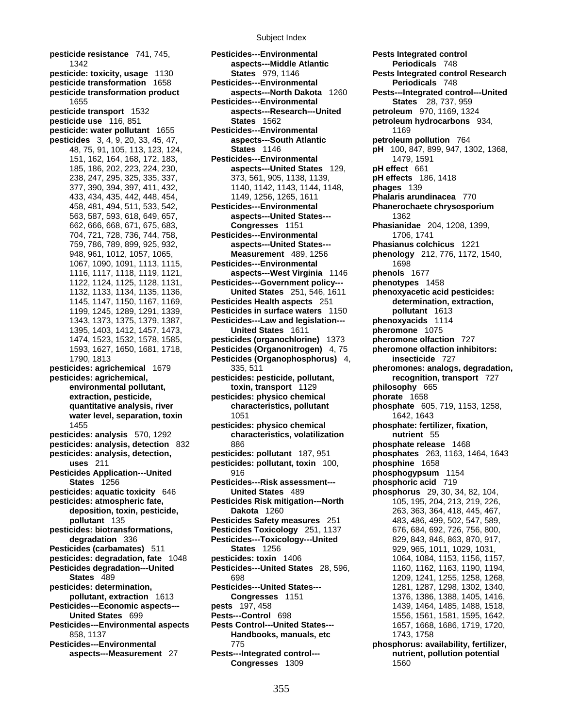**pesticide resistance** 741, 745, 1342
**pesticide: toxicity, usage** 1130
**pesticide transformation** 1658
**pesticide transformation product** 1655
**pesticide transport** 1532
**pesticide use** 116, 851
**pesticide: water pollutant** 1655
**pesticides** 3, 4, 9, 20, 33, 45, 47, 48, 75, 91, 105, 113, 123, 124, 151, 162, 164, 168, 172, 183, 185, 186, 202, 223, 224, 230, 238, 247, 295, 325, 335, 337, 377, 390, 394, 397, 411, 432, 433, 434, 435, 442, 448, 454, 458, 481, 494, 511, 533, 542, 563, 587, 593, 618, 649, 657, 662, 666, 668, 671, 675, 683, 704, 721, 728, 736, 744, 758, 759, 786, 789, 899, 925, 932, 948, 961, 1012, 1057, 1065, 1067, 1090, 1091, 1113, 1115, 1116, 1117, 1118, 1119, 1121, 1122, 1124, 1125, 1128, 1131, 1132, 1133, 1134, 1135, 1136, 1145, 1147, 1150, 1167, 1169, 1199, 1245, 1289, 1291, 1339, 1343, 1373, 1375, 1379, 1387, 1395, 1403, 1412, 1457, 1473, 1474, 1523, 1532, 1578, 1585, 1593, 1627, 1650, 1681, 1718, 1790, 1813
**pesticides: agrichemical** 1679
**pesticides: agrichemical, environmental pollutant, extraction, pesticide, quantitative analysis, river water level, separation, toxin** 1455
**pesticides: analysis** 570, 1292
**pesticides: analysis, detection** 832
**pesticides: analysis, detection, uses** 211
**Pesticides Application---United States** 1256
**pesticides: aquatic toxicity** 646
**pesticides: atmospheric fate, deposition, toxin, pesticide, pollutant** 135
**pesticides: biotransformations, degradation** 336
**Pesticides (carbamates)** 511
**pesticides: degradation, fate** 1048
**Pesticides degradation---United States** 489
**pesticides: determination, pollutant, extraction** 1613
**Pesticides---Economic aspects---United States** 699
**Pesticides---Environmental aspects** 858, 1137
**Pesticides---Environmental aspects---Measurement** 27
**Pesticides---Environmental aspects---Middle Atlantic States** 979, 1146
**Pesticides---Environmental aspects---North Dakota** 1260
**Pesticides---Environmental aspects---Research---United States** 1562
**Pesticides---Environmental aspects---South Atlantic States** 1146
**Pesticides---Environmental aspects---United States** 129, 373, 561, 905, 1138, 1139, 1140, 1142, 1143, 1144, 1148, 1149, 1256, 1265, 1611
**Pesticides---Environmental aspects---United States---Congresses** 1151
**Pesticides---Environmental aspects---United States---Measurement** 489, 1256
**Pesticides---Environmental aspects---West Virginia** 1146
**Pesticides---Government policy---United States** 251, 546, 1611
**Pesticides Health aspects** 251
**Pesticides in surface waters** 1150
**Pesticides---Law and legislation---United States** 1611
**pesticides (organochlorine)** 1373
**Pesticides (Organonitrogen)** 4, 75
**Pesticides (Organophosphorus)** 4, 335, 511
**pesticides: pesticide, pollutant, toxin, transport** 1129
**pesticides: physico chemical characteristics, pollutant** 1051
**pesticides: physico chemical characteristics, volatilization** 886
**pesticides: pollutant** 187, 951
**pesticides: pollutant, toxin** 100, 916
**Pesticides---Risk assessment---United States** 489
**Pesticides Risk mitigation---North Dakota** 1260
**Pesticides Safety measures** 251
**Pesticides Toxicology** 251, 1137
**Pesticides---Toxicology---United States** 1256
**pesticides: toxin** 1406
**Pesticides---United States** 28, 596, 698
**Pesticides---United States---Congresses** 1151
**pests** 197, 458
**Pests---Control** 698
**Pests Control---United States---Handbooks, manuals, etc** 775
**Pests---Integrated control---Congresses** 1309
**Pests Integrated control Periodicals** 748
**Pests Integrated control Research Periodicals** 748
**Pests---Integrated control---United States** 28, 737, 959
**petroleum** 970, 1169, 1324
**petroleum hydrocarbons** 934, 1169
**petroleum pollution** 764
**pH** 100, 847, 899, 947, 1302, 1368, 1479, 1591
**pH effect** 661
**pH effects** 186, 1418
**phages** 139
**Phalaris arundinacea** 770
**Phanerochaete chrysosporium** 1362
**Phasianidae** 204, 1208, 1399, 1706, 1741
**Phasianus colchicus** 1221
**phenology** 212, 776, 1172, 1540, 1698
**phenols** 1677
**phenotypes** 1458
**phenoxyacetic acid pesticides: determination, extraction, pollutant** 1613
**phenoxyacids** 1114
**pheromone** 1075
**pheromone olfaction** 727
**pheromone olfaction inhibitors: insecticide** 727
**pheromones: analogs, degradation, recognition, transport** 727
**philosophy** 665
**phorate** 1658
**phosphate** 605, 719, 1153, 1258, 1642, 1643
**phosphate: fertilizer, fixation, nutrient** 55
**phosphate release** 1468
**phosphates** 263, 1163, 1464, 1643
**phosphine** 1658
**phosphogypsum** 1154
**phosphoric acid** 719
**phosphorus** 29, 30, 34, 82, 104, 105, 195, 204, 213, 219, 226, 263, 363, 364, 418, 445, 467, 483, 486, 499, 502, 547, 589, 676, 684, 692, 726, 756, 800, 829, 843, 846, 863, 870, 917, 929, 965, 1011, 1029, 1031, 1064, 1084, 1153, 1156, 1157, 1160, 1162, 1163, 1190, 1194, 1209, 1241, 1255, 1258, 1268, 1281, 1287, 1298, 1302, 1340, 1376, 1386, 1388, 1405, 1416, 1439, 1464, 1485, 1488, 1518, 1556, 1561, 1581, 1595, 1642, 1657, 1668, 1686, 1719, 1720, 1743, 1758
**phosphorus: availability, fertilizer, nutrient, pollution potential** 1560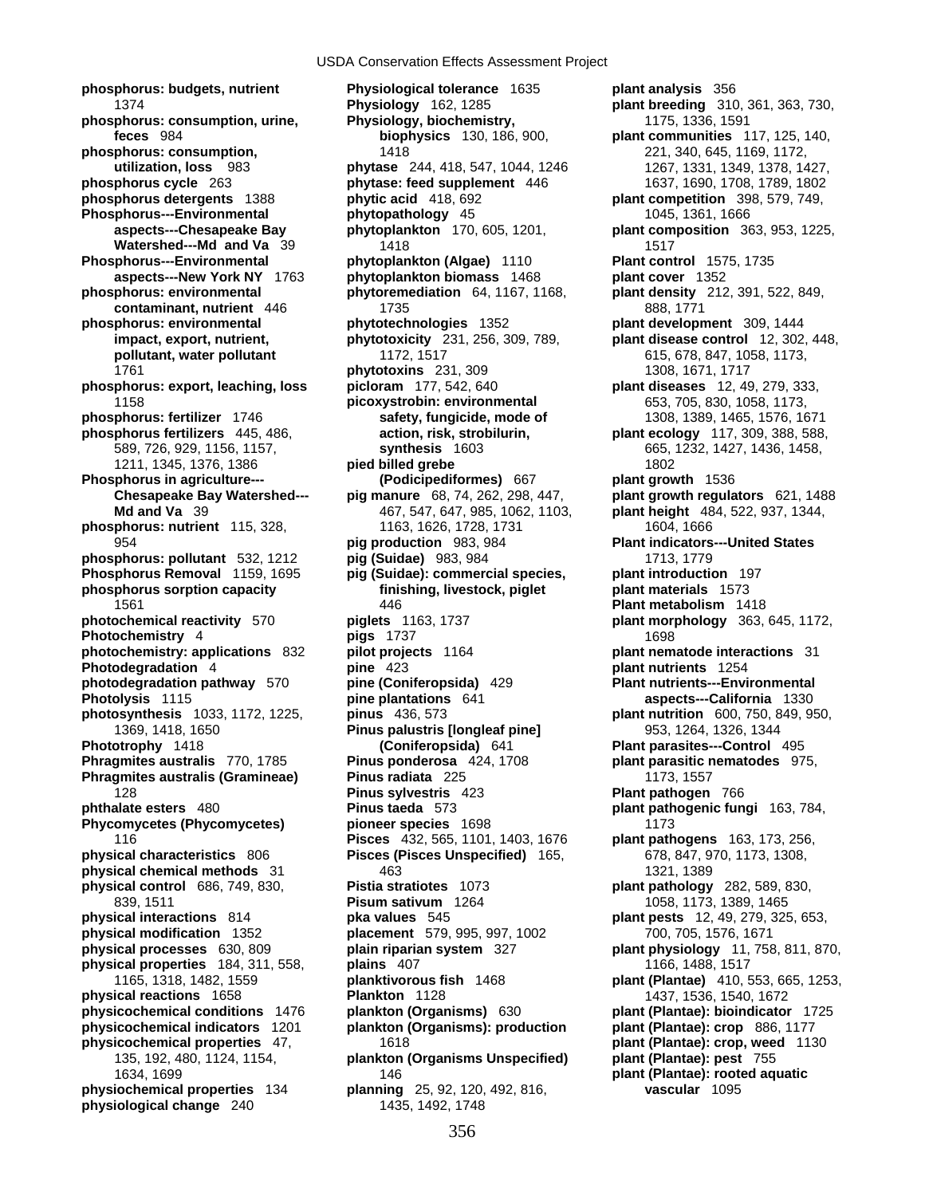**phosphorus: budgets, nutrient** 1374
**phosphorus: consumption, urine, feces** 984
**phosphorus: consumption, utilization, loss** 983
**phosphorus cycle** 263
**phosphorus detergents** 1388
**Phosphorus---Environmental aspects---Chesapeake Bay Watershed---Md and Va** 39
**Phosphorus---Environmental aspects---New York NY** 1763
**phosphorus: environmental contaminant, nutrient** 446
**phosphorus: environmental impact, export, nutrient, pollutant, water pollutant** 1761
**phosphorus: export, leaching, loss** 1158
**phosphorus: fertilizer** 1746
**phosphorus fertilizers** 445, 486, 589, 726, 929, 1156, 1157, 1211, 1345, 1376, 1386
**Phosphorus in agriculture---Chesapeake Bay Watershed---Md and Va** 39
**phosphorus: nutrient** 115, 328, 954
**phosphorus: pollutant** 532, 1212
**Phosphorus Removal** 1159, 1695
**phosphorus sorption capacity** 1561
**photochemical reactivity** 570
**Photochemistry** 4
**photochemistry: applications** 832
**Photodegradation** 4
**photodegradation pathway** 570
**Photolysis** 1115
**photosynthesis** 1033, 1172, 1225, 1369, 1418, 1650
**Phototrophy** 1418
**Phragmites australis** 770, 1785
**Phragmites australis (Gramineae)** 128
**phthalate esters** 480
**Phycomycetes (Phycomycetes)** 116
**physical characteristics** 806
**physical chemical methods** 31
**physical control** 686, 749, 830, 839, 1511
**physical interactions** 814
**physical modification** 1352
**physical processes** 630, 809
**physical properties** 184, 311, 558, 1165, 1318, 1482, 1559
**physical reactions** 1658
**physicochemical conditions** 1476
**physicochemical indicators** 1201
**physicochemical properties** 47, 135, 192, 480, 1124, 1154, 1634, 1699
**physiochemical properties** 134
**physiological change** 240
**Physiological tolerance** 1635
**Physiology** 162, 1285
**Physiology, biochemistry, biophysics** 130, 186, 900, 1418
**phytase** 244, 418, 547, 1044, 1246
**phytase: feed supplement** 446
**phytic acid** 418, 692
**phytopathology** 45
**phytoplankton** 170, 605, 1201, 1418
**phytoplankton (Algae)** 1110
**phytoplankton biomass** 1468
**phytoremediation** 64, 1167, 1168, 1735
**phytotechnologies** 1352
**phytotoxicity** 231, 256, 309, 789, 1172, 1517
**phytotoxins** 231, 309
**picloram** 177, 542, 640
**picoxystrobin: environmental safety, fungicide, mode of action, risk, strobilurin, synthesis** 1603
**pied billed grebe (Podicipediformes)** 667
**pig manure** 68, 74, 262, 298, 447, 467, 547, 647, 985, 1062, 1103, 1163, 1626, 1728, 1731
**pig production** 983, 984
**pig (Suidae)** 983, 984
**pig (Suidae): commercial species, finishing, livestock, piglet** 446
**piglets** 1163, 1737
**pigs** 1737
**pilot projects** 1164
**pine** 423
**pine (Coniferopsida)** 429
**pine plantations** 641
**pinus** 436, 573
**Pinus palustris [longleaf pine] (Coniferopsida)** 641
**Pinus ponderosa** 424, 1708
**Pinus radiata** 225
**Pinus sylvestris** 423
**Pinus taeda** 573
**pioneer species** 1698
**Pisces** 432, 565, 1101, 1403, 1676
**Pisces (Pisces Unspecified)** 165, 463
**Pistia stratiotes** 1073
**Pisum sativum** 1264
**pka values** 545
**placement** 579, 995, 997, 1002
**plain riparian system** 327
**plains** 407
**planktivorous fish** 1468
**Plankton** 1128
**plankton (Organisms)** 630
**plankton (Organisms): production** 1618
**plankton (Organisms Unspecified)** 146
**planning** 25, 92, 120, 492, 816, 1435, 1492, 1748
**plant analysis** 356
**plant breeding** 310, 361, 363, 730, 1175, 1336, 1591
**plant communities** 117, 125, 140, 221, 340, 645, 1169, 1172, 1267, 1331, 1349, 1378, 1427, 1637, 1690, 1708, 1789, 1802
**plant competition** 398, 579, 749, 1045, 1361, 1666
**plant composition** 363, 953, 1225, 1517
**Plant control** 1575, 1735
**plant cover** 1352
**plant density** 212, 391, 522, 849, 888, 1771
**plant development** 309, 1444
**plant disease control** 12, 302, 448, 615, 678, 847, 1058, 1173, 1308, 1671, 1717
**plant diseases** 12, 49, 279, 333, 653, 705, 830, 1058, 1173, 1308, 1389, 1465, 1576, 1671
**plant ecology** 117, 309, 388, 588, 665, 1232, 1427, 1436, 1458, 1802
**plant growth** 1536
**plant growth regulators** 621, 1488
**plant height** 484, 522, 937, 1344, 1604, 1666
**Plant indicators---United States** 1713, 1779
**plant introduction** 197
**plant materials** 1573
**Plant metabolism** 1418
**plant morphology** 363, 645, 1172, 1698
**plant nematode interactions** 31
**plant nutrients** 1254
**Plant nutrients---Environmental aspects---California** 1330
**plant nutrition** 600, 750, 849, 950, 953, 1264, 1326, 1344
**Plant parasites---Control** 495
**plant parasitic nematodes** 975, 1173, 1557
**Plant pathogen** 766
**plant pathogenic fungi** 163, 784, 1173
**plant pathogens** 163, 173, 256, 678, 847, 970, 1173, 1308, 1321, 1389
**plant pathology** 282, 589, 830, 1058, 1173, 1389, 1465
**plant pests** 12, 49, 279, 325, 653, 700, 705, 1576, 1671
**plant physiology** 11, 758, 811, 870, 1166, 1488, 1517
**plant (Plantae)** 410, 553, 665, 1253, 1437, 1536, 1540, 1672
**plant (Plantae): bioindicator** 1725
**plant (Plantae): crop** 886, 1177
**plant (Plantae): crop, weed** 1130
**plant (Plantae): pest** 755
**plant (Plantae): rooted aquatic vascular** 1095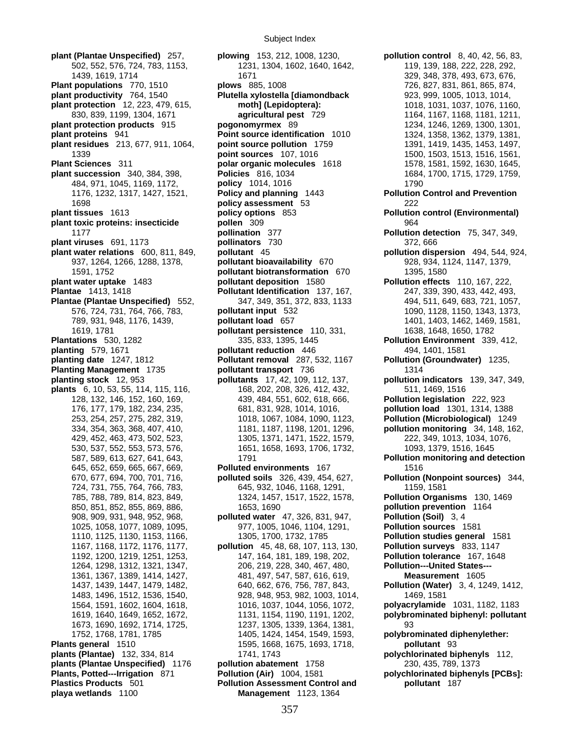**plant (Plantae Unspecified)** 257, 502, 552, 576, 724, 783, 1153, 1439, 1619, 1714
**Plant populations** 770, 1510
**plant productivity** 764, 1540
**plant protection** 12, 223, 479, 615, 830, 839, 1199, 1304, 1671
**plant protection products** 915
**plant proteins** 941
**plant residues** 213, 677, 911, 1064, 1339
**Plant Sciences** 311
**plant succession** 340, 384, 398, 484, 971, 1045, 1169, 1172, 1176, 1232, 1317, 1427, 1521, 1698
**plant tissues** 1613
**plant toxic proteins: insecticide** 1177
**plant viruses** 691, 1173
**plant water relations** 600, 811, 849, 937, 1264, 1266, 1288, 1378, 1591, 1752
**plant water uptake** 1483
**Plantae** 1413, 1418
**Plantae (Plantae Unspecified)** 552, 576, 724, 731, 764, 766, 783, 789, 931, 948, 1176, 1439, 1619, 1781
**Plantations** 530, 1282
**planting** 579, 1671
**planting date** 1247, 1812
**Planting Management** 1735
**planting stock** 12, 953
**plants** 6, 10, 53, 55, 114, 115, 116, 128, 132, 146, 152, 160, 169, 176, 177, 179, 182, 234, 235, 253, 254, 257, 275, 282, 319, 334, 354, 363, 368, 407, 410, 429, 452, 463, 473, 502, 523, 530, 537, 552, 553, 573, 576, 587, 589, 613, 627, 641, 643, 645, 652, 659, 665, 667, 669, 670, 677, 694, 700, 701, 716, 724, 731, 755, 764, 766, 783, 785, 788, 789, 814, 823, 849, 850, 851, 852, 855, 869, 886, 908, 909, 931, 948, 952, 968, 1025, 1058, 1077, 1089, 1095, 1110, 1125, 1130, 1153, 1166, 1167, 1168, 1172, 1176, 1177, 1192, 1200, 1219, 1251, 1253, 1264, 1298, 1312, 1321, 1347, 1361, 1367, 1389, 1414, 1427, 1437, 1439, 1447, 1479, 1482, 1483, 1496, 1512, 1536, 1540, 1564, 1591, 1602, 1604, 1618, 1619, 1640, 1649, 1652, 1672, 1673, 1690, 1692, 1714, 1725, 1752, 1768, 1781, 1785
**Plants general** 1510
**plants (Plantae)** 132, 334, 814
**plants (Plantae Unspecified)** 1176
**Plants, Potted---Irrigation** 871
**Plastics Products** 501
**playa wetlands** 1100
**plowing** 153, 212, 1008, 1230, 1231, 1304, 1602, 1640, 1642, 1671
**plows** 885, 1008
**Plutella xylostella [diamondback moth] (Lepidoptera): agricultural pest** 729
**pogonomyrmex** 89
**Point source identification** 1010
**point source pollution** 1759
**point sources** 107, 1016
**polar organic molecules** 1618
**Policies** 816, 1034
**policy** 1014, 1016
**Policy and planning** 1443
**policy assessment** 53
**policy options** 853
**pollen** 309
**pollination** 377
**pollinators** 730
**pollutant** 45
**pollutant bioavailability** 670
**pollutant biotransformation** 670
**pollutant deposition** 1580
**Pollutant Identification** 137, 167, 347, 349, 351, 372, 833, 1133
**pollutant input** 532
**pollutant load** 657
**pollutant persistence** 110, 331, 335, 833, 1395, 1445
**pollutant reduction** 446
**Pollutant removal** 287, 532, 1167
**pollutant transport** 736
**pollutants** 17, 42, 109, 112, 137, 168, 202, 208, 326, 412, 432, 439, 484, 551, 602, 618, 666, 681, 831, 928, 1014, 1016, 1018, 1067, 1084, 1090, 1123, 1181, 1187, 1198, 1201, 1296, 1305, 1371, 1471, 1522, 1579, 1651, 1658, 1693, 1706, 1732, 1791
**Polluted environments** 167
**polluted soils** 326, 439, 454, 627, 645, 932, 1046, 1168, 1291, 1324, 1457, 1517, 1522, 1578, 1653, 1690
**polluted water** 47, 326, 831, 947, 977, 1005, 1046, 1104, 1291, 1305, 1700, 1732, 1785
**pollution** 45, 48, 68, 107, 113, 130, 147, 164, 181, 189, 198, 202, 206, 219, 228, 340, 467, 480, 481, 497, 547, 587, 616, 619, 640, 662, 676, 756, 787, 843, 928, 948, 953, 982, 1003, 1014, 1016, 1037, 1044, 1056, 1072, 1131, 1154, 1190, 1191, 1202, 1237, 1305, 1339, 1364, 1381, 1405, 1424, 1454, 1549, 1593, 1595, 1668, 1675, 1693, 1718, 1741, 1743
**pollution abatement** 1758
**Pollution (Air)** 1004, 1581
**Pollution Assessment Control and Management** 1123, 1364
**pollution control** 8, 40, 42, 56, 83, 119, 139, 188, 222, 228, 292, 329, 348, 378, 493, 673, 676, 726, 827, 831, 861, 865, 874, 923, 999, 1005, 1013, 1014, 1018, 1031, 1037, 1076, 1160, 1164, 1167, 1168, 1181, 1211, 1234, 1246, 1269, 1300, 1301, 1324, 1358, 1362, 1379, 1381, 1391, 1419, 1435, 1453, 1497, 1500, 1503, 1513, 1516, 1561, 1578, 1581, 1592, 1630, 1645, 1684, 1700, 1715, 1729, 1759, 1790
**Pollution Control and Prevention** 222
**Pollution control (Environmental)** 964
**Pollution detection** 75, 347, 349, 372, 666
**pollution dispersion** 494, 544, 924, 928, 934, 1124, 1147, 1379, 1395, 1580
**Pollution effects** 110, 167, 222, 247, 339, 390, 433, 442, 493, 494, 511, 649, 683, 721, 1057, 1090, 1128, 1150, 1343, 1373, 1401, 1403, 1462, 1469, 1581, 1638, 1648, 1650, 1782
**Pollution Environment** 339, 412, 494, 1401, 1581
**Pollution (Groundwater)** 1235, 1314
**pollution indicators** 139, 347, 349, 511, 1469, 1516
**Pollution legislation** 222, 923
**pollution load** 1301, 1314, 1388
**Pollution (Microbiological)** 1249
**pollution monitoring** 34, 148, 162, 222, 349, 1013, 1034, 1076, 1093, 1379, 1516, 1645
**Pollution monitoring and detection** 1516
**Pollution (Nonpoint sources)** 344, 1159, 1581
**Pollution Organisms** 130, 1469
**pollution prevention** 1164
**Pollution (Soil)** 3, 4
**Pollution sources** 1581
**Pollution studies general** 1581
**Pollution surveys** 833, 1147
**Pollution tolerance** 167, 1648
**Pollution---United States---Measurement** 1605
**Pollution (Water)** 3, 4, 1249, 1412, 1469, 1581
**polyacrylamide** 1031, 1182, 1183
**polybrominated biphenyl: pollutant** 93
**polybrominated diphenylether: pollutant** 93
**polychlorinated biphenyls** 112, 230, 435, 789, 1373
**polychlorinated biphenyls [PCBs]: pollutant** 187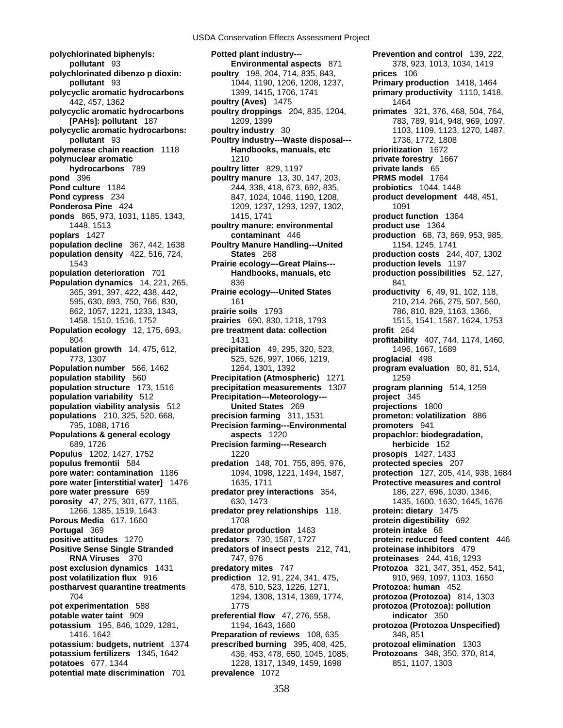**polychlorinated biphenyls: pollutant** 93
**polychlorinated dibenzo p dioxin: pollutant** 93
**polycyclic aromatic hydrocarbons** 442, 457, 1362
**polycyclic aromatic hydrocarbons [PAHs]: pollutant** 187
**polycyclic aromatic hydrocarbons: pollutant** 93
**polymerase chain reaction** 1118
**polynuclear aromatic hydrocarbons** 789
**pond** 396
**Pond culture** 1184
**Pond cypress** 234
**Ponderosa Pine** 424
**ponds** 865, 973, 1031, 1185, 1343, 1448, 1513
**poplars** 1427
**population decline** 367, 442, 1638
**population density** 422, 516, 724, 1543
**population deterioration** 701
**Population dynamics** 14, 221, 265, 365, 391, 397, 422, 438, 442, 595, 630, 693, 750, 766, 830, 862, 1057, 1221, 1233, 1343, 1458, 1510, 1516, 1752
**Population ecology** 12, 175, 693, 804
**population growth** 14, 475, 612, 773, 1307
**Population number** 566, 1462
**population stability** 560
**population structure** 173, 1516
**population variability** 512
**population viability analysis** 512
**populations** 210, 325, 520, 668, 795, 1088, 1716
**Populations & general ecology** 689, 1726
**Populus** 1202, 1427, 1752
**populus fremontii** 584
**pore water: contamination** 1186
**pore water [interstitial water]** 1476
**pore water pressure** 659
**porosity** 47, 275, 301, 677, 1165, 1266, 1385, 1519, 1643
**Porous Media** 617, 1660
**Portugal** 369
**positive attitudes** 1270
**Positive Sense Single Stranded RNA Viruses** 370
**post exclusion dynamics** 1431
**post volatilization flux** 916
**postharvest quarantine treatments** 704
**pot experimentation** 588
**potable water taint** 909
**potassium** 195, 846, 1029, 1281, 1416, 1642
**potassium: budgets, nutrient** 1374
**potassium fertilizers** 1345, 1642
**potatoes** 677, 1344
**potential mate discrimination** 701
**Potted plant industry---Environmental aspects** 871
**poultry** 198, 204, 714, 835, 843, 1044, 1190, 1206, 1208, 1237, 1399, 1415, 1706, 1741
**poultry (Aves)** 1475
**poultry droppings** 204, 835, 1204, 1209, 1399
**poultry industry** 30
**Poultry industry---Waste disposal---Handbooks, manuals, etc** 1210
**poultry litter** 829, 1197
**poultry manure** 13, 30, 147, 203, 244, 338, 418, 673, 692, 835, 847, 1024, 1046, 1190, 1208, 1209, 1237, 1293, 1297, 1302, 1415, 1741
**poultry manure: environmental contaminant** 446
**Poultry Manure Handling---United States** 268
**Prairie ecology---Great Plains---Handbooks, manuals, etc** 836
**Prairie ecology---United States** 161
**prairie soils** 1793
**prairies** 690, 830, 1218, 1793
**pre treatment data: collection** 1431
**precipitation** 49, 295, 320, 523, 525, 526, 997, 1066, 1219, 1264, 1301, 1392
**Precipitation (Atmospheric)** 1271
**precipitation measurements** 1307
**Precipitation---Meteorology---United States** 269
**precision farming** 311, 1531
**Precision farming---Environmental aspects** 1220
**Precision farming---Research** 1220
**predation** 148, 701, 755, 895, 976, 1094, 1098, 1221, 1494, 1587, 1635, 1711
**predator prey interactions** 354, 630, 1473
**predator prey relationships** 118, 1708
**predator production** 1463
**predators** 730, 1587, 1727
**predators of insect pests** 212, 741, 747, 976
**predatory mites** 747
**prediction** 12, 91, 224, 341, 475, 478, 510, 523, 1226, 1271, 1294, 1308, 1314, 1369, 1774, 1775
**preferential flow** 47, 276, 558, 1194, 1643, 1660
**Preparation of reviews** 108, 635
**prescribed burning** 395, 408, 425, 436, 453, 478, 650, 1045, 1085, 1228, 1317, 1349, 1459, 1698
**prevalence** 1072
**Prevention and control** 139, 222, 378, 923, 1013, 1034, 1419
**prices** 106
**Primary production** 1418, 1464
**primary productivity** 1110, 1418, 1464
**primates** 321, 376, 468, 504, 764, 783, 789, 914, 948, 969, 1097, 1103, 1109, 1123, 1270, 1487, 1736, 1772, 1808
**prioritization** 1672
**private forestry** 1667
**private lands** 65
**PRMS model** 1764
**probiotics** 1044, 1448
**product development** 448, 451, 1091
**product function** 1364
**product use** 1364
**production** 68, 73, 869, 953, 985, 1154, 1245, 1741
**production costs** 244, 407, 1302
**production levels** 1197
**production possibilities** 52, 127, 841
**productivity** 6, 49, 91, 102, 118, 210, 214, 266, 275, 507, 560, 786, 810, 829, 1163, 1366, 1515, 1541, 1587, 1624, 1753
**profit** 264
**profitability** 407, 744, 1174, 1460, 1496, 1667, 1689
**proglacial** 498
**program evaluation** 80, 81, 514, 1259
**program planning** 514, 1259
**project** 345
**projections** 1800
**prometon: volatilization** 886
**promoters** 941
**propachlor: biodegradation, herbicide** 152
**prosopis** 1427, 1433
**protected species** 207
**protection** 127, 205, 414, 938, 1684
**Protective measures and control** 186, 227, 696, 1030, 1346, 1435, 1600, 1630, 1645, 1676
**protein: dietary** 1475
**protein digestibility** 692
**protein intake** 68
**protein: reduced feed content** 446
**proteinase inhibitors** 479
**proteinases** 244, 418, 1293
**Protozoa** 321, 347, 351, 452, 541, 910, 969, 1097, 1103, 1650
**Protozoa: human** 452
**protozoa (Protozoa)** 814, 1303
**protozoa (Protozoa): pollution indicator** 350
**protozoa (Protozoa Unspecified)** 348, 851
**protozoal elimination** 1303
**Protozoans** 348, 350, 370, 814, 851, 1107, 1303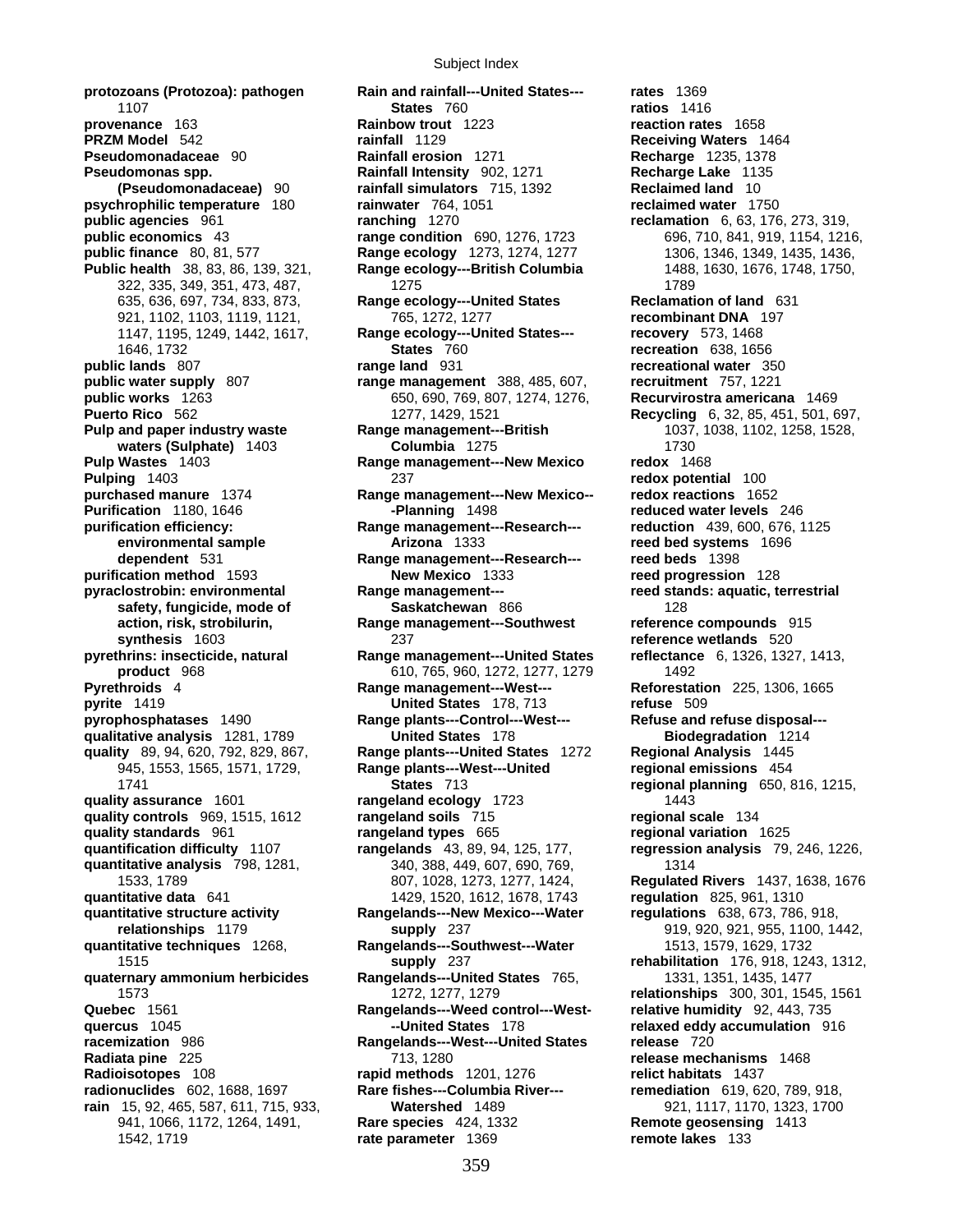**protozoans (Protozoa): pathogen** 1107
**provenance** 163
**PRZM Model** 542
**Pseudomonadaceae** 90
**Pseudomonas spp. (Pseudomonadaceae)** 90
**psychrophilic temperature** 180
**public agencies** 961
**public economics** 43
**public finance** 80, 81, 577
**Public health** 38, 83, 86, 139, 321, 322, 335, 349, 351, 473, 487, 635, 636, 697, 734, 833, 873, 921, 1102, 1103, 1119, 1121, 1147, 1195, 1249, 1442, 1617, 1646, 1732
**public lands** 807
**public water supply** 807
**public works** 1263
**Puerto Rico** 562
**Pulp and paper industry waste waters (Sulphate)** 1403
**Pulp Wastes** 1403
**Pulping** 1403
**purchased manure** 1374
**Purification** 1180, 1646
**purification efficiency: environmental sample dependent** 531
**purification method** 1593
**pyraclostrobin: environmental safety, fungicide, mode of action, risk, strobilurin, synthesis** 1603
**pyrethrins: insecticide, natural product** 968
**Pyrethroids** 4
**pyrite** 1419
**pyrophosphatases** 1490
**qualitative analysis** 1281, 1789
**quality** 89, 94, 620, 792, 829, 867, 945, 1553, 1565, 1571, 1729, 1741
**quality assurance** 1601
**quality controls** 969, 1515, 1612
**quality standards** 961
**quantification difficulty** 1107
**quantitative analysis** 798, 1281, 1533, 1789
**quantitative data** 641
**quantitative structure activity relationships** 1179
**quantitative techniques** 1268, 1515
**quaternary ammonium herbicides** 1573
**Quebec** 1561
**quercus** 1045
**racemization** 986
**Radiata pine** 225
**Radioisotopes** 108
**radionuclides** 602, 1688, 1697
**rain** 15, 92, 465, 587, 611, 715, 933, 941, 1066, 1172, 1264, 1491, 1542, 1719
**Rain and rainfall---United States---States** 760
**Rainbow trout** 1223
**rainfall** 1129
**Rainfall erosion** 1271
**Rainfall Intensity** 902, 1271
**rainfall simulators** 715, 1392
**rainwater** 764, 1051
**ranching** 1270
**range condition** 690, 1276, 1723
**Range ecology** 1273, 1274, 1277
**Range ecology---British Columbia** 1275
**Range ecology---United States** 765, 1272, 1277
**Range ecology---United States---States** 760
**range land** 931
**range management** 388, 485, 607, 650, 690, 769, 807, 1274, 1276, 1277, 1429, 1521
**Range management---British Columbia** 1275
**Range management---New Mexico** 237
**Range management---New Mexico---Planning** 1498
**Range management---Research---Arizona** 1333
**Range management---Research---New Mexico** 1333
**Range management---Saskatchewan** 866
**Range management---Southwest** 237
**Range management---United States** 610, 765, 960, 1272, 1277, 1279
**Range management---West---United States** 178, 713
**Range plants---Control---West---United States** 178
**Range plants---United States** 1272
**Range plants---West---United States** 713
**rangeland ecology** 1723
**rangeland soils** 715
**rangeland types** 665
**rangelands** 43, 89, 94, 125, 177, 340, 388, 449, 607, 690, 769, 807, 1028, 1273, 1277, 1424, 1429, 1520, 1612, 1678, 1743
**Rangelands---New Mexico---Water supply** 237
**Rangelands---Southwest---Water supply** 237
**Rangelands---United States** 765, 1272, 1277, 1279
**Rangelands---Weed control---West---United States** 178
**Rangelands---West---United States** 713, 1280
**rapid methods** 1201, 1276
**Rare fishes---Columbia River---Watershed** 1489
**Rare species** 424, 1332
**rate parameter** 1369
**rates** 1369
**ratios** 1416
**reaction rates** 1658
**Receiving Waters** 1464
**Recharge** 1235, 1378
**Recharge Lake** 1135
**Reclaimed land** 10
**reclaimed water** 1750
**reclamation** 6, 63, 176, 273, 319, 696, 710, 841, 919, 1154, 1216, 1306, 1346, 1349, 1435, 1436, 1488, 1630, 1676, 1748, 1750, 1789
**Reclamation of land** 631
**recombinant DNA** 197
**recovery** 573, 1468
**recreation** 638, 1656
**recreational water** 350
**recruitment** 757, 1221
**Recurvirostra americana** 1469
**Recycling** 6, 32, 85, 451, 501, 697, 1037, 1038, 1102, 1258, 1528, 1730
**redox** 1468
**redox potential** 100
**redox reactions** 1652
**reduced water levels** 246
**reduction** 439, 600, 676, 1125
**reed bed systems** 1696
**reed beds** 1398
**reed progression** 128
**reed stands: aquatic, terrestrial** 128
**reference compounds** 915
**reference wetlands** 520
**reflectance** 6, 1326, 1327, 1413, 1492
**Reforestation** 225, 1306, 1665
**refuse** 509
**Refuse and refuse disposal---Biodegradation** 1214
**Regional Analysis** 1445
**regional emissions** 454
**regional planning** 650, 816, 1215, 1443
**regional scale** 134
**regional variation** 1625
**regression analysis** 79, 246, 1226, 1314
**Regulated Rivers** 1437, 1638, 1676
**regulation** 825, 961, 1310
**regulations** 638, 673, 786, 918, 919, 920, 921, 955, 1100, 1442, 1513, 1579, 1629, 1732
**rehabilitation** 176, 918, 1243, 1312, 1331, 1351, 1435, 1477
**relationships** 300, 301, 1545, 1561
**relative humidity** 92, 443, 735
**relaxed eddy accumulation** 916
**release** 720
**release mechanisms** 1468
**relict habitats** 1437
**remediation** 619, 620, 789, 918, 921, 1117, 1170, 1323, 1700
**Remote geosensing** 1413
**remote lakes** 133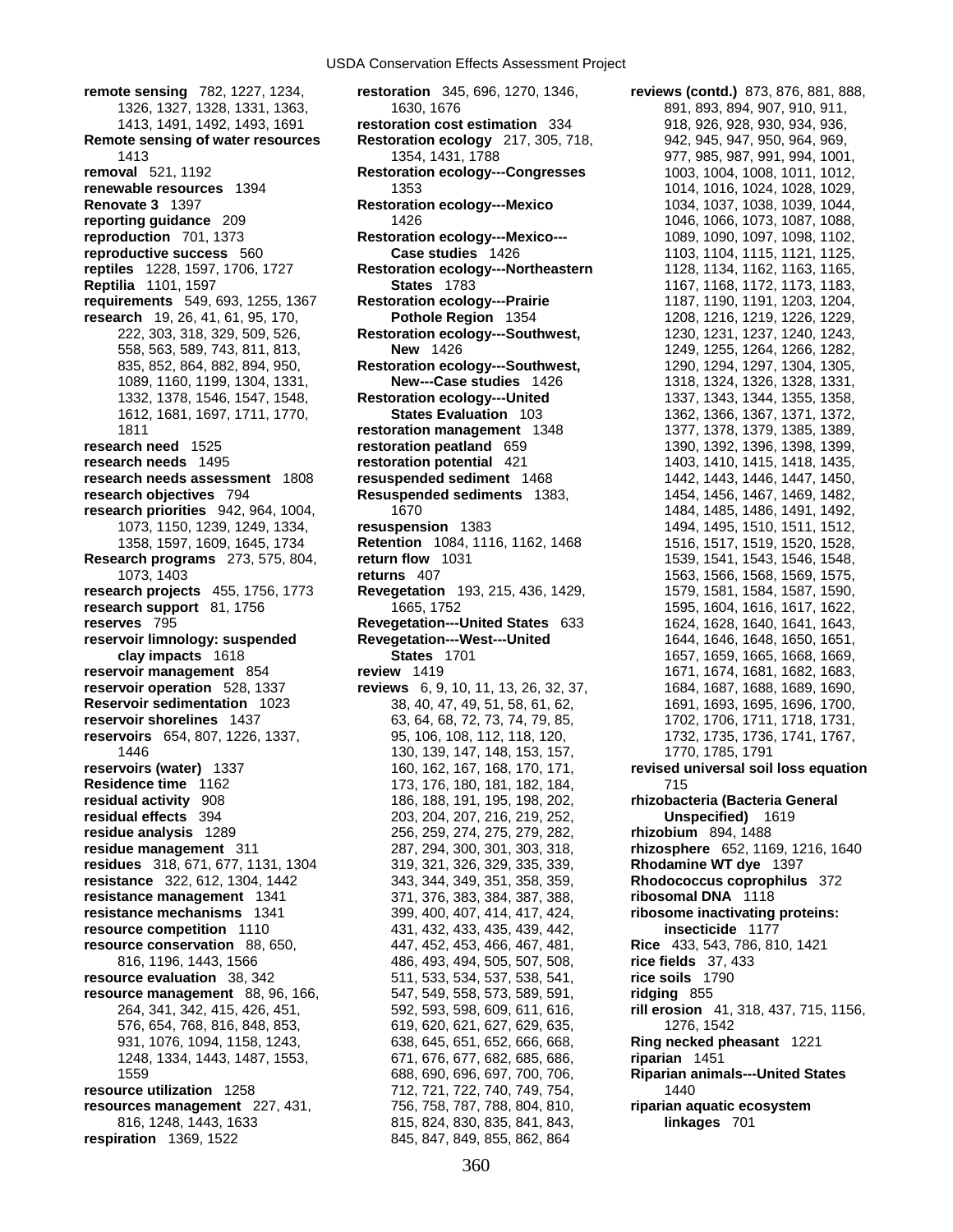**remote sensing** 782, 1227, 1234, 1326, 1327, 1328, 1331, 1363, 1413, 1491, 1492, 1493, 1691
**Remote sensing of water resources** 1413
**removal** 521, 1192
**renewable resources** 1394
**Renovate 3** 1397
**reporting guidance** 209
**reproduction** 701, 1373
**reproductive success** 560
**reptiles** 1228, 1597, 1706, 1727
**Reptilia** 1101, 1597
**requirements** 549, 693, 1255, 1367
**research** 19, 26, 41, 61, 95, 170, 222, 303, 318, 329, 509, 526, 558, 563, 589, 743, 811, 813, 835, 852, 864, 882, 894, 950, 1089, 1160, 1199, 1304, 1331, 1332, 1378, 1546, 1547, 1548, 1612, 1681, 1697, 1711, 1770, 1811
**research need** 1525
**research needs** 1495
**research needs assessment** 1808
**research objectives** 794
**research priorities** 942, 964, 1004, 1073, 1150, 1239, 1249, 1334, 1358, 1597, 1609, 1645, 1734
**Research programs** 273, 575, 804, 1073, 1403
**research projects** 455, 1756, 1773
**research support** 81, 1756
**reserves** 795
**reservoir limnology: suspended clay impacts** 1618
**reservoir management** 854
**reservoir operation** 528, 1337
**Reservoir sedimentation** 1023
**reservoir shorelines** 1437
**reservoirs** 654, 807, 1226, 1337, 1446
**reservoirs (water)** 1337
**Residence time** 1162
**residual activity** 908
**residual effects** 394
**residue analysis** 1289
**residue management** 311
**residues** 318, 671, 677, 1131, 1304
**resistance** 322, 612, 1304, 1442
**resistance management** 1341
**resistance mechanisms** 1341
**resource competition** 1110
**resource conservation** 88, 650, 816, 1196, 1443, 1566
**resource evaluation** 38, 342
**resource management** 88, 96, 166, 264, 341, 342, 415, 426, 451, 576, 654, 768, 816, 848, 853, 931, 1076, 1094, 1158, 1243, 1248, 1334, 1443, 1487, 1553, 1559
**resource utilization** 1258
**resources management** 227, 431, 816, 1248, 1443, 1633
**respiration** 1369, 1522
**restoration** 345, 696, 1270, 1346, 1630, 1676
**restoration cost estimation** 334
**Restoration ecology** 217, 305, 718, 1354, 1431, 1788
**Restoration ecology---Congresses** 1353
**Restoration ecology---Mexico** 1426
**Restoration ecology---Mexico---Case studies** 1426
**Restoration ecology---Northeastern States** 1783
**Restoration ecology---Prairie Pothole Region** 1354
**Restoration ecology---Southwest, New** 1426
**Restoration ecology---Southwest, New---Case studies** 1426
**Restoration ecology---United States Evaluation** 103
**restoration management** 1348
**restoration peatland** 659
**restoration potential** 421
**resuspended sediment** 1468
**Resuspended sediments** 1383, 1670
**resuspension** 1383
**Retention** 1084, 1116, 1162, 1468
**return flow** 1031
**returns** 407
**Revegetation** 193, 215, 436, 1429, 1665, 1752
**Revegetation---United States** 633
**Revegetation---West---United States** 1701
**review** 1419
**reviews** 6, 9, 10, 11, 13, 26, 32, 37, 38, 40, 47, 49, 51, 58, 61, 62, 63, 64, 68, 72, 73, 74, 79, 85, 95, 106, 108, 112, 118, 120, 130, 139, 147, 148, 153, 157, 160, 162, 167, 168, 170, 171, 173, 176, 180, 181, 182, 184, 186, 188, 191, 195, 198, 202, 203, 204, 207, 216, 219, 252, 256, 259, 274, 275, 279, 282, 287, 294, 300, 301, 303, 318, 319, 321, 326, 329, 335, 339, 343, 344, 349, 351, 358, 359, 371, 376, 383, 384, 387, 388, 399, 400, 407, 414, 417, 424, 431, 432, 433, 435, 439, 442, 447, 452, 453, 466, 467, 481, 486, 493, 494, 505, 507, 508, 511, 533, 534, 537, 538, 541, 547, 549, 558, 573, 589, 591, 592, 593, 598, 609, 611, 616, 619, 620, 621, 627, 629, 635, 638, 645, 651, 652, 666, 668, 671, 676, 677, 682, 685, 686, 688, 690, 696, 697, 700, 706, 712, 721, 722, 740, 749, 754, 756, 758, 787, 788, 804, 810, 815, 824, 830, 835, 841, 843, 845, 847, 849, 855, 862, 864
**reviews (contd.)** 873, 876, 881, 888, 891, 893, 894, 907, 910, 911, 918, 926, 928, 930, 934, 936, 942, 945, 947, 950, 964, 969, 977, 985, 987, 991, 994, 1001, 1003, 1004, 1008, 1011, 1012, 1014, 1016, 1024, 1028, 1029, 1034, 1037, 1038, 1039, 1044, 1046, 1066, 1073, 1087, 1088, 1089, 1090, 1097, 1098, 1102, 1103, 1104, 1115, 1121, 1125, 1128, 1134, 1162, 1163, 1165, 1167, 1168, 1172, 1173, 1183, 1187, 1190, 1191, 1203, 1204, 1208, 1216, 1219, 1226, 1229, 1230, 1231, 1237, 1240, 1243, 1249, 1255, 1264, 1266, 1282, 1290, 1294, 1297, 1304, 1305, 1318, 1324, 1326, 1328, 1331, 1337, 1343, 1344, 1355, 1358, 1362, 1366, 1367, 1371, 1372, 1377, 1378, 1379, 1385, 1389, 1390, 1392, 1396, 1398, 1399, 1403, 1410, 1415, 1418, 1435, 1442, 1443, 1446, 1447, 1450, 1454, 1456, 1467, 1469, 1482, 1484, 1485, 1486, 1491, 1492, 1494, 1495, 1510, 1511, 1512, 1516, 1517, 1519, 1520, 1528, 1539, 1541, 1543, 1546, 1548, 1563, 1566, 1568, 1569, 1575, 1579, 1581, 1584, 1587, 1590, 1595, 1604, 1616, 1617, 1622, 1624, 1628, 1640, 1641, 1643, 1644, 1646, 1648, 1650, 1651, 1657, 1659, 1665, 1668, 1669, 1671, 1674, 1681, 1682, 1683, 1684, 1687, 1688, 1689, 1690, 1691, 1693, 1695, 1696, 1700, 1702, 1706, 1711, 1718, 1731, 1732, 1735, 1736, 1741, 1767, 1770, 1785, 1791
**revised universal soil loss equation** 715
**rhizobacteria (Bacteria General Unspecified)** 1619
**rhizobium** 894, 1488
**rhizosphere** 652, 1169, 1216, 1640
**Rhodamine WT dye** 1397
**Rhodococcus coprophilus** 372
**ribosomal DNA** 1118
**ribosome inactivating proteins: insecticide** 1177
**Rice** 433, 543, 786, 810, 1421
**rice fields** 37, 433
**rice soils** 1790
**ridging** 855
**rill erosion** 41, 318, 437, 715, 1156, 1276, 1542
**Ring necked pheasant** 1221
**riparian** 1451
**Riparian animals---United States** 1440
**riparian aquatic ecosystem linkages** 701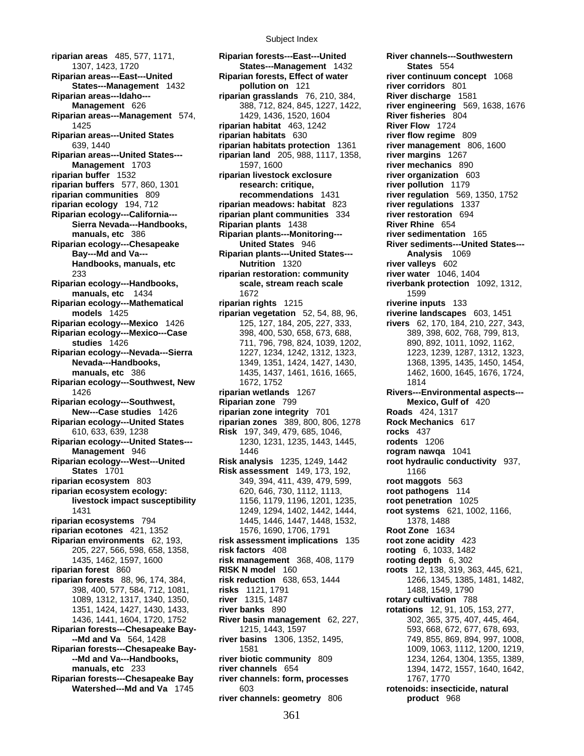**riparian areas** 485, 577, 1171, 1307, 1423, 1720
**Riparian areas---East---United States---Management** 1432
**Riparian areas---Idaho---Management** 626
**Riparian areas---Management** 574, 1425
**Riparian areas---United States** 639, 1440
**Riparian areas---United States---Management** 1703
**riparian buffer** 1532
**riparian buffers** 577, 860, 1301
**riparian communities** 809
**riparian ecology** 194, 712
**Riparian ecology---California---Sierra Nevada---Handbooks, manuals, etc** 386
**Riparian ecology---Chesapeake Bay---Md and Va---Handbooks, manuals, etc** 233
**Riparian ecology---Handbooks, manuals, etc** 1434
**Riparian ecology---Mathematical models** 1425
**Riparian ecology---Mexico** 1426
**Riparian ecology---Mexico---Case studies** 1426
**Riparian ecology---Nevada---Sierra Nevada---Handbooks, manuals, etc** 386
**Riparian ecology---Southwest, New** 1426
**Riparian ecology---Southwest, New---Case studies** 1426
**Riparian ecology---United States** 610, 633, 639, 1238
**Riparian ecology---United States---Management** 946
**Riparian ecology---West---United States** 1701
**riparian ecosystem** 803
**riparian ecosystem ecology: livestock impact susceptibility** 1431
**riparian ecosystems** 794
**riparian ecotones** 421, 1352
**Riparian environments** 62, 193, 205, 227, 566, 598, 658, 1358, 1435, 1462, 1597, 1600
**riparian forest** 860
**riparian forests** 88, 96, 174, 384, 398, 400, 577, 584, 712, 1081, 1089, 1312, 1317, 1340, 1350, 1351, 1424, 1427, 1430, 1433, 1436, 1441, 1604, 1720, 1752
**Riparian forests---Chesapeake Bay---Md and Va** 564, 1428
**Riparian forests---Chesapeake Bay---Md and Va---Handbooks, manuals, etc** 233
**Riparian forests---Chesapeake Bay Watershed---Md and Va** 1745
**Riparian forests---East---United States---Management** 1432
**Riparian forests, Effect of water pollution on** 121
**riparian grasslands** 76, 210, 384, 388, 712, 824, 845, 1227, 1422, 1429, 1436, 1520, 1604
**riparian habitat** 463, 1242
**riparian habitats** 630
**riparian habitats protection** 1361
**riparian land** 205, 988, 1117, 1358, 1597, 1600
**riparian livestock exclosure research: critique, recommendations** 1431
**riparian meadows: habitat** 823
**riparian plant communities** 334
**Riparian plants** 1438
**Riparian plants---Monitoring---United States** 946
**Riparian plants---United States---Nutrition** 1320
**riparian restoration: community scale, stream reach scale** 1672
**riparian rights** 1215
**riparian vegetation** 52, 54, 88, 96, 125, 127, 184, 205, 227, 333, 398, 400, 530, 658, 673, 688, 711, 796, 798, 824, 1039, 1202, 1227, 1234, 1242, 1312, 1323, 1349, 1351, 1424, 1427, 1430, 1435, 1437, 1461, 1616, 1665, 1672, 1752
**riparian wetlands** 1267
**Riparian zone** 799
**riparian zone integrity** 701
**riparian zones** 389, 800, 806, 1278
**Risk** 197, 349, 479, 685, 1046, 1230, 1231, 1235, 1443, 1445, 1446
**Risk analysis** 1235, 1249, 1442
**Risk assessment** 149, 173, 192, 349, 394, 411, 439, 479, 599, 620, 646, 730, 1112, 1113, 1156, 1179, 1196, 1201, 1235, 1249, 1294, 1402, 1442, 1444, 1445, 1446, 1447, 1448, 1532, 1576, 1690, 1706, 1791
**risk assessment implications** 135
**risk factors** 408
**risk management** 368, 408, 1179
**RISK N model** 160
**risk reduction** 638, 653, 1444
**risks** 1121, 1791
**river** 1315, 1487
**river banks** 890
**River basin management** 62, 227, 1215, 1443, 1597
**river basins** 1306, 1352, 1495, 1581
**river biotic community** 809
**river channels** 654
**river channels: form, processes** 603
**river channels: geometry** 806
**River channels---Southwestern States** 554
**river continuum concept** 1068
**river corridors** 801
**River discharge** 1581
**river engineering** 569, 1638, 1676
**River fisheries** 804
**River Flow** 1724
**river flow regime** 809
**river management** 806, 1600
**river margins** 1267
**river mechanics** 890
**river organization** 603
**river pollution** 1179
**river regulation** 569, 1350, 1752
**river regulations** 1337
**river restoration** 694
**River Rhine** 654
**river sedimentation** 165
**River sediments---United States---Analysis** 1069
**river valleys** 602
**river water** 1046, 1404
**riverbank protection** 1092, 1312, 1599
**riverine inputs** 133
**riverine landscapes** 603, 1451
**rivers** 62, 170, 184, 210, 227, 343, 389, 398, 602, 768, 799, 813, 890, 892, 1011, 1092, 1162, 1223, 1239, 1287, 1312, 1323, 1368, 1395, 1435, 1450, 1454, 1462, 1600, 1645, 1676, 1724, 1814
**Rivers---Environmental aspects---Mexico, Gulf of** 420
**Roads** 424, 1317
**Rock Mechanics** 617
**rocks** 437
**rodents** 1206
**rogram nawqa** 1041
**root hydraulic conductivity** 937, 1166
**root maggots** 563
**root pathogens** 114
**root penetration** 1025
**root systems** 621, 1002, 1166, 1378, 1488
**Root Zone** 1634
**root zone acidity** 423
**rooting** 6, 1033, 1482
**rooting depth** 6, 302
**roots** 12, 138, 319, 363, 445, 621, 1266, 1345, 1385, 1481, 1482, 1488, 1549, 1790
**rotary cultivation** 788
**rotations** 12, 91, 105, 153, 277, 302, 365, 375, 407, 445, 464, 593, 668, 672, 677, 678, 693, 749, 855, 869, 894, 997, 1008, 1009, 1063, 1112, 1200, 1219, 1234, 1264, 1304, 1355, 1389, 1394, 1472, 1557, 1640, 1642, 1767, 1770
**rotenoids: insecticide, natural product** 968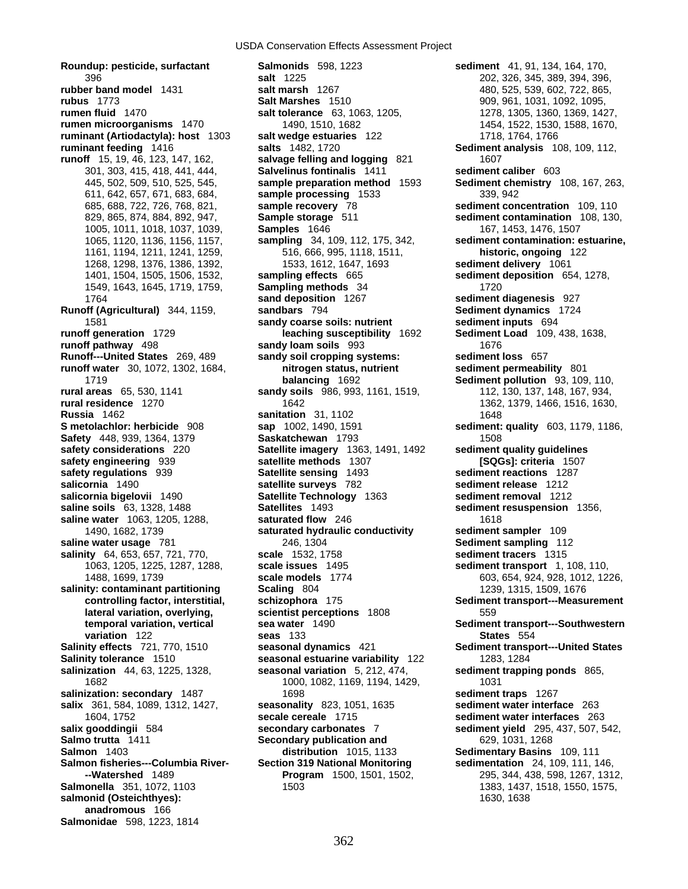**Roundup: pesticide, surfactant** 396
**rubber band model** 1431
**rubus** 1773
**rumen fluid** 1470
**rumen microorganisms** 1470
**ruminant (Artiodactyla): host** 1303
**ruminant feeding** 1416
**runoff** 15, 19, 46, 123, 147, 162, 301, 303, 415, 418, 441, 444, 445, 502, 509, 510, 525, 545, 611, 642, 657, 671, 683, 684, 685, 688, 722, 726, 768, 821, 829, 865, 874, 884, 892, 947, 1005, 1011, 1018, 1037, 1039, 1065, 1120, 1136, 1156, 1157, 1161, 1194, 1211, 1241, 1259, 1268, 1298, 1376, 1386, 1392, 1401, 1504, 1505, 1506, 1532, 1549, 1643, 1645, 1719, 1759, 1764
**Runoff (Agricultural)** 344, 1159, 1581
**runoff generation** 1729
**runoff pathway** 498
**Runoff---United States** 269, 489
**runoff water** 30, 1072, 1302, 1684, 1719
**rural areas** 65, 530, 1141
**rural residence** 1270
**Russia** 1462
**S metolachlor: herbicide** 908
**Safety** 448, 939, 1364, 1379
**safety considerations** 220
**safety engineering** 939
**safety regulations** 939
**salicornia** 1490
**salicornia bigelovii** 1490
**saline soils** 63, 1328, 1488
**saline water** 1063, 1205, 1288, 1490, 1682, 1739
**saline water usage** 781
**salinity** 64, 653, 657, 721, 770, 1063, 1205, 1225, 1287, 1288, 1488, 1699, 1739
**salinity: contaminant partitioning controlling factor, interstitial, lateral variation, overlying, temporal variation, vertical variation** 122
**Salinity effects** 721, 770, 1510
**Salinity tolerance** 1510
**salinization** 44, 63, 1225, 1328, 1682
**salinization: secondary** 1487
**salix** 361, 584, 1089, 1312, 1427, 1604, 1752
**salix gooddingii** 584
**Salmo trutta** 1411
**Salmon** 1403
**Salmon fisheries---Columbia River---Watershed** 1489
**Salmonella** 351, 1072, 1103
**salmonid (Osteichthyes): anadromous** 166
**Salmonidae** 598, 1223, 1814
**Salmonids** 598, 1223
**salt** 1225
**salt marsh** 1267
**Salt Marshes** 1510
**salt tolerance** 63, 1063, 1205, 1490, 1510, 1682
**salt wedge estuaries** 122
**salts** 1482, 1720
**salvage felling and logging** 821
**Salvelinus fontinalis** 1411
**sample preparation method** 1593
**sample processing** 1533
**sample recovery** 78
**Sample storage** 511
**Samples** 1646
**sampling** 34, 109, 112, 175, 342, 516, 666, 995, 1118, 1511, 1533, 1612, 1647, 1693
**sampling effects** 665
**Sampling methods** 34
**sand deposition** 1267
**sandbars** 794
**sandy coarse soils: nutrient leaching susceptibility** 1692
**sandy loam soils** 993
**sandy soil cropping systems: nitrogen status, nutrient balancing** 1692
**sandy soils** 986, 993, 1161, 1519, 1642
**sanitation** 31, 1102
**sap** 1002, 1490, 1591
**Saskatchewan** 1793
**Satellite imagery** 1363, 1491, 1492
**satellite methods** 1307
**Satellite sensing** 1493
**satellite surveys** 782
**Satellite Technology** 1363
**Satellites** 1493
**saturated flow** 246
**saturated hydraulic conductivity** 246, 1304
**scale** 1532, 1758
**scale issues** 1495
**scale models** 1774
**Scaling** 804
**schizophora** 175
**scientist perceptions** 1808
**sea water** 1490
**seas** 133
**seasonal dynamics** 421
**seasonal estuarine variability** 122
**seasonal variation** 5, 212, 474, 1000, 1082, 1169, 1194, 1429, 1698
**seasonality** 823, 1051, 1635
**secale cereale** 1715
**secondary carbonates** 7
**Secondary publication and distribution** 1015, 1133
**Section 319 National Monitoring Program** 1500, 1501, 1502, 1503
**sediment** 41, 91, 134, 164, 170, 202, 326, 345, 389, 394, 396, 480, 525, 539, 602, 722, 865, 909, 961, 1031, 1092, 1095, 1278, 1305, 1360, 1369, 1427, 1454, 1522, 1530, 1588, 1670, 1718, 1764, 1766
**Sediment analysis** 108, 109, 112, 1607
**sediment caliber** 603
**Sediment chemistry** 108, 167, 263, 339, 942
**sediment concentration** 109, 110
**sediment contamination** 108, 130, 167, 1453, 1476, 1507
**sediment contamination: estuarine, historic, ongoing** 122
**sediment delivery** 1061
**sediment deposition** 654, 1278, 1720
**sediment diagenesis** 927
**Sediment dynamics** 1724
**sediment inputs** 694
**Sediment Load** 109, 438, 1638, 1676
**sediment loss** 657
**sediment permeability** 801
**Sediment pollution** 93, 109, 110, 112, 130, 137, 148, 167, 934, 1362, 1379, 1466, 1516, 1630, 1648
**sediment: quality** 603, 1179, 1186, 1508
**sediment quality guidelines [SQGs]: criteria** 1507
**sediment reactions** 1287
**sediment release** 1212
**sediment removal** 1212
**sediment resuspension** 1356, 1618
**sediment sampler** 109
**Sediment sampling** 112
**sediment tracers** 1315
**sediment transport** 1, 108, 110, 603, 654, 924, 928, 1012, 1226, 1239, 1315, 1509, 1676
**Sediment transport---Measurement** 559
**Sediment transport---Southwestern States** 554
**Sediment transport---United States** 1283, 1284
**sediment trapping ponds** 865, 1031
**sediment traps** 1267
**sediment water interface** 263
**sediment water interfaces** 263
**sediment yield** 295, 437, 507, 542, 629, 1031, 1268
**Sedimentary Basins** 109, 111
**sedimentation** 24, 109, 111, 146, 295, 344, 438, 598, 1267, 1312, 1383, 1437, 1518, 1550, 1575, 1630, 1638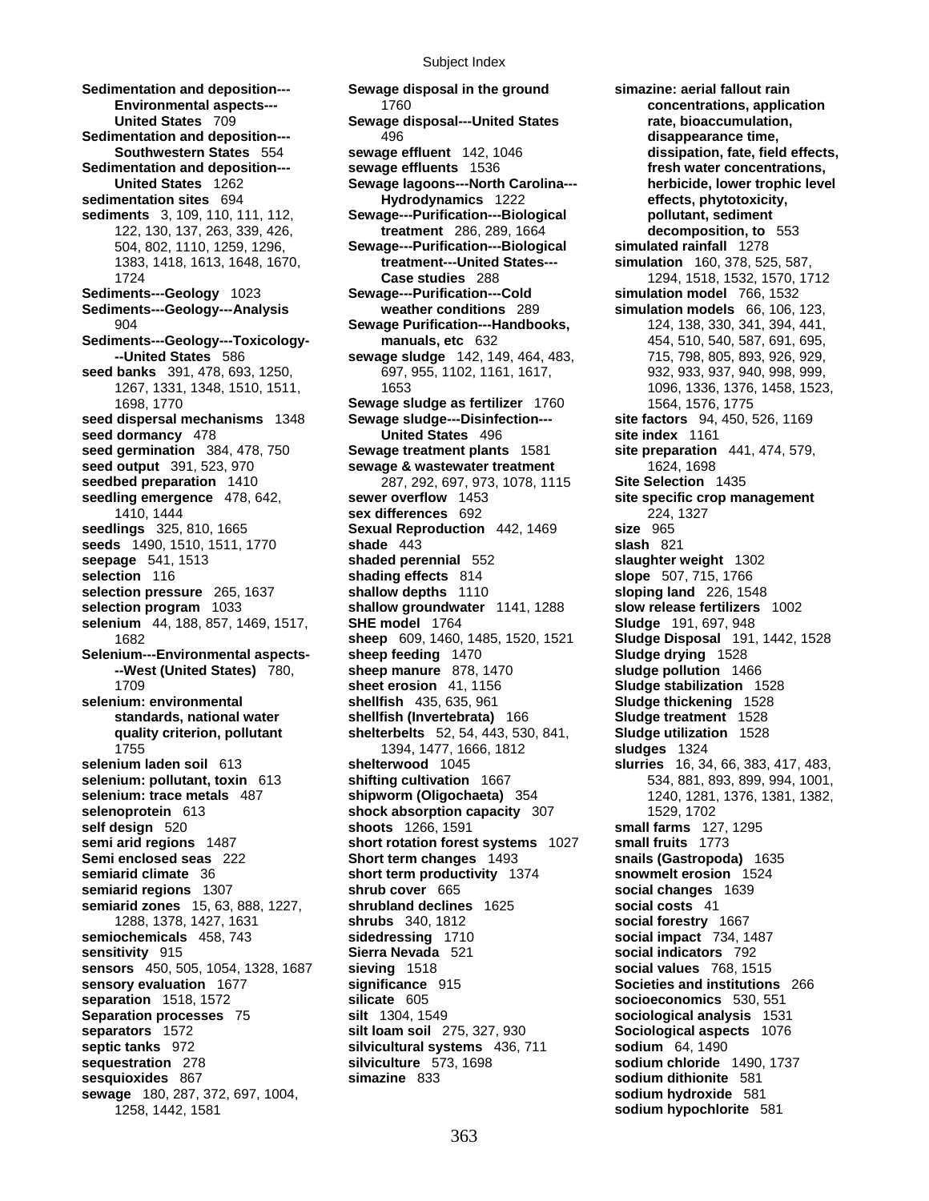**Sedimentation and deposition---Environmental aspects---United States** 709
**Sedimentation and deposition---Southwestern States** 554
**Sedimentation and deposition---United States** 1262
**sedimentation sites** 694
**sediments** 3, 109, 110, 111, 112, 122, 130, 137, 263, 339, 426, 504, 802, 1110, 1259, 1296, 1383, 1418, 1613, 1648, 1670, 1724
**Sediments---Geology** 1023
**Sediments---Geology---Analysis** 904
**Sediments---Geology---Toxicology---United States** 586
**seed banks** 391, 478, 693, 1250, 1267, 1331, 1348, 1510, 1511, 1698, 1770
**seed dispersal mechanisms** 1348
**seed dormancy** 478
**seed germination** 384, 478, 750
**seed output** 391, 523, 970
**seedbed preparation** 1410
**seedling emergence** 478, 642, 1410, 1444
**seedlings** 325, 810, 1665
**seeds** 1490, 1510, 1511, 1770
**seepage** 541, 1513
**selection** 116
**selection pressure** 265, 1637
**selection program** 1033
**selenium** 44, 188, 857, 1469, 1517, 1682
**Selenium---Environmental aspects---West (United States)** 780, 1709
**selenium: environmental standards, national water quality criterion, pollutant** 1755
**selenium laden soil** 613
**selenium: pollutant, toxin** 613
**selenium: trace metals** 487
**selenoprotein** 613
**self design** 520
**semi arid regions** 1487
**Semi enclosed seas** 222
**semiarid climate** 36
**semiarid regions** 1307
**semiarid zones** 15, 63, 888, 1227, 1288, 1378, 1427, 1631
**semiochemicals** 458, 743
**sensitivity** 915
**sensors** 450, 505, 1054, 1328, 1687
**sensory evaluation** 1677
**separation** 1518, 1572
**Separation processes** 75
**separators** 1572
**septic tanks** 972
**sequestration** 278
**sesquioxides** 867
**sewage** 180, 287, 372, 697, 1004, 1258, 1442, 1581
**Sewage disposal in the ground** 1760
**Sewage disposal---United States** 496
**sewage effluent** 142, 1046
**sewage effluents** 1536
**Sewage lagoons---North Carolina---Hydrodynamics** 1222
**Sewage---Purification---Biological treatment** 286, 289, 1664
**Sewage---Purification---Biological treatment---United States---Case studies** 288
**Sewage---Purification---Cold weather conditions** 289
**Sewage Purification---Handbooks, manuals, etc** 632
**sewage sludge** 142, 149, 464, 483, 697, 955, 1102, 1161, 1617, 1653
**Sewage sludge as fertilizer** 1760
**Sewage sludge---Disinfection---United States** 496
**Sewage treatment plants** 1581
**sewage & wastewater treatment** 287, 292, 697, 973, 1078, 1115
**sewer overflow** 1453
**sex differences** 692
**Sexual Reproduction** 442, 1469
**shade** 443
**shaded perennial** 552
**shading effects** 814
**shallow depths** 1110
**shallow groundwater** 1141, 1288
**SHE model** 1764
**sheep** 609, 1460, 1485, 1520, 1521
**sheep feeding** 1470
**sheep manure** 878, 1470
**sheet erosion** 41, 1156
**shellfish** 435, 635, 961
**shellfish (Invertebrata)** 166
**shelterbelts** 52, 54, 443, 530, 841, 1394, 1477, 1666, 1812
**shelterwood** 1045
**shifting cultivation** 1667
**shipworm (Oligochaeta)** 354
**shock absorption capacity** 307
**shoots** 1266, 1591
**short rotation forest systems** 1027
**Short term changes** 1493
**short term productivity** 1374
**shrub cover** 665
**shrubland declines** 1625
**shrubs** 340, 1812
**sidedressing** 1710
**Sierra Nevada** 521
**sieving** 1518
**significance** 915
**silicate** 605
**silt** 1304, 1549
**silt loam soil** 275, 327, 930
**silvicultural systems** 436, 711
**silviculture** 573, 1698
**simazine** 833
**simazine: aerial fallout rain concentrations, application rate, bioaccumulation, disappearance time, dissipation, fate, field effects, fresh water concentrations, herbicide, lower trophic level effects, phytotoxicity, pollutant, sediment decomposition, to** 553
**simulated rainfall** 1278
**simulation** 160, 378, 525, 587, 1294, 1518, 1532, 1570, 1712
**simulation model** 766, 1532
**simulation models** 66, 106, 123, 124, 138, 330, 341, 394, 441, 454, 510, 540, 587, 691, 695, 715, 798, 805, 893, 926, 929, 932, 933, 937, 940, 998, 999, 1096, 1336, 1376, 1458, 1523, 1564, 1576, 1775
**site factors** 94, 450, 526, 1169
**site index** 1161
**site preparation** 441, 474, 579, 1624, 1698
**Site Selection** 1435
**site specific crop management** 224, 1327
**size** 965
**slash** 821
**slaughter weight** 1302
**slope** 507, 715, 1766
**sloping land** 226, 1548
**slow release fertilizers** 1002
**Sludge** 191, 697, 948
**Sludge Disposal** 191, 1442, 1528
**Sludge drying** 1528
**sludge pollution** 1466
**Sludge stabilization** 1528
**Sludge thickening** 1528
**Sludge treatment** 1528
**Sludge utilization** 1528
**sludges** 1324
**slurries** 16, 34, 66, 383, 417, 483, 534, 881, 893, 899, 994, 1001, 1240, 1281, 1376, 1381, 1382, 1529, 1702
**small farms** 127, 1295
**small fruits** 1773
**snails (Gastropoda)** 1635
**snowmelt erosion** 1524
**social changes** 1639
**social costs** 41
**social forestry** 1667
**social impact** 734, 1487
**social indicators** 792
**social values** 768, 1515
**Societies and institutions** 266
**socioeconomics** 530, 551
**sociological analysis** 1531
**Sociological aspects** 1076
**sodium** 64, 1490
**sodium chloride** 1490, 1737
**sodium dithionite** 581
**sodium hydroxide** 581
**sodium hypochlorite** 581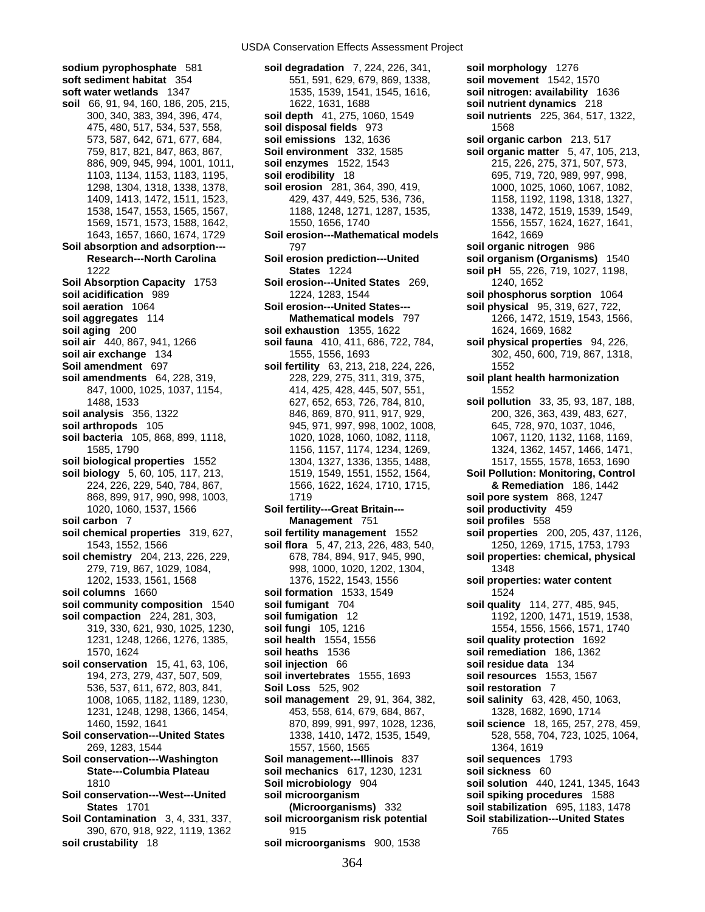**sodium pyrophosphate** 581
**soft sediment habitat** 354
**soft water wetlands** 1347
**soil** 66, 91, 94, 160, 186, 205, 215, 300, 340, 383, 394, 396, 474, 475, 480, 517, 534, 537, 558, 573, 587, 642, 671, 677, 684, 759, 817, 821, 847, 863, 867, 886, 909, 945, 994, 1001, 1011, 1103, 1134, 1153, 1183, 1195, 1298, 1304, 1318, 1338, 1378, 1409, 1413, 1472, 1511, 1523, 1538, 1547, 1553, 1565, 1567, 1569, 1571, 1573, 1588, 1642, 1643, 1657, 1660, 1674, 1729
**Soil absorption and adsorption---Research---North Carolina** 1222
**Soil Absorption Capacity** 1753
**soil acidification** 989
**soil aeration** 1064
**soil aggregates** 114
**soil aging** 200
**soil air** 440, 867, 941, 1266
**soil air exchange** 134
**Soil amendment** 697
**soil amendments** 64, 228, 319, 847, 1000, 1025, 1037, 1154, 1488, 1533
**soil analysis** 356, 1322
**soil arthropods** 105
**soil bacteria** 105, 868, 899, 1118, 1585, 1790
**soil biological properties** 1552
**soil biology** 5, 60, 105, 117, 213, 224, 226, 229, 540, 784, 867, 868, 899, 917, 990, 998, 1003, 1020, 1060, 1537, 1566
**soil carbon** 7
**soil chemical properties** 319, 627, 1543, 1552, 1566
**soil chemistry** 204, 213, 226, 229, 279, 719, 867, 1029, 1084, 1202, 1533, 1561, 1568
**soil columns** 1660
**soil community composition** 1540
**soil compaction** 224, 281, 303, 319, 330, 621, 930, 1025, 1230, 1231, 1248, 1266, 1276, 1385, 1570, 1624
**soil conservation** 15, 41, 63, 106, 194, 273, 279, 437, 507, 509, 536, 537, 611, 672, 803, 841, 1008, 1065, 1182, 1189, 1230, 1231, 1248, 1298, 1366, 1454, 1460, 1592, 1641
**Soil conservation---United States** 269, 1283, 1544
**Soil conservation---Washington State---Columbia Plateau** 1810
**Soil conservation---West---United States** 1701
**Soil Contamination** 3, 4, 331, 337, 390, 670, 918, 922, 1119, 1362
**soil crustability** 18
**soil degradation** 7, 224, 226, 341, 551, 591, 629, 679, 869, 1338, 1535, 1539, 1541, 1545, 1616, 1622, 1631, 1688
**soil depth** 41, 275, 1060, 1549
**soil disposal fields** 973
**soil emissions** 132, 1636
**Soil environment** 332, 1585
**soil enzymes** 1522, 1543
**soil erodibility** 18
**soil erosion** 281, 364, 390, 419, 429, 437, 449, 525, 536, 736, 1188, 1248, 1271, 1287, 1535, 1550, 1656, 1740
**Soil erosion---Mathematical models** 797
**Soil erosion prediction---United States** 1224
**Soil erosion---United States** 269, 1224, 1283, 1544
**Soil erosion---United States---Mathematical models** 797
**soil exhaustion** 1355, 1622
**soil fauna** 410, 411, 686, 722, 784, 1555, 1556, 1693
**soil fertility** 63, 213, 218, 224, 226, 228, 229, 275, 311, 319, 375, 414, 425, 428, 445, 507, 551, 627, 652, 653, 726, 784, 810, 846, 869, 870, 911, 917, 929, 945, 971, 997, 998, 1002, 1008, 1020, 1028, 1060, 1082, 1118, 1156, 1157, 1174, 1234, 1269, 1304, 1327, 1336, 1355, 1488, 1519, 1549, 1551, 1552, 1564, 1566, 1622, 1624, 1710, 1715, 1719
**Soil fertility---Great Britain---Management** 751
**soil fertility management** 1552
**soil flora** 5, 47, 213, 226, 483, 540, 678, 784, 894, 917, 945, 990, 998, 1000, 1020, 1202, 1304, 1376, 1522, 1543, 1556
**soil formation** 1533, 1549
**soil fumigant** 704
**soil fumigation** 12
**soil fungi** 105, 1216
**soil health** 1554, 1556
**soil heaths** 1536
**soil injection** 66
**soil invertebrates** 1555, 1693
**Soil Loss** 525, 902
**soil management** 29, 91, 364, 382, 453, 558, 614, 679, 684, 867, 870, 899, 991, 997, 1028, 1236, 1338, 1410, 1472, 1535, 1549, 1557, 1560, 1565
**Soil management---Illinois** 837
**soil mechanics** 617, 1230, 1231
**Soil microbiology** 904
**soil microorganism (Microorganisms)** 332
**soil microorganism risk potential** 915
**soil microorganisms** 900, 1538
**soil morphology** 1276
**soil movement** 1542, 1570
**soil nitrogen: availability** 1636
**soil nutrient dynamics** 218
**soil nutrients** 225, 364, 517, 1322, 1568
**soil organic carbon** 213, 517
**soil organic matter** 5, 47, 105, 213, 215, 226, 275, 371, 507, 573, 695, 719, 720, 989, 997, 998, 1000, 1025, 1060, 1067, 1082, 1158, 1192, 1198, 1318, 1327, 1338, 1472, 1519, 1539, 1549, 1556, 1557, 1624, 1627, 1641, 1642, 1669
**soil organic nitrogen** 986
**soil organism (Organisms)** 1540
**soil pH** 55, 226, 719, 1027, 1198, 1240, 1652
**soil phosphorus sorption** 1064
**soil physical** 95, 319, 627, 722, 1266, 1472, 1519, 1543, 1566, 1624, 1669, 1682
**soil physical properties** 94, 226, 302, 450, 600, 719, 867, 1318, 1552
**soil plant health harmonization** 1552
**soil pollution** 33, 35, 93, 187, 188, 200, 326, 363, 439, 483, 627, 645, 728, 970, 1037, 1046, 1067, 1120, 1132, 1168, 1169, 1324, 1362, 1457, 1466, 1471, 1517, 1555, 1578, 1653, 1690
**Soil Pollution: Monitoring, Control & Remediation** 186, 1442
**soil pore system** 868, 1247
**soil productivity** 459
**soil profiles** 558
**soil properties** 200, 205, 437, 1126, 1250, 1269, 1715, 1753, 1793
**soil properties: chemical, physical** 1348
**soil properties: water content** 1524
**soil quality** 114, 277, 485, 945, 1192, 1200, 1471, 1519, 1538, 1554, 1556, 1566, 1571, 1740
**soil quality protection** 1692
**soil remediation** 186, 1362
**soil residue data** 134
**soil resources** 1553, 1567
**soil restoration** 7
**soil salinity** 63, 428, 450, 1063, 1328, 1682, 1690, 1714
**soil science** 18, 165, 257, 278, 459, 528, 558, 704, 723, 1025, 1064, 1364, 1619
**soil sequences** 1793
**soil sickness** 60
**soil solution** 440, 1241, 1345, 1643
**soil spiking procedures** 1588
**soil stabilization** 695, 1183, 1478
**Soil stabilization---United States** 765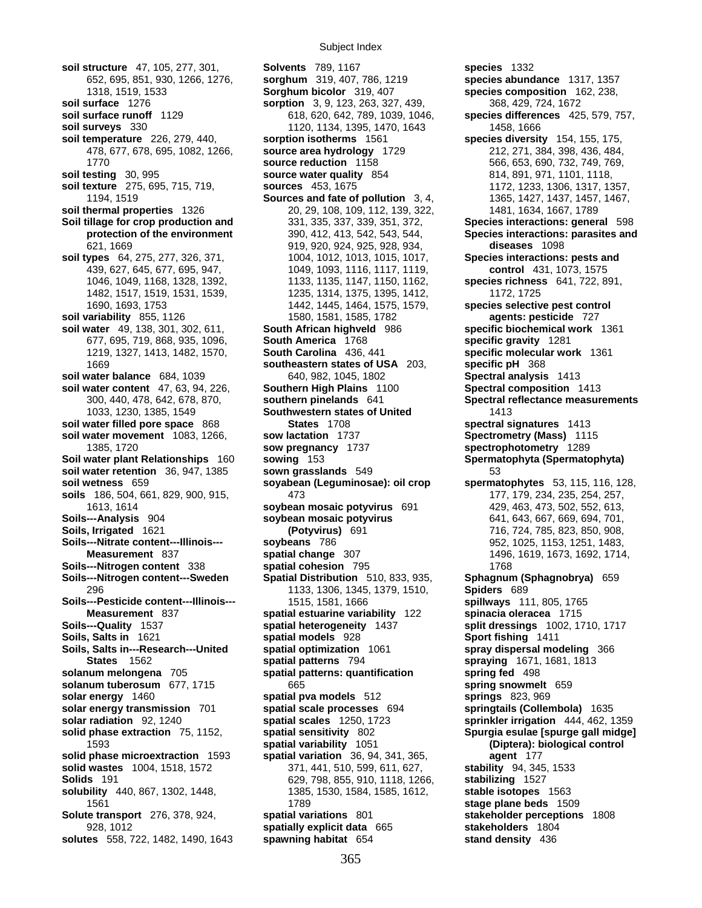**soil structure** 47, 105, 277, 301, 652, 695, 851, 930, 1266, 1276, 1318, 1519, 1533
**soil surface** 1276
**soil surface runoff** 1129
**soil surveys** 330
**soil temperature** 226, 279, 440, 478, 677, 678, 695, 1082, 1266, 1770
**soil testing** 30, 995
**soil texture** 275, 695, 715, 719, 1194, 1519
**soil thermal properties** 1326
**Soil tillage for crop production and protection of the environment** 621, 1669
**soil types** 64, 275, 277, 326, 371, 439, 627, 645, 677, 695, 947, 1046, 1049, 1168, 1328, 1392, 1482, 1517, 1519, 1531, 1539, 1690, 1693, 1753
**soil variability** 855, 1126
**soil water** 49, 138, 301, 302, 611, 677, 695, 719, 868, 935, 1096, 1219, 1327, 1413, 1482, 1570, 1669
**soil water balance** 684, 1039
**soil water content** 47, 63, 94, 226, 300, 440, 478, 642, 678, 870, 1033, 1230, 1385, 1549
**soil water filled pore space** 868
**soil water movement** 1083, 1266, 1385, 1720
**Soil water plant Relationships** 160
**soil water retention** 36, 947, 1385
**soil wetness** 659
**soils** 186, 504, 661, 829, 900, 915, 1613, 1614
**Soils---Analysis** 904
**Soils, Irrigated** 1621
**Soils---Nitrate content---Illinois---Measurement** 837
**Soils---Nitrogen content** 338
**Soils---Nitrogen content---Sweden** 296
**Soils---Pesticide content---Illinois---Measurement** 837
**Soils---Quality** 1537
**Soils, Salts in** 1621
**Soils, Salts in---Research---United States** 1562
**solanum melongena** 705
**solanum tuberosum** 677, 1715
**solar energy** 1460
**solar energy transmission** 701
**solar radiation** 92, 1240
**solid phase extraction** 75, 1152, 1593
**solid phase microextraction** 1593
**solid wastes** 1004, 1518, 1572
**Solids** 191
**solubility** 440, 867, 1302, 1448, 1561
**Solute transport** 276, 378, 924, 928, 1012
**solutes** 558, 722, 1482, 1490, 1643
**Solvents** 789, 1167
**sorghum** 319, 407, 786, 1219
**Sorghum bicolor** 319, 407
**sorption** 3, 9, 123, 263, 327, 439, 618, 620, 642, 789, 1039, 1046, 1120, 1134, 1395, 1470, 1643
**sorption isotherms** 1561
**source area hydrology** 1729
**source reduction** 1158
**source water quality** 854
**sources** 453, 1675
**Sources and fate of pollution** 3, 4, 20, 29, 108, 109, 112, 139, 322, 331, 335, 337, 339, 351, 372, 390, 412, 413, 542, 543, 544, 919, 920, 924, 925, 928, 934, 1004, 1012, 1013, 1015, 1017, 1049, 1093, 1116, 1117, 1119, 1133, 1135, 1147, 1150, 1162, 1235, 1314, 1375, 1395, 1412, 1442, 1445, 1464, 1575, 1579, 1580, 1581, 1585, 1782
**South African highveld** 986
**South America** 1768
**South Carolina** 436, 441
**southeastern states of USA** 203, 640, 982, 1045, 1802
**Southern High Plains** 1100
**southern pinelands** 641
**Southwestern states of United States** 1708
**sow lactation** 1737
**sow pregnancy** 1737
**sowing** 153
**sown grasslands** 549
**soyabean (Leguminosae): oil crop** 473
**soybean mosaic potyvirus** 691
**soybean mosaic potyvirus (Potyvirus)** 691
**soybeans** 786
**spatial change** 307
**spatial cohesion** 795
**Spatial Distribution** 510, 833, 935, 1133, 1306, 1345, 1379, 1510, 1515, 1581, 1666
**spatial estuarine variability** 122
**spatial heterogeneity** 1437
**spatial models** 928
**spatial optimization** 1061
**spatial patterns** 794
**spatial patterns: quantification** 665
**spatial pva models** 512
**spatial scale processes** 694
**spatial scales** 1250, 1723
**spatial sensitivity** 802
**spatial variability** 1051
**spatial variation** 36, 94, 341, 365, 371, 441, 510, 599, 611, 627, 629, 798, 855, 910, 1118, 1266, 1385, 1530, 1584, 1585, 1612, 1789
**spatial variations** 801
**spatially explicit data** 665
**spawning habitat** 654
**species** 1332
**species abundance** 1317, 1357
**species composition** 162, 238, 368, 429, 724, 1672
**species differences** 425, 579, 757, 1458, 1666
**species diversity** 154, 155, 175, 212, 271, 384, 398, 436, 484, 566, 653, 690, 732, 749, 769, 814, 891, 971, 1101, 1118, 1172, 1233, 1306, 1317, 1357, 1365, 1427, 1437, 1457, 1467, 1481, 1634, 1667, 1789
**Species interactions: general** 598
**Species interactions: parasites and diseases** 1098
**Species interactions: pests and control** 431, 1073, 1575
**species richness** 641, 722, 891, 1172, 1725
**species selective pest control agents: pesticide** 727
**specific biochemical work** 1361
**specific gravity** 1281
**specific molecular work** 1361
**specific pH** 368
**Spectral analysis** 1413
**Spectral composition** 1413
**Spectral reflectance measurements** 1413
**spectral signatures** 1413
**Spectrometry (Mass)** 1115
**spectrophotometry** 1289
**Spermatophyta (Spermatophyta)** 53
**spermatophytes** 53, 115, 116, 128, 177, 179, 234, 235, 254, 257, 429, 463, 473, 502, 552, 613, 641, 643, 667, 669, 694, 701, 716, 724, 785, 823, 850, 908, 952, 1025, 1153, 1251, 1483, 1496, 1619, 1673, 1692, 1714, 1768
**Sphagnum (Sphagnobrya)** 659
**Spiders** 689
**spillways** 111, 805, 1765
**spinacia oleracea** 1715
**split dressings** 1002, 1710, 1717
**Sport fishing** 1411
**spray dispersal modeling** 366
**spraying** 1671, 1681, 1813
**spring fed** 498
**spring snowmelt** 659
**springs** 823, 969
**springtails (Collembola)** 1635
**sprinkler irrigation** 444, 462, 1359
**Spurgia esulae [spurge gall midge] (Diptera): biological control agent** 177
**stability** 94, 345, 1533
**stabilizing** 1527
**stable isotopes** 1563
**stage plane beds** 1509
**stakeholder perceptions** 1808
**stakeholders** 1804
**stand density** 436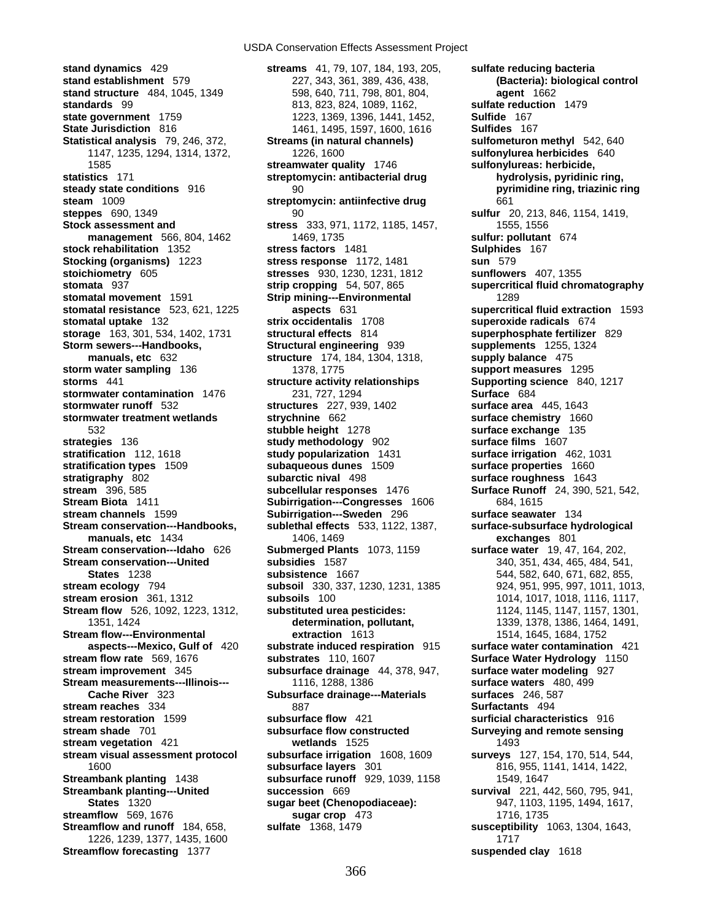**stand dynamics** 429
**stand establishment** 579
**stand structure** 484, 1045, 1349
**standards** 99
**state government** 1759
**State Jurisdiction** 816
**Statistical analysis** 79, 246, 372, 1147, 1235, 1294, 1314, 1372, 1585
**statistics** 171
**steady state conditions** 916
**steam** 1009
**steppes** 690, 1349
**Stock assessment and management** 566, 804, 1462
**stock rehabilitation** 1352
**Stocking (organisms)** 1223
**stoichiometry** 605
**stomata** 937
**stomatal movement** 1591
**stomatal resistance** 523, 621, 1225
**stomatal uptake** 132
**storage** 163, 301, 534, 1402, 1731
**Storm sewers---Handbooks, manuals, etc** 632
**storm water sampling** 136
**storms** 441
**stormwater contamination** 1476
**stormwater runoff** 532
**stormwater treatment wetlands** 532
**strategies** 136
**stratification** 112, 1618
**stratification types** 1509
**stratigraphy** 802
**stream** 396, 585
**Stream Biota** 1411
**stream channels** 1599
**Stream conservation---Handbooks, manuals, etc** 1434
**Stream conservation---Idaho** 626
**Stream conservation---United States** 1238
**stream ecology** 794
**stream erosion** 361, 1312
**Stream flow** 526, 1092, 1223, 1312, 1351, 1424
**Stream flow---Environmental aspects---Mexico, Gulf of** 420
**stream flow rate** 569, 1676
**stream improvement** 345
**Stream measurements---Illinois---Cache River** 323
**stream reaches** 334
**stream restoration** 1599
**stream shade** 701
**stream vegetation** 421
**stream visual assessment protocol** 1600
**Streambank planting** 1438
**Streambank planting---United States** 1320
**streamflow** 569, 1676
**Streamflow and runoff** 184, 658, 1226, 1239, 1377, 1435, 1600
**Streamflow forecasting** 1377
**streams** 41, 79, 107, 184, 193, 205, 227, 343, 361, 389, 436, 438, 598, 640, 711, 798, 801, 804, 813, 823, 824, 1089, 1162, 1223, 1369, 1396, 1441, 1452, 1461, 1495, 1597, 1600, 1616
**Streams (in natural channels)** 1226, 1600
**streamwater quality** 1746
**streptomycin: antibacterial drug** 90
**streptomycin: antiinfective drug** 90
**stress** 333, 971, 1172, 1185, 1457, 1469, 1735
**stress factors** 1481
**stress response** 1172, 1481
**stresses** 930, 1230, 1231, 1812
**strip cropping** 54, 507, 865
**Strip mining---Environmental aspects** 631
**strix occidentalis** 1708
**structural effects** 814
**Structural engineering** 939
**structure** 174, 184, 1304, 1318, 1378, 1775
**structure activity relationships** 231, 727, 1294
**structures** 227, 939, 1402
**strychnine** 662
**stubble height** 1278
**study methodology** 902
**study popularization** 1431
**subaqueous dunes** 1509
**subarctic nival** 498
**subcellular responses** 1476
**Subirrigation---Congresses** 1606
**Subirrigation---Sweden** 296
**sublethal effects** 533, 1122, 1387, 1406, 1469
**Submerged Plants** 1073, 1159
**subsidies** 1587
**subsistence** 1667
**subsoil** 330, 337, 1230, 1231, 1385
**subsoils** 100
**substituted urea pesticides: determination, pollutant, extraction** 1613
**substrate induced respiration** 915
**substrates** 110, 1607
**subsurface drainage** 44, 378, 947, 1116, 1288, 1386
**Subsurface drainage---Materials** 887
**subsurface flow** 421
**subsurface flow constructed wetlands** 1525
**subsurface irrigation** 1608, 1609
**subsurface layers** 301
**subsurface runoff** 929, 1039, 1158
**succession** 669
**sugar beet (Chenopodiaceae): sugar crop** 473
**sulfate** 1368, 1479
**sulfate reducing bacteria (Bacteria): biological control agent** 1662
**sulfate reduction** 1479
**Sulfide** 167
**Sulfides** 167
**sulfometuron methyl** 542, 640
**sulfonylurea herbicides** 640
**sulfonylureas: herbicide, hydrolysis, pyridinic ring, pyrimidine ring, triazinic ring** 661
**sulfur** 20, 213, 846, 1154, 1419, 1555, 1556
**sulfur: pollutant** 674
**Sulphides** 167
**sun** 579
**sunflowers** 407, 1355
**supercritical fluid chromatography** 1289
**supercritical fluid extraction** 1593
**superoxide radicals** 674
**superphosphate fertilizer** 829
**supplements** 1255, 1324
**supply balance** 475
**support measures** 1295
**Supporting science** 840, 1217
**Surface** 684
**surface area** 445, 1643
**surface chemistry** 1660
**surface exchange** 135
**surface films** 1607
**surface irrigation** 462, 1031
**surface properties** 1660
**surface roughness** 1643
**Surface Runoff** 24, 390, 521, 542, 684, 1615
**surface seawater** 134
**surface-subsurface hydrological exchanges** 801
**surface water** 19, 47, 164, 202, 340, 351, 434, 465, 484, 541, 544, 582, 640, 671, 682, 855, 924, 951, 995, 997, 1011, 1013, 1014, 1017, 1018, 1116, 1117, 1124, 1145, 1147, 1157, 1301, 1339, 1378, 1386, 1464, 1491, 1514, 1645, 1684, 1752
**surface water contamination** 421
**Surface Water Hydrology** 1150
**surface water modeling** 927
**surface waters** 480, 499
**surfaces** 246, 587
**Surfactants** 494
**surficial characteristics** 916
**Surveying and remote sensing** 1493
**surveys** 127, 154, 170, 514, 544, 816, 955, 1141, 1414, 1422, 1549, 1647
**survival** 221, 442, 560, 795, 941, 947, 1103, 1195, 1494, 1617, 1716, 1735
**susceptibility** 1063, 1304, 1643, 1717
**suspended clay** 1618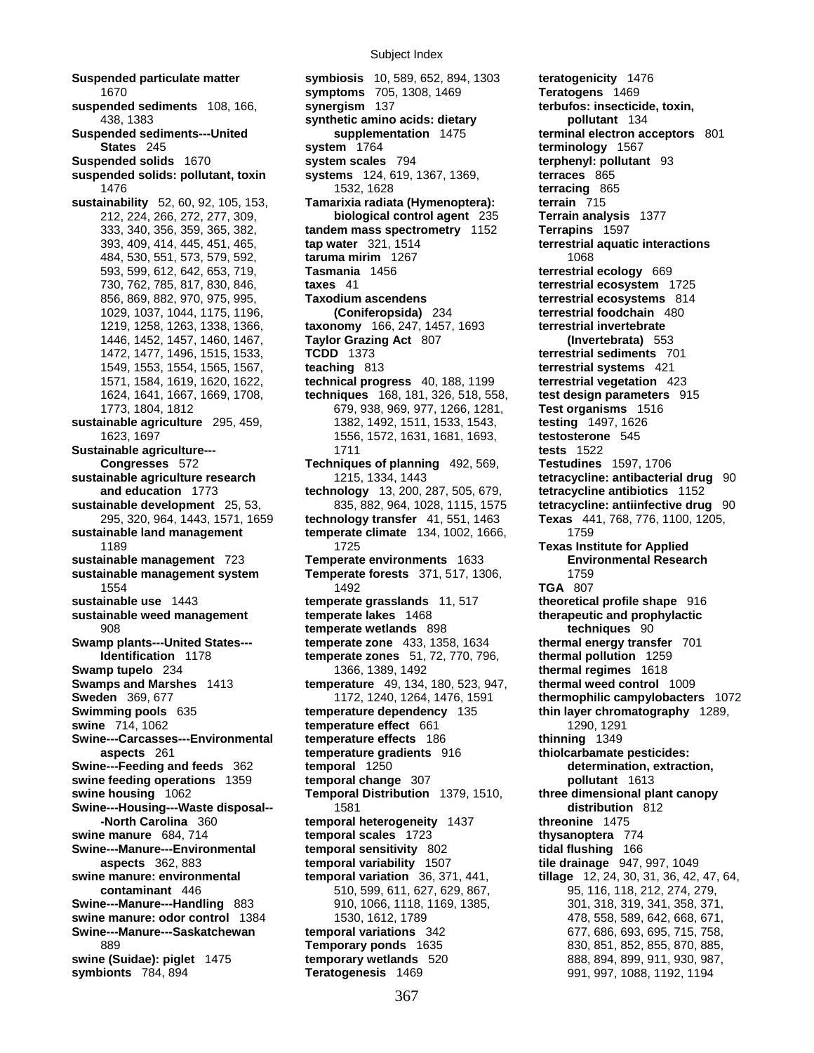**Suspended particulate matter** 1670
**suspended sediments** 108, 166, 438, 1383
**Suspended sediments---United States** 245
**Suspended solids** 1670
**suspended solids: pollutant, toxin** 1476
**sustainability** 52, 60, 92, 105, 153, 212, 224, 266, 272, 277, 309, 333, 340, 356, 359, 365, 382, 393, 409, 414, 445, 451, 465, 484, 530, 551, 573, 579, 592, 593, 599, 612, 642, 653, 719, 730, 762, 785, 817, 830, 846, 856, 869, 882, 970, 975, 995, 1029, 1037, 1044, 1175, 1196, 1219, 1258, 1263, 1338, 1366, 1446, 1452, 1457, 1460, 1467, 1472, 1477, 1496, 1515, 1533, 1549, 1553, 1554, 1565, 1567, 1571, 1584, 1619, 1620, 1622, 1624, 1641, 1667, 1669, 1708, 1773, 1804, 1812
**sustainable agriculture** 295, 459, 1623, 1697
**Sustainable agriculture---Congresses** 572
**sustainable agriculture research and education** 1773
**sustainable development** 25, 53, 295, 320, 964, 1443, 1571, 1659
**sustainable land management** 1189
**sustainable management** 723
**sustainable management system** 1554
**sustainable use** 1443
**sustainable weed management** 908
**Swamp plants---United States---Identification** 1178
**Swamp tupelo** 234
**Swamps and Marshes** 1413
**Sweden** 369, 677
**Swimming pools** 635
**swine** 714, 1062
**Swine---Carcasses---Environmental aspects** 261
**Swine---Feeding and feeds** 362
**swine feeding operations** 1359
**swine housing** 1062
**Swine---Housing---Waste disposal---North Carolina** 360
**swine manure** 684, 714
**Swine---Manure---Environmental aspects** 362, 883
**swine manure: environmental contaminant** 446
**Swine---Manure---Handling** 883
**swine manure: odor control** 1384
**Swine---Manure---Saskatchewan** 889
**swine (Suidae): piglet** 1475
**symbionts** 784, 894
**symbiosis** 10, 589, 652, 894, 1303
**symptoms** 705, 1308, 1469
**synergism** 137
**synthetic amino acids: dietary supplementation** 1475
**system** 1764
**system scales** 794
**systems** 124, 619, 1367, 1369, 1532, 1628
**Tamarixia radiata (Hymenoptera): biological control agent** 235
**tandem mass spectrometry** 1152
**tap water** 321, 1514
**taruma mirim** 1267
**Tasmania** 1456
**taxes** 41
**Taxodium ascendens (Coniferopsida)** 234
**taxonomy** 166, 247, 1457, 1693
**Taylor Grazing Act** 807
**TCDD** 1373
**teaching** 813
**technical progress** 40, 188, 1199
**techniques** 168, 181, 326, 518, 558, 679, 938, 969, 977, 1266, 1281, 1382, 1492, 1511, 1533, 1543, 1556, 1572, 1631, 1681, 1693, 1711
**Techniques of planning** 492, 569, 1215, 1334, 1443
**technology** 13, 200, 287, 505, 679, 835, 882, 964, 1028, 1115, 1575
**technology transfer** 41, 551, 1463
**temperate climate** 134, 1002, 1666, 1725
**Temperate environments** 1633
**Temperate forests** 371, 517, 1306, 1492
**temperate grasslands** 11, 517
**temperate lakes** 1468
**temperate wetlands** 898
**temperate zone** 433, 1358, 1634
**temperate zones** 51, 72, 770, 796, 1366, 1389, 1492
**temperature** 49, 134, 180, 523, 947, 1172, 1240, 1264, 1476, 1591
**temperature dependency** 135
**temperature effect** 661
**temperature effects** 186
**temperature gradients** 916
**temporal** 1250
**temporal change** 307
**Temporal Distribution** 1379, 1510, 1581
**temporal heterogeneity** 1437
**temporal scales** 1723
**temporal sensitivity** 802
**temporal variability** 1507
**temporal variation** 36, 371, 441, 510, 599, 611, 627, 629, 867, 910, 1066, 1118, 1169, 1385, 1530, 1612, 1789
**temporal variations** 342
**Temporary ponds** 1635
**temporary wetlands** 520
**Teratogenesis** 1469
**teratogenicity** 1476
**Teratogens** 1469
**terbufos: insecticide, toxin, pollutant** 134
**terminal electron acceptors** 801
**terminology** 1567
**terphenyl: pollutant** 93
**terraces** 865
**terracing** 865
**terrain** 715
**Terrain analysis** 1377
**Terrapins** 1597
**terrestrial aquatic interactions** 1068
**terrestrial ecology** 669
**terrestrial ecosystem** 1725
**terrestrial ecosystems** 814
**terrestrial foodchain** 480
**terrestrial invertebrate (Invertebrata)** 553
**terrestrial sediments** 701
**terrestrial systems** 421
**terrestrial vegetation** 423
**test design parameters** 915
**Test organisms** 1516
**testing** 1497, 1626
**testosterone** 545
**tests** 1522
**Testudines** 1597, 1706
**tetracycline: antibacterial drug** 90
**tetracycline antibiotics** 1152
**tetracycline: antiinfective drug** 90
**Texas** 441, 768, 776, 1100, 1205, 1759
**Texas Institute for Applied Environmental Research** 1759
**TGA** 807
**theoretical profile shape** 916
**therapeutic and prophylactic techniques** 90
**thermal energy transfer** 701
**thermal pollution** 1259
**thermal regimes** 1618
**thermal weed control** 1009
**thermophilic campylobacters** 1072
**thin layer chromatography** 1289, 1290, 1291
**thinning** 1349
**thiolcarbamate pesticides: determination, extraction, pollutant** 1613
**three dimensional plant canopy distribution** 812
**threonine** 1475
**thysanoptera** 774
**tidal flushing** 166
**tile drainage** 947, 997, 1049
**tillage** 12, 24, 30, 31, 36, 42, 47, 64, 95, 116, 118, 212, 274, 279, 301, 318, 319, 341, 358, 371, 478, 558, 589, 642, 668, 671, 677, 686, 693, 695, 715, 758, 830, 851, 852, 855, 870, 885, 888, 894, 899, 911, 930, 987, 991, 997, 1088, 1192, 1194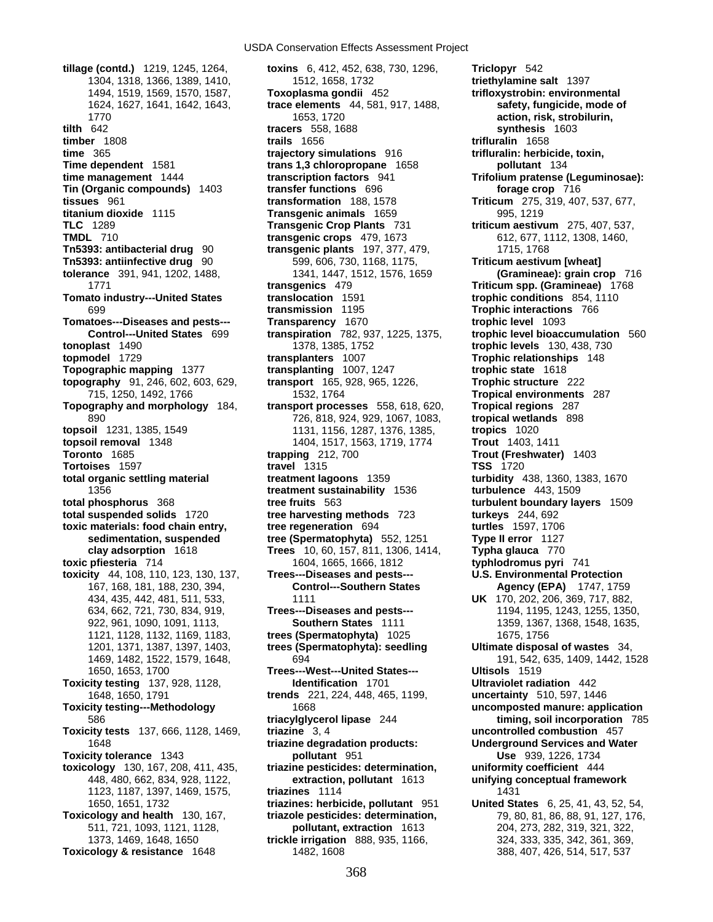**tillage (contd.)** 1219, 1245, 1264, 1304, 1318, 1366, 1389, 1410, 1494, 1519, 1569, 1570, 1587, 1624, 1627, 1641, 1642, 1643, 1770
**tilth** 642
**timber** 1808
**time** 365
**Time dependent** 1581
**time management** 1444
**Tin (Organic compounds)** 1403
**tissues** 961
**titanium dioxide** 1115
**TLC** 1289
**TMDL** 710
**Tn5393: antibacterial drug** 90
**Tn5393: antiinfective drug** 90
**tolerance** 391, 941, 1202, 1488, 1771
**Tomato industry---United States** 699
**Tomatoes---Diseases and pests---Control---United States** 699
**tonoplast** 1490
**topmodel** 1729
**Topographic mapping** 1377
**topography** 91, 246, 602, 603, 629, 715, 1250, 1492, 1766
**Topography and morphology** 184, 890
**topsoil** 1231, 1385, 1549
**topsoil removal** 1348
**Toronto** 1685
**Tortoises** 1597
**total organic settling material** 1356
**total phosphorus** 368
**total suspended solids** 1720
**toxic materials: food chain entry, sedimentation, suspended clay adsorption** 1618
**toxic pfiesteria** 714
**toxicity** 44, 108, 110, 123, 130, 137, 167, 168, 181, 188, 230, 394, 434, 435, 442, 481, 511, 533, 634, 662, 721, 730, 834, 919, 922, 961, 1090, 1091, 1113, 1121, 1128, 1132, 1169, 1183, 1201, 1371, 1387, 1397, 1403, 1469, 1482, 1522, 1579, 1648, 1650, 1653, 1700
**Toxicity testing** 137, 928, 1128, 1648, 1650, 1791
**Toxicity testing---Methodology** 586
**Toxicity tests** 137, 666, 1128, 1469, 1648
**Toxicity tolerance** 1343
**toxicology** 130, 167, 208, 411, 435, 448, 480, 662, 834, 928, 1122, 1123, 1187, 1397, 1469, 1575, 1650, 1651, 1732
**Toxicology and health** 130, 167, 511, 721, 1093, 1121, 1128, 1373, 1469, 1648, 1650
**Toxicology & resistance** 1648
**toxins** 6, 412, 452, 638, 730, 1296, 1512, 1658, 1732
**Toxoplasma gondii** 452
**trace elements** 44, 581, 917, 1488, 1653, 1720
**tracers** 558, 1688
**trails** 1656
**trajectory simulations** 916
**trans 1,3 chloropropane** 1658
**transcription factors** 941
**transfer functions** 696
**transformation** 188, 1578
**Transgenic animals** 1659
**Transgenic Crop Plants** 731
**transgenic crops** 479, 1673
**transgenic plants** 197, 377, 479, 599, 606, 730, 1168, 1175, 1341, 1447, 1512, 1576, 1659
**transgenics** 479
**translocation** 1591
**transmission** 1195
**Transparency** 1670
**transpiration** 782, 937, 1225, 1375, 1378, 1385, 1752
**transplanters** 1007
**transplanting** 1007, 1247
**transport** 165, 928, 965, 1226, 1532, 1764
**transport processes** 558, 618, 620, 726, 818, 924, 929, 1067, 1083, 1131, 1156, 1287, 1376, 1385, 1404, 1517, 1563, 1719, 1774
**trapping** 212, 700
**travel** 1315
**treatment lagoons** 1359
**treatment sustainability** 1536
**tree fruits** 563
**tree harvesting methods** 723
**tree regeneration** 694
**tree (Spermatophyta)** 552, 1251
**Trees** 10, 60, 157, 811, 1306, 1414, 1604, 1665, 1666, 1812
**Trees---Diseases and pests---Control---Southern States** 1111
**Trees---Diseases and pests---Southern States** 1111
**trees (Spermatophyta)** 1025
**trees (Spermatophyta): seedling** 694
**Trees---West---United States---Identification** 1701
**trends** 221, 224, 448, 465, 1199, 1668
**triacylglycerol lipase** 244
**triazine** 3, 4
**triazine degradation products: pollutant** 951
**triazine pesticides: determination, extraction, pollutant** 1613
**triazines** 1114
**triazines: herbicide, pollutant** 951
**triazole pesticides: determination, pollutant, extraction** 1613
**trickle irrigation** 888, 935, 1166, 1482, 1608
**Triclopyr** 542
**triethylamine salt** 1397
**trifloxystrobin: environmental safety, fungicide, mode of action, risk, strobilurin, synthesis** 1603
**trifluralin** 1658
**trifluralin: herbicide, toxin, pollutant** 134
**Trifolium pratense (Leguminosae): forage crop** 716
**Triticum** 275, 319, 407, 537, 677, 995, 1219
**triticum aestivum** 275, 407, 537, 612, 677, 1112, 1308, 1460, 1715, 1768
**Triticum aestivum [wheat] (Gramineae): grain crop** 716
**Triticum spp. (Gramineae)** 1768
**trophic conditions** 854, 1110
**Trophic interactions** 766
**trophic level** 1093
**trophic level bioaccumulation** 560
**trophic levels** 130, 438, 730
**Trophic relationships** 148
**trophic state** 1618
**Trophic structure** 222
**Tropical environments** 287
**Tropical regions** 287
**tropical wetlands** 898
**tropics** 1020
**Trout** 1403, 1411
**Trout (Freshwater)** 1403
**TSS** 1720
**turbidity** 438, 1360, 1383, 1670
**turbulence** 443, 1509
**turbulent boundary layers** 1509
**turkeys** 244, 692
**turtles** 1597, 1706
**Type II error** 1127
**Typha glauca** 770
**typhlodromus pyri** 741
**U.S. Environmental Protection Agency (EPA)** 1747, 1759
**UK** 170, 202, 206, 369, 717, 882, 1194, 1195, 1243, 1255, 1350, 1359, 1367, 1368, 1548, 1635, 1675, 1756
**Ultimate disposal of wastes** 34, 191, 542, 635, 1409, 1442, 1528
**Ultisols** 1519
**Ultraviolet radiation** 442
**uncertainty** 510, 597, 1446
**uncomposted manure: application timing, soil incorporation** 785
**uncontrolled combustion** 457
**Underground Services and Water Use** 939, 1226, 1734
**uniformity coefficient** 444
**unifying conceptual framework** 1431
**United States** 6, 25, 41, 43, 52, 54, 79, 80, 81, 86, 88, 91, 127, 176, 204, 273, 282, 319, 321, 322, 324, 333, 335, 342, 361, 369, 388, 407, 426, 514, 517, 537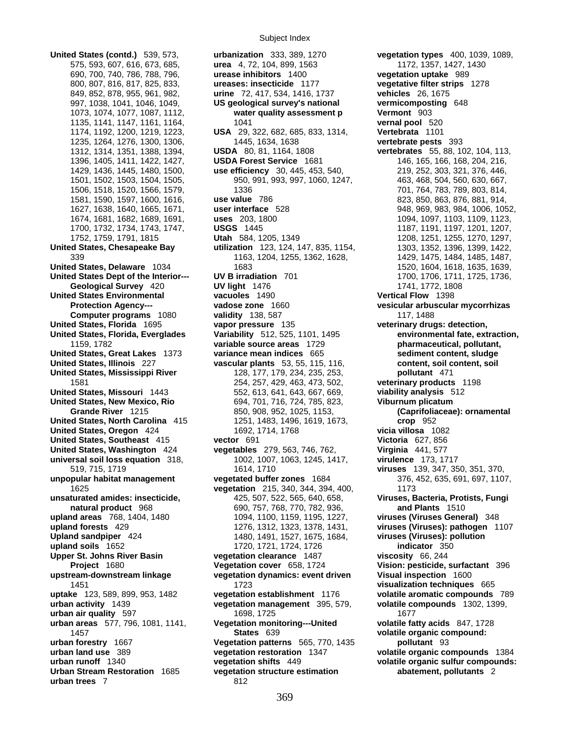**United States (contd.)** 539, 573, 575, 593, 607, 616, 673, 685, 690, 700, 740, 786, 788, 796, 800, 807, 816, 817, 825, 833, 849, 852, 878, 955, 961, 982, 997, 1038, 1041, 1046, 1049, 1073, 1074, 1077, 1087, 1112, 1135, 1141, 1147, 1161, 1164, 1174, 1192, 1200, 1219, 1223, 1235, 1264, 1276, 1300, 1306, 1312, 1314, 1351, 1388, 1394, 1396, 1405, 1411, 1422, 1427, 1429, 1436, 1445, 1480, 1500, 1501, 1502, 1503, 1504, 1505, 1506, 1518, 1520, 1566, 1579, 1581, 1590, 1597, 1600, 1616, 1627, 1638, 1640, 1665, 1671, 1674, 1681, 1682, 1689, 1691, 1700, 1732, 1734, 1743, 1747, 1752, 1759, 1791, 1815
**United States, Chesapeake Bay** 339
**United States, Delaware** 1034
**United States Dept of the Interior---Geological Survey** 420
**United States Environmental Protection Agency---Computer programs** 1080
**United States, Florida** 1695
**United States, Florida, Everglades** 1159, 1782
**United States, Great Lakes** 1373
**United States, Illinois** 227
**United States, Mississippi River** 1581
**United States, Missouri** 1443
**United States, New Mexico, Rio Grande River** 1215
**United States, North Carolina** 415
**United States, Oregon** 424
**United States, Southeast** 415
**United States, Washington** 424
**universal soil loss equation** 318, 519, 715, 1719
**unpopular habitat management** 1625
**unsaturated amides: insecticide, natural product** 968
**upland areas** 768, 1404, 1480
**upland forests** 429
**Upland sandpiper** 424
**upland soils** 1652
**Upper St. Johns River Basin Project** 1680
**upstream-downstream linkage** 1451
**uptake** 123, 589, 899, 953, 1482
**urban activity** 1439
**urban air quality** 597
**urban areas** 577, 796, 1081, 1141, 1457
**urban forestry** 1667
**urban land use** 389
**urban runoff** 1340
**Urban Stream Restoration** 1685
**urban trees** 7
**urbanization** 333, 389, 1270
**urea** 4, 72, 104, 899, 1563
**urease inhibitors** 1400
**ureases: insecticide** 1177
**urine** 72, 417, 534, 1416, 1737
**US geological survey's national water quality assessment p** 1041
**USA** 29, 322, 682, 685, 833, 1314, 1445, 1634, 1638
**USDA** 80, 81, 1164, 1808
**USDA Forest Service** 1681
**use efficiency** 30, 445, 453, 540, 950, 991, 993, 997, 1060, 1247, 1336
**use value** 786
**user interface** 528
**uses** 203, 1800
**USGS** 1445
**Utah** 584, 1205, 1349
**utilization** 123, 124, 147, 835, 1154, 1163, 1204, 1255, 1362, 1628, 1683
**UV B irradiation** 701
**UV light** 1476
**vacuoles** 1490
**vadose zone** 1660
**validity** 138, 587
**vapor pressure** 135
**Variability** 512, 525, 1101, 1495
**variable source areas** 1729
**variance mean indices** 665
**vascular plants** 53, 55, 115, 116, 128, 177, 179, 234, 235, 253, 254, 257, 429, 463, 473, 502, 552, 613, 641, 643, 667, 669, 694, 701, 716, 724, 785, 823, 850, 908, 952, 1025, 1153, 1251, 1483, 1496, 1619, 1673, 1692, 1714, 1768
**vector** 691
**vegetables** 279, 563, 746, 762, 1002, 1007, 1063, 1245, 1417, 1614, 1710
**vegetated buffer zones** 1684
**vegetation** 215, 340, 344, 394, 400, 425, 507, 522, 565, 640, 658, 690, 757, 768, 770, 782, 936, 1094, 1100, 1159, 1195, 1227, 1276, 1312, 1323, 1378, 1431, 1480, 1491, 1527, 1675, 1684, 1720, 1721, 1724, 1726
**vegetation clearance** 1487
**Vegetation cover** 658, 1724
**vegetation dynamics: event driven** 1723
**vegetation establishment** 1176
**vegetation management** 395, 579, 1698, 1725
**Vegetation monitoring---United States** 639
**Vegetation patterns** 565, 770, 1435
**vegetation restoration** 1347
**vegetation shifts** 449
**vegetation structure estimation** 812
**vegetation types** 400, 1039, 1089, 1172, 1357, 1427, 1430
**vegetation uptake** 989
**vegetative filter strips** 1278
**vehicles** 26, 1675
**vermicomposting** 648
**Vermont** 903
**vernal pool** 520
**Vertebrata** 1101
**vertebrate pests** 393
**vertebrates** 55, 88, 102, 104, 113, 146, 165, 166, 168, 204, 216, 219, 252, 303, 321, 376, 446, 463, 468, 504, 560, 630, 667, 701, 764, 783, 789, 803, 814, 823, 850, 863, 876, 881, 914, 948, 969, 983, 984, 1006, 1052, 1094, 1097, 1103, 1109, 1123, 1187, 1191, 1197, 1201, 1207, 1208, 1251, 1255, 1270, 1297, 1303, 1352, 1396, 1399, 1422, 1429, 1475, 1484, 1485, 1487, 1520, 1604, 1618, 1635, 1639, 1700, 1706, 1711, 1725, 1736, 1741, 1772, 1808
**Vertical Flow** 1398
**vesicular arbuscular mycorrhizas** 117, 1488
**veterinary drugs: detection, environmental fate, extraction, pharmaceutical, pollutant, sediment content, sludge content, soil content, soil pollutant** 471
**veterinary products** 1198
**viability analysis** 512
**Viburnum plicatum (Caprifoliaceae): ornamental crop** 952
**vicia villosa** 1082
**Victoria** 627, 856
**Virginia** 441, 577
**virulence** 173, 1717
**viruses** 139, 347, 350, 351, 370, 376, 452, 635, 691, 697, 1107, 1173
**Viruses, Bacteria, Protists, Fungi and Plants** 1510
**viruses (Viruses General)** 348
**viruses (Viruses): pathogen** 1107
**viruses (Viruses): pollution indicator** 350
**viscosity** 66, 244
**Vision: pesticide, surfactant** 396
**Visual inspection** 1600
**visualization techniques** 665
**volatile aromatic compounds** 789
**volatile compounds** 1302, 1399, 1677
**volatile fatty acids** 847, 1728
**volatile organic compound: pollutant** 93
**volatile organic compounds** 1384
**volatile organic sulfur compounds: abatement, pollutants** 2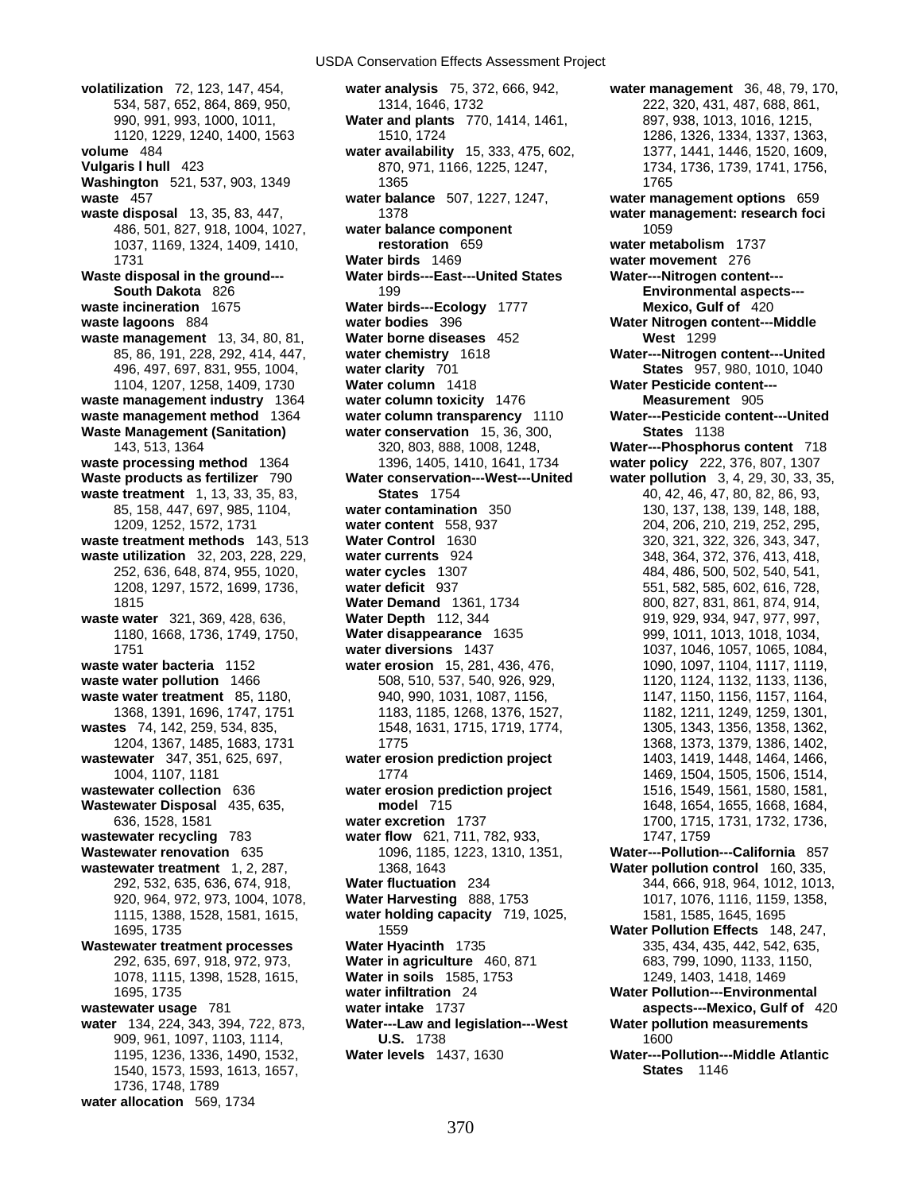**volatilization** 72, 123, 147, 454, 534, 587, 652, 864, 869, 950, 990, 991, 993, 1000, 1011, 1120, 1229, 1240, 1400, 1563
**volume** 484
**Vulgaris l hull** 423
**Washington** 521, 537, 903, 1349
**waste** 457
**waste disposal** 13, 35, 83, 447, 486, 501, 827, 918, 1004, 1027, 1037, 1169, 1324, 1409, 1410, 1731
**Waste disposal in the ground---South Dakota** 826
**waste incineration** 1675
**waste lagoons** 884
**waste management** 13, 34, 80, 81, 85, 86, 191, 228, 292, 414, 447, 496, 497, 697, 831, 955, 1004, 1104, 1207, 1258, 1409, 1730
**waste management industry** 1364
**waste management method** 1364
**Waste Management (Sanitation)** 143, 513, 1364
**waste processing method** 1364
**Waste products as fertilizer** 790
**waste treatment** 1, 13, 33, 35, 83, 85, 158, 447, 697, 985, 1104, 1209, 1252, 1572, 1731
**waste treatment methods** 143, 513
**waste utilization** 32, 203, 228, 229, 252, 636, 648, 874, 955, 1020, 1208, 1297, 1572, 1699, 1736, 1815
**waste water** 321, 369, 428, 636, 1180, 1668, 1736, 1749, 1750, 1751
**waste water bacteria** 1152
**waste water pollution** 1466
**waste water treatment** 85, 1180, 1368, 1391, 1696, 1747, 1751
**wastes** 74, 142, 259, 534, 835, 1204, 1367, 1485, 1683, 1731
**wastewater** 347, 351, 625, 697, 1004, 1107, 1181
**wastewater collection** 636
**Wastewater Disposal** 435, 635, 636, 1528, 1581
**wastewater recycling** 783
**Wastewater renovation** 635
**wastewater treatment** 1, 2, 287, 292, 532, 635, 636, 674, 918, 920, 964, 972, 973, 1004, 1078, 1115, 1388, 1528, 1581, 1615, 1695, 1735
**Wastewater treatment processes** 292, 635, 697, 918, 972, 973, 1078, 1115, 1398, 1528, 1615, 1695, 1735
**wastewater usage** 781
**water** 134, 224, 343, 394, 722, 873, 909, 961, 1097, 1103, 1114, 1195, 1236, 1336, 1490, 1532, 1540, 1573, 1593, 1613, 1657, 1736, 1748, 1789
**water allocation** 569, 1734
**water analysis** 75, 372, 666, 942, 1314, 1646, 1732
**Water and plants** 770, 1414, 1461, 1510, 1724
**water availability** 15, 333, 475, 602, 870, 971, 1166, 1225, 1247, 1365
**water balance** 507, 1227, 1247, 1378
**water balance component restoration** 659
**Water birds** 1469
**Water birds---East---United States** 199
**Water birds---Ecology** 1777
**water bodies** 396
**Water borne diseases** 452
**water chemistry** 1618
**water clarity** 701
**Water column** 1418
**water column toxicity** 1476
**water column transparency** 1110
**water conservation** 15, 36, 300, 320, 803, 888, 1008, 1248, 1396, 1405, 1410, 1641, 1734
**Water conservation---West---United States** 1754
**water contamination** 350
**water content** 558, 937
**Water Control** 1630
**water currents** 924
**water cycles** 1307
**water deficit** 937
**Water Demand** 1361, 1734
**Water Depth** 112, 344
**Water disappearance** 1635
**water diversions** 1437
**water erosion** 15, 281, 436, 476, 508, 510, 537, 540, 926, 929, 940, 990, 1031, 1087, 1156, 1183, 1185, 1268, 1376, 1527, 1548, 1631, 1715, 1719, 1774, 1775
**water erosion prediction project** 1774
**water erosion prediction project model** 715
**water excretion** 1737
**water flow** 621, 711, 782, 933, 1096, 1185, 1223, 1310, 1351, 1368, 1643
**Water fluctuation** 234
**Water Harvesting** 888, 1753
**water holding capacity** 719, 1025, 1559
**Water Hyacinth** 1735
**Water in agriculture** 460, 871
**Water in soils** 1585, 1753
**water infiltration** 24
**water intake** 1737
**Water---Law and legislation---West U.S.** 1738
**Water levels** 1437, 1630
**water management** 36, 48, 79, 170, 222, 320, 431, 487, 688, 861, 897, 938, 1013, 1016, 1215, 1286, 1326, 1334, 1337, 1363, 1377, 1441, 1446, 1520, 1609, 1734, 1736, 1739, 1741, 1756, 1765
**water management options** 659
**water management: research foci** 1059
**water metabolism** 1737
**water movement** 276
**Water---Nitrogen content---Environmental aspects---Mexico, Gulf of** 420
**Water Nitrogen content---Middle West** 1299
**Water---Nitrogen content---United States** 957, 980, 1010, 1040
**Water Pesticide content---Measurement** 905
**Water---Pesticide content---United States** 1138
**Water---Phosphorus content** 718
**water policy** 222, 376, 807, 1307
**water pollution** 3, 4, 29, 30, 33, 35, 40, 42, 46, 47, 80, 82, 86, 93, 130, 137, 138, 139, 148, 188, 204, 206, 210, 219, 252, 295, 320, 321, 322, 326, 343, 347, 348, 364, 372, 376, 413, 418, 484, 486, 500, 502, 540, 541, 551, 582, 585, 602, 616, 728, 800, 827, 831, 861, 874, 914, 919, 929, 934, 947, 977, 997, 999, 1011, 1013, 1018, 1034, 1037, 1046, 1057, 1065, 1084, 1090, 1097, 1104, 1117, 1119, 1120, 1124, 1132, 1133, 1136, 1147, 1150, 1156, 1157, 1164, 1182, 1211, 1249, 1259, 1301, 1305, 1343, 1356, 1358, 1362, 1368, 1373, 1379, 1386, 1402, 1403, 1419, 1448, 1464, 1466, 1469, 1504, 1505, 1506, 1514, 1516, 1549, 1561, 1580, 1581, 1648, 1654, 1655, 1668, 1684, 1700, 1715, 1731, 1732, 1736, 1747, 1759
**Water---Pollution---California** 857
**Water pollution control** 160, 335, 344, 666, 918, 964, 1012, 1013, 1017, 1076, 1116, 1159, 1358, 1581, 1585, 1645, 1695
**Water Pollution Effects** 148, 247, 335, 434, 435, 442, 542, 635, 683, 799, 1090, 1133, 1150, 1249, 1403, 1418, 1469
**Water Pollution---Environmental aspects---Mexico, Gulf of** 420
**Water pollution measurements** 1600
**Water---Pollution---Middle Atlantic States** 1146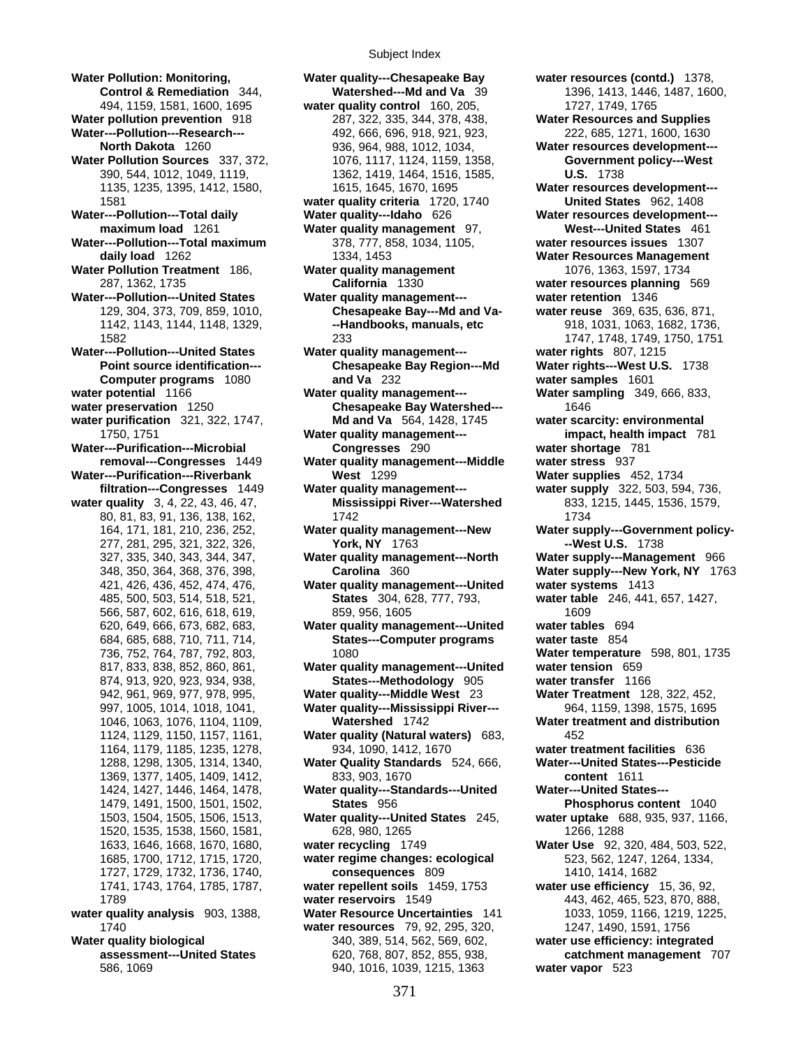**Water Pollution: Monitoring, Control & Remediation** 344, 494, 1159, 1581, 1600, 1695
**Water pollution prevention** 918
**Water---Pollution---Research---North Dakota** 1260
**Water Pollution Sources** 337, 372, 390, 544, 1012, 1049, 1119, 1135, 1235, 1395, 1412, 1580, 1581
**Water---Pollution---Total daily maximum load** 1261
**Water---Pollution---Total maximum daily load** 1262
**Water Pollution Treatment** 186, 287, 1362, 1735
**Water---Pollution---United States** 129, 304, 373, 709, 859, 1010, 1142, 1143, 1144, 1148, 1329, 1582
**Water---Pollution---United States Point source identification---Computer programs** 1080
**water potential** 1166
**water preservation** 1250
**water purification** 321, 322, 1747, 1750, 1751
**Water---Purification---Microbial removal---Congresses** 1449
**Water---Purification---Riverbank filtration---Congresses** 1449
**water quality** 3, 4, 22, 43, 46, 47, 80, 81, 83, 91, 136, 138, 162, 164, 171, 181, 210, 236, 252, 277, 281, 295, 321, 322, 326, 327, 335, 340, 343, 344, 347, 348, 350, 364, 368, 376, 398, 421, 426, 436, 452, 474, 476, 485, 500, 503, 514, 518, 521, 566, 587, 602, 616, 618, 619, 620, 649, 666, 673, 682, 683, 684, 685, 688, 710, 711, 714, 736, 752, 764, 787, 792, 803, 817, 833, 838, 852, 860, 861, 874, 913, 920, 923, 934, 938, 942, 961, 969, 977, 978, 995, 997, 1005, 1014, 1018, 1041, 1046, 1063, 1076, 1104, 1109, 1124, 1129, 1150, 1157, 1161, 1164, 1179, 1185, 1235, 1278, 1288, 1298, 1305, 1314, 1340, 1369, 1377, 1405, 1409, 1412, 1424, 1427, 1446, 1464, 1478, 1479, 1491, 1500, 1501, 1502, 1503, 1504, 1505, 1506, 1513, 1520, 1535, 1538, 1560, 1581, 1633, 1646, 1668, 1670, 1680, 1685, 1700, 1712, 1715, 1720, 1727, 1729, 1732, 1736, 1740, 1741, 1743, 1764, 1785, 1787, 1789
**water quality analysis** 903, 1388, 1740
**Water quality biological assessment---United States** 586, 1069
**Water quality---Chesapeake Bay Watershed---Md and Va** 39
**water quality control** 160, 205, 287, 322, 335, 344, 378, 438, 492, 666, 696, 918, 921, 923, 936, 964, 988, 1012, 1034, 1076, 1117, 1124, 1159, 1358, 1362, 1419, 1464, 1516, 1585, 1615, 1645, 1670, 1695
**water quality criteria** 1720, 1740
**Water quality---Idaho** 626
**Water quality management** 97, 378, 777, 858, 1034, 1105, 1334, 1453
**Water quality management California** 1330
**Water quality management---Chesapeake Bay---Md and Va---Handbooks, manuals, etc** 233
**Water quality management---Chesapeake Bay Region---Md and Va** 232
**Water quality management---Chesapeake Bay Watershed---Md and Va** 564, 1428, 1745
**Water quality management---Congresses** 290
**Water quality management---Middle West** 1299
**Water quality management---Mississippi River---Watershed** 1742
**Water quality management---New York, NY** 1763
**Water quality management---North Carolina** 360
**Water quality management---United States** 304, 628, 777, 793, 859, 956, 1605
**Water quality management---United States---Computer programs** 1080
**Water quality management---United States---Methodology** 905
**Water quality---Middle West** 23
**Water quality---Mississippi River---Watershed** 1742
**Water quality (Natural waters)** 683, 934, 1090, 1412, 1670
**Water Quality Standards** 524, 666, 833, 903, 1670
**Water quality---Standards---United States** 956
**Water quality---United States** 245, 628, 980, 1265
**water recycling** 1749
**water regime changes: ecological consequences** 809
**water repellent soils** 1459, 1753
**water reservoirs** 1549
**Water Resource Uncertainties** 141
**water resources** 79, 92, 295, 320, 340, 389, 514, 562, 569, 602, 620, 768, 807, 852, 855, 938, 940, 1016, 1039, 1215, 1363
**water resources (contd.)** 1378, 1396, 1413, 1446, 1487, 1600, 1727, 1749, 1765
**Water Resources and Supplies** 222, 685, 1271, 1600, 1630
**Water resources development---Government policy---West U.S.** 1738
**Water resources development---United States** 962, 1408
**Water resources development---West---United States** 461
**water resources issues** 1307
**Water Resources Management** 1076, 1363, 1597, 1734
**water resources planning** 569
**water retention** 1346
**water reuse** 369, 635, 636, 871, 918, 1031, 1063, 1682, 1736, 1747, 1748, 1749, 1750, 1751
**water rights** 807, 1215
**Water rights---West U.S.** 1738
**water samples** 1601
**Water sampling** 349, 666, 833, 1646
**water scarcity: environmental impact, health impact** 781
**water shortage** 781
**water stress** 937
**Water supplies** 452, 1734
**water supply** 322, 503, 594, 736, 833, 1215, 1445, 1536, 1579, 1734
**Water supply---Government policy---West U.S.** 1738
**Water supply---Management** 966
**Water supply---New York, NY** 1763
**water systems** 1413
**water table** 246, 441, 657, 1427, 1609
**water tables** 694
**water taste** 854
**Water temperature** 598, 801, 1735
**water tension** 659
**water transfer** 1166
**Water Treatment** 128, 322, 452, 964, 1159, 1398, 1575, 1695
**Water treatment and distribution** 452
**water treatment facilities** 636
**Water---United States---Pesticide content** 1611
**Water---United States---Phosphorus content** 1040
**water uptake** 688, 935, 937, 1166, 1266, 1288
**Water Use** 92, 320, 484, 503, 522, 523, 562, 1247, 1264, 1334, 1410, 1414, 1682
**water use efficiency** 15, 36, 92, 443, 462, 465, 523, 870, 888, 1033, 1059, 1166, 1219, 1225, 1247, 1490, 1591, 1756
**water use efficiency: integrated catchment management** 707
**water vapor** 523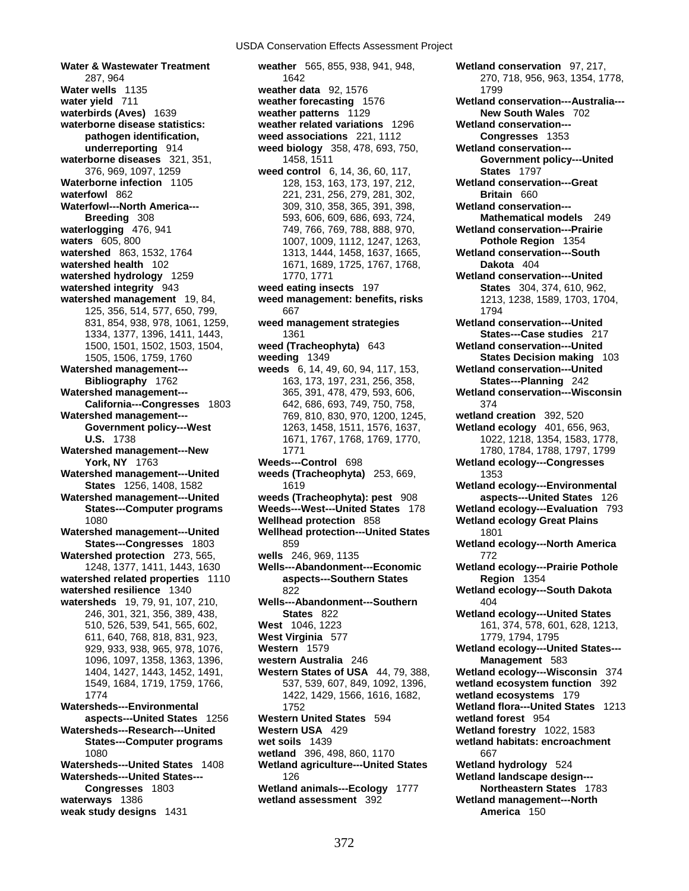**Water & Wastewater Treatment** 287, 964
**Water wells** 1135
**water yield** 711
**waterbirds (Aves)** 1639
**waterborne disease statistics: pathogen identification, underreporting** 914
**waterborne diseases** 321, 351, 376, 969, 1097, 1259
**Waterborne infection** 1105
**waterfowl** 862
**Waterfowl---North America---Breeding** 308
**waterlogging** 476, 941
**waters** 605, 800
**watershed** 863, 1532, 1764
**watershed health** 102
**watershed hydrology** 1259
**watershed integrity** 943
**watershed management** 19, 84, 125, 356, 514, 577, 650, 799, 831, 854, 938, 978, 1061, 1259, 1334, 1377, 1396, 1411, 1443, 1500, 1501, 1502, 1503, 1504, 1505, 1506, 1759, 1760
**Watershed management---Bibliography** 1762
**Watershed management---California---Congresses** 1803
**Watershed management---Government policy---West U.S.** 1738
**Watershed management---New York, NY** 1763
**Watershed management---United States** 1256, 1408, 1582
**Watershed management---United States---Computer programs** 1080
**Watershed management---United States---Congresses** 1803
**Watershed protection** 273, 565, 1248, 1377, 1411, 1443, 1630
**watershed related properties** 1110
**watershed resilience** 1340
**watersheds** 19, 79, 91, 107, 210, 246, 301, 321, 356, 389, 438, 510, 526, 539, 541, 565, 602, 611, 640, 768, 818, 831, 923, 929, 933, 938, 965, 978, 1076, 1096, 1097, 1358, 1363, 1396, 1404, 1427, 1443, 1452, 1491, 1549, 1684, 1719, 1759, 1766, 1774
**Watersheds---Environmental aspects---United States** 1256
**Watersheds---Research---United States---Computer programs** 1080
**Watersheds---United States** 1408
**Watersheds---United States---Congresses** 1803
**waterways** 1386
**weak study designs** 1431
**weather** 565, 855, 938, 941, 948, 1642
**weather data** 92, 1576
**weather forecasting** 1576
**weather patterns** 1129
**weather related variations** 1296
**weed associations** 221, 1112
**weed biology** 358, 478, 693, 750, 1458, 1511
**weed control** 6, 14, 36, 60, 117, 128, 153, 163, 173, 197, 212, 221, 231, 256, 279, 281, 302, 309, 310, 358, 365, 391, 398, 593, 606, 609, 686, 693, 724, 749, 766, 769, 788, 888, 970, 1007, 1009, 1112, 1247, 1263, 1313, 1444, 1458, 1637, 1665, 1671, 1689, 1725, 1767, 1768, 1770, 1771
**weed eating insects** 197
**weed management: benefits, risks** 667
**weed management strategies** 1361
**weed (Tracheophyta)** 643
**weeding** 1349
**weeds** 6, 14, 49, 60, 94, 117, 153, 163, 173, 197, 231, 256, 358, 365, 391, 478, 479, 593, 606, 642, 686, 693, 749, 750, 758, 769, 810, 830, 970, 1200, 1245, 1263, 1458, 1511, 1576, 1637, 1671, 1767, 1768, 1769, 1770, 1771
**Weeds---Control** 698
**weeds (Tracheophyta)** 253, 669, 1619
**weeds (Tracheophyta): pest** 908
**Weeds---West---United States** 178
**Wellhead protection** 858
**Wellhead protection---United States** 859
**wells** 246, 969, 1135
**Wells---Abandonment---Economic aspects---Southern States** 822
**Wells---Abandonment---Southern States** 822
**West** 1046, 1223
**West Virginia** 577
**Western** 1579
**western Australia** 246
**Western States of USA** 44, 79, 388, 537, 539, 607, 849, 1092, 1396, 1422, 1429, 1566, 1616, 1682, 1752
**Western United States** 594
**Western USA** 429
**wet soils** 1439
**wetland** 396, 498, 860, 1170
**Wetland agriculture---United States** 126
**Wetland animals---Ecology** 1777
**wetland assessment** 392
**Wetland conservation** 97, 217, 270, 718, 956, 963, 1354, 1778, 1799
**Wetland conservation---Australia---New South Wales** 702
**Wetland conservation---Congresses** 1353
**Wetland conservation---Government policy---United States** 1797
**Wetland conservation---Great Britain** 660
**Wetland conservation---Mathematical models** 249
**Wetland conservation---Prairie Pothole Region** 1354
**Wetland conservation---South Dakota** 404
**Wetland conservation---United States** 304, 374, 610, 962, 1213, 1238, 1589, 1703, 1704, 1794
**Wetland conservation---United States---Case studies** 217
**Wetland conservation---United States Decision making** 103
**Wetland conservation---United States---Planning** 242
**Wetland conservation---Wisconsin** 374
**wetland creation** 392, 520
**Wetland ecology** 401, 656, 963, 1022, 1218, 1354, 1583, 1778, 1780, 1784, 1788, 1797, 1799
**Wetland ecology---Congresses** 1353
**Wetland ecology---Environmental aspects---United States** 126
**Wetland ecology---Evaluation** 793
**Wetland ecology Great Plains** 1801
**Wetland ecology---North America** 772
**Wetland ecology---Prairie Pothole Region** 1354
**Wetland ecology---South Dakota** 404
**Wetland ecology---United States** 161, 374, 578, 601, 628, 1213, 1779, 1794, 1795
**Wetland ecology---United States---Management** 583
**Wetland ecology---Wisconsin** 374
**wetland ecosystem function** 392
**wetland ecosystems** 179
**Wetland flora---United States** 1213
**wetland forest** 954
**Wetland forestry** 1022, 1583
**wetland habitats: encroachment** 667
**Wetland hydrology** 524
**Wetland landscape design---Northeastern States** 1783
**Wetland management---North America** 150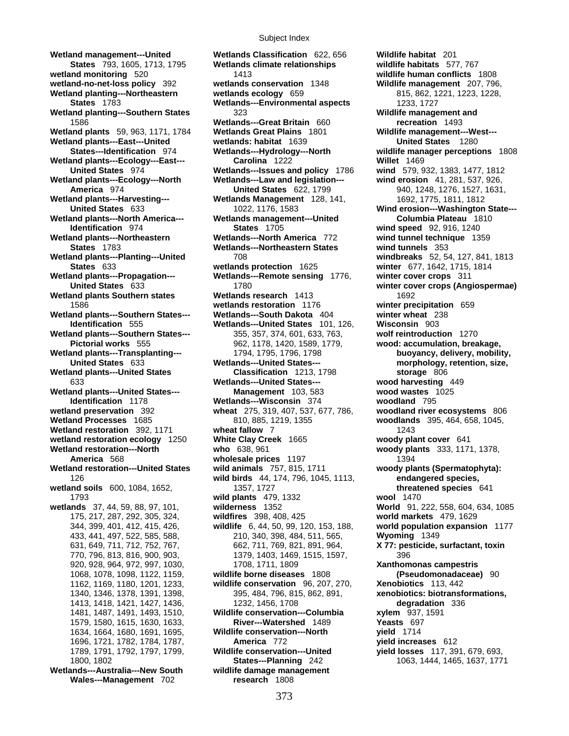**Wetland management---United States** 793, 1605, 1713, 1795
**wetland monitoring** 520
**wetland-no-net-loss policy** 392
**Wetland planting---Northeastern States** 1783
**Wetland planting---Southern States** 1586
**Wetland plants** 59, 963, 1171, 1784
**Wetland plants---East---United States---Identification** 974
**Wetland plants---Ecology---East---United States** 974
**Wetland plants---Ecology---North America** 974
**Wetland plants---Harvesting---United States** 633
**Wetland plants---North America---Identification** 974
**Wetland plants---Northeastern States** 1783
**Wetland plants---Planting---United States** 633
**Wetland plants---Propagation---United States** 633
**Wetland plants Southern states** 1586
**Wetland plants---Southern States---Identification** 555
**Wetland plants---Southern States---Pictorial works** 555
**Wetland plants---Transplanting---United States** 633
**Wetland plants---United States** 633
**Wetland plants---United States---Identification** 1178
**wetland preservation** 392
**Wetland Processes** 1685
**Wetland restoration** 392, 1171
**wetland restoration ecology** 1250
**Wetland restoration---North America** 568
**Wetland restoration---United States** 126
**wetland soils** 600, 1084, 1652, 1793
**wetlands** 37, 44, 59, 88, 97, 101, 175, 217, 287, 292, 305, 324, 344, 399, 401, 412, 415, 426, 433, 441, 497, 522, 585, 588, 631, 649, 711, 712, 752, 767, 770, 796, 813, 816, 900, 903, 920, 928, 964, 972, 997, 1030, 1068, 1078, 1098, 1122, 1159, 1162, 1169, 1180, 1201, 1233, 1340, 1346, 1378, 1391, 1398, 1413, 1418, 1421, 1427, 1436, 1481, 1487, 1491, 1493, 1510, 1579, 1580, 1615, 1630, 1633, 1634, 1664, 1680, 1691, 1695, 1696, 1721, 1782, 1784, 1787, 1789, 1791, 1792, 1797, 1799, 1800, 1802
**Wetlands---Australia---New South Wales---Management** 702
**Wetlands Classification** 622, 656
**Wetlands climate relationships** 1413
**wetlands conservation** 1348
**wetlands ecology** 659
**Wetlands---Environmental aspects** 323
**Wetlands---Great Britain** 660
**Wetlands Great Plains** 1801
**wetlands: habitat** 1639
**Wetlands---Hydrology---North Carolina** 1222
**Wetlands---Issues and policy** 1786
**Wetlands---Law and legislation---United States** 622, 1799
**Wetlands Management** 128, 141, 1022, 1176, 1583
**Wetlands management---United States** 1705
**Wetlands---North America** 772
**Wetlands---Northeastern States** 708
**wetlands protection** 1625
**Wetlands---Remote sensing** 1776, 1780
**Wetlands research** 1413
**wetlands restoration** 1176
**Wetlands---South Dakota** 404
**Wetlands---United States** 101, 126, 355, 357, 374, 601, 633, 763, 962, 1178, 1420, 1589, 1779, 1794, 1795, 1796, 1798
**Wetlands---United States---Classification** 1213, 1798
**Wetlands---United States---Management** 103, 583
**Wetlands---Wisconsin** 374
**wheat** 275, 319, 407, 537, 677, 786, 810, 885, 1219, 1355
**wheat fallow** 7
**White Clay Creek** 1665
**who** 638, 961
**wholesale prices** 1197
**wild animals** 757, 815, 1711
**wild birds** 44, 174, 796, 1045, 1113, 1357, 1727
**wild plants** 479, 1332
**wilderness** 1352
**wildfires** 398, 408, 425
**wildlife** 6, 44, 50, 99, 120, 153, 188, 210, 340, 398, 484, 511, 565, 662, 711, 769, 821, 891, 964, 1379, 1403, 1469, 1515, 1597, 1708, 1711, 1809
**wildlife borne diseases** 1808
**wildlife conservation** 96, 207, 270, 395, 484, 796, 815, 862, 891, 1232, 1456, 1708
**Wildlife conservation---Columbia River---Watershed** 1489
**Wildlife conservation---North America** 772
**Wildlife conservation---United States---Planning** 242
**wildlife damage management research** 1808
**Wildlife habitat** 201
**wildlife habitats** 577, 767
**wildlife human conflicts** 1808
**Wildlife management** 207, 796, 815, 862, 1221, 1223, 1228, 1233, 1727
**Wildlife management and recreation** 1493
**Wildlife management---West---United States** 1280
**wildlife manager perceptions** 1808
**Willet** 1469
**wind** 579, 932, 1383, 1477, 1812
**wind erosion** 41, 281, 537, 926, 940, 1248, 1276, 1527, 1631, 1692, 1775, 1811, 1812
**Wind erosion---Washington State---Columbia Plateau** 1810
**wind speed** 92, 916, 1240
**wind tunnel technique** 1359
**wind tunnels** 353
**windbreaks** 52, 54, 127, 841, 1813
**winter** 677, 1642, 1715, 1814
**winter cover crops** 311
**winter cover crops (Angiospermae)** 1692
**winter precipitation** 659
**winter wheat** 238
**Wisconsin** 903
**wolf reintroduction** 1270
**wood: accumulation, breakage, buoyancy, delivery, mobility, morphology, retention, size, storage** 806
**wood harvesting** 449
**wood wastes** 1025
**woodland** 795
**woodland river ecosystems** 806
**woodlands** 395, 464, 658, 1045, 1243
**woody plant cover** 641
**woody plants** 333, 1171, 1378, 1394
**woody plants (Spermatophyta): endangered species, threatened species** 641
**wool** 1470
**World** 91, 222, 558, 604, 634, 1085
**world markets** 479, 1629
**world population expansion** 1177
**Wyoming** 1349
**X 77: pesticide, surfactant, toxin** 396
**Xanthomonas campestris (Pseudomonadaceae)** 90
**Xenobiotics** 113, 442
**xenobiotics: biotransformations, degradation** 336
**xylem** 937, 1591
**Yeasts** 697
**yield** 1714
**yield increases** 612
**yield losses** 117, 391, 679, 693, 1063, 1444, 1465, 1637, 1771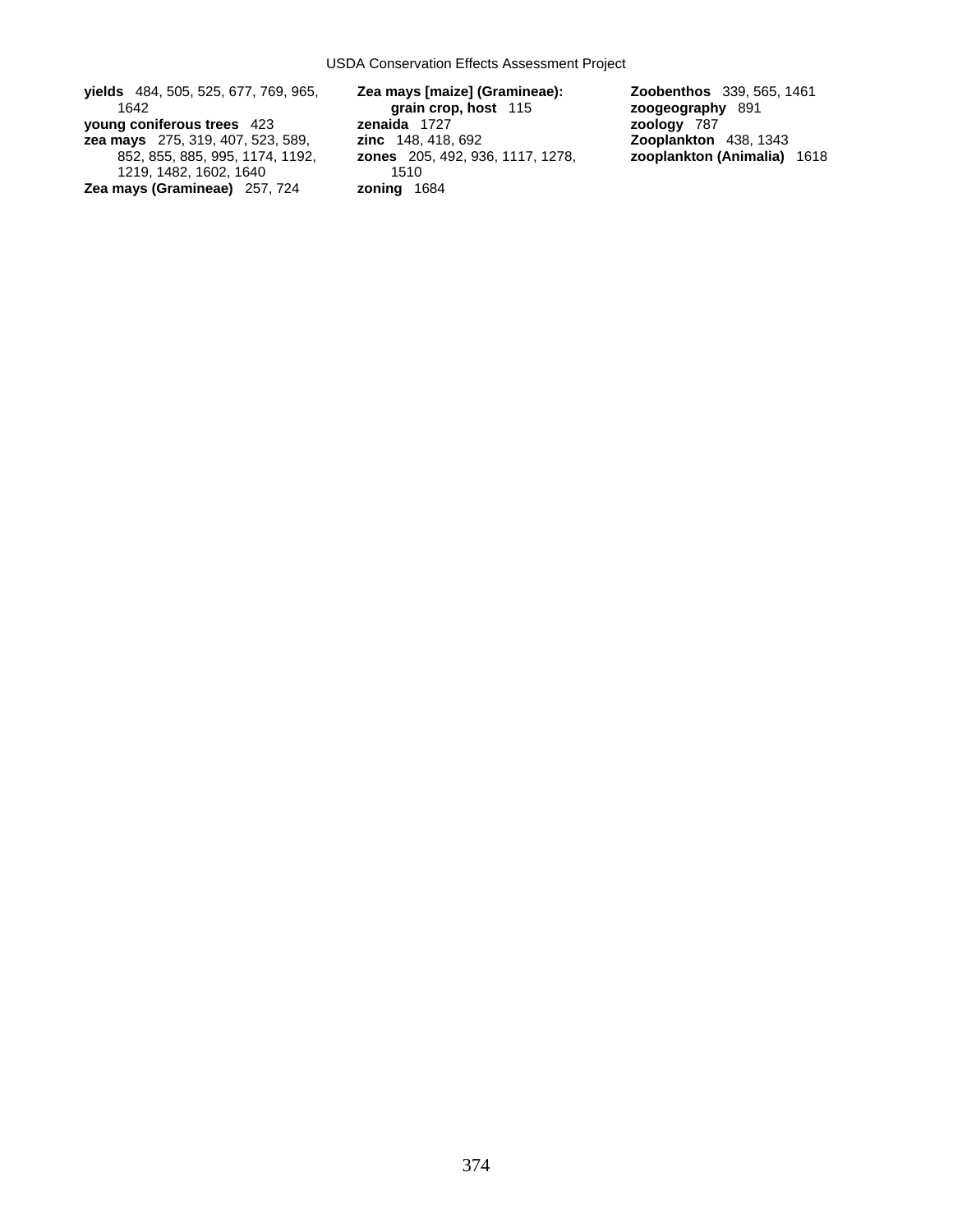**yields** 484, 505, 525, 677, 769, 965, 1642

**young coniferous trees** 423

**zea mays** 275, 319, 407, 523, 589, 852, 855, 885, 995, 1174, 1192, 1219, 1482, 1602, 1640

**Zea mays (Gramineae)** 257, 724

**Zea mays [maize] (Gramineae): grain crop, host** 115

**zenaida** 1727

**zinc** 148, 418, 692

**zones** 205, 492, 936, 1117, 1278, 1510

**zoning** 1684

**Zoobenthos** 339, 565, 1461

**zoogeography** 891

**zoology** 787

**Zooplankton** 438, 1343

**zooplankton (Animalia)** 1618